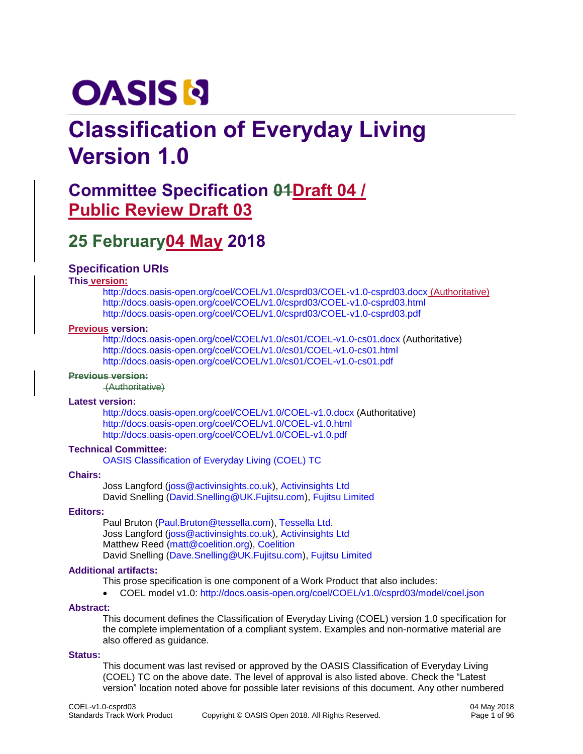# OASIS

# Classification of Everyday Living Version 1.0

## Committee Specification ~~01~~Draft 04 / Public Review Draft 03

## ~~25 February~~04 May 2018

### Specification URIs

**This version:**

http://docs.oasis-open.org/coel/COEL/v1.0/csprd03/COEL-v1.0-csprd03.docx (Authoritative)
http://docs.oasis-open.org/coel/COEL/v1.0/csprd03/COEL-v1.0-csprd03.html
http://docs.oasis-open.org/coel/COEL/v1.0/csprd03/COEL-v1.0-csprd03.pdf

**Previous version:**

http://docs.oasis-open.org/coel/COEL/v1.0/cs01/COEL-v1.0-cs01.docx (Authoritative)
http://docs.oasis-open.org/coel/COEL/v1.0/cs01/COEL-v1.0-cs01.html
http://docs.oasis-open.org/coel/COEL/v1.0/cs01/COEL-v1.0-cs01.pdf

~~**Previous version:**~~

~~(Authoritative)~~

**Latest version:**

http://docs.oasis-open.org/coel/COEL/v1.0/COEL-v1.0.docx (Authoritative)
http://docs.oasis-open.org/coel/COEL/v1.0/COEL-v1.0.html
http://docs.oasis-open.org/coel/COEL/v1.0/COEL-v1.0.pdf

**Technical Committee:**

OASIS Classification of Everyday Living (COEL) TC

**Chairs:**

Joss Langford (joss@activinsights.co.uk), Activinsights Ltd
David Snelling (David.Snelling@UK.Fujitsu.com), Fujitsu Limited

**Editors:**

Paul Bruton (Paul.Bruton@tessella.com), Tessella Ltd.
Joss Langford (joss@activinsights.co.uk), Activinsights Ltd
Matthew Reed (matt@coelition.org), Coelition
David Snelling (Dave.Snelling@UK.Fujitsu.com), Fujitsu Limited

**Additional artifacts:**

This prose specification is one component of a Work Product that also includes:

- COEL model v1.0: http://docs.oasis-open.org/coel/COEL/v1.0/csprd03/model/coel.json

**Abstract:**

This document defines the Classification of Everyday Living (COEL) version 1.0 specification for the complete implementation of a compliant system. Examples and non-normative material are also offered as guidance.

**Status:**

This document was last revised or approved by the OASIS Classification of Everyday Living (COEL) TC on the above date. The level of approval is also listed above. Check the "Latest version" location noted above for possible later revisions of this document. Any other numbered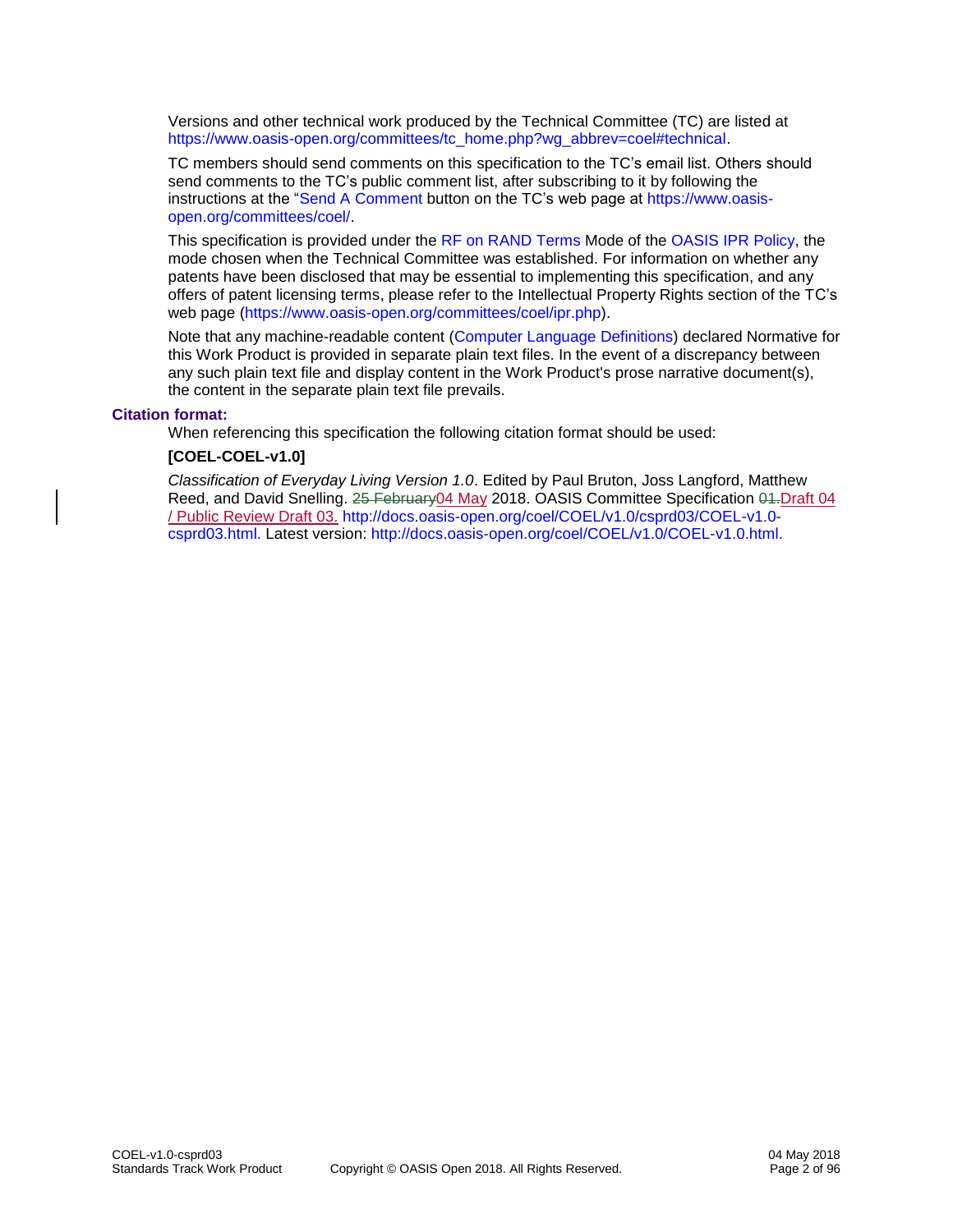Versions and other technical work produced by the Technical Committee (TC) are listed at https://www.oasis-open.org/committees/tc_home.php?wg_abbrev=coel#technical.

TC members should send comments on this specification to the TC's email list. Others should send comments to the TC's public comment list, after subscribing to it by following the instructions at the "Send A Comment button on the TC's web page at https://www.oasis-open.org/committees/coel/.

This specification is provided under the RF on RAND Terms Mode of the OASIS IPR Policy, the mode chosen when the Technical Committee was established. For information on whether any patents have been disclosed that may be essential to implementing this specification, and any offers of patent licensing terms, please refer to the Intellectual Property Rights section of the TC's web page (https://www.oasis-open.org/committees/coel/ipr.php).

Note that any machine-readable content (Computer Language Definitions) declared Normative for this Work Product is provided in separate plain text files. In the event of a discrepancy between any such plain text file and display content in the Work Product's prose narrative document(s), the content in the separate plain text file prevails.

**Citation format:**

When referencing this specification the following citation format should be used:

**[COEL-COEL-v1.0]**

*Classification of Everyday Living Version 1.0*. Edited by Paul Bruton, Joss Langford, Matthew Reed, and David Snelling. ~~25 February~~04 May 2018. OASIS Committee Specification ~~01.~~Draft 04 / Public Review Draft 03. http://docs.oasis-open.org/coel/COEL/v1.0/csprd03/COEL-v1.0-csprd03.html. Latest version: http://docs.oasis-open.org/coel/COEL/v1.0/COEL-v1.0.html.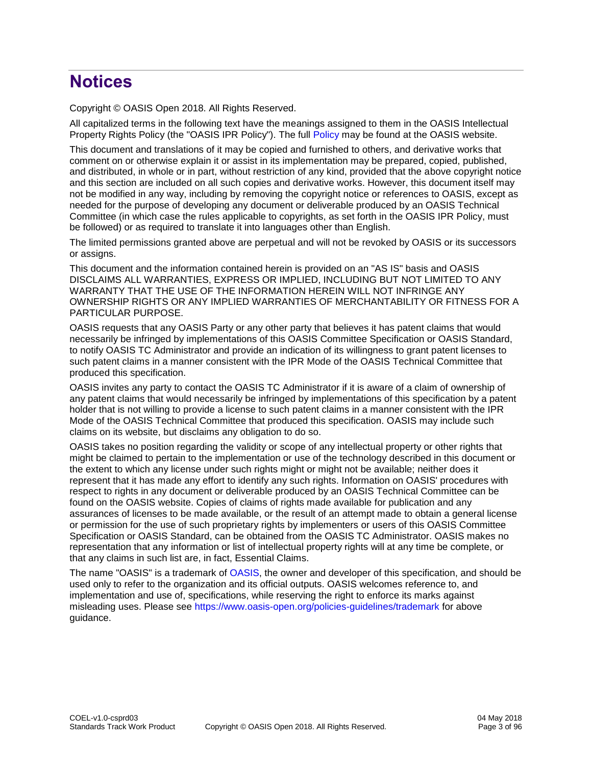# Notices

Copyright © OASIS Open 2018. All Rights Reserved.

All capitalized terms in the following text have the meanings assigned to them in the OASIS Intellectual Property Rights Policy (the "OASIS IPR Policy"). The full Policy may be found at the OASIS website.

This document and translations of it may be copied and furnished to others, and derivative works that comment on or otherwise explain it or assist in its implementation may be prepared, copied, published, and distributed, in whole or in part, without restriction of any kind, provided that the above copyright notice and this section are included on all such copies and derivative works. However, this document itself may not be modified in any way, including by removing the copyright notice or references to OASIS, except as needed for the purpose of developing any document or deliverable produced by an OASIS Technical Committee (in which case the rules applicable to copyrights, as set forth in the OASIS IPR Policy, must be followed) or as required to translate it into languages other than English.

The limited permissions granted above are perpetual and will not be revoked by OASIS or its successors or assigns.

This document and the information contained herein is provided on an "AS IS" basis and OASIS DISCLAIMS ALL WARRANTIES, EXPRESS OR IMPLIED, INCLUDING BUT NOT LIMITED TO ANY WARRANTY THAT THE USE OF THE INFORMATION HEREIN WILL NOT INFRINGE ANY OWNERSHIP RIGHTS OR ANY IMPLIED WARRANTIES OF MERCHANTABILITY OR FITNESS FOR A PARTICULAR PURPOSE.

OASIS requests that any OASIS Party or any other party that believes it has patent claims that would necessarily be infringed by implementations of this OASIS Committee Specification or OASIS Standard, to notify OASIS TC Administrator and provide an indication of its willingness to grant patent licenses to such patent claims in a manner consistent with the IPR Mode of the OASIS Technical Committee that produced this specification.

OASIS invites any party to contact the OASIS TC Administrator if it is aware of a claim of ownership of any patent claims that would necessarily be infringed by implementations of this specification by a patent holder that is not willing to provide a license to such patent claims in a manner consistent with the IPR Mode of the OASIS Technical Committee that produced this specification. OASIS may include such claims on its website, but disclaims any obligation to do so.

OASIS takes no position regarding the validity or scope of any intellectual property or other rights that might be claimed to pertain to the implementation or use of the technology described in this document or the extent to which any license under such rights might or might not be available; neither does it represent that it has made any effort to identify any such rights. Information on OASIS' procedures with respect to rights in any document or deliverable produced by an OASIS Technical Committee can be found on the OASIS website. Copies of claims of rights made available for publication and any assurances of licenses to be made available, or the result of an attempt made to obtain a general license or permission for the use of such proprietary rights by implementers or users of this OASIS Committee Specification or OASIS Standard, can be obtained from the OASIS TC Administrator. OASIS makes no representation that any information or list of intellectual property rights will at any time be complete, or that any claims in such list are, in fact, Essential Claims.

The name "OASIS" is a trademark of OASIS, the owner and developer of this specification, and should be used only to refer to the organization and its official outputs. OASIS welcomes reference to, and implementation and use of, specifications, while reserving the right to enforce its marks against misleading uses. Please see https://www.oasis-open.org/policies-guidelines/trademark for above guidance.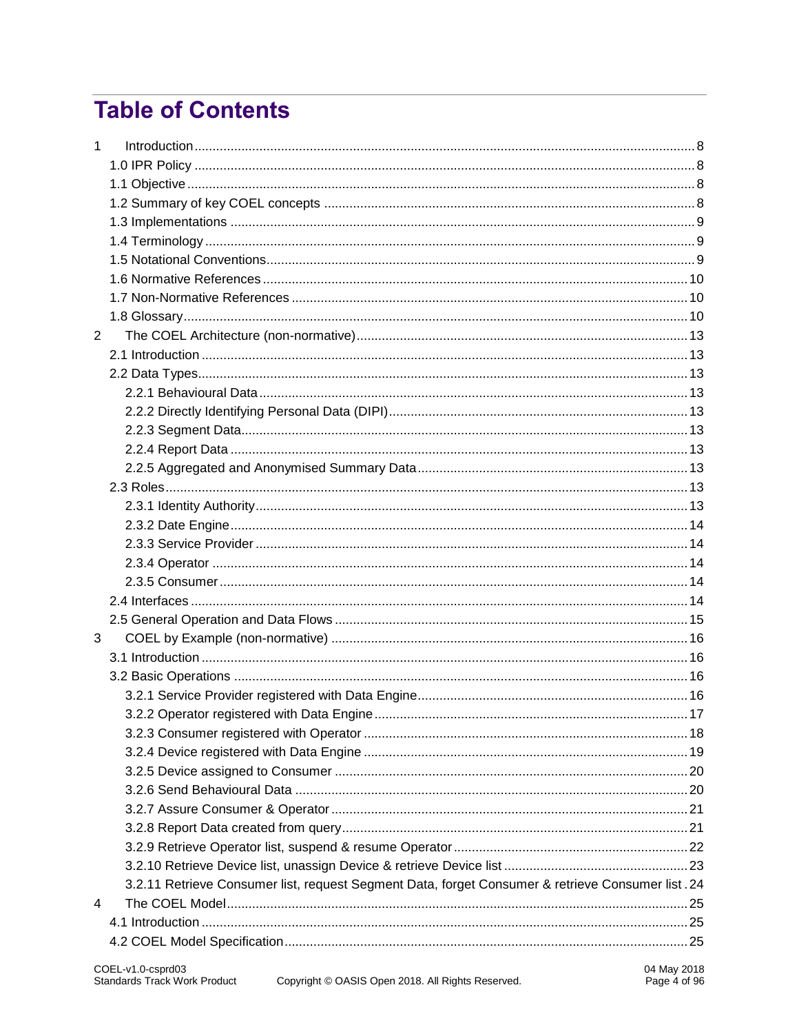# Table of Contents

1 Introduction ... 8
- 1.0 IPR Policy ... 8
- 1.1 Objective ... 8
- 1.2 Summary of key COEL concepts ... 8
- 1.3 Implementations ... 9
- 1.4 Terminology ... 9
- 1.5 Notational Conventions ... 9
- 1.6 Normative References ... 10
- 1.7 Non-Normative References ... 10
- 1.8 Glossary ... 10

2 The COEL Architecture (non-normative) ... 13
- 2.1 Introduction ... 13
- 2.2 Data Types ... 13
  - 2.2.1 Behavioural Data ... 13
  - 2.2.2 Directly Identifying Personal Data (DIPI) ... 13
  - 2.2.3 Segment Data ... 13
  - 2.2.4 Report Data ... 13
  - 2.2.5 Aggregated and Anonymised Summary Data ... 13
- 2.3 Roles ... 13
  - 2.3.1 Identity Authority ... 13
  - 2.3.2 Date Engine ... 14
  - 2.3.3 Service Provider ... 14
  - 2.3.4 Operator ... 14
  - 2.3.5 Consumer ... 14
- 2.4 Interfaces ... 14
- 2.5 General Operation and Data Flows ... 15

3 COEL by Example (non-normative) ... 16
- 3.1 Introduction ... 16
- 3.2 Basic Operations ... 16
  - 3.2.1 Service Provider registered with Data Engine ... 16
  - 3.2.2 Operator registered with Data Engine ... 17
  - 3.2.3 Consumer registered with Operator ... 18
  - 3.2.4 Device registered with Data Engine ... 19
  - 3.2.5 Device assigned to Consumer ... 20
  - 3.2.6 Send Behavioural Data ... 20
  - 3.2.7 Assure Consumer & Operator ... 21
  - 3.2.8 Report Data created from query ... 21
  - 3.2.9 Retrieve Operator list, suspend & resume Operator ... 22
  - 3.2.10 Retrieve Device list, unassign Device & retrieve Device list ... 23
  - 3.2.11 Retrieve Consumer list, request Segment Data, forget Consumer & retrieve Consumer list ... 24

4 The COEL Model ... 25
- 4.1 Introduction ... 25
- 4.2 COEL Model Specification ... 25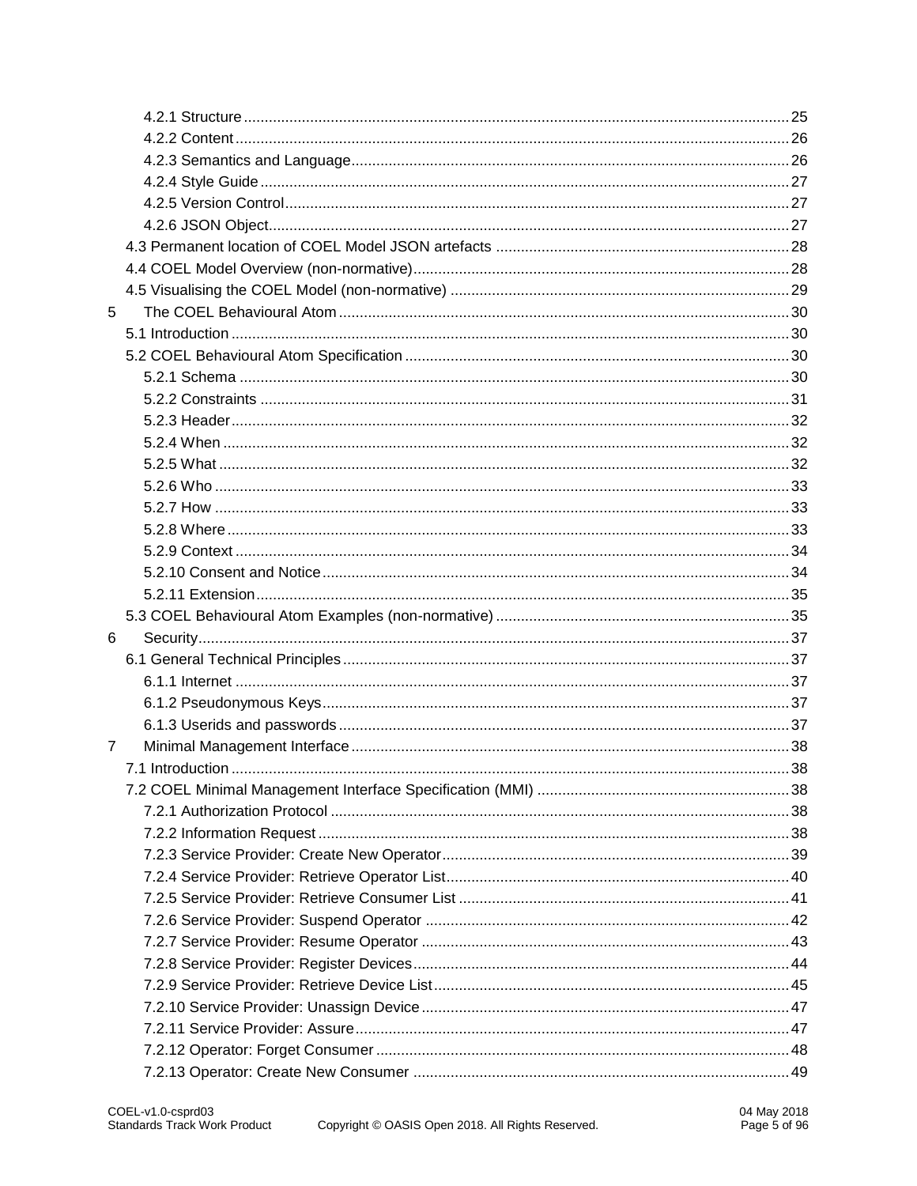4.2.1 Structure ... 25
4.2.2 Content ... 26
4.2.3 Semantics and Language ... 26
4.2.4 Style Guide ... 27
4.2.5 Version Control ... 27
4.2.6 JSON Object ... 27
4.3 Permanent location of COEL Model JSON artefacts ... 28
4.4 COEL Model Overview (non-normative) ... 28
4.5 Visualising the COEL Model (non-normative) ... 29
5 The COEL Behavioural Atom ... 30
5.1 Introduction ... 30
5.2 COEL Behavioural Atom Specification ... 30
5.2.1 Schema ... 30
5.2.2 Constraints ... 31
5.2.3 Header ... 32
5.2.4 When ... 32
5.2.5 What ... 32
5.2.6 Who ... 33
5.2.7 How ... 33
5.2.8 Where ... 33
5.2.9 Context ... 34
5.2.10 Consent and Notice ... 34
5.2.11 Extension ... 35
5.3 COEL Behavioural Atom Examples (non-normative) ... 35
6 Security ... 37
6.1 General Technical Principles ... 37
6.1.1 Internet ... 37
6.1.2 Pseudonymous Keys ... 37
6.1.3 Userids and passwords ... 37
7 Minimal Management Interface ... 38
7.1 Introduction ... 38
7.2 COEL Minimal Management Interface Specification (MMI) ... 38
7.2.1 Authorization Protocol ... 38
7.2.2 Information Request ... 38
7.2.3 Service Provider: Create New Operator ... 39
7.2.4 Service Provider: Retrieve Operator List ... 40
7.2.5 Service Provider: Retrieve Consumer List ... 41
7.2.6 Service Provider: Suspend Operator ... 42
7.2.7 Service Provider: Resume Operator ... 43
7.2.8 Service Provider: Register Devices ... 44
7.2.9 Service Provider: Retrieve Device List ... 45
7.2.10 Service Provider: Unassign Device ... 47
7.2.11 Service Provider: Assure ... 47
7.2.12 Operator: Forget Consumer ... 48
7.2.13 Operator: Create New Consumer ... 49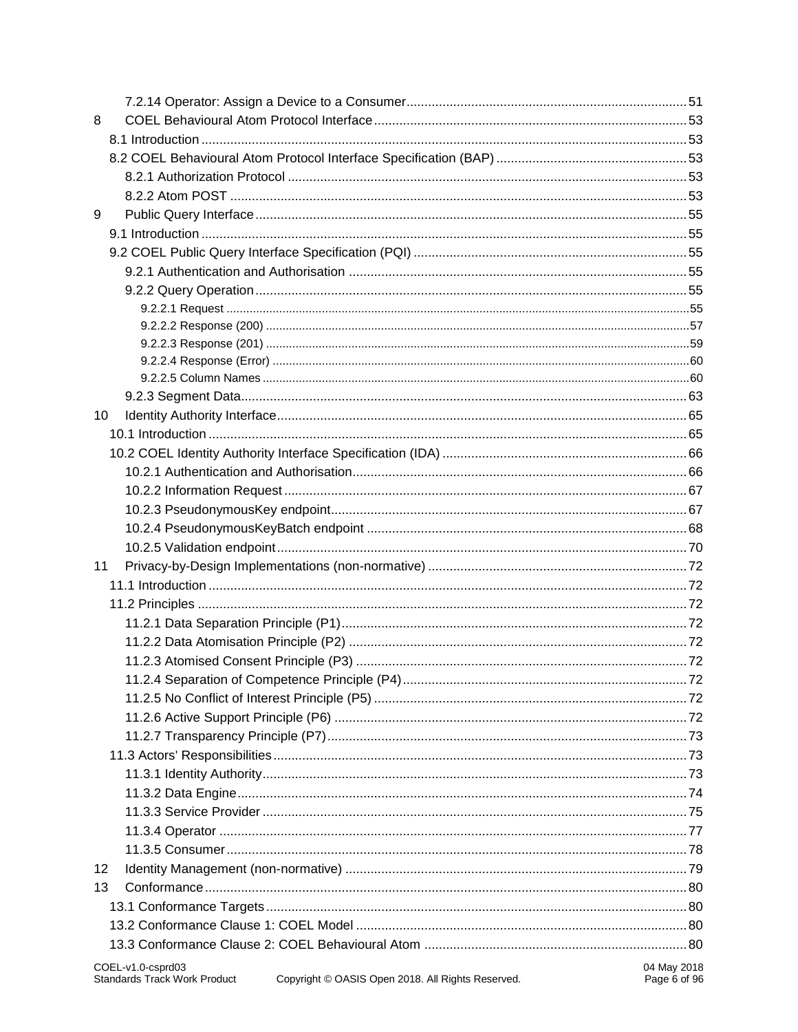7.2.14 Operator: Assign a Device to a Consumer ..... 51

8 COEL Behavioural Atom Protocol Interface ..... 53

8.1 Introduction ..... 53

8.2 COEL Behavioural Atom Protocol Interface Specification (BAP) ..... 53

8.2.1 Authorization Protocol ..... 53

8.2.2 Atom POST ..... 53

9 Public Query Interface ..... 55

9.1 Introduction ..... 55

9.2 COEL Public Query Interface Specification (PQI) ..... 55

9.2.1 Authentication and Authorisation ..... 55

9.2.2 Query Operation ..... 55

9.2.2.1 Request ..... 55

9.2.2.2 Response (200) ..... 57

9.2.2.3 Response (201) ..... 59

9.2.2.4 Response (Error) ..... 60

9.2.2.5 Column Names ..... 60

9.2.3 Segment Data ..... 63

10 Identity Authority Interface ..... 65

10.1 Introduction ..... 65

10.2 COEL Identity Authority Interface Specification (IDA) ..... 66

10.2.1 Authentication and Authorisation ..... 66

10.2.2 Information Request ..... 67

10.2.3 PseudonymousKey endpoint ..... 67

10.2.4 PseudonymousKeyBatch endpoint ..... 68

10.2.5 Validation endpoint ..... 70

11 Privacy-by-Design Implementations (non-normative) ..... 72

11.1 Introduction ..... 72

11.2 Principles ..... 72

11.2.1 Data Separation Principle (P1) ..... 72

11.2.2 Data Atomisation Principle (P2) ..... 72

11.2.3 Atomised Consent Principle (P3) ..... 72

11.2.4 Separation of Competence Principle (P4) ..... 72

11.2.5 No Conflict of Interest Principle (P5) ..... 72

11.2.6 Active Support Principle (P6) ..... 72

11.2.7 Transparency Principle (P7) ..... 73

11.3 Actors' Responsibilities ..... 73

11.3.1 Identity Authority ..... 73

11.3.2 Data Engine ..... 74

11.3.3 Service Provider ..... 75

11.3.4 Operator ..... 77

11.3.5 Consumer ..... 78

12 Identity Management (non-normative) ..... 79

13 Conformance ..... 80

13.1 Conformance Targets ..... 80

13.2 Conformance Clause 1: COEL Model ..... 80

13.3 Conformance Clause 2: COEL Behavioural Atom ..... 80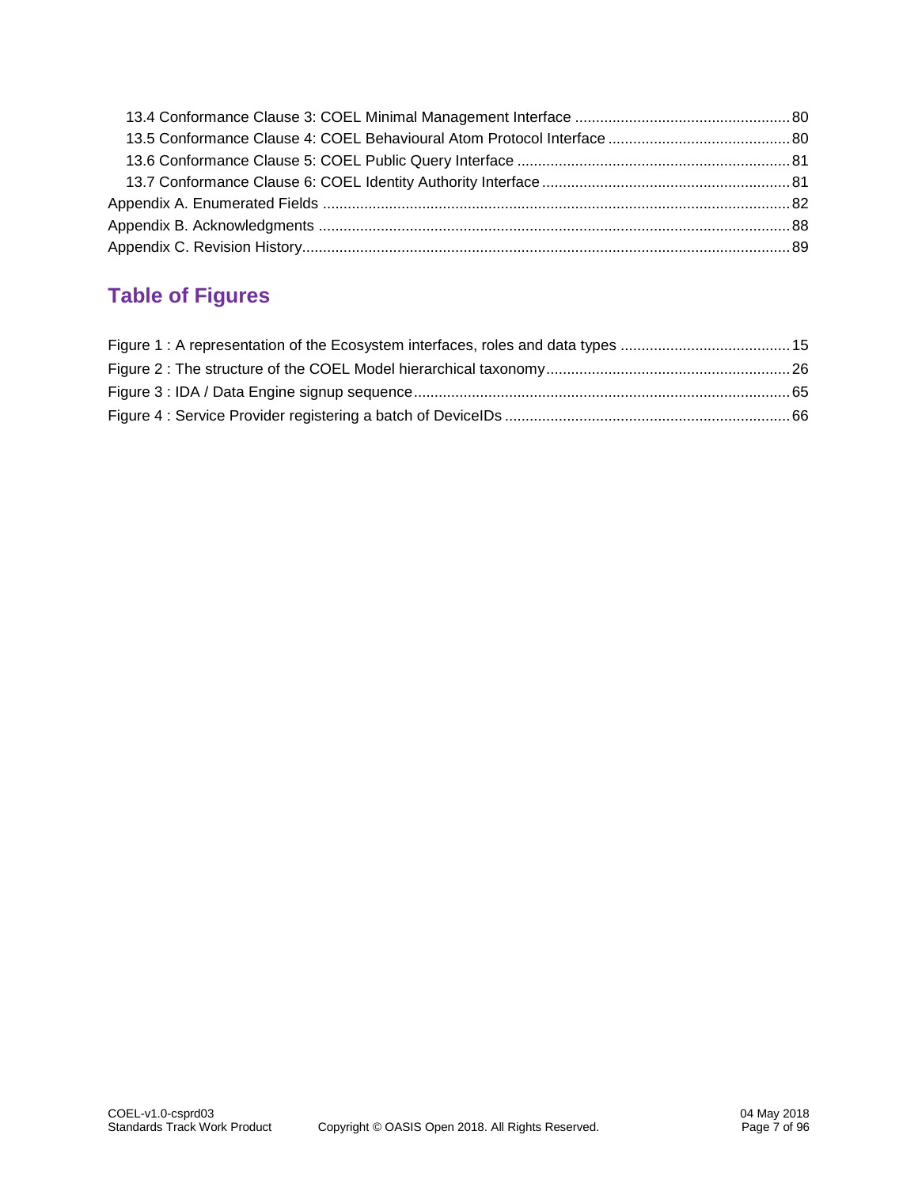13.4 Conformance Clause 3: COEL Minimal Management Interface ........ 80
13.5 Conformance Clause 4: COEL Behavioural Atom Protocol Interface ........ 80
13.6 Conformance Clause 5: COEL Public Query Interface ........ 81
13.7 Conformance Clause 6: COEL Identity Authority Interface ........ 81
Appendix A. Enumerated Fields ........ 82
Appendix B. Acknowledgments ........ 88
Appendix C. Revision History ........ 89

## Table of Figures

Figure 1 : A representation of the Ecosystem interfaces, roles and data types ........ 15
Figure 2 : The structure of the COEL Model hierarchical taxonomy ........ 26
Figure 3 : IDA / Data Engine signup sequence ........ 65
Figure 4 : Service Provider registering a batch of DeviceIDs ........ 66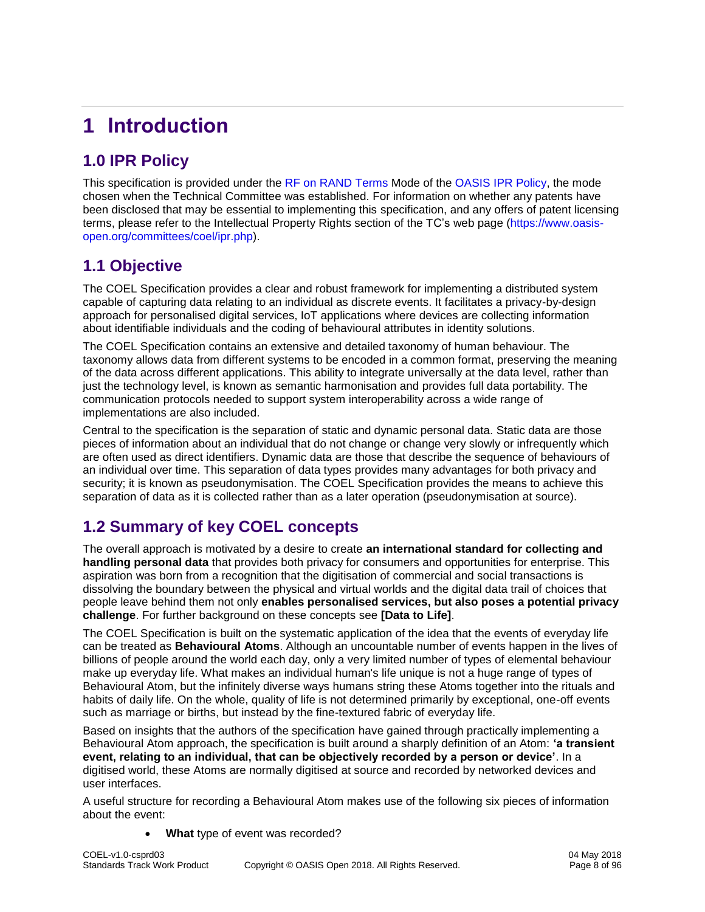# 1 Introduction

## 1.0 IPR Policy

This specification is provided under the RF on RAND Terms Mode of the OASIS IPR Policy, the mode chosen when the Technical Committee was established. For information on whether any patents have been disclosed that may be essential to implementing this specification, and any offers of patent licensing terms, please refer to the Intellectual Property Rights section of the TC's web page (https://www.oasis-open.org/committees/coel/ipr.php).

## 1.1 Objective

The COEL Specification provides a clear and robust framework for implementing a distributed system capable of capturing data relating to an individual as discrete events. It facilitates a privacy-by-design approach for personalised digital services, IoT applications where devices are collecting information about identifiable individuals and the coding of behavioural attributes in identity solutions.

The COEL Specification contains an extensive and detailed taxonomy of human behaviour. The taxonomy allows data from different systems to be encoded in a common format, preserving the meaning of the data across different applications. This ability to integrate universally at the data level, rather than just the technology level, is known as semantic harmonisation and provides full data portability. The communication protocols needed to support system interoperability across a wide range of implementations are also included.

Central to the specification is the separation of static and dynamic personal data. Static data are those pieces of information about an individual that do not change or change very slowly or infrequently which are often used as direct identifiers. Dynamic data are those that describe the sequence of behaviours of an individual over time. This separation of data types provides many advantages for both privacy and security; it is known as pseudonymisation. The COEL Specification provides the means to achieve this separation of data as it is collected rather than as a later operation (pseudonymisation at source).

## 1.2 Summary of key COEL concepts

The overall approach is motivated by a desire to create **an international standard for collecting and handling personal data** that provides both privacy for consumers and opportunities for enterprise. This aspiration was born from a recognition that the digitisation of commercial and social transactions is dissolving the boundary between the physical and virtual worlds and the digital data trail of choices that people leave behind them not only **enables personalised services, but also poses a potential privacy challenge**. For further background on these concepts see **[Data to Life]**.

The COEL Specification is built on the systematic application of the idea that the events of everyday life can be treated as **Behavioural Atoms**. Although an uncountable number of events happen in the lives of billions of people around the world each day, only a very limited number of types of elemental behaviour make up everyday life. What makes an individual human's life unique is not a huge range of types of Behavioural Atom, but the infinitely diverse ways humans string these Atoms together into the rituals and habits of daily life. On the whole, quality of life is not determined primarily by exceptional, one-off events such as marriage or births, but instead by the fine-textured fabric of everyday life.

Based on insights that the authors of the specification have gained through practically implementing a Behavioural Atom approach, the specification is built around a sharply definition of an Atom: **'a transient event, relating to an individual, that can be objectively recorded by a person or device'**. In a digitised world, these Atoms are normally digitised at source and recorded by networked devices and user interfaces.

A useful structure for recording a Behavioural Atom makes use of the following six pieces of information about the event:

- **What** type of event was recorded?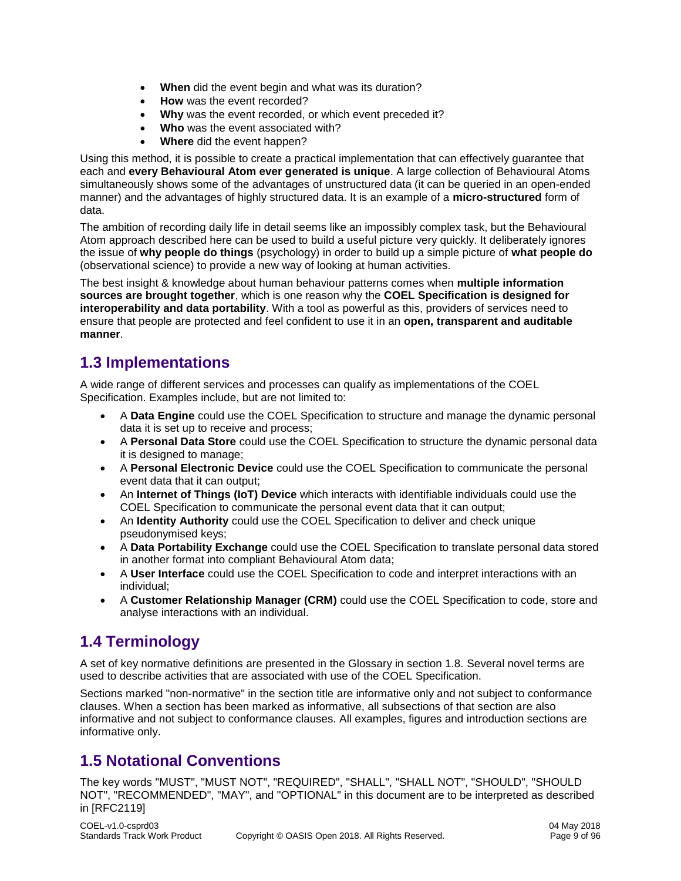- **When** did the event begin and what was its duration?
- **How** was the event recorded?
- **Why** was the event recorded, or which event preceded it?
- **Who** was the event associated with?
- **Where** did the event happen?

Using this method, it is possible to create a practical implementation that can effectively guarantee that each and **every Behavioural Atom ever generated is unique**. A large collection of Behavioural Atoms simultaneously shows some of the advantages of unstructured data (it can be queried in an open-ended manner) and the advantages of highly structured data. It is an example of a **micro-structured** form of data.

The ambition of recording daily life in detail seems like an impossibly complex task, but the Behavioural Atom approach described here can be used to build a useful picture very quickly. It deliberately ignores the issue of **why people do things** (psychology) in order to build up a simple picture of **what people do** (observational science) to provide a new way of looking at human activities.

The best insight & knowledge about human behaviour patterns comes when **multiple information sources are brought together**, which is one reason why the **COEL Specification is designed for interoperability and data portability**. With a tool as powerful as this, providers of services need to ensure that people are protected and feel confident to use it in an **open, transparent and auditable manner**.

## 1.3 Implementations

A wide range of different services and processes can qualify as implementations of the COEL Specification. Examples include, but are not limited to:

- A **Data Engine** could use the COEL Specification to structure and manage the dynamic personal data it is set up to receive and process;
- A **Personal Data Store** could use the COEL Specification to structure the dynamic personal data it is designed to manage;
- A **Personal Electronic Device** could use the COEL Specification to communicate the personal event data that it can output;
- An **Internet of Things (IoT) Device** which interacts with identifiable individuals could use the COEL Specification to communicate the personal event data that it can output;
- An **Identity Authority** could use the COEL Specification to deliver and check unique pseudonymised keys;
- A **Data Portability Exchange** could use the COEL Specification to translate personal data stored in another format into compliant Behavioural Atom data;
- A **User Interface** could use the COEL Specification to code and interpret interactions with an individual;
- A **Customer Relationship Manager (CRM)** could use the COEL Specification to code, store and analyse interactions with an individual.

## 1.4 Terminology

A set of key normative definitions are presented in the Glossary in section 1.8. Several novel terms are used to describe activities that are associated with use of the COEL Specification.

Sections marked "non-normative" in the section title are informative only and not subject to conformance clauses. When a section has been marked as informative, all subsections of that section are also informative and not subject to conformance clauses. All examples, figures and introduction sections are informative only.

## 1.5 Notational Conventions

The key words "MUST", "MUST NOT", "REQUIRED", "SHALL", "SHALL NOT", "SHOULD", "SHOULD NOT", "RECOMMENDED", "MAY", and "OPTIONAL" in this document are to be interpreted as described in [RFC2119]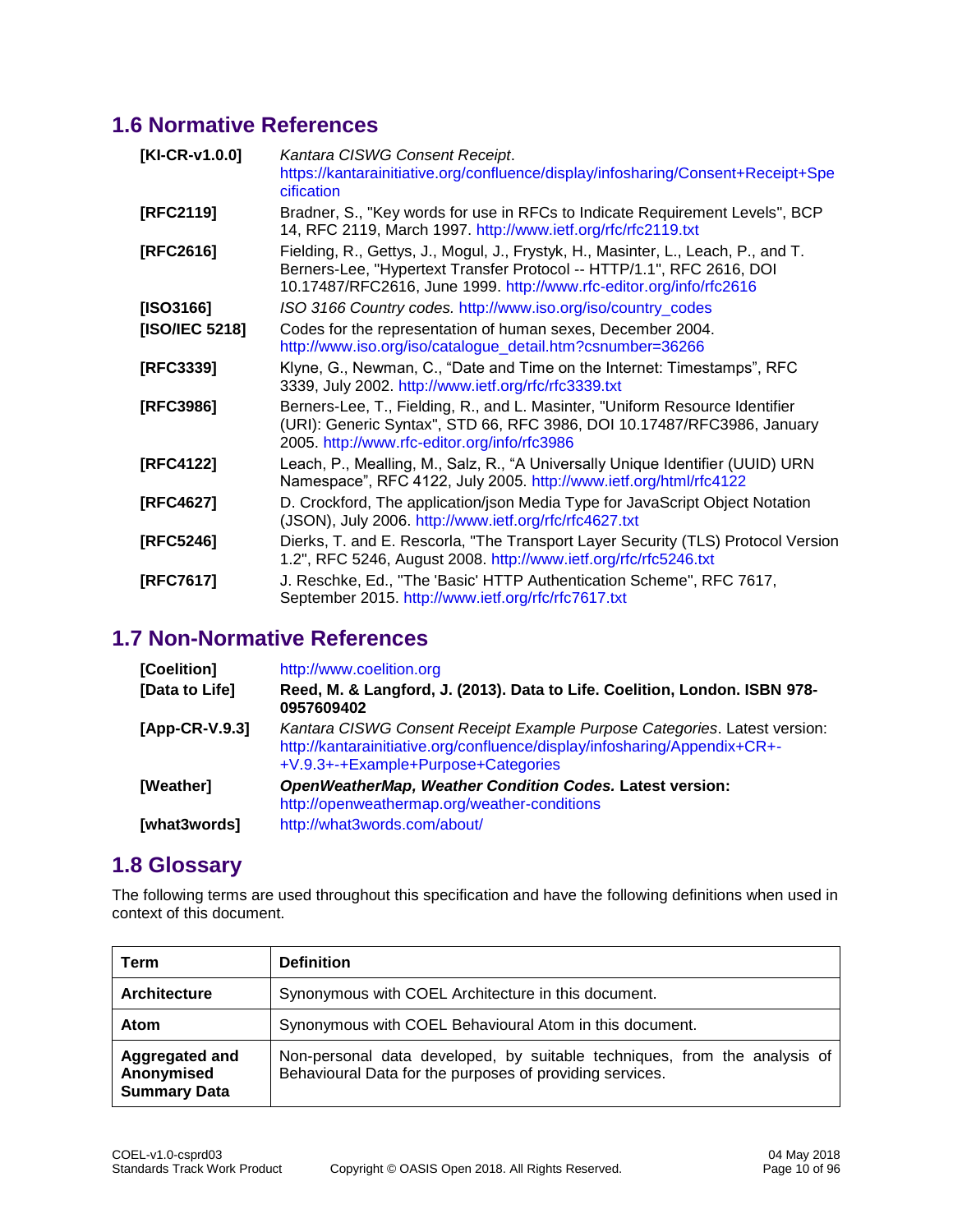## 1.6 Normative References

**[KI-CR-v1.0.0]** *Kantara CISWG Consent Receipt*. https://kantarainitiative.org/confluence/display/infosharing/Consent+Receipt+Specification

**[RFC2119]** Bradner, S., "Key words for use in RFCs to Indicate Requirement Levels", BCP 14, RFC 2119, March 1997. http://www.ietf.org/rfc/rfc2119.txt

**[RFC2616]** Fielding, R., Gettys, J., Mogul, J., Frystyk, H., Masinter, L., Leach, P., and T. Berners-Lee, "Hypertext Transfer Protocol -- HTTP/1.1", RFC 2616, DOI 10.17487/RFC2616, June 1999. http://www.rfc-editor.org/info/rfc2616

**[ISO3166]** *ISO 3166 Country codes.* http://www.iso.org/iso/country_codes

**[ISO/IEC 5218]** Codes for the representation of human sexes, December 2004. http://www.iso.org/iso/catalogue_detail.htm?csnumber=36266

**[RFC3339]** Klyne, G., Newman, C., "Date and Time on the Internet: Timestamps", RFC 3339, July 2002. http://www.ietf.org/rfc/rfc3339.txt

**[RFC3986]** Berners-Lee, T., Fielding, R., and L. Masinter, "Uniform Resource Identifier (URI): Generic Syntax", STD 66, RFC 3986, DOI 10.17487/RFC3986, January 2005. http://www.rfc-editor.org/info/rfc3986

**[RFC4122]** Leach, P., Mealling, M., Salz, R., "A Universally Unique Identifier (UUID) URN Namespace", RFC 4122, July 2005. http://www.ietf.org/html/rfc4122

**[RFC4627]** D. Crockford, The application/json Media Type for JavaScript Object Notation (JSON), July 2006. http://www.ietf.org/rfc/rfc4627.txt

**[RFC5246]** Dierks, T. and E. Rescorla, "The Transport Layer Security (TLS) Protocol Version 1.2", RFC 5246, August 2008. http://www.ietf.org/rfc/rfc5246.txt

**[RFC7617]** J. Reschke, Ed., "The 'Basic' HTTP Authentication Scheme", RFC 7617, September 2015. http://www.ietf.org/rfc/rfc7617.txt

## 1.7 Non-Normative References

**[Coelition]** http://www.coelition.org

**[Data to Life]** **Reed, M. & Langford, J. (2013). Data to Life. Coelition, London. ISBN 978-0957609402**

**[App-CR-V.9.3]** *Kantara CISWG Consent Receipt Example Purpose Categories*. Latest version: http://kantarainitiative.org/confluence/display/infosharing/Appendix+CR+-+V.9.3+-+Example+Purpose+Categories

**[Weather]** ***OpenWeatherMap, Weather Condition Codes.*** **Latest version:** http://openweathermap.org/weather-conditions

**[what3words]** http://what3words.com/about/

## 1.8 Glossary

The following terms are used throughout this specification and have the following definitions when used in context of this document.

| Term | Definition |
|---|---|
| **Architecture** | Synonymous with COEL Architecture in this document. |
| **Atom** | Synonymous with COEL Behavioural Atom in this document. |
| **Aggregated and Anonymised Summary Data** | Non-personal data developed, by suitable techniques, from the analysis of Behavioural Data for the purposes of providing services. |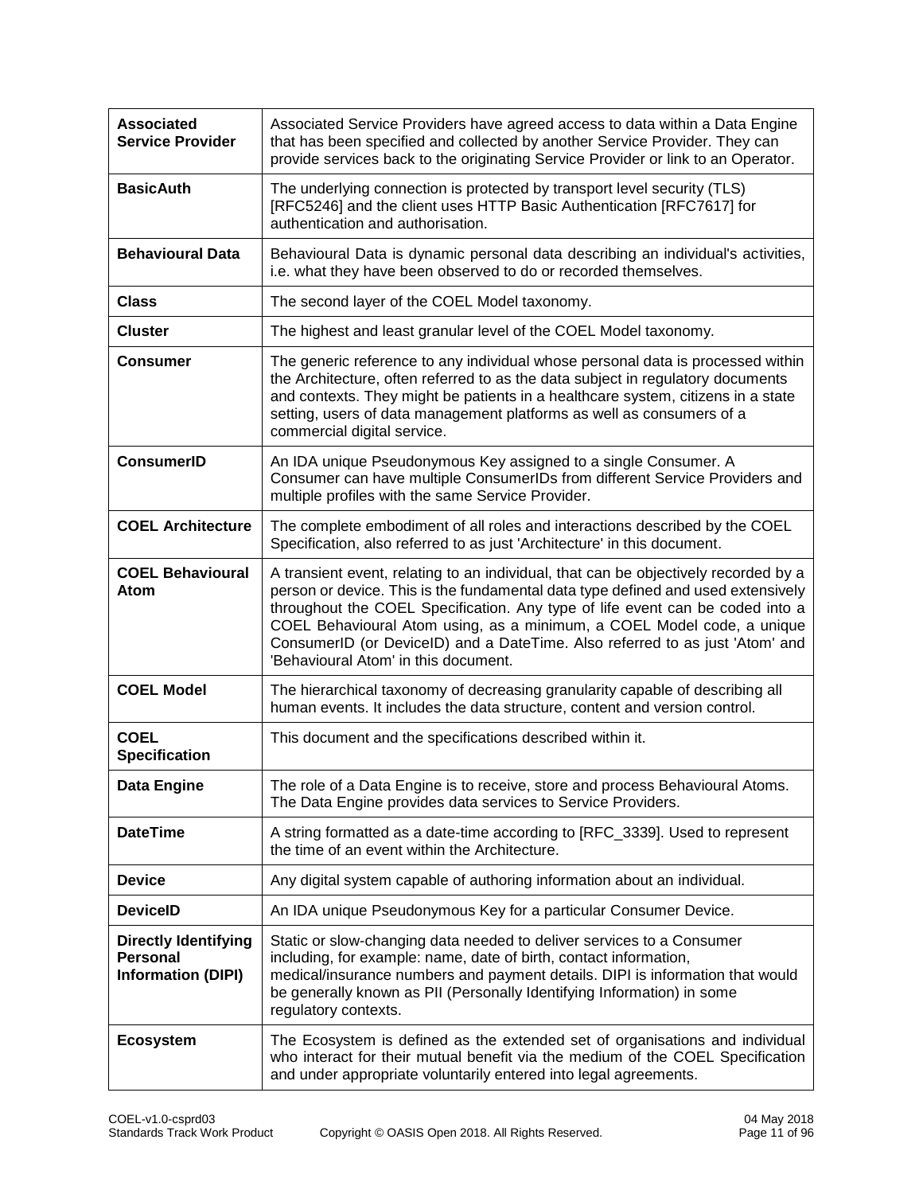| | |
|---|---|
| **Associated Service Provider** | Associated Service Providers have agreed access to data within a Data Engine that has been specified and collected by another Service Provider. They can provide services back to the originating Service Provider or link to an Operator. |
| **BasicAuth** | The underlying connection is protected by transport level security (TLS) [RFC5246] and the client uses HTTP Basic Authentication [RFC7617] for authentication and authorisation. |
| **Behavioural Data** | Behavioural Data is dynamic personal data describing an individual's activities, i.e. what they have been observed to do or recorded themselves. |
| **Class** | The second layer of the COEL Model taxonomy. |
| **Cluster** | The highest and least granular level of the COEL Model taxonomy. |
| **Consumer** | The generic reference to any individual whose personal data is processed within the Architecture, often referred to as the data subject in regulatory documents and contexts. They might be patients in a healthcare system, citizens in a state setting, users of data management platforms as well as consumers of a commercial digital service. |
| **ConsumerID** | An IDA unique Pseudonymous Key assigned to a single Consumer. A Consumer can have multiple ConsumerIDs from different Service Providers and multiple profiles with the same Service Provider. |
| **COEL Architecture** | The complete embodiment of all roles and interactions described by the COEL Specification, also referred to as just 'Architecture' in this document. |
| **COEL Behavioural Atom** | A transient event, relating to an individual, that can be objectively recorded by a person or device. This is the fundamental data type defined and used extensively throughout the COEL Specification. Any type of life event can be coded into a COEL Behavioural Atom using, as a minimum, a COEL Model code, a unique ConsumerID (or DeviceID) and a DateTime. Also referred to as just 'Atom' and 'Behavioural Atom' in this document. |
| **COEL Model** | The hierarchical taxonomy of decreasing granularity capable of describing all human events. It includes the data structure, content and version control. |
| **COEL Specification** | This document and the specifications described within it. |
| **Data Engine** | The role of a Data Engine is to receive, store and process Behavioural Atoms. The Data Engine provides data services to Service Providers. |
| **DateTime** | A string formatted as a date-time according to [RFC_3339]. Used to represent the time of an event within the Architecture. |
| **Device** | Any digital system capable of authoring information about an individual. |
| **DeviceID** | An IDA unique Pseudonymous Key for a particular Consumer Device. |
| **Directly Identifying Personal Information (DIPI)** | Static or slow-changing data needed to deliver services to a Consumer including, for example: name, date of birth, contact information, medical/insurance numbers and payment details. DIPI is information that would be generally known as PII (Personally Identifying Information) in some regulatory contexts. |
| **Ecosystem** | The Ecosystem is defined as the extended set of organisations and individual who interact for their mutual benefit via the medium of the COEL Specification and under appropriate voluntarily entered into legal agreements. |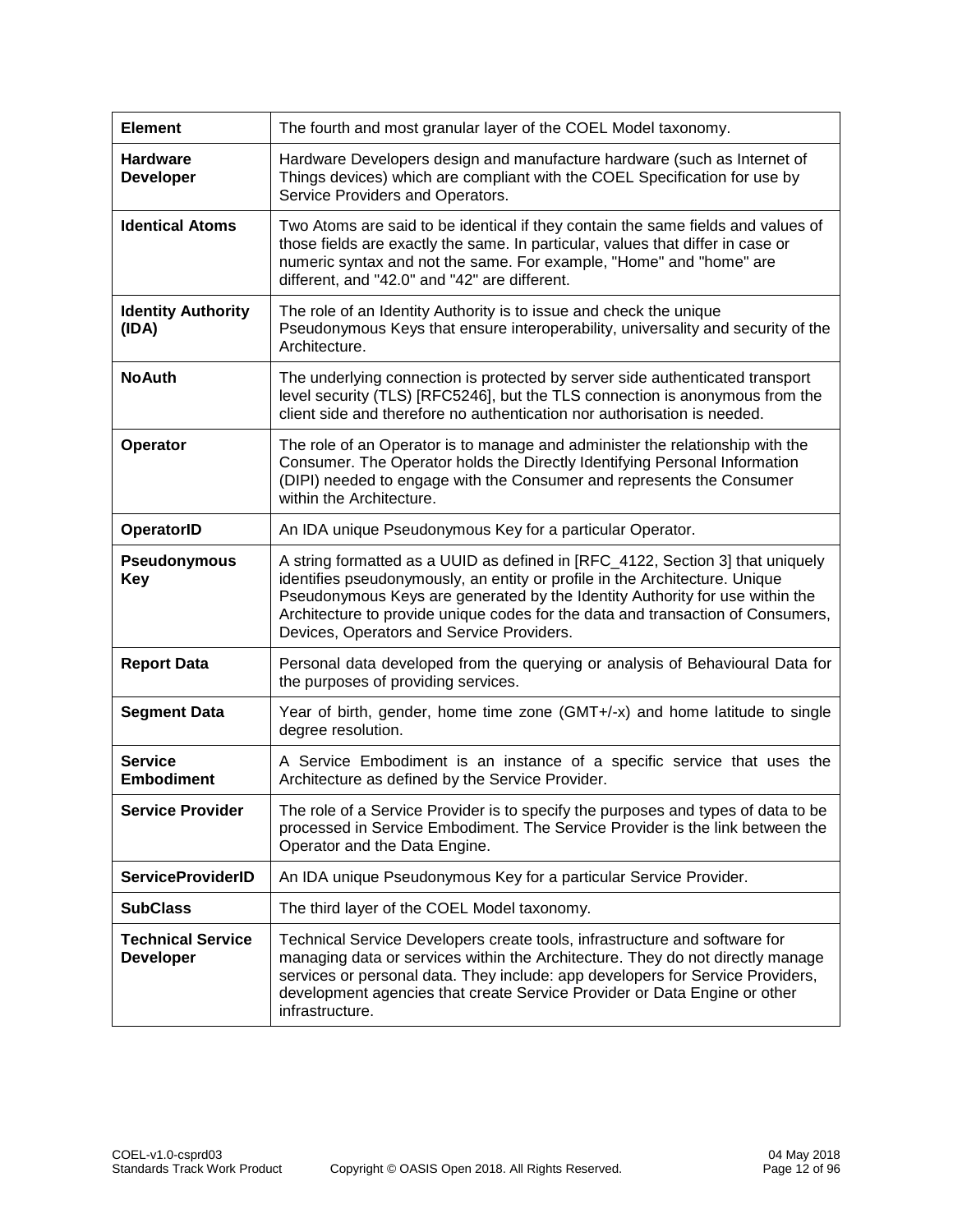| | |
|---|---|
| **Element** | The fourth and most granular layer of the COEL Model taxonomy. |
| **Hardware Developer** | Hardware Developers design and manufacture hardware (such as Internet of Things devices) which are compliant with the COEL Specification for use by Service Providers and Operators. |
| **Identical Atoms** | Two Atoms are said to be identical if they contain the same fields and values of those fields are exactly the same. In particular, values that differ in case or numeric syntax and not the same. For example, "Home" and "home" are different, and "42.0" and "42" are different. |
| **Identity Authority (IDA)** | The role of an Identity Authority is to issue and check the unique Pseudonymous Keys that ensure interoperability, universality and security of the Architecture. |
| **NoAuth** | The underlying connection is protected by server side authenticated transport level security (TLS) [RFC5246], but the TLS connection is anonymous from the client side and therefore no authentication nor authorisation is needed. |
| **Operator** | The role of an Operator is to manage and administer the relationship with the Consumer. The Operator holds the Directly Identifying Personal Information (DIPI) needed to engage with the Consumer and represents the Consumer within the Architecture. |
| **OperatorID** | An IDA unique Pseudonymous Key for a particular Operator. |
| **Pseudonymous Key** | A string formatted as a UUID as defined in [RFC_4122, Section 3] that uniquely identifies pseudonymously, an entity or profile in the Architecture. Unique Pseudonymous Keys are generated by the Identity Authority for use within the Architecture to provide unique codes for the data and transaction of Consumers, Devices, Operators and Service Providers. |
| **Report Data** | Personal data developed from the querying or analysis of Behavioural Data for the purposes of providing services. |
| **Segment Data** | Year of birth, gender, home time zone (GMT+/-x) and home latitude to single degree resolution. |
| **Service Embodiment** | A Service Embodiment is an instance of a specific service that uses the Architecture as defined by the Service Provider. |
| **Service Provider** | The role of a Service Provider is to specify the purposes and types of data to be processed in Service Embodiment. The Service Provider is the link between the Operator and the Data Engine. |
| **ServiceProviderID** | An IDA unique Pseudonymous Key for a particular Service Provider. |
| **SubClass** | The third layer of the COEL Model taxonomy. |
| **Technical Service Developer** | Technical Service Developers create tools, infrastructure and software for managing data or services within the Architecture. They do not directly manage services or personal data. They include: app developers for Service Providers, development agencies that create Service Provider or Data Engine or other infrastructure. |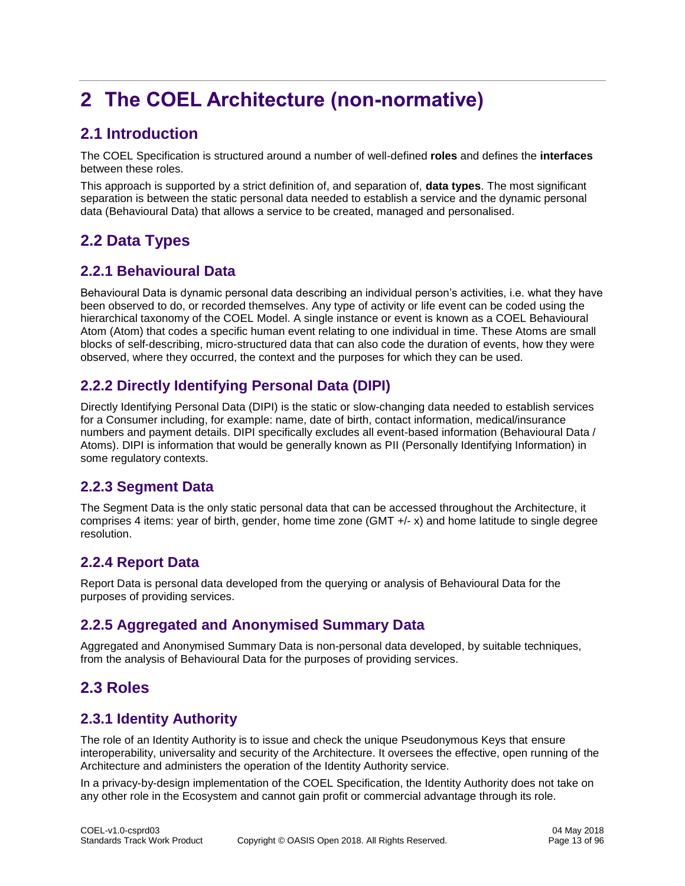# 2 The COEL Architecture (non-normative)

## 2.1 Introduction

The COEL Specification is structured around a number of well-defined **roles** and defines the **interfaces** between these roles.

This approach is supported by a strict definition of, and separation of, **data types**. The most significant separation is between the static personal data needed to establish a service and the dynamic personal data (Behavioural Data) that allows a service to be created, managed and personalised.

## 2.2 Data Types

### 2.2.1 Behavioural Data

Behavioural Data is dynamic personal data describing an individual person's activities, i.e. what they have been observed to do, or recorded themselves. Any type of activity or life event can be coded using the hierarchical taxonomy of the COEL Model. A single instance or event is known as a COEL Behavioural Atom (Atom) that codes a specific human event relating to one individual in time. These Atoms are small blocks of self-describing, micro-structured data that can also code the duration of events, how they were observed, where they occurred, the context and the purposes for which they can be used.

### 2.2.2 Directly Identifying Personal Data (DIPI)

Directly Identifying Personal Data (DIPI) is the static or slow-changing data needed to establish services for a Consumer including, for example: name, date of birth, contact information, medical/insurance numbers and payment details. DIPI specifically excludes all event-based information (Behavioural Data / Atoms). DIPI is information that would be generally known as PII (Personally Identifying Information) in some regulatory contexts.

### 2.2.3 Segment Data

The Segment Data is the only static personal data that can be accessed throughout the Architecture, it comprises 4 items: year of birth, gender, home time zone (GMT +/- x) and home latitude to single degree resolution.

### 2.2.4 Report Data

Report Data is personal data developed from the querying or analysis of Behavioural Data for the purposes of providing services.

### 2.2.5 Aggregated and Anonymised Summary Data

Aggregated and Anonymised Summary Data is non-personal data developed, by suitable techniques, from the analysis of Behavioural Data for the purposes of providing services.

## 2.3 Roles

### 2.3.1 Identity Authority

The role of an Identity Authority is to issue and check the unique Pseudonymous Keys that ensure interoperability, universality and security of the Architecture. It oversees the effective, open running of the Architecture and administers the operation of the Identity Authority service.

In a privacy-by-design implementation of the COEL Specification, the Identity Authority does not take on any other role in the Ecosystem and cannot gain profit or commercial advantage through its role.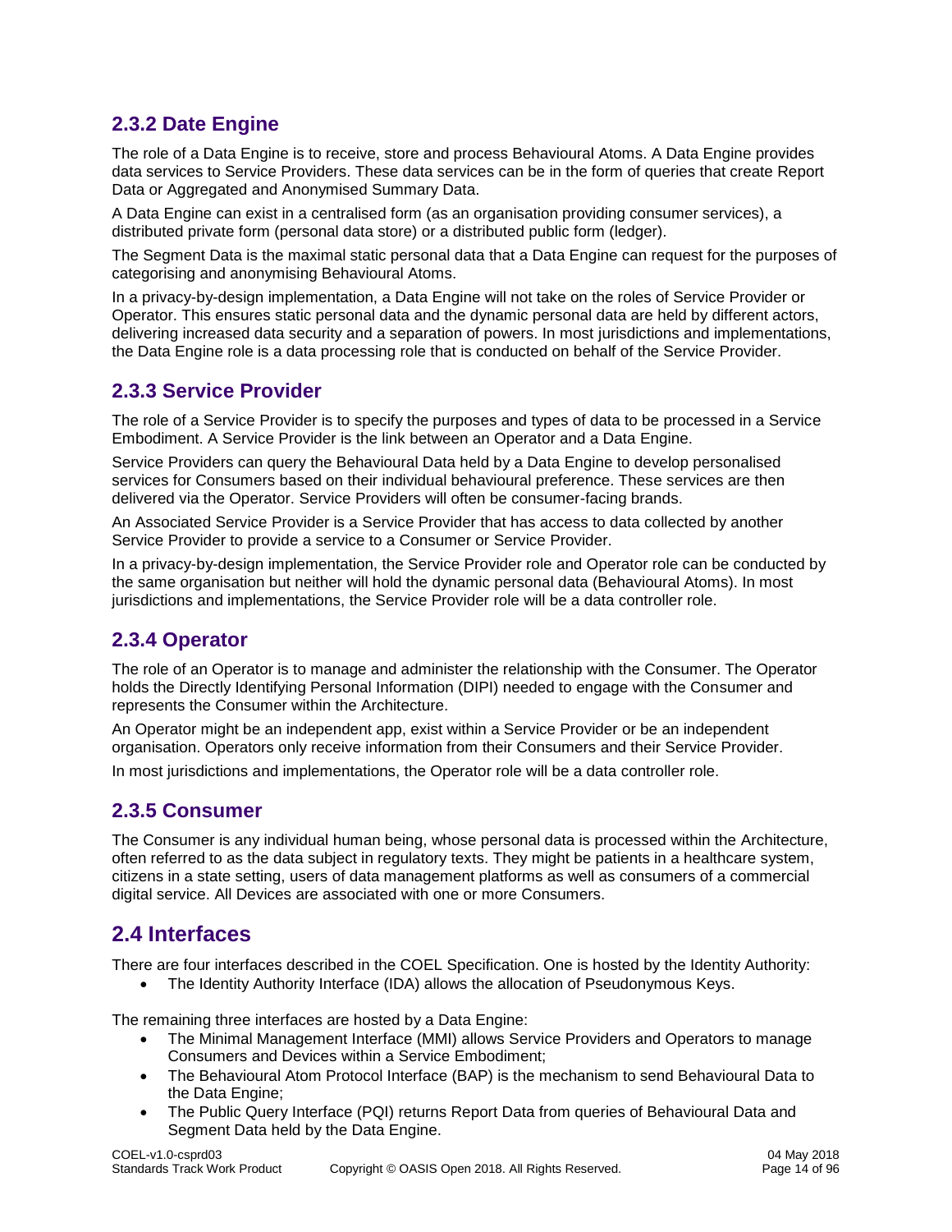### 2.3.2 Date Engine

The role of a Data Engine is to receive, store and process Behavioural Atoms. A Data Engine provides data services to Service Providers. These data services can be in the form of queries that create Report Data or Aggregated and Anonymised Summary Data.

A Data Engine can exist in a centralised form (as an organisation providing consumer services), a distributed private form (personal data store) or a distributed public form (ledger).

The Segment Data is the maximal static personal data that a Data Engine can request for the purposes of categorising and anonymising Behavioural Atoms.

In a privacy-by-design implementation, a Data Engine will not take on the roles of Service Provider or Operator. This ensures static personal data and the dynamic personal data are held by different actors, delivering increased data security and a separation of powers. In most jurisdictions and implementations, the Data Engine role is a data processing role that is conducted on behalf of the Service Provider.

### 2.3.3 Service Provider

The role of a Service Provider is to specify the purposes and types of data to be processed in a Service Embodiment. A Service Provider is the link between an Operator and a Data Engine.

Service Providers can query the Behavioural Data held by a Data Engine to develop personalised services for Consumers based on their individual behavioural preference. These services are then delivered via the Operator. Service Providers will often be consumer-facing brands.

An Associated Service Provider is a Service Provider that has access to data collected by another Service Provider to provide a service to a Consumer or Service Provider.

In a privacy-by-design implementation, the Service Provider role and Operator role can be conducted by the same organisation but neither will hold the dynamic personal data (Behavioural Atoms). In most jurisdictions and implementations, the Service Provider role will be a data controller role.

### 2.3.4 Operator

The role of an Operator is to manage and administer the relationship with the Consumer. The Operator holds the Directly Identifying Personal Information (DIPI) needed to engage with the Consumer and represents the Consumer within the Architecture.

An Operator might be an independent app, exist within a Service Provider or be an independent organisation. Operators only receive information from their Consumers and their Service Provider.

In most jurisdictions and implementations, the Operator role will be a data controller role.

### 2.3.5 Consumer

The Consumer is any individual human being, whose personal data is processed within the Architecture, often referred to as the data subject in regulatory texts. They might be patients in a healthcare system, citizens in a state setting, users of data management platforms as well as consumers of a commercial digital service. All Devices are associated with one or more Consumers.

## 2.4 Interfaces

There are four interfaces described in the COEL Specification. One is hosted by the Identity Authority:

- The Identity Authority Interface (IDA) allows the allocation of Pseudonymous Keys.

The remaining three interfaces are hosted by a Data Engine:

- The Minimal Management Interface (MMI) allows Service Providers and Operators to manage Consumers and Devices within a Service Embodiment;
- The Behavioural Atom Protocol Interface (BAP) is the mechanism to send Behavioural Data to the Data Engine;
- The Public Query Interface (PQI) returns Report Data from queries of Behavioural Data and Segment Data held by the Data Engine.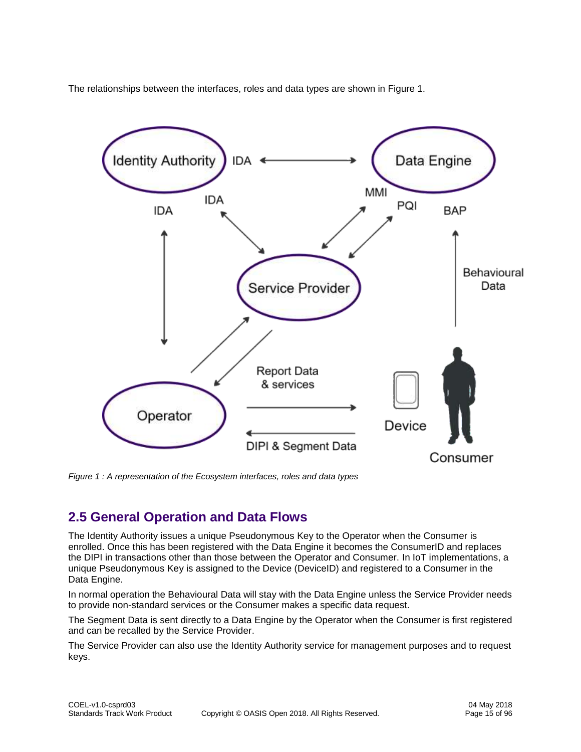The relationships between the interfaces, roles and data types are shown in Figure 1.

*Figure 1 : A representation of the Ecosystem interfaces, roles and data types*

## 2.5 General Operation and Data Flows

The Identity Authority issues a unique Pseudonymous Key to the Operator when the Consumer is enrolled. Once this has been registered with the Data Engine it becomes the ConsumerID and replaces the DIPI in transactions other than those between the Operator and Consumer. In IoT implementations, a unique Pseudonymous Key is assigned to the Device (DeviceID) and registered to a Consumer in the Data Engine.

In normal operation the Behavioural Data will stay with the Data Engine unless the Service Provider needs to provide non-standard services or the Consumer makes a specific data request.

The Segment Data is sent directly to a Data Engine by the Operator when the Consumer is first registered and can be recalled by the Service Provider.

The Service Provider can also use the Identity Authority service for management purposes and to request keys.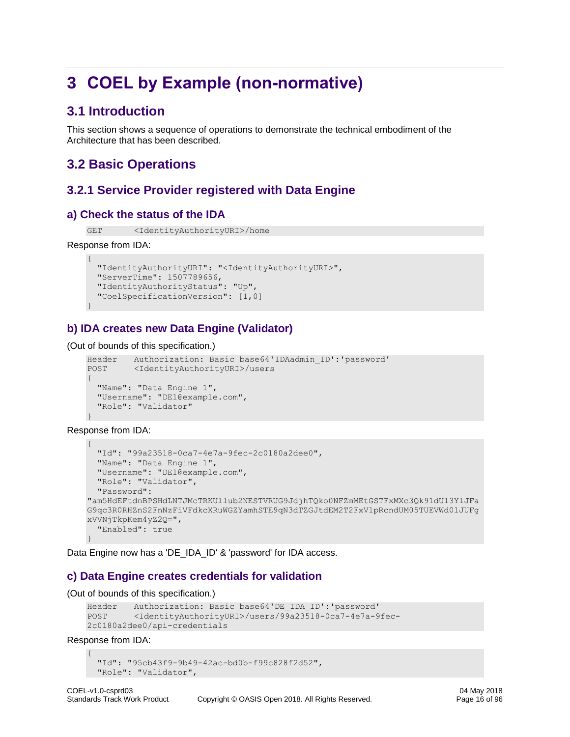# 3 COEL by Example (non-normative)

## 3.1 Introduction

This section shows a sequence of operations to demonstrate the technical embodiment of the Architecture that has been described.

## 3.2 Basic Operations

### 3.2.1 Service Provider registered with Data Engine

#### a) Check the status of the IDA

```
GET      <IdentityAuthorityURI>/home
```

Response from IDA:

```
{
  "IdentityAuthorityURI": "<IdentityAuthorityURI>",
  "ServerTime": 1507789656,
  "IdentityAuthorityStatus": "Up",
  "CoelSpecificationVersion": [1,0]
}
```

#### b) IDA creates new Data Engine (Validator)

(Out of bounds of this specification.)

```
Header   Authorization: Basic base64'IDAadmin_ID':'password'
POST     <IdentityAuthorityURI>/users
{
  "Name": "Data Engine 1",
  "Username": "DE1@example.com",
  "Role": "Validator"
}
```

Response from IDA:

```
{
  "Id": "99a23518-0ca7-4e7a-9fec-2c0180a2dee0",
  "Name": "Data Engine 1",
  "Username": "DE1@example.com",
  "Role": "Validator",
  "Password":
"am5HdEFtdnBPSHdLNTJMcTRKUllub2NESTVRUG9JdjhTQko0NFZmMEtGSTFxMXc3Qk91dUl3YlJFa
G9qc3R0RHZnS2FnNzFiVFdkcXRuWGZYamhSTE9qN3dTZGJtdEM2T2FxV1pRcndUM05TUEVWd0lJUFg
xVVNjTkpKem4yZ2Q=",
  "Enabled": true
}
```

Data Engine now has a 'DE_IDA_ID' & 'password' for IDA access.

#### c) Data Engine creates credentials for validation

(Out of bounds of this specification.)

```
Header   Authorization: Basic base64'DE_IDA_ID':'password'
POST     <IdentityAuthorityURI>/users/99a23518-0ca7-4e7a-9fec-
2c0180a2dee0/api-credentials
```

Response from IDA:

```
{
  "Id": "95cb43f9-9b49-42ac-bd0b-f99c828f2d52",
  "Role": "Validator",
```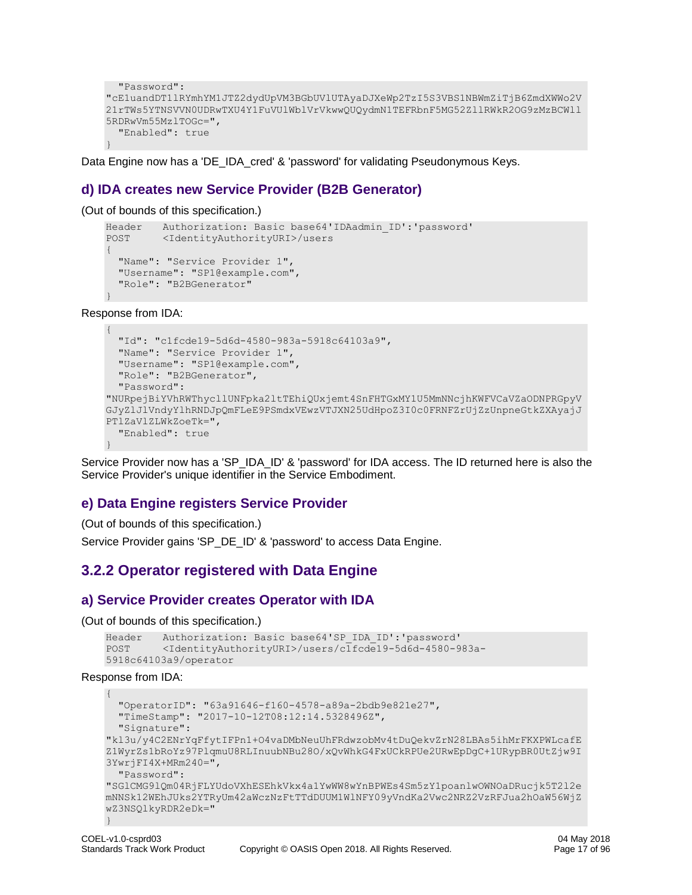```
  "Password":
"cE1uandDT1lRYmhYM1JTZ2dydUpVM3BGbUVlUTAyaDJXeWp2TzI5S3VBS1NBWmZiTjB6ZmdXWWo2V
21rTWs5YTNSVVN0UDRwTXU4Y1FuVUlWblVrVkwwQUQydmN1TEFRbnF5MG52ZllRWkR2OG9zMzBCWll
5RDRwVm55MzlTOGc=",
  "Enabled": true
}
```

Data Engine now has a 'DE_IDA_cred' & 'password' for validating Pseudonymous Keys.

### d) IDA creates new Service Provider (B2B Generator)

(Out of bounds of this specification.)

```
Header    Authorization: Basic base64'IDAadmin_ID':'password'
POST      <IdentityAuthorityURI>/users
{
  "Name": "Service Provider 1",
  "Username": "SP1@example.com",
  "Role": "B2BGenerator"
}
```

Response from IDA:

```
{
  "Id": "c1fcde19-5d6d-4580-983a-5918c64103a9",
  "Name": "Service Provider 1",
  "Username": "SP1@example.com",
  "Role": "B2BGenerator",
  "Password":
"NURpejBiYVhRWThyc1lUNFpka2ltTEhiQUxjemt4SnFHTGxMY1U5MmNNcjhKWFVCaVZaODNPRGpyV
GJyZlJlVndyYlhRNDJpQmFLeE9PSmdxVEwzVTJXN25UdHpoZ3I0c0FRNFZrUjZzUnpneGtkZXAyajJ
PTlZaVlZLWkZoeTk=",
  "Enabled": true
}
```

Service Provider now has a 'SP_IDA_ID' & 'password' for IDA access. The ID returned here is also the Service Provider's unique identifier in the Service Embodiment.

### e) Data Engine registers Service Provider

(Out of bounds of this specification.)

Service Provider gains 'SP_DE_ID' & 'password' to access Data Engine.

## 3.2.2 Operator registered with Data Engine

### a) Service Provider creates Operator with IDA

(Out of bounds of this specification.)

```
Header    Authorization: Basic base64'SP_IDA_ID':'password'
POST      <IdentityAuthorityURI>/users/c1fcde19-5d6d-4580-983a-
5918c64103a9/operator
```

Response from IDA:

```
{
  "OperatorID": "63a91646-f160-4578-a89a-2bdb9e821e27",
  "TimeStamp": "2017-10-12T08:12:14.5328496Z",
  "Signature":
"kl3u/y4C2ENrYqFfytIFPn1+O4vaDMbNeuUhFRdwzobMv4tDuQekvZrN28LBAs5ihMrFKXPWLcafE
Z1WyrZs1bRoYz97PlqmuU8RLInuubNBu28O/xQvWhkG4FxUCkRPUe2URwEpDgC+1URypBR0UtZjw9I
3YwrjFI4X+MRm240=",
  "Password":
"SGlCMG9lQm04RjFLYUdoVXhESEhkVkx4a1YwWW8wYnBPWEs4Sm5zY1poanlwOWNOaDRucjk5T2l2e
mNNSk12WEhJUks2YTRyUm42aWczNzFtTTdDUUM1WlNFY09yVndKa2Vwc2NRZ2VzRFJua2hOaW56WjZ
wZ3NSQlkyRDR2eDk="
}
```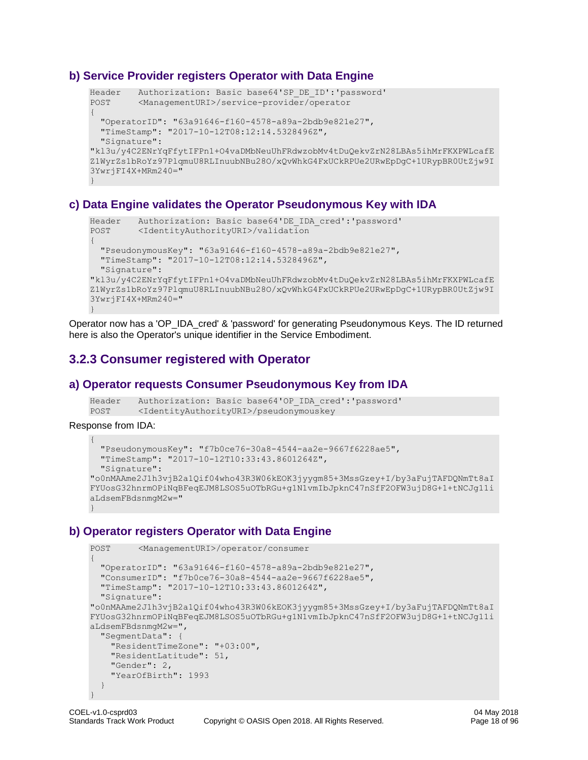### b) Service Provider registers Operator with Data Engine

```
Header    Authorization: Basic base64'SP_DE_ID':'password'
POST      <ManagementURI>/service-provider/operator
{
  "OperatorID": "63a91646-f160-4578-a89a-2bdb9e821e27",
  "TimeStamp": "2017-10-12T08:12:14.5328496Z",
  "Signature":
"kl3u/y4C2ENrYqFfytIFPn1+O4vaDMbNeuUhFRdwzobMv4tDuQekvZrN28LBAs5ihMrFKXPWLcafE
Z1WyrZs1bRoYz97PlqmuU8RLInuubNBu28O/xQvWhkG4FxUCkRPUe2URwEpDgC+1URypBR0UtZjw9I
3YwrjFI4X+MRm240="
}
```

### c) Data Engine validates the Operator Pseudonymous Key with IDA

```
Header    Authorization: Basic base64'DE_IDA_cred':'password'
POST      <IdentityAuthorityURI>/validation
{
  "PseudonymousKey": "63a91646-f160-4578-a89a-2bdb9e821e27",
  "TimeStamp": "2017-10-12T08:12:14.5328496Z",
  "Signature":
"kl3u/y4C2ENrYqFfytIFPn1+O4vaDMbNeuUhFRdwzobMv4tDuQekvZrN28LBAs5ihMrFKXPWLcafE
Z1WyrZs1bRoYz97PlqmuU8RLInuubNBu28O/xQvWhkG4FxUCkRPUe2URwEpDgC+1URypBR0UtZjw9I
3YwrjFI4X+MRm240="
}
```

Operator now has a 'OP_IDA_cred' & 'password' for generating Pseudonymous Keys. The ID returned here is also the Operator's unique identifier in the Service Embodiment.

## 3.2.3 Consumer registered with Operator

### a) Operator requests Consumer Pseudonymous Key from IDA

```
Header    Authorization: Basic base64'OP_IDA_cred':'password'
POST      <IdentityAuthorityURI>/pseudonymouskey
```

Response from IDA:

```
{
  "PseudonymousKey": "f7b0ce76-30a8-4544-aa2e-9667f6228ae5",
  "TimeStamp": "2017-10-12T10:33:43.8601264Z",
  "Signature":
"o0nMAAme2J1h3vjB2a1Qif04who43R3W06kEOK3jyygm85+3MssGzey+I/by3aFujTAFDQNmTt8aI
FYUosG32hnrmOPiNqBFeqEJM8LSOS5uOTbRGu+g1N1vmIbJpknC47nSfF2OFW3ujD8G+1+tNCJg11i
aLdsemFBdsnmgM2w="
}
```

### b) Operator registers Operator with Data Engine

```
POST      <ManagementURI>/operator/consumer
{
  "OperatorID": "63a91646-f160-4578-a89a-2bdb9e821e27",
  "ConsumerID": "f7b0ce76-30a8-4544-aa2e-9667f6228ae5",
  "TimeStamp": "2017-10-12T10:33:43.8601264Z",
  "Signature":
"o0nMAAme2J1h3vjB2a1Qif04who43R3W06kEOK3jyygm85+3MssGzey+I/by3aFujTAFDQNmTt8aI
FYUosG32hnrmOPiNqBFeqEJM8LSOS5uOTbRGu+g1N1vmIbJpknC47nSfF2OFW3ujD8G+1+tNCJg11i
aLdsemFBdsnmgM2w=",
  "SegmentData": {
    "ResidentTimeZone": "+03:00",
    "ResidentLatitude": 51,
    "Gender": 2,
    "YearOfBirth": 1993
  }
}
```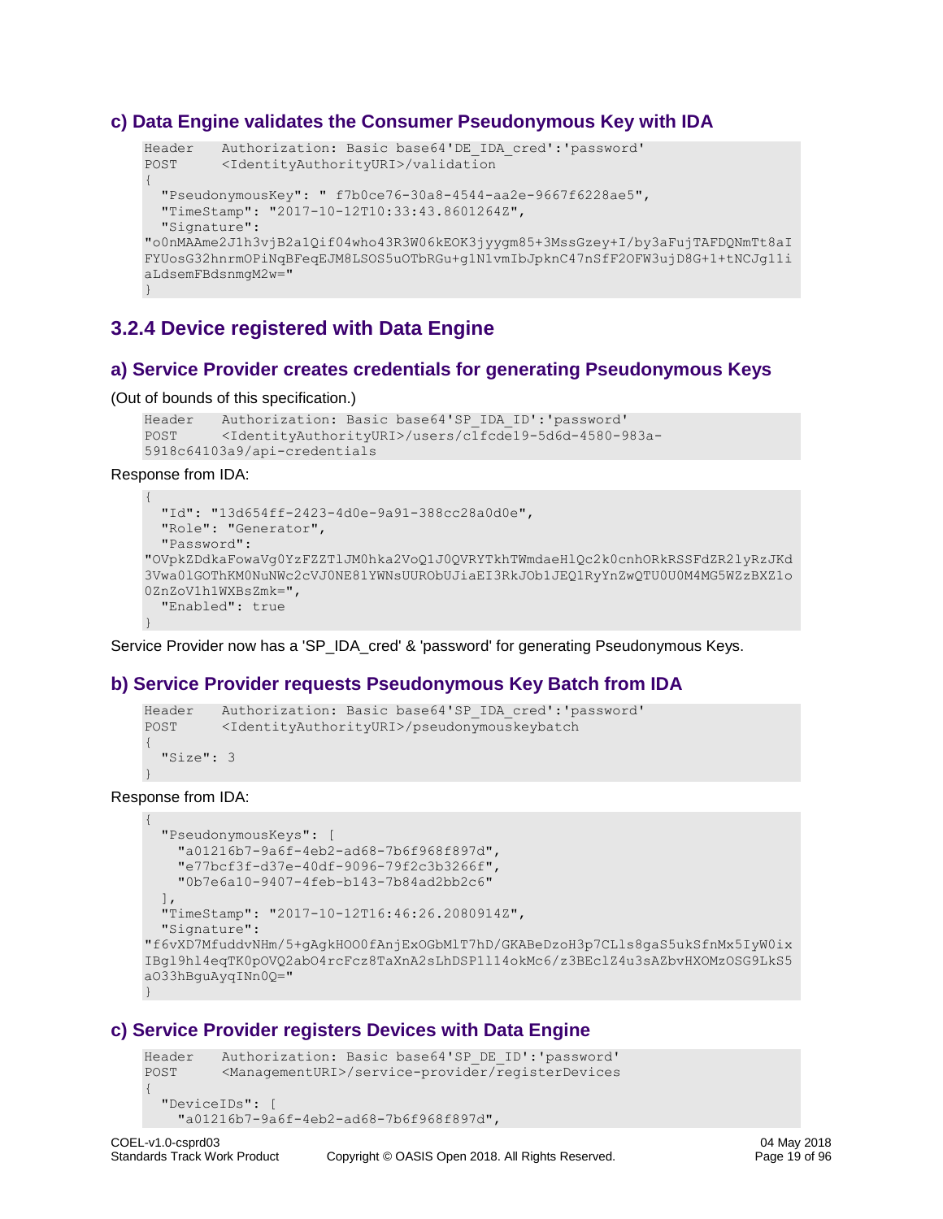### c) Data Engine validates the Consumer Pseudonymous Key with IDA

```
Header    Authorization: Basic base64'DE_IDA_cred':'password'
POST      <IdentityAuthorityURI>/validation
{
  "PseudonymousKey": " f7b0ce76-30a8-4544-aa2e-9667f6228ae5",
  "TimeStamp": "2017-10-12T10:33:43.8601264Z",
  "Signature":
"o0nMAAme2J1h3vjB2a1Qif04who43R3W06kEOK3jyygm85+3MssGzey+I/by3aFujTAFDQNmTt8aI
FYUosG32hnrmOPiNqBFeqEJM8LSOS5uOTbRGu+g1N1vmIbJpknC47nSfF2OFW3ujD8G+1+tNCJg11i
aLdsemFBdsnmgM2w="
}
```

## 3.2.4 Device registered with Data Engine

### a) Service Provider creates credentials for generating Pseudonymous Keys

(Out of bounds of this specification.)

```
Header    Authorization: Basic base64'SP_IDA_ID':'password'
POST      <IdentityAuthorityURI>/users/c1fcde19-5d6d-4580-983a-
5918c64103a9/api-credentials
```

Response from IDA:

```
{
  "Id": "13d654ff-2423-4d0e-9a91-388cc28a0d0e",
  "Role": "Generator",
  "Password":
"OVpkZDdkaFowaVg0YzFZZTlJM0hka2VoQ1J0QVRYTkhTWmdaeHlQc2k0cnhORkRSSFdZR2lyRzJKd
3Vwa0lGOThKM0NuNWc2cVJ0NE81YWNsUUROb1JiaEI3RkJOb1JEQ1RyYnZwQTU0U0M4MG5WZzBXZ1o
0ZnZoV1h1WXBsZmk=",
  "Enabled": true
}
```

Service Provider now has a 'SP_IDA_cred' & 'password' for generating Pseudonymous Keys.

### b) Service Provider requests Pseudonymous Key Batch from IDA

```
Header    Authorization: Basic base64'SP_IDA_cred':'password'
POST      <IdentityAuthorityURI>/pseudonymouskeybatch
{
  "Size": 3
}
```

Response from IDA:

```
{
  "PseudonymousKeys": [
    "a01216b7-9a6f-4eb2-ad68-7b6f968f897d",
    "e77bcf3f-d37e-40df-9096-79f2c3b3266f",
    "0b7e6a10-9407-4feb-b143-7b84ad2bb2c6"
  ],
  "TimeStamp": "2017-10-12T16:46:26.2080914Z",
  "Signature":
"f6vXD7MfuddvNHm/5+gAgkHOO0fAnjExOGbMlT7hD/GKABeDzoH3p7CLls8gaS5ukSfnMx5IyW0ix
IBgl9hl4eqTK0pOVQ2abO4rcFcz8TaXnA2sLhDSP1l14okMc6/z3BEclZ4u3sAZbvHXOMzOSG9LkS5
aO33hBguAyqINn0Q="
}
```

### c) Service Provider registers Devices with Data Engine

```
Header    Authorization: Basic base64'SP_DE_ID':'password'
POST      <ManagementURI>/service-provider/registerDevices
{
  "DeviceIDs": [
    "a01216b7-9a6f-4eb2-ad68-7b6f968f897d",
```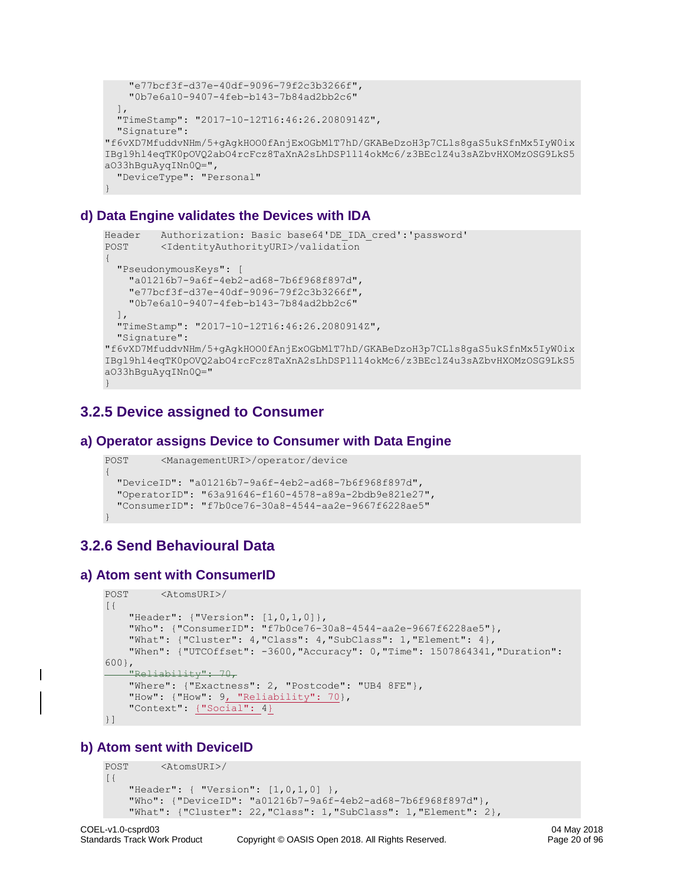```
    "e77bcf3f-d37e-40df-9096-79f2c3b3266f",
    "0b7e6a10-9407-4feb-b143-7b84ad2bb2c6"
  ],
  "TimeStamp": "2017-10-12T16:46:26.2080914Z",
  "Signature":
"f6vXD7MfuddvNHm/5+gAgkHOO0fAnjExOGbMlT7hD/GKABeDzoH3p7CLls8gaS5ukSfnMx5IyW0ix
IBgl9hl4eqTK0pOVQ2abO4rcFcz8TaXnA2sLhDSP1l14okMc6/z3BEclZ4u3sAZbvHXOMzOSG9LkS5
aO33hBguAyqINn0Q=",
  "DeviceType": "Personal"
}
```

### d) Data Engine validates the Devices with IDA

```
Header    Authorization: Basic base64'DE_IDA_cred':'password'
POST      <IdentityAuthorityURI>/validation
{
  "PseudonymousKeys": [
    "a01216b7-9a6f-4eb2-ad68-7b6f968f897d",
    "e77bcf3f-d37e-40df-9096-79f2c3b3266f",
    "0b7e6a10-9407-4feb-b143-7b84ad2bb2c6"
  ],
  "TimeStamp": "2017-10-12T16:46:26.2080914Z",
  "Signature":
"f6vXD7MfuddvNHm/5+gAgkHOO0fAnjExOGbMlT7hD/GKABeDzoH3p7CLls8gaS5ukSfnMx5IyW0ix
IBgl9hl4eqTK0pOVQ2abO4rcFcz8TaXnA2sLhDSP1l14okMc6/z3BEclZ4u3sAZbvHXOMzOSG9LkS5
aO33hBguAyqINn0Q="
}
```

## 3.2.5 Device assigned to Consumer

### a) Operator assigns Device to Consumer with Data Engine

```
POST      <ManagementURI>/operator/device
{
  "DeviceID": "a01216b7-9a6f-4eb2-ad68-7b6f968f897d",
  "OperatorID": "63a91646-f160-4578-a89a-2bdb9e821e27",
  "ConsumerID": "f7b0ce76-30a8-4544-aa2e-9667f6228ae5"
}
```

## 3.2.6 Send Behavioural Data

### a) Atom sent with ConsumerID

```
POST      <AtomsURI>/
[{
    "Header": {"Version": [1,0,1,0]},
    "Who": {"ConsumerID": "f7b0ce76-30a8-4544-aa2e-9667f6228ae5"},
    "What": {"Cluster": 4,"Class": 4,"SubClass": 1,"Element": 4},
    "When": {"UTCOffset": -3600,"Accuracy": 0,"Time": 1507864341,"Duration":
600},
    "Reliability": 70,
    "Where": {"Exactness": 2, "Postcode": "UB4 8FE"},
    "How": {"How": 9, "Reliability": 70},
    "Context": {"Social": 4}
}]
```

### b) Atom sent with DeviceID

```
POST      <AtomsURI>/
[{
    "Header": { "Version": [1,0,1,0] },
    "Who": {"DeviceID": "a01216b7-9a6f-4eb2-ad68-7b6f968f897d"},
    "What": {"Cluster": 22,"Class": 1,"SubClass": 1,"Element": 2},
```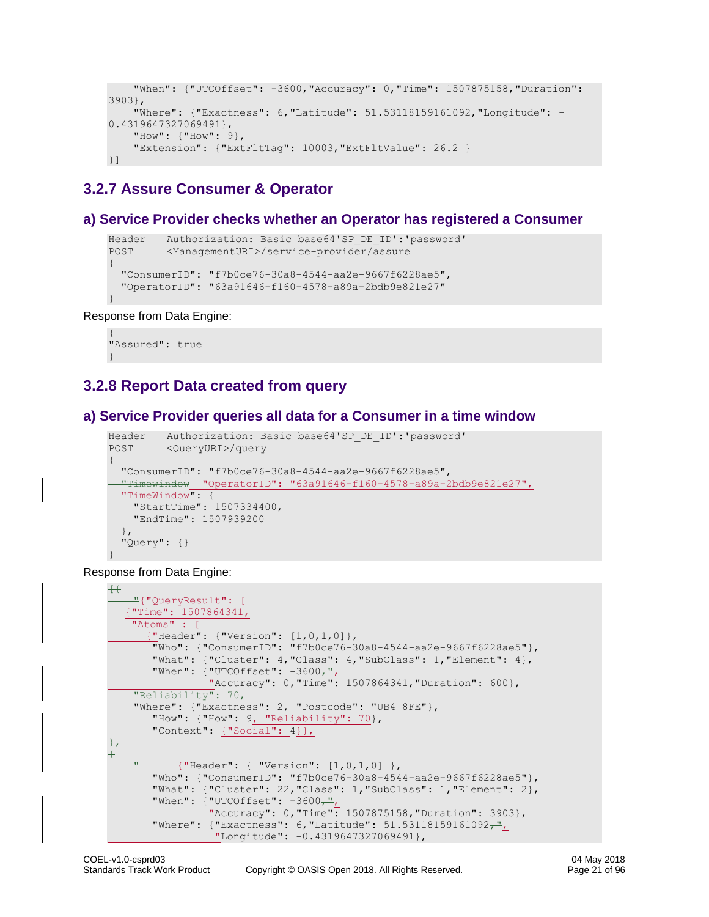```
    "When": {"UTCOffset": -3600,"Accuracy": 0,"Time": 1507875158,"Duration":
3903},
    "Where": {"Exactness": 6,"Latitude": 51.53118159161092,"Longitude": -
0.4319647327069491},
    "How": {"How": 9},
    "Extension": {"ExtFltTag": 10003,"ExtFltValue": 26.2 }
}]
```

## 3.2.7 Assure Consumer & Operator

### a) Service Provider checks whether an Operator has registered a Consumer

```
Header    Authorization: Basic base64'SP_DE_ID':'password'
POST      <ManagementURI>/service-provider/assure
{
  "ConsumerID": "f7b0ce76-30a8-4544-aa2e-9667f6228ae5",
  "OperatorID": "63a91646-f160-4578-a89a-2bdb9e821e27"
}
```

Response from Data Engine:

```
{
"Assured": true
}
```

## 3.2.8 Report Data created from query

### a) Service Provider queries all data for a Consumer in a time window

```
Header    Authorization: Basic base64'SP_DE_ID':'password'
POST      <QueryURI>/query
{
  "ConsumerID": "f7b0ce76-30a8-4544-aa2e-9667f6228ae5",
  "Timewindow  "OperatorID": "63a91646-f160-4578-a89a-2bdb9e821e27",
  "TimeWindow": {
    "StartTime": 1507334400,
    "EndTime": 1507939200
  },
  "Query": {}
}
```

Response from Data Engine:

```
[{
    "{"QueryResult": [
   {"Time": 1507864341,
    "Atoms" : [
       {"Header": {"Version": [1,0,1,0]},
        "Who": {"ConsumerID": "f7b0ce76-30a8-4544-aa2e-9667f6228ae5"},
        "What": {"Cluster": 4,"Class": 4,"SubClass": 1,"Element": 4},
        "When": {"UTCOffset": -3600,",
                 "Accuracy": 0,"Time": 1507864341,"Duration": 600},
    "Reliability": 70,
    "Where": {"Exactness": 2, "Postcode": "UB4 8FE"},
        "How": {"How": 9, "Reliability": 70},
        "Context": {"Social": 4}},
},
{
    "       {"Header": { "Version": [1,0,1,0] },
        "Who": {"ConsumerID": "f7b0ce76-30a8-4544-aa2e-9667f6228ae5"},
        "What": {"Cluster": 22,"Class": 1,"SubClass": 1,"Element": 2},
        "When": {"UTCOffset": -3600,",
                 "Accuracy": 0,"Time": 1507875158,"Duration": 3903},
        "Where": {"Exactness": 6,"Latitude": 51.53118159161092,",
                 "Longitude": -0.4319647327069491},
```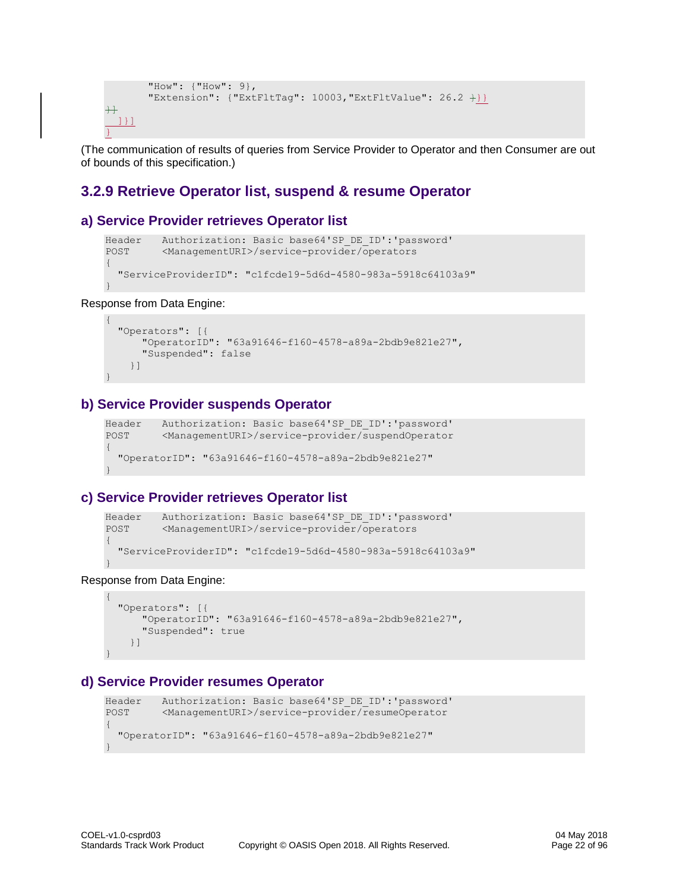```
        "How": {"How": 9},
        "Extension": {"ExtFltTag": 10003,"ExtFltValue": 26.2 }}}
}}
  ]}]
}
```

(The communication of results of queries from Service Provider to Operator and then Consumer are out of bounds of this specification.)

### 3.2.9 Retrieve Operator list, suspend & resume Operator

#### a) Service Provider retrieves Operator list

```
Header    Authorization: Basic base64'SP_DE_ID':'password'
POST      <ManagementURI>/service-provider/operators
{
  "ServiceProviderID": "c1fcde19-5d6d-4580-983a-5918c64103a9"
}
```

Response from Data Engine:

```
{
  "Operators": [{
      "OperatorID": "63a91646-f160-4578-a89a-2bdb9e821e27",
      "Suspended": false
    }]
}
```

#### b) Service Provider suspends Operator

```
Header    Authorization: Basic base64'SP_DE_ID':'password'
POST      <ManagementURI>/service-provider/suspendOperator
{
  "OperatorID": "63a91646-f160-4578-a89a-2bdb9e821e27"
}
```

#### c) Service Provider retrieves Operator list

```
Header    Authorization: Basic base64'SP_DE_ID':'password'
POST      <ManagementURI>/service-provider/operators
{
  "ServiceProviderID": "c1fcde19-5d6d-4580-983a-5918c64103a9"
}
```

Response from Data Engine:

```
{
  "Operators": [{
      "OperatorID": "63a91646-f160-4578-a89a-2bdb9e821e27",
      "Suspended": true
    }]
}
```

#### d) Service Provider resumes Operator

```
Header    Authorization: Basic base64'SP_DE_ID':'password'
POST      <ManagementURI>/service-provider/resumeOperator
{
  "OperatorID": "63a91646-f160-4578-a89a-2bdb9e821e27"
}
```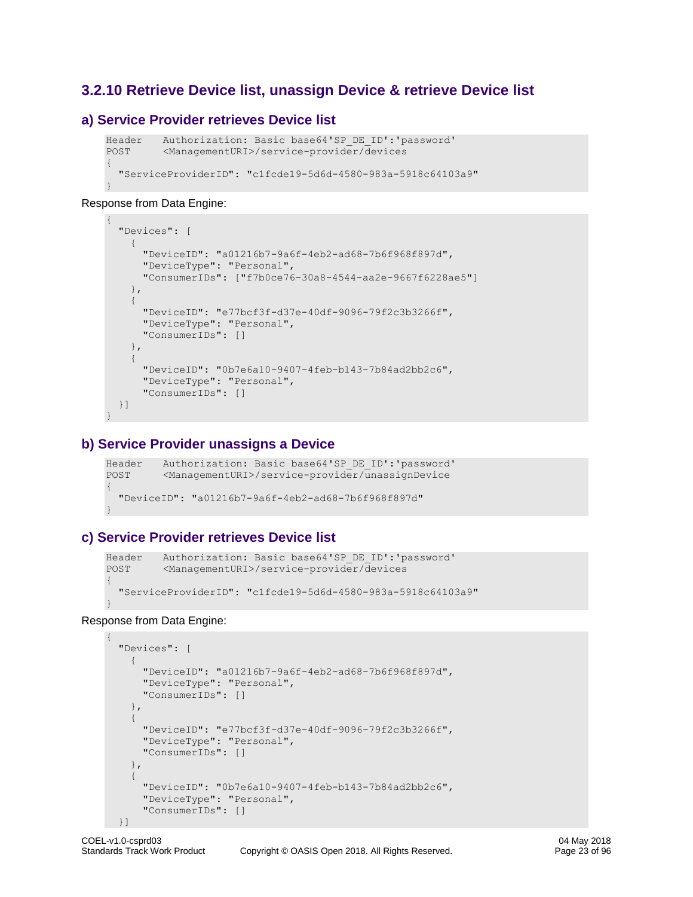### 3.2.10 Retrieve Device list, unassign Device & retrieve Device list

#### a) Service Provider retrieves Device list

```
Header    Authorization: Basic base64'SP_DE_ID':'password'
POST      <ManagementURI>/service-provider/devices
{
  "ServiceProviderID": "c1fcde19-5d6d-4580-983a-5918c64103a9"
}
```

Response from Data Engine:

```
{
  "Devices": [
    {
      "DeviceID": "a01216b7-9a6f-4eb2-ad68-7b6f968f897d",
      "DeviceType": "Personal",
      "ConsumerIDs": ["f7b0ce76-30a8-4544-aa2e-9667f6228ae5"]
    },
    {
      "DeviceID": "e77bcf3f-d37e-40df-9096-79f2c3b3266f",
      "DeviceType": "Personal",
      "ConsumerIDs": []
    },
    {
      "DeviceID": "0b7e6a10-9407-4feb-b143-7b84ad2bb2c6",
      "DeviceType": "Personal",
      "ConsumerIDs": []
  }]
}
```

#### b) Service Provider unassigns a Device

```
Header    Authorization: Basic base64'SP_DE_ID':'password'
POST      <ManagementURI>/service-provider/unassignDevice
{
  "DeviceID": "a01216b7-9a6f-4eb2-ad68-7b6f968f897d"
}
```

#### c) Service Provider retrieves Device list

```
Header    Authorization: Basic base64'SP_DE_ID':'password'
POST      <ManagementURI>/service-provider/devices
{
  "ServiceProviderID": "c1fcde19-5d6d-4580-983a-5918c64103a9"
}
```

Response from Data Engine:

```
{
  "Devices": [
    {
      "DeviceID": "a01216b7-9a6f-4eb2-ad68-7b6f968f897d",
      "DeviceType": "Personal",
      "ConsumerIDs": []
    },
    {
      "DeviceID": "e77bcf3f-d37e-40df-9096-79f2c3b3266f",
      "DeviceType": "Personal",
      "ConsumerIDs": []
    },
    {
      "DeviceID": "0b7e6a10-9407-4feb-b143-7b84ad2bb2c6",
      "DeviceType": "Personal",
      "ConsumerIDs": []
  }]
```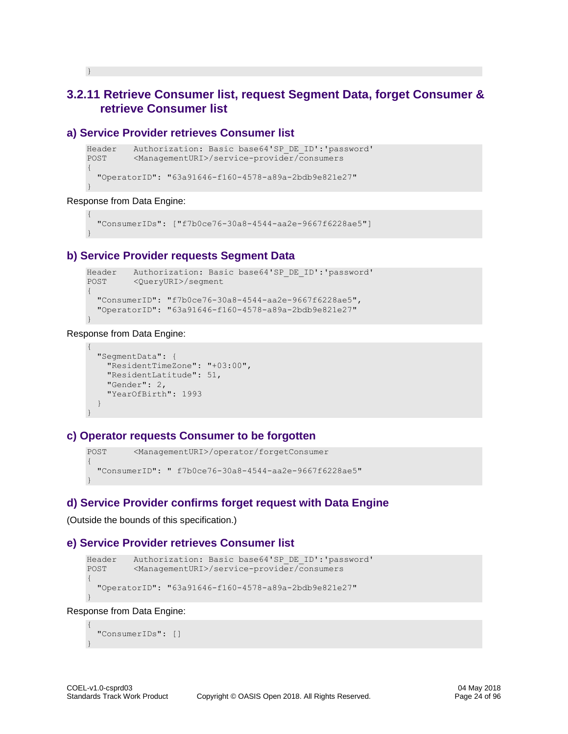```
}
```

### 3.2.11 Retrieve Consumer list, request Segment Data, forget Consumer & retrieve Consumer list

#### a) Service Provider retrieves Consumer list

```
Header    Authorization: Basic base64'SP_DE_ID':'password'
POST      <ManagementURI>/service-provider/consumers
{
  "OperatorID": "63a91646-f160-4578-a89a-2bdb9e821e27"
}
```

Response from Data Engine:

```
{
  "ConsumerIDs": ["f7b0ce76-30a8-4544-aa2e-9667f6228ae5"]
}
```

#### b) Service Provider requests Segment Data

```
Header    Authorization: Basic base64'SP_DE_ID':'password'
POST      <QueryURI>/segment
{
  "ConsumerID": "f7b0ce76-30a8-4544-aa2e-9667f6228ae5",
  "OperatorID": "63a91646-f160-4578-a89a-2bdb9e821e27"
}
```

Response from Data Engine:

```
{
  "SegmentData": {
    "ResidentTimeZone": "+03:00",
    "ResidentLatitude": 51,
    "Gender": 2,
    "YearOfBirth": 1993
  }
}
```

#### c) Operator requests Consumer to be forgotten

```
POST      <ManagementURI>/operator/forgetConsumer
{
  "ConsumerID": " f7b0ce76-30a8-4544-aa2e-9667f6228ae5"
}
```

#### d) Service Provider confirms forget request with Data Engine

(Outside the bounds of this specification.)

#### e) Service Provider retrieves Consumer list

```
Header    Authorization: Basic base64'SP_DE_ID':'password'
POST      <ManagementURI>/service-provider/consumers
{
  "OperatorID": "63a91646-f160-4578-a89a-2bdb9e821e27"
}
```

Response from Data Engine:

```
{
  "ConsumerIDs": []
}
```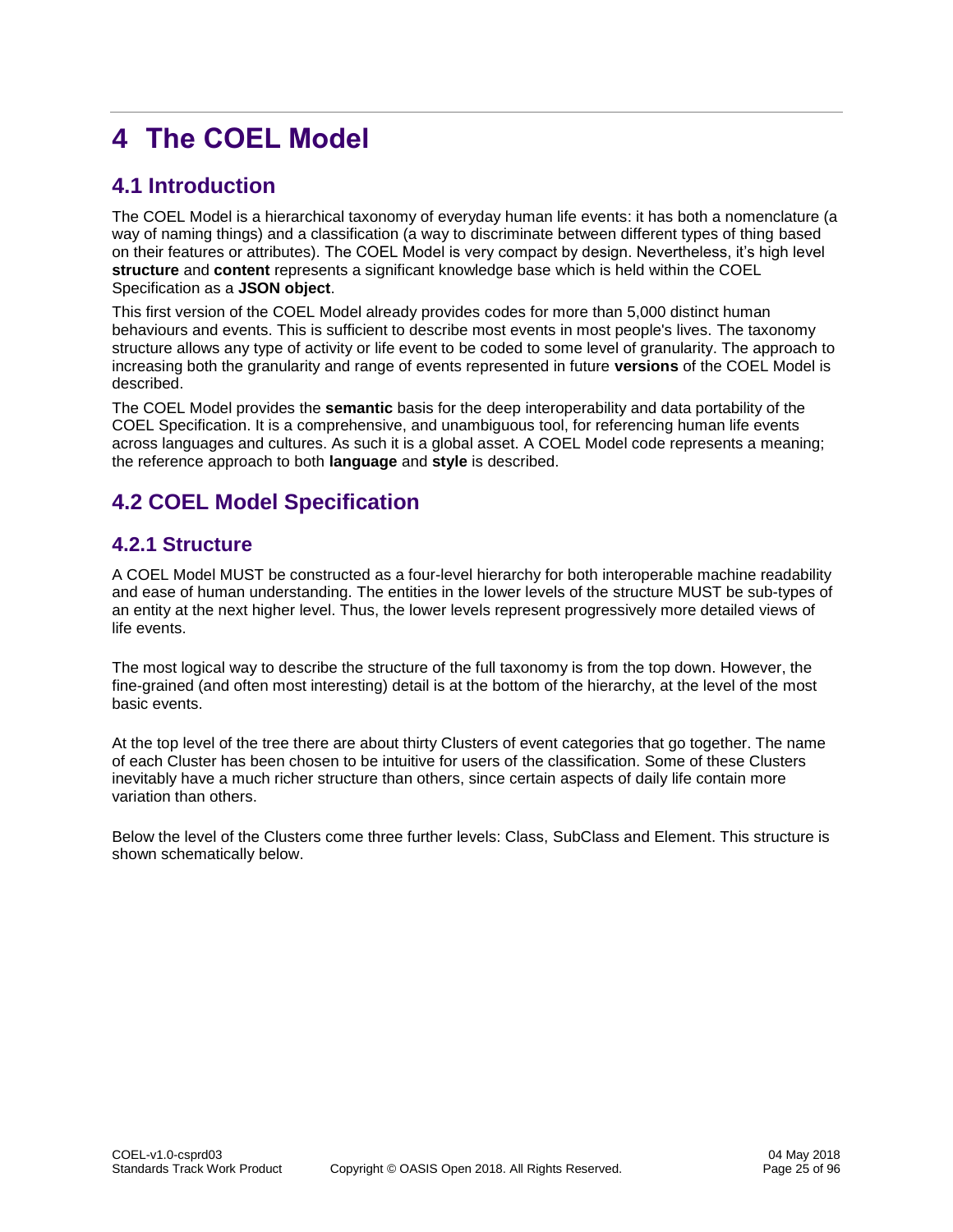# 4 The COEL Model

## 4.1 Introduction

The COEL Model is a hierarchical taxonomy of everyday human life events: it has both a nomenclature (a way of naming things) and a classification (a way to discriminate between different types of thing based on their features or attributes). The COEL Model is very compact by design. Nevertheless, it's high level **structure** and **content** represents a significant knowledge base which is held within the COEL Specification as a **JSON object**.

This first version of the COEL Model already provides codes for more than 5,000 distinct human behaviours and events. This is sufficient to describe most events in most people's lives. The taxonomy structure allows any type of activity or life event to be coded to some level of granularity. The approach to increasing both the granularity and range of events represented in future **versions** of the COEL Model is described.

The COEL Model provides the **semantic** basis for the deep interoperability and data portability of the COEL Specification. It is a comprehensive, and unambiguous tool, for referencing human life events across languages and cultures. As such it is a global asset. A COEL Model code represents a meaning; the reference approach to both **language** and **style** is described.

## 4.2 COEL Model Specification

### 4.2.1 Structure

A COEL Model MUST be constructed as a four-level hierarchy for both interoperable machine readability and ease of human understanding. The entities in the lower levels of the structure MUST be sub-types of an entity at the next higher level. Thus, the lower levels represent progressively more detailed views of life events.

The most logical way to describe the structure of the full taxonomy is from the top down. However, the fine-grained (and often most interesting) detail is at the bottom of the hierarchy, at the level of the most basic events.

At the top level of the tree there are about thirty Clusters of event categories that go together. The name of each Cluster has been chosen to be intuitive for users of the classification. Some of these Clusters inevitably have a much richer structure than others, since certain aspects of daily life contain more variation than others.

Below the level of the Clusters come three further levels: Class, SubClass and Element. This structure is shown schematically below.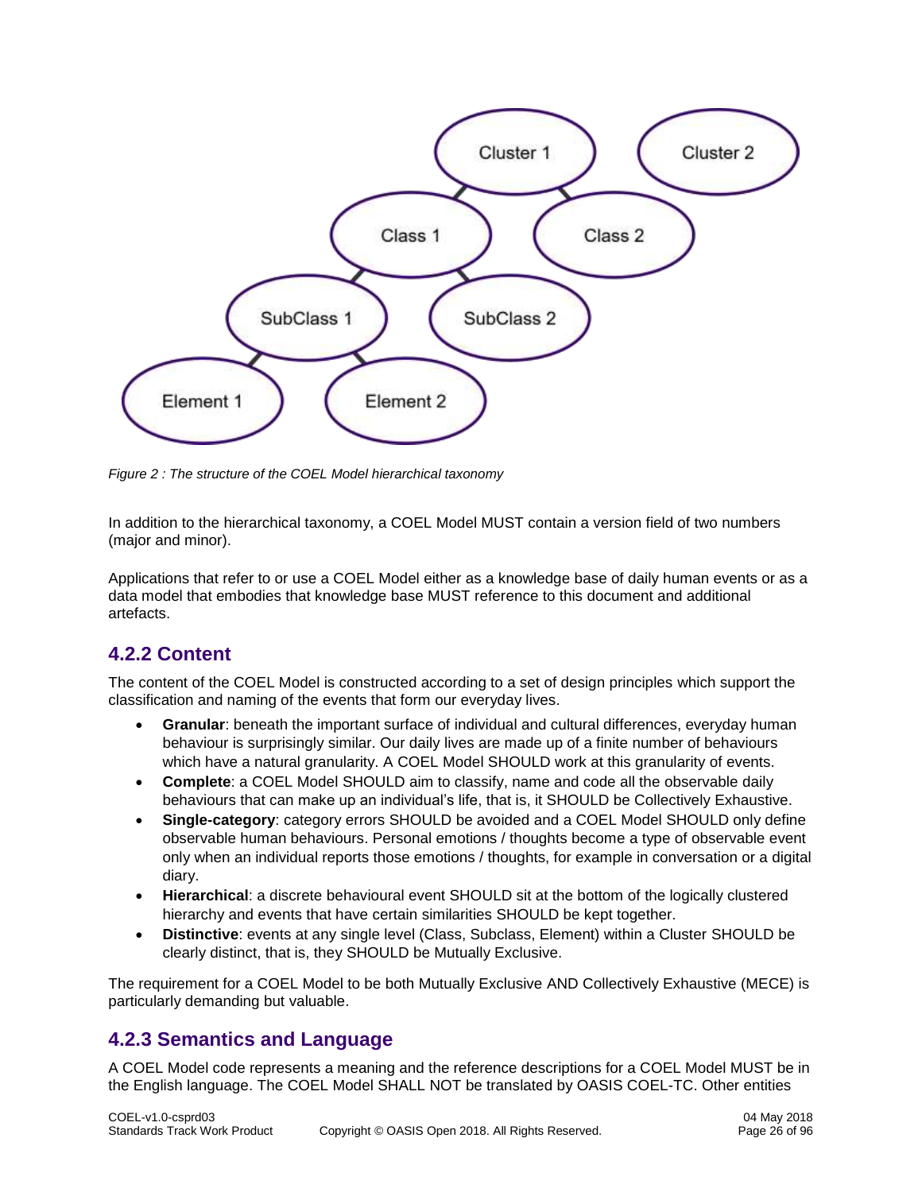Figure 2 : The structure of the COEL Model hierarchical taxonomy

In addition to the hierarchical taxonomy, a COEL Model MUST contain a version field of two numbers (major and minor).

Applications that refer to or use a COEL Model either as a knowledge base of daily human events or as a data model that embodies that knowledge base MUST reference to this document and additional artefacts.

### 4.2.2 Content

The content of the COEL Model is constructed according to a set of design principles which support the classification and naming of the events that form our everyday lives.

- **Granular**: beneath the important surface of individual and cultural differences, everyday human behaviour is surprisingly similar. Our daily lives are made up of a finite number of behaviours which have a natural granularity. A COEL Model SHOULD work at this granularity of events.
- **Complete**: a COEL Model SHOULD aim to classify, name and code all the observable daily behaviours that can make up an individual's life, that is, it SHOULD be Collectively Exhaustive.
- **Single-category**: category errors SHOULD be avoided and a COEL Model SHOULD only define observable human behaviours. Personal emotions / thoughts become a type of observable event only when an individual reports those emotions / thoughts, for example in conversation or a digital diary.
- **Hierarchical**: a discrete behavioural event SHOULD sit at the bottom of the logically clustered hierarchy and events that have certain similarities SHOULD be kept together.
- **Distinctive**: events at any single level (Class, Subclass, Element) within a Cluster SHOULD be clearly distinct, that is, they SHOULD be Mutually Exclusive.

The requirement for a COEL Model to be both Mutually Exclusive AND Collectively Exhaustive (MECE) is particularly demanding but valuable.

### 4.2.3 Semantics and Language

A COEL Model code represents a meaning and the reference descriptions for a COEL Model MUST be in the English language. The COEL Model SHALL NOT be translated by OASIS COEL-TC. Other entities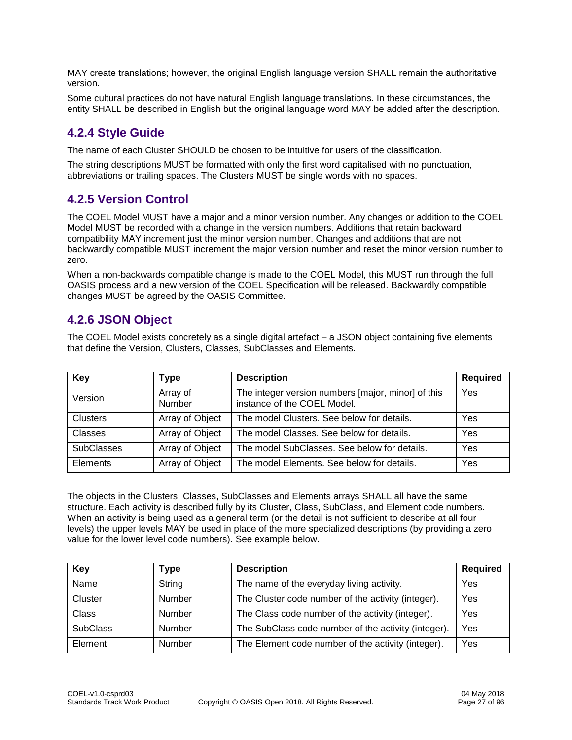MAY create translations; however, the original English language version SHALL remain the authoritative version.

Some cultural practices do not have natural English language translations. In these circumstances, the entity SHALL be described in English but the original language word MAY be added after the description.

### 4.2.4 Style Guide

The name of each Cluster SHOULD be chosen to be intuitive for users of the classification.

The string descriptions MUST be formatted with only the first word capitalised with no punctuation, abbreviations or trailing spaces. The Clusters MUST be single words with no spaces.

### 4.2.5 Version Control

The COEL Model MUST have a major and a minor version number. Any changes or addition to the COEL Model MUST be recorded with a change in the version numbers. Additions that retain backward compatibility MAY increment just the minor version number. Changes and additions that are not backwardly compatible MUST increment the major version number and reset the minor version number to zero.

When a non-backwards compatible change is made to the COEL Model, this MUST run through the full OASIS process and a new version of the COEL Specification will be released. Backwardly compatible changes MUST be agreed by the OASIS Committee.

### 4.2.6 JSON Object

The COEL Model exists concretely as a single digital artefact – a JSON object containing five elements that define the Version, Clusters, Classes, SubClasses and Elements.

| Key | Type | Description | Required |
|---|---|---|---|
| Version | Array of Number | The integer version numbers [major, minor] of this instance of the COEL Model. | Yes |
| Clusters | Array of Object | The model Clusters. See below for details. | Yes |
| Classes | Array of Object | The model Classes. See below for details. | Yes |
| SubClasses | Array of Object | The model SubClasses. See below for details. | Yes |
| Elements | Array of Object | The model Elements. See below for details. | Yes |

The objects in the Clusters, Classes, SubClasses and Elements arrays SHALL all have the same structure. Each activity is described fully by its Cluster, Class, SubClass, and Element code numbers. When an activity is being used as a general term (or the detail is not sufficient to describe at all four levels) the upper levels MAY be used in place of the more specialized descriptions (by providing a zero value for the lower level code numbers). See example below.

| Key | Type | Description | Required |
|---|---|---|---|
| Name | String | The name of the everyday living activity. | Yes |
| Cluster | Number | The Cluster code number of the activity (integer). | Yes |
| Class | Number | The Class code number of the activity (integer). | Yes |
| SubClass | Number | The SubClass code number of the activity (integer). | Yes |
| Element | Number | The Element code number of the activity (integer). | Yes |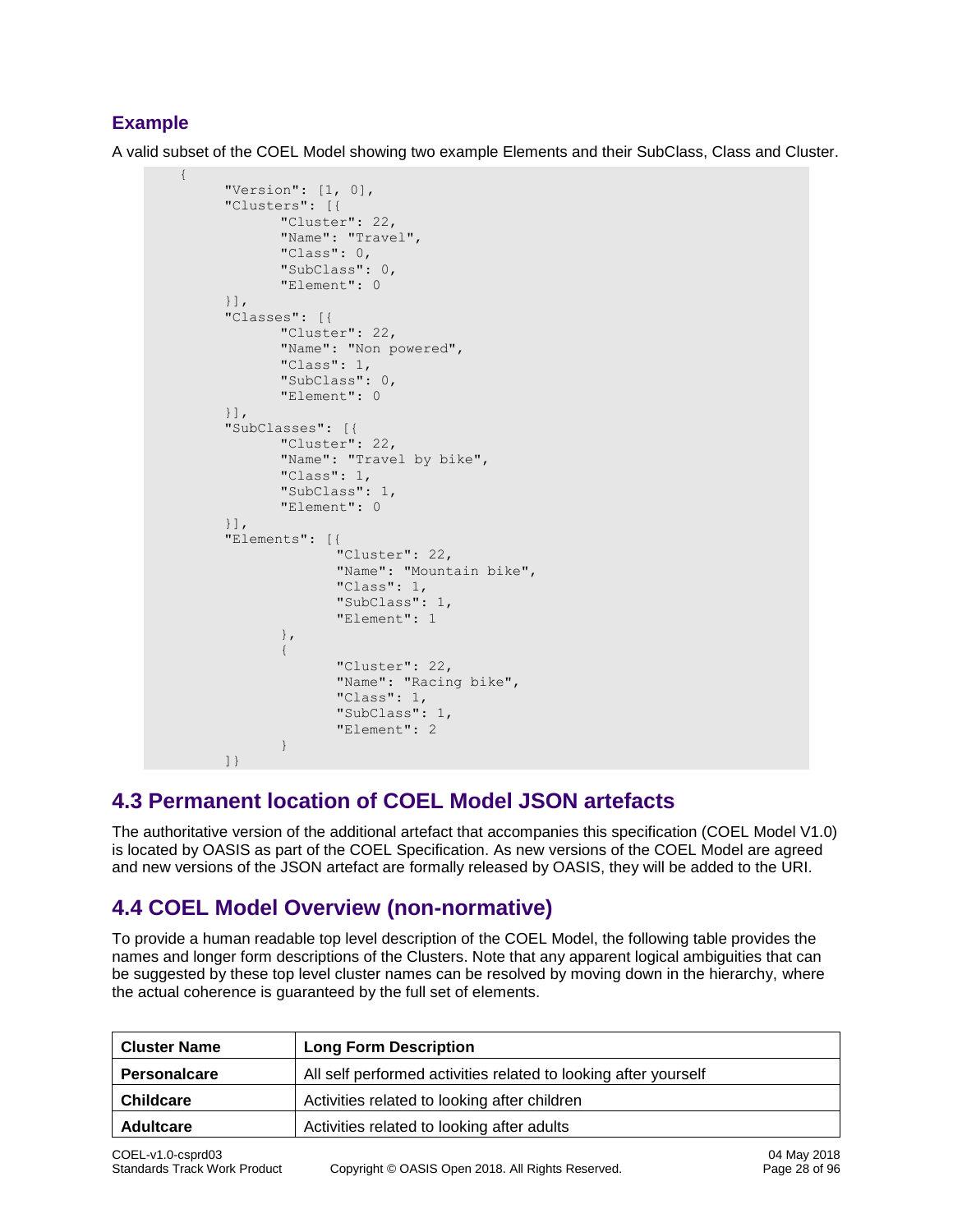### Example

A valid subset of the COEL Model showing two example Elements and their SubClass, Class and Cluster.

```
{
      "Version": [1, 0],
      "Clusters": [{
            "Cluster": 22,
            "Name": "Travel",
            "Class": 0,
            "SubClass": 0,
            "Element": 0
      }],
      "Classes": [{
            "Cluster": 22,
            "Name": "Non powered",
            "Class": 1,
            "SubClass": 0,
            "Element": 0
      }],
      "SubClasses": [{
            "Cluster": 22,
            "Name": "Travel by bike",
            "Class": 1,
            "SubClass": 1,
            "Element": 0
      }],
      "Elements": [{
                  "Cluster": 22,
                  "Name": "Mountain bike",
                  "Class": 1,
                  "SubClass": 1,
                  "Element": 1
            },
            {
                  "Cluster": 22,
                  "Name": "Racing bike",
                  "Class": 1,
                  "SubClass": 1,
                  "Element": 2
            }
      ]}
```

## 4.3 Permanent location of COEL Model JSON artefacts

The authoritative version of the additional artefact that accompanies this specification (COEL Model V1.0) is located by OASIS as part of the COEL Specification. As new versions of the COEL Model are agreed and new versions of the JSON artefact are formally released by OASIS, they will be added to the URI.

## 4.4 COEL Model Overview (non-normative)

To provide a human readable top level description of the COEL Model, the following table provides the names and longer form descriptions of the Clusters. Note that any apparent logical ambiguities that can be suggested by these top level cluster names can be resolved by moving down in the hierarchy, where the actual coherence is guaranteed by the full set of elements.

| Cluster Name | Long Form Description |
|---|---|
| **Personalcare** | All self performed activities related to looking after yourself |
| **Childcare** | Activities related to looking after children |
| **Adultcare** | Activities related to looking after adults |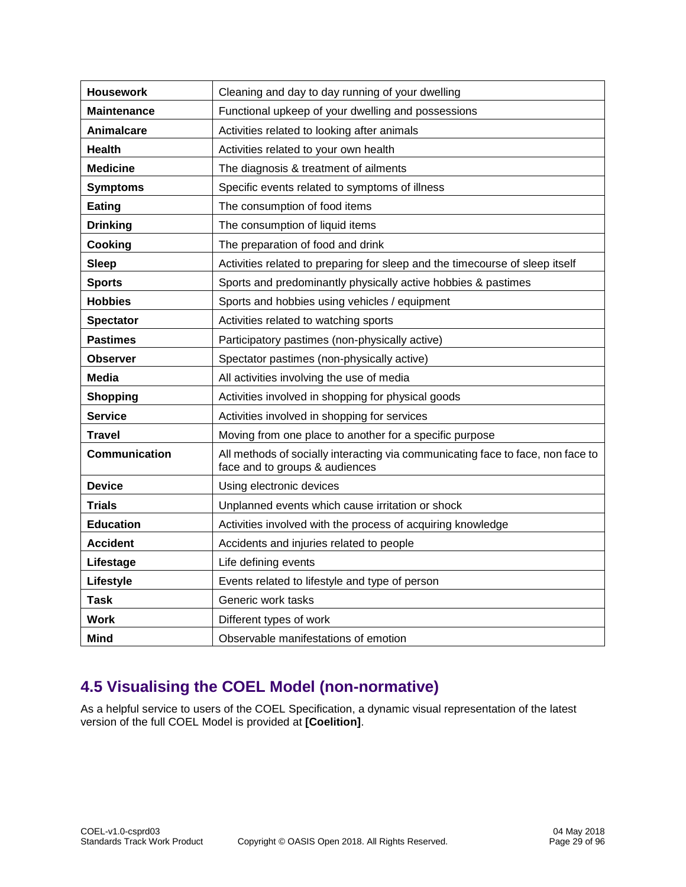| | |
|---|---|
| **Housework** | Cleaning and day to day running of your dwelling |
| **Maintenance** | Functional upkeep of your dwelling and possessions |
| **Animalcare** | Activities related to looking after animals |
| **Health** | Activities related to your own health |
| **Medicine** | The diagnosis & treatment of ailments |
| **Symptoms** | Specific events related to symptoms of illness |
| **Eating** | The consumption of food items |
| **Drinking** | The consumption of liquid items |
| **Cooking** | The preparation of food and drink |
| **Sleep** | Activities related to preparing for sleep and the timecourse of sleep itself |
| **Sports** | Sports and predominantly physically active hobbies & pastimes |
| **Hobbies** | Sports and hobbies using vehicles / equipment |
| **Spectator** | Activities related to watching sports |
| **Pastimes** | Participatory pastimes (non-physically active) |
| **Observer** | Spectator pastimes (non-physically active) |
| **Media** | All activities involving the use of media |
| **Shopping** | Activities involved in shopping for physical goods |
| **Service** | Activities involved in shopping for services |
| **Travel** | Moving from one place to another for a specific purpose |
| **Communication** | All methods of socially interacting via communicating face to face, non face to face and to groups & audiences |
| **Device** | Using electronic devices |
| **Trials** | Unplanned events which cause irritation or shock |
| **Education** | Activities involved with the process of acquiring knowledge |
| **Accident** | Accidents and injuries related to people |
| **Lifestage** | Life defining events |
| **Lifestyle** | Events related to lifestyle and type of person |
| **Task** | Generic work tasks |
| **Work** | Different types of work |
| **Mind** | Observable manifestations of emotion |

## 4.5 Visualising the COEL Model (non-normative)

As a helpful service to users of the COEL Specification, a dynamic visual representation of the latest version of the full COEL Model is provided at **[Coelition]**.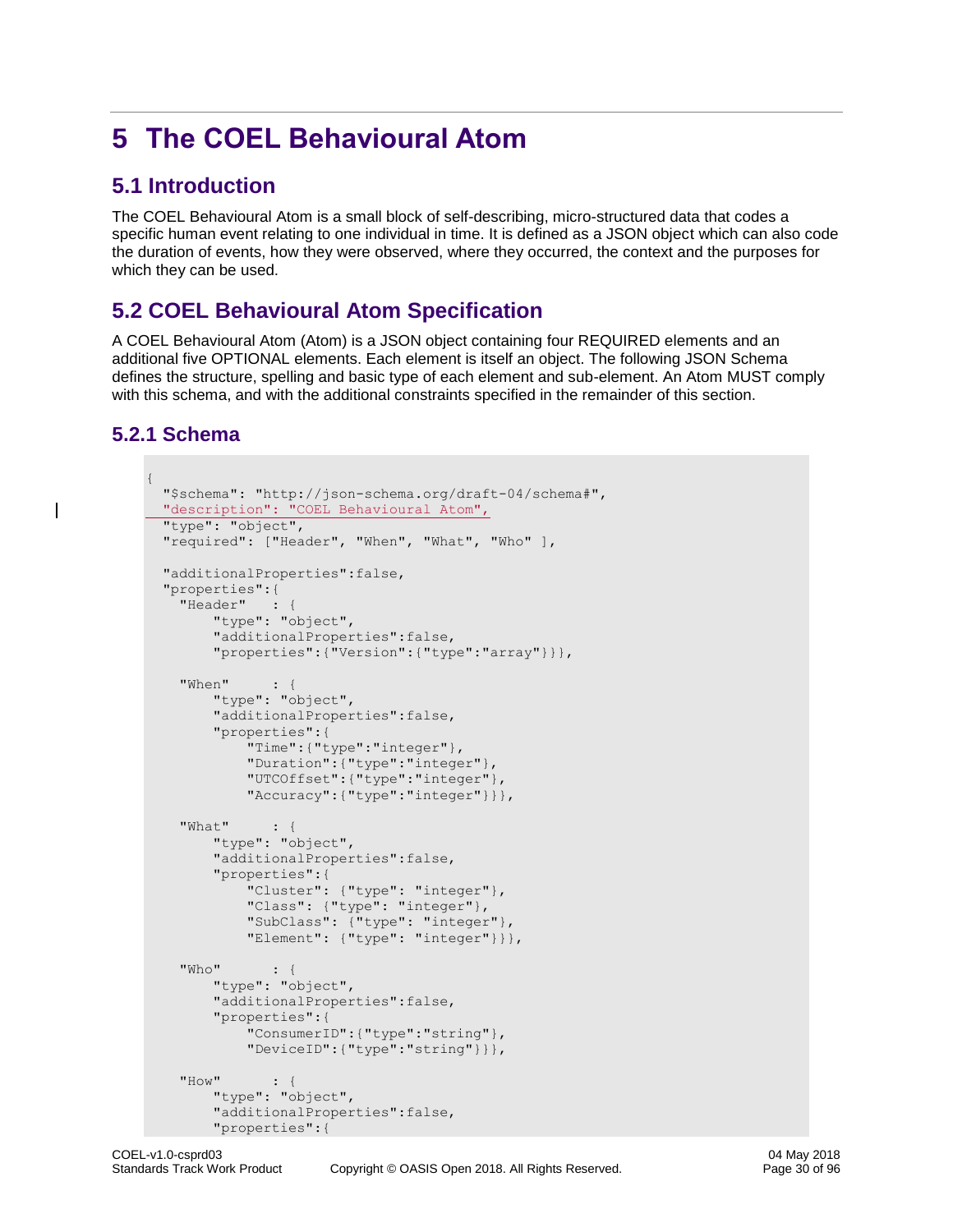# 5 The COEL Behavioural Atom

## 5.1 Introduction

The COEL Behavioural Atom is a small block of self-describing, micro-structured data that codes a specific human event relating to one individual in time. It is defined as a JSON object which can also code the duration of events, how they were observed, where they occurred, the context and the purposes for which they can be used.

## 5.2 COEL Behavioural Atom Specification

A COEL Behavioural Atom (Atom) is a JSON object containing four REQUIRED elements and an additional five OPTIONAL elements. Each element is itself an object. The following JSON Schema defines the structure, spelling and basic type of each element and sub-element. An Atom MUST comply with this schema, and with the additional constraints specified in the remainder of this section.

### 5.2.1 Schema

```
{
  "$schema": "http://json-schema.org/draft-04/schema#",
  "description": "COEL Behavioural Atom",
  "type": "object",
  "required": ["Header", "When", "What", "Who" ],

  "additionalProperties":false,
  "properties":{
    "Header"   : {
        "type": "object",
        "additionalProperties":false,
        "properties":{"Version":{"type":"array"}}},

    "When"     : {
        "type": "object",
        "additionalProperties":false,
        "properties":{
            "Time":{"type":"integer"},
            "Duration":{"type":"integer"},
            "UTCOffset":{"type":"integer"},
            "Accuracy":{"type":"integer"}}},

    "What"     : {
        "type": "object",
        "additionalProperties":false,
        "properties":{
            "Cluster": {"type": "integer"},
            "Class": {"type": "integer"},
            "SubClass": {"type": "integer"},
            "Element": {"type": "integer"}}},

    "Who"      : {
        "type": "object",
        "additionalProperties":false,
        "properties":{
            "ConsumerID":{"type":"string"},
            "DeviceID":{"type":"string"}}},

    "How"      : {
        "type": "object",
        "additionalProperties":false,
        "properties":{
```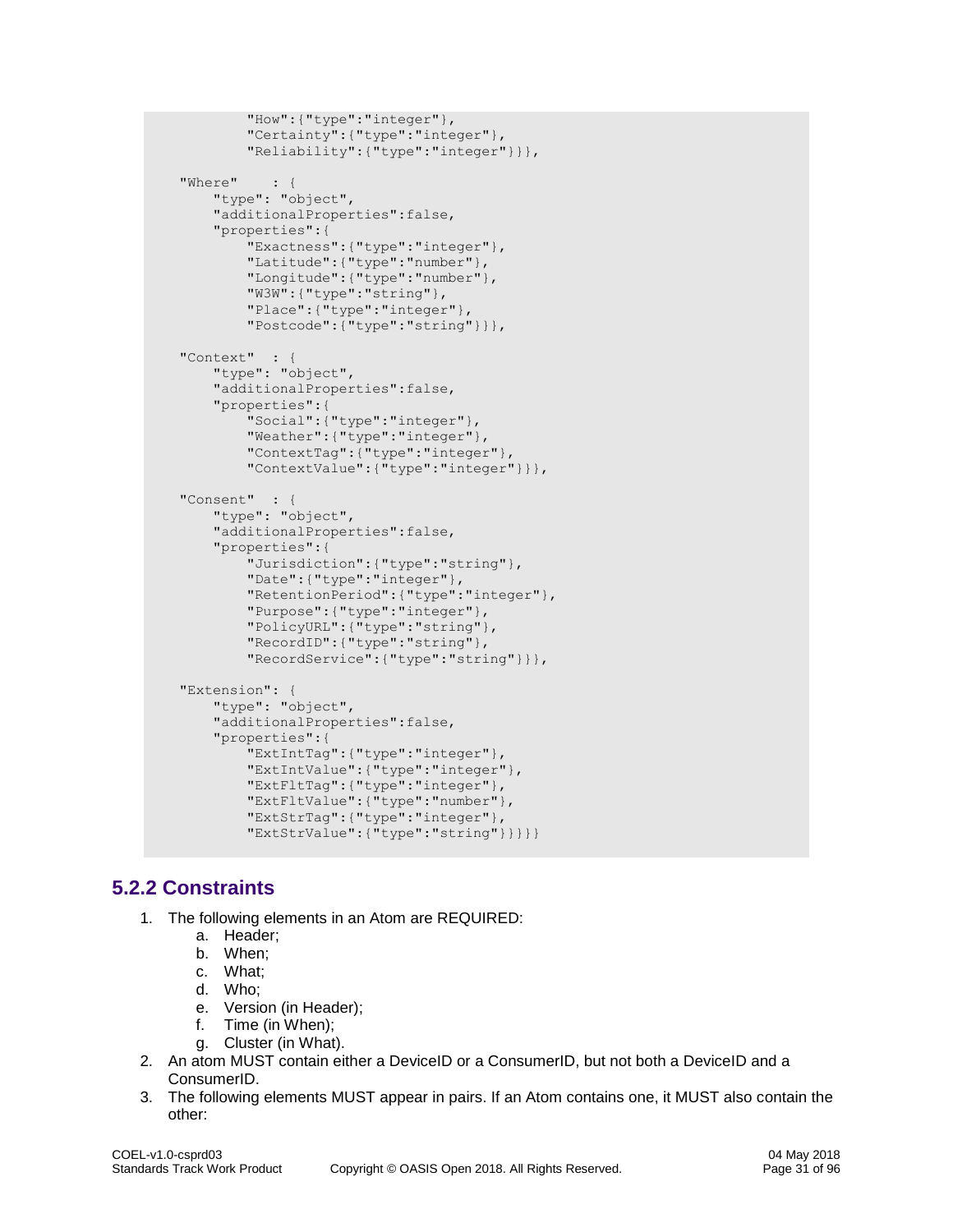```
            "How":{"type":"integer"},
            "Certainty":{"type":"integer"},
            "Reliability":{"type":"integer"}}},

    "Where"    : {
        "type": "object",
        "additionalProperties":false,
        "properties":{
            "Exactness":{"type":"integer"},
            "Latitude":{"type":"number"},
            "Longitude":{"type":"number"},
            "W3W":{"type":"string"},
            "Place":{"type":"integer"},
            "Postcode":{"type":"string"}}},

    "Context"  : {
        "type": "object",
        "additionalProperties":false,
        "properties":{
            "Social":{"type":"integer"},
            "Weather":{"type":"integer"},
            "ContextTag":{"type":"integer"},
            "ContextValue":{"type":"integer"}}},

    "Consent"  : {
        "type": "object",
        "additionalProperties":false,
        "properties":{
            "Jurisdiction":{"type":"string"},
            "Date":{"type":"integer"},
            "RetentionPeriod":{"type":"integer"},
            "Purpose":{"type":"integer"},
            "PolicyURL":{"type":"string"},
            "RecordID":{"type":"string"},
            "RecordService":{"type":"string"}}},

    "Extension": {
        "type": "object",
        "additionalProperties":false,
        "properties":{
            "ExtIntTag":{"type":"integer"},
            "ExtIntValue":{"type":"integer"},
            "ExtFltTag":{"type":"integer"},
            "ExtFltValue":{"type":"number"},
            "ExtStrTag":{"type":"integer"},
            "ExtStrValue":{"type":"string"}}}}}
```

### 5.2.2 Constraints

1. The following elements in an Atom are REQUIRED:
    a. Header;
    b. When;
    c. What;
    d. Who;
    e. Version (in Header);
    f. Time (in When);
    g. Cluster (in What).
2. An atom MUST contain either a DeviceID or a ConsumerID, but not both a DeviceID and a ConsumerID.
3. The following elements MUST appear in pairs. If an Atom contains one, it MUST also contain the other: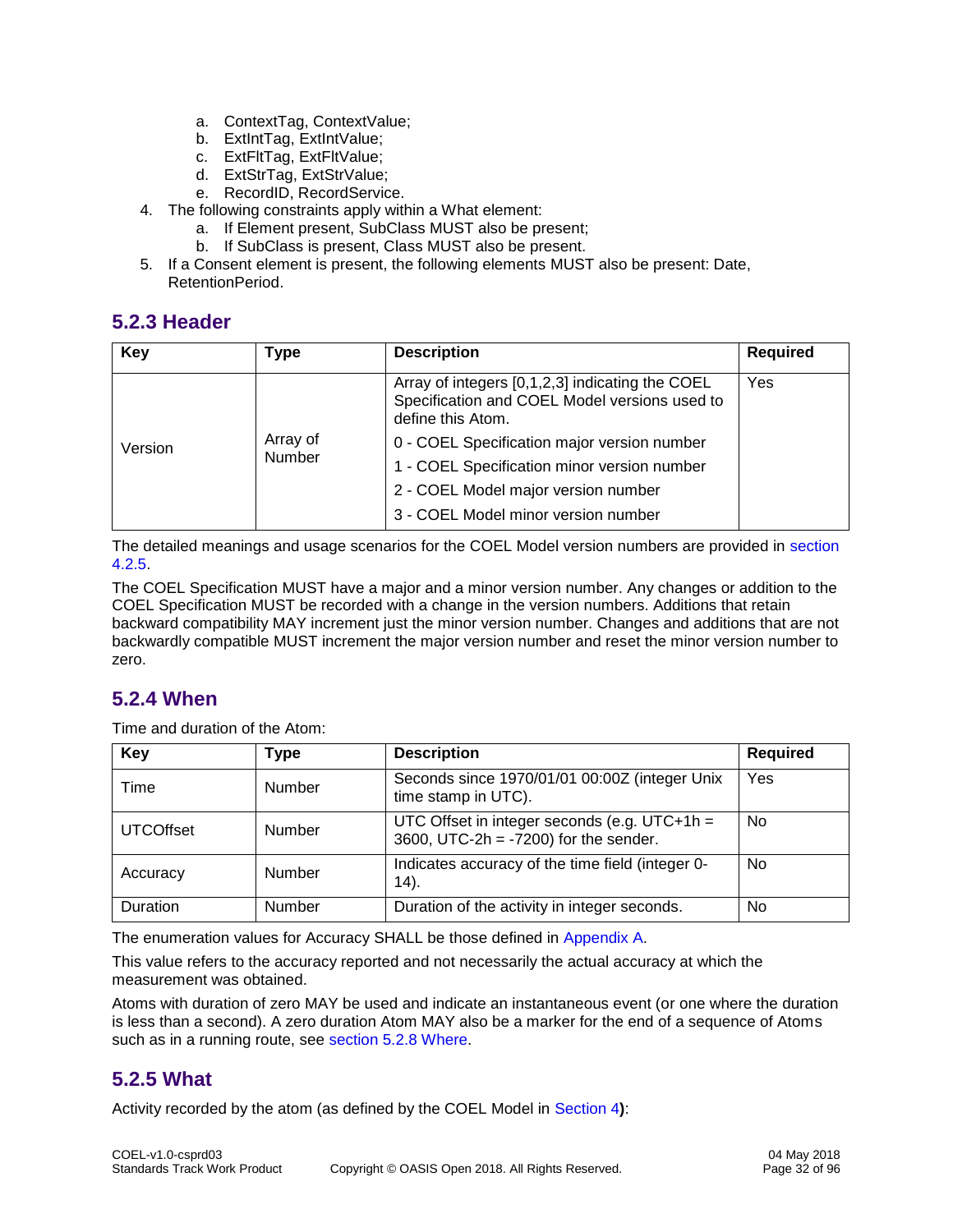a. ContextTag, ContextValue;
   b. ExtIntTag, ExtIntValue;
   c. ExtFltTag, ExtFltValue;
   d. ExtStrTag, ExtStrValue;
   e. RecordID, RecordService.
4. The following constraints apply within a What element:
   a. If Element present, SubClass MUST also be present;
   b. If SubClass is present, Class MUST also be present.
5. If a Consent element is present, the following elements MUST also be present: Date, RetentionPeriod.

### 5.2.3 Header

| Key | Type | Description | Required |
|---|---|---|---|
| Version | Array of Number | Array of integers [0,1,2,3] indicating the COEL Specification and COEL Model versions used to define this Atom.<br>0 - COEL Specification major version number<br>1 - COEL Specification minor version number<br>2 - COEL Model major version number<br>3 - COEL Model minor version number | Yes |

The detailed meanings and usage scenarios for the COEL Model version numbers are provided in section 4.2.5.

The COEL Specification MUST have a major and a minor version number. Any changes or addition to the COEL Specification MUST be recorded with a change in the version numbers. Additions that retain backward compatibility MAY increment just the minor version number. Changes and additions that are not backwardly compatible MUST increment the major version number and reset the minor version number to zero.

### 5.2.4 When

Time and duration of the Atom:

| Key | Type | Description | Required |
|---|---|---|---|
| Time | Number | Seconds since 1970/01/01 00:00Z (integer Unix time stamp in UTC). | Yes |
| UTCOffset | Number | UTC Offset in integer seconds (e.g. UTC+1h = 3600, UTC-2h = -7200) for the sender. | No |
| Accuracy | Number | Indicates accuracy of the time field (integer 0-14). | No |
| Duration | Number | Duration of the activity in integer seconds. | No |

The enumeration values for Accuracy SHALL be those defined in Appendix A.

This value refers to the accuracy reported and not necessarily the actual accuracy at which the measurement was obtained.

Atoms with duration of zero MAY be used and indicate an instantaneous event (or one where the duration is less than a second). A zero duration Atom MAY also be a marker for the end of a sequence of Atoms such as in a running route, see section 5.2.8 Where.

### 5.2.5 What

Activity recorded by the atom (as defined by the COEL Model in Section 4**)**: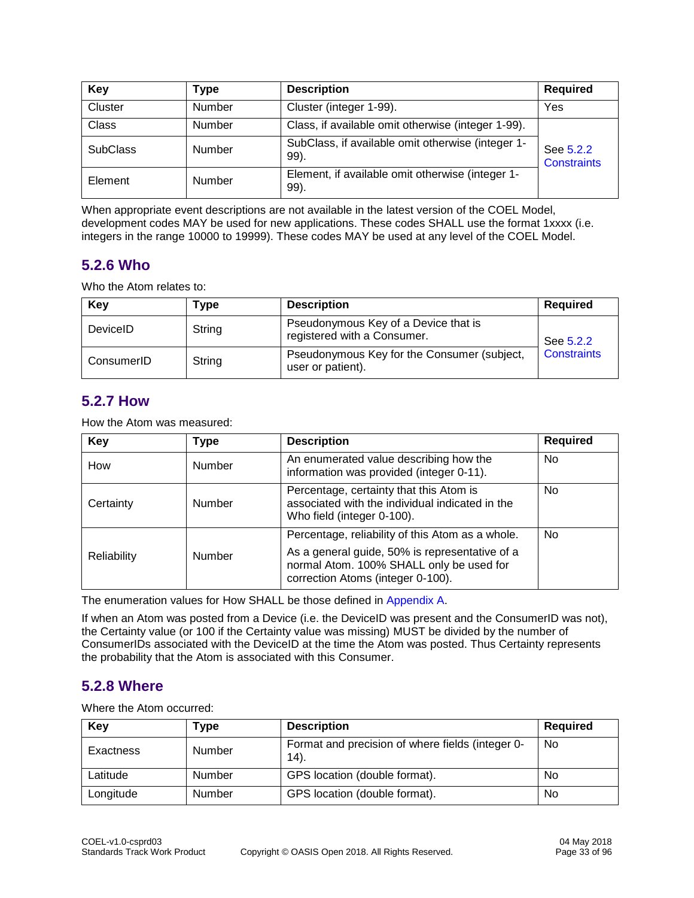| Key | Type | Description | Required |
| --- | --- | --- | --- |
| Cluster | Number | Cluster (integer 1-99). | Yes |
| Class | Number | Class, if available omit otherwise (integer 1-99). | See 5.2.2 Constraints |
| SubClass | Number | SubClass, if available omit otherwise (integer 1-99). | |
| Element | Number | Element, if available omit otherwise (integer 1-99). | |

When appropriate event descriptions are not available in the latest version of the COEL Model, development codes MAY be used for new applications. These codes SHALL use the format 1xxxx (i.e. integers in the range 10000 to 19999). These codes MAY be used at any level of the COEL Model.

### 5.2.6 Who

Who the Atom relates to:

| Key | Type | Description | Required |
| --- | --- | --- | --- |
| DeviceID | String | Pseudonymous Key of a Device that is registered with a Consumer. | See 5.2.2 Constraints |
| ConsumerID | String | Pseudonymous Key for the Consumer (subject, user or patient). | |

### 5.2.7 How

How the Atom was measured:

| Key | Type | Description | Required |
| --- | --- | --- | --- |
| How | Number | An enumerated value describing how the information was provided (integer 0-11). | No |
| Certainty | Number | Percentage, certainty that this Atom is associated with the individual indicated in the Who field (integer 0-100). | No |
| Reliability | Number | Percentage, reliability of this Atom as a whole.<br><br>As a general guide, 50% is representative of a normal Atom. 100% SHALL only be used for correction Atoms (integer 0-100). | No |

The enumeration values for How SHALL be those defined in Appendix A.

If when an Atom was posted from a Device (i.e. the DeviceID was present and the ConsumerID was not), the Certainty value (or 100 if the Certainty value was missing) MUST be divided by the number of ConsumerIDs associated with the DeviceID at the time the Atom was posted. Thus Certainty represents the probability that the Atom is associated with this Consumer.

### 5.2.8 Where

Where the Atom occurred:

| Key | Type | Description | Required |
| --- | --- | --- | --- |
| Exactness | Number | Format and precision of where fields (integer 0-14). | No |
| Latitude | Number | GPS location (double format). | No |
| Longitude | Number | GPS location (double format). | No |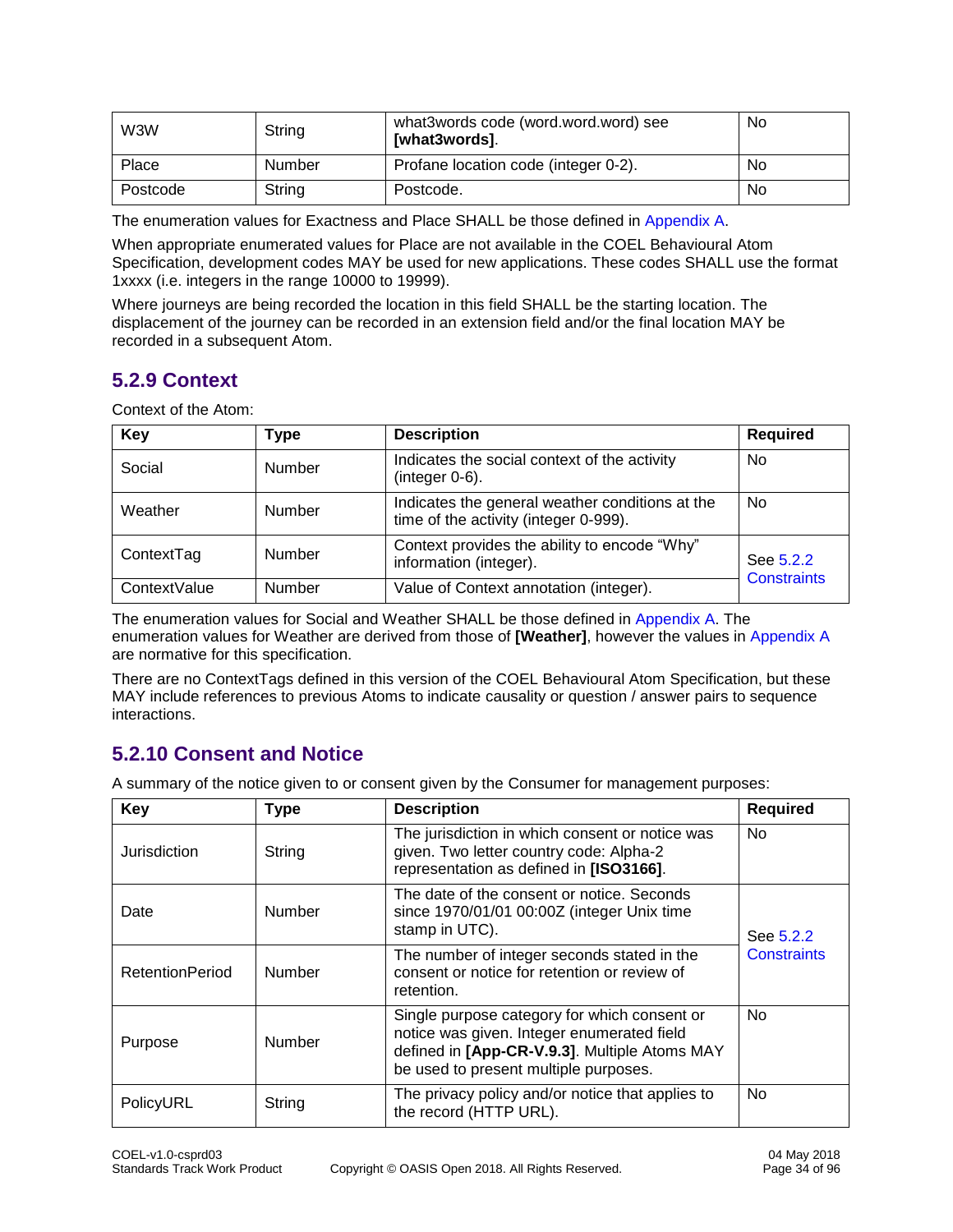| W3W | String | what3words code (word.word.word) see **[what3words]**. | No |
|---|---|---|---|
| Place | Number | Profane location code (integer 0-2). | No |
| Postcode | String | Postcode. | No |

The enumeration values for Exactness and Place SHALL be those defined in Appendix A.

When appropriate enumerated values for Place are not available in the COEL Behavioural Atom Specification, development codes MAY be used for new applications. These codes SHALL use the format 1xxxx (i.e. integers in the range 10000 to 19999).

Where journeys are being recorded the location in this field SHALL be the starting location. The displacement of the journey can be recorded in an extension field and/or the final location MAY be recorded in a subsequent Atom.

### 5.2.9 Context

Context of the Atom:

| Key | Type | Description | Required |
|---|---|---|---|
| Social | Number | Indicates the social context of the activity (integer 0-6). | No |
| Weather | Number | Indicates the general weather conditions at the time of the activity (integer 0-999). | No |
| ContextTag | Number | Context provides the ability to encode "Why" information (integer). | See 5.2.2 Constraints |
| ContextValue | Number | Value of Context annotation (integer). | |

The enumeration values for Social and Weather SHALL be those defined in Appendix A. The enumeration values for Weather are derived from those of **[Weather]**, however the values in Appendix A are normative for this specification.

There are no ContextTags defined in this version of the COEL Behavioural Atom Specification, but these MAY include references to previous Atoms to indicate causality or question / answer pairs to sequence interactions.

### 5.2.10 Consent and Notice

A summary of the notice given to or consent given by the Consumer for management purposes:

| Key | Type | Description | Required |
|---|---|---|---|
| Jurisdiction | String | The jurisdiction in which consent or notice was given. Two letter country code: Alpha-2 representation as defined in **[ISO3166]**. | No |
| Date | Number | The date of the consent or notice. Seconds since 1970/01/01 00:00Z (integer Unix time stamp in UTC). | See 5.2.2 Constraints |
| RetentionPeriod | Number | The number of integer seconds stated in the consent or notice for retention or review of retention. | |
| Purpose | Number | Single purpose category for which consent or notice was given. Integer enumerated field defined in **[App-CR-V.9.3]**. Multiple Atoms MAY be used to present multiple purposes. | No |
| PolicyURL | String | The privacy policy and/or notice that applies to the record (HTTP URL). | No |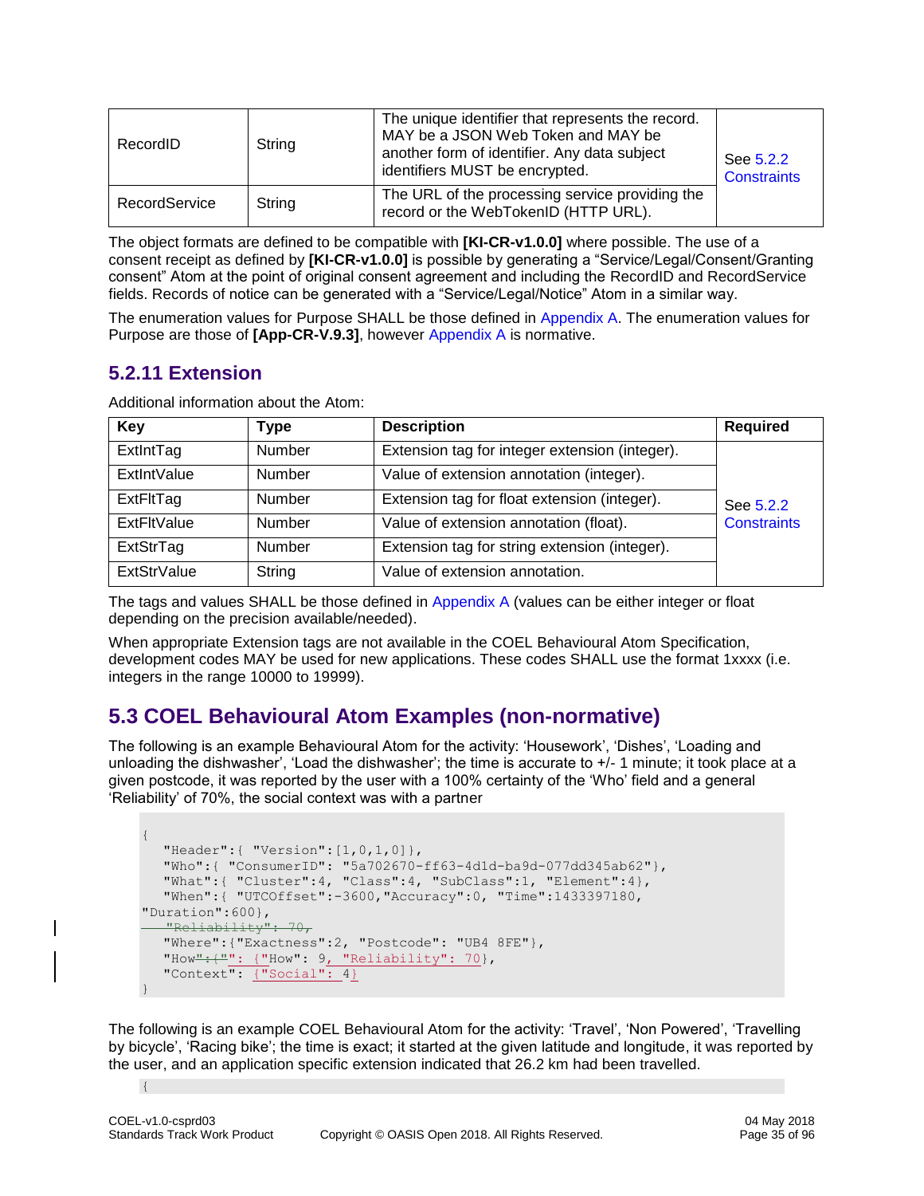| RecordID | String | The unique identifier that represents the record. MAY be a JSON Web Token and MAY be another form of identifier. Any data subject identifiers MUST be encrypted. | See 5.2.2 Constraints |
|---|---|---|---|
| RecordService | String | The URL of the processing service providing the record or the WebTokenID (HTTP URL). | |

The object formats are defined to be compatible with **[KI-CR-v1.0.0]** where possible. The use of a consent receipt as defined by **[KI-CR-v1.0.0]** is possible by generating a "Service/Legal/Consent/Granting consent" Atom at the point of original consent agreement and including the RecordID and RecordService fields. Records of notice can be generated with a "Service/Legal/Notice" Atom in a similar way.

The enumeration values for Purpose SHALL be those defined in Appendix A. The enumeration values for Purpose are those of **[App-CR-V.9.3]**, however Appendix A is normative.

### 5.2.11 Extension

Additional information about the Atom:

| Key | Type | Description | Required |
|---|---|---|---|
| ExtIntTag | Number | Extension tag for integer extension (integer). | See 5.2.2 Constraints |
| ExtIntValue | Number | Value of extension annotation (integer). | |
| ExtFltTag | Number | Extension tag for float extension (integer). | |
| ExtFltValue | Number | Value of extension annotation (float). | |
| ExtStrTag | Number | Extension tag for string extension (integer). | |
| ExtStrValue | String | Value of extension annotation. | |

The tags and values SHALL be those defined in Appendix A (values can be either integer or float depending on the precision available/needed).

When appropriate Extension tags are not available in the COEL Behavioural Atom Specification, development codes MAY be used for new applications. These codes SHALL use the format 1xxxx (i.e. integers in the range 10000 to 19999).

## 5.3 COEL Behavioural Atom Examples (non-normative)

The following is an example Behavioural Atom for the activity: 'Housework', 'Dishes', 'Loading and unloading the dishwasher', 'Load the dishwasher'; the time is accurate to +/- 1 minute; it took place at a given postcode, it was reported by the user with a 100% certainty of the 'Who' field and a general 'Reliability' of 70%, the social context was with a partner

```
{
   "Header":{ "Version":[1,0,1,0]},
   "Who":{ "ConsumerID": "5a702670-ff63-4d1d-ba9d-077dd345ab62"},
   "What":{ "Cluster":4, "Class":4, "SubClass":1, "Element":4},
   "When":{ "UTCOffset":-3600,"Accuracy":0, "Time":1433397180,
"Duration":600},
   "Reliability": 70,
   "Where":{"Exactness":2, "Postcode": "UB4 8FE"},
   "How":{"": {"How": 9, "Reliability": 70},
   "Context": {"Social": 4}
}
```

The following is an example COEL Behavioural Atom for the activity: 'Travel', 'Non Powered', 'Travelling by bicycle', 'Racing bike'; the time is exact; it started at the given latitude and longitude, it was reported by the user, and an application specific extension indicated that 26.2 km had been travelled.

```
{
```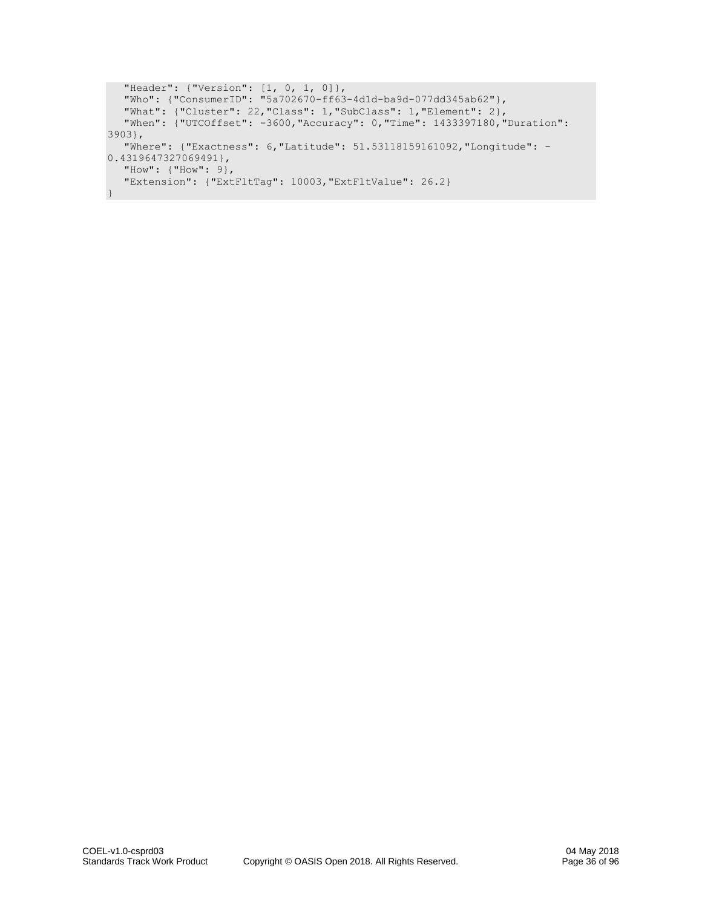```
   "Header": {"Version": [1, 0, 1, 0]},
   "Who": {"ConsumerID": "5a702670-ff63-4d1d-ba9d-077dd345ab62"},
   "What": {"Cluster": 22,"Class": 1,"SubClass": 1,"Element": 2},
   "When": {"UTCOffset": -3600,"Accuracy": 0,"Time": 1433397180,"Duration": 
3903},
   "Where": {"Exactness": 6,"Latitude": 51.53118159161092,"Longitude": -
0.4319647327069491},
   "How": {"How": 9},
   "Extension": {"ExtFltTag": 10003,"ExtFltValue": 26.2}
}
```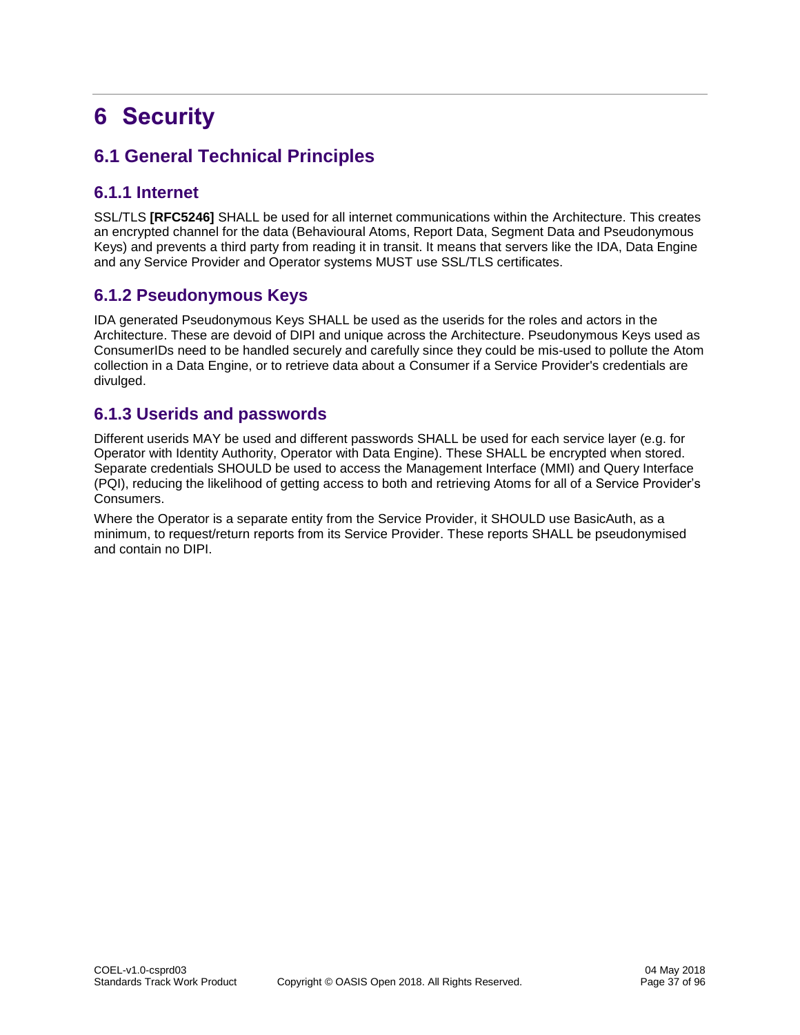# 6 Security

## 6.1 General Technical Principles

### 6.1.1 Internet

SSL/TLS **[RFC5246]** SHALL be used for all internet communications within the Architecture. This creates an encrypted channel for the data (Behavioural Atoms, Report Data, Segment Data and Pseudonymous Keys) and prevents a third party from reading it in transit. It means that servers like the IDA, Data Engine and any Service Provider and Operator systems MUST use SSL/TLS certificates.

### 6.1.2 Pseudonymous Keys

IDA generated Pseudonymous Keys SHALL be used as the userids for the roles and actors in the Architecture. These are devoid of DIPI and unique across the Architecture. Pseudonymous Keys used as ConsumerIDs need to be handled securely and carefully since they could be mis-used to pollute the Atom collection in a Data Engine, or to retrieve data about a Consumer if a Service Provider's credentials are divulged.

### 6.1.3 Userids and passwords

Different userids MAY be used and different passwords SHALL be used for each service layer (e.g. for Operator with Identity Authority, Operator with Data Engine). These SHALL be encrypted when stored. Separate credentials SHOULD be used to access the Management Interface (MMI) and Query Interface (PQI), reducing the likelihood of getting access to both and retrieving Atoms for all of a Service Provider's Consumers.

Where the Operator is a separate entity from the Service Provider, it SHOULD use BasicAuth, as a minimum, to request/return reports from its Service Provider. These reports SHALL be pseudonymised and contain no DIPI.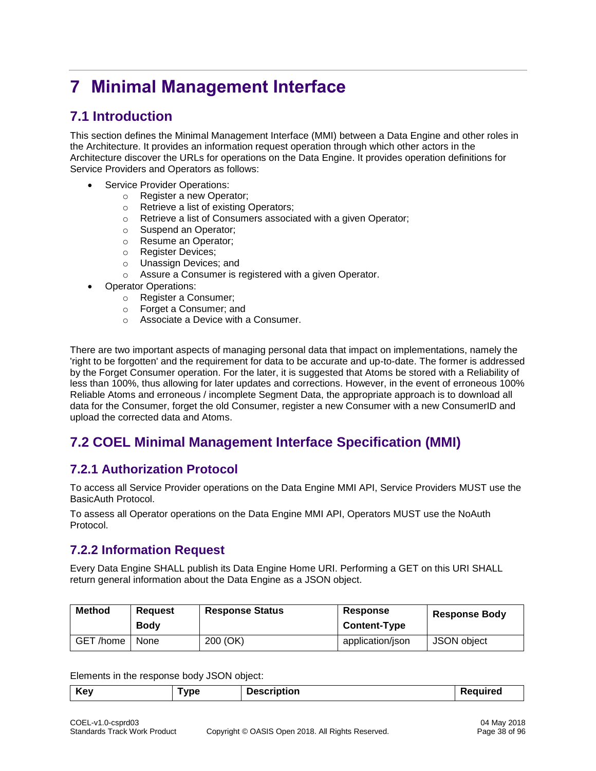# 7 Minimal Management Interface

## 7.1 Introduction

This section defines the Minimal Management Interface (MMI) between a Data Engine and other roles in the Architecture. It provides an information request operation through which other actors in the Architecture discover the URLs for operations on the Data Engine. It provides operation definitions for Service Providers and Operators as follows:

- Service Provider Operations:
  - Register a new Operator;
  - Retrieve a list of existing Operators;
  - Retrieve a list of Consumers associated with a given Operator;
  - Suspend an Operator;
  - Resume an Operator;
  - Register Devices;
  - Unassign Devices; and
  - Assure a Consumer is registered with a given Operator.
- Operator Operations:
  - Register a Consumer;
  - Forget a Consumer; and
  - Associate a Device with a Consumer.

There are two important aspects of managing personal data that impact on implementations, namely the 'right to be forgotten' and the requirement for data to be accurate and up-to-date. The former is addressed by the Forget Consumer operation. For the later, it is suggested that Atoms be stored with a Reliability of less than 100%, thus allowing for later updates and corrections. However, in the event of erroneous 100% Reliable Atoms and erroneous / incomplete Segment Data, the appropriate approach is to download all data for the Consumer, forget the old Consumer, register a new Consumer with a new ConsumerID and upload the corrected data and Atoms.

## 7.2 COEL Minimal Management Interface Specification (MMI)

### 7.2.1 Authorization Protocol

To access all Service Provider operations on the Data Engine MMI API, Service Providers MUST use the BasicAuth Protocol.

To assess all Operator operations on the Data Engine MMI API, Operators MUST use the NoAuth Protocol.

### 7.2.2 Information Request

Every Data Engine SHALL publish its Data Engine Home URI. Performing a GET on this URI SHALL return general information about the Data Engine as a JSON object.

| Method | Request Body | Response Status | Response Content-Type | Response Body |
|---|---|---|---|---|
| GET /home | None | 200 (OK) | application/json | JSON object |

Elements in the response body JSON object:

| Key | Type | Description | Required |
|---|---|---|---|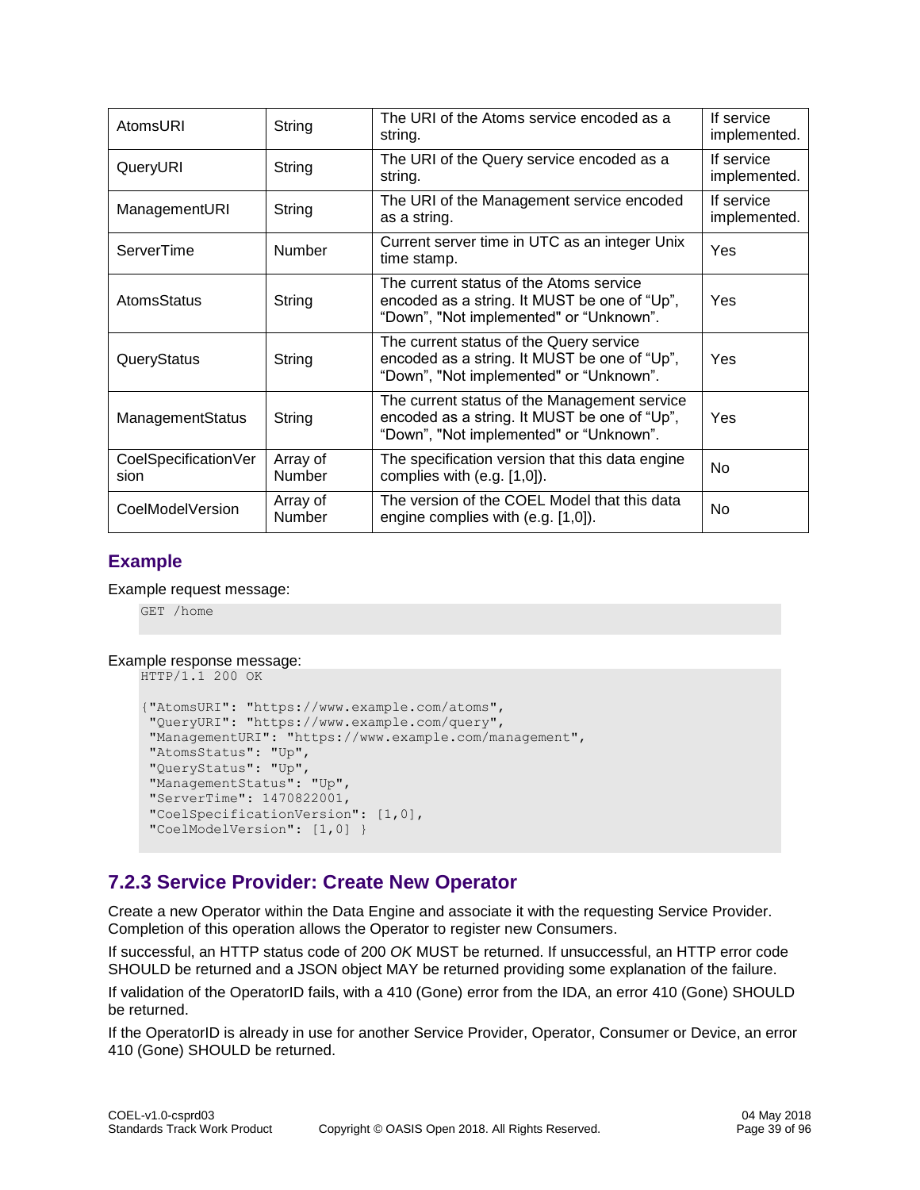| AtomsURI | String | The URI of the Atoms service encoded as a string. | If service implemented. |
|---|---|---|---|
| QueryURI | String | The URI of the Query service encoded as a string. | If service implemented. |
| ManagementURI | String | The URI of the Management service encoded as a string. | If service implemented. |
| ServerTime | Number | Current server time in UTC as an integer Unix time stamp. | Yes |
| AtomsStatus | String | The current status of the Atoms service encoded as a string. It MUST be one of "Up", "Down", "Not implemented" or "Unknown". | Yes |
| QueryStatus | String | The current status of the Query service encoded as a string. It MUST be one of "Up", "Down", "Not implemented" or "Unknown". | Yes |
| ManagementStatus | String | The current status of the Management service encoded as a string. It MUST be one of "Up", "Down", "Not implemented" or "Unknown". | Yes |
| CoelSpecificationVersion | Array of Number | The specification version that this data engine complies with (e.g. [1,0]). | No |
| CoelModelVersion | Array of Number | The version of the COEL Model that this data engine complies with (e.g. [1,0]). | No |

### Example

Example request message:

```
GET /home
```

Example response message:

```
HTTP/1.1 200 OK

{"AtomsURI": "https://www.example.com/atoms",
 "QueryURI": "https://www.example.com/query",
 "ManagementURI": "https://www.example.com/management",
 "AtomsStatus": "Up",
 "QueryStatus": "Up",
 "ManagementStatus": "Up",
 "ServerTime": 1470822001,
 "CoelSpecificationVersion": [1,0],
 "CoelModelVersion": [1,0] }
```

## 7.2.3 Service Provider: Create New Operator

Create a new Operator within the Data Engine and associate it with the requesting Service Provider. Completion of this operation allows the Operator to register new Consumers.

If successful, an HTTP status code of 200 *OK* MUST be returned. If unsuccessful, an HTTP error code SHOULD be returned and a JSON object MAY be returned providing some explanation of the failure.

If validation of the OperatorID fails, with a 410 (Gone) error from the IDA, an error 410 (Gone) SHOULD be returned.

If the OperatorID is already in use for another Service Provider, Operator, Consumer or Device, an error 410 (Gone) SHOULD be returned.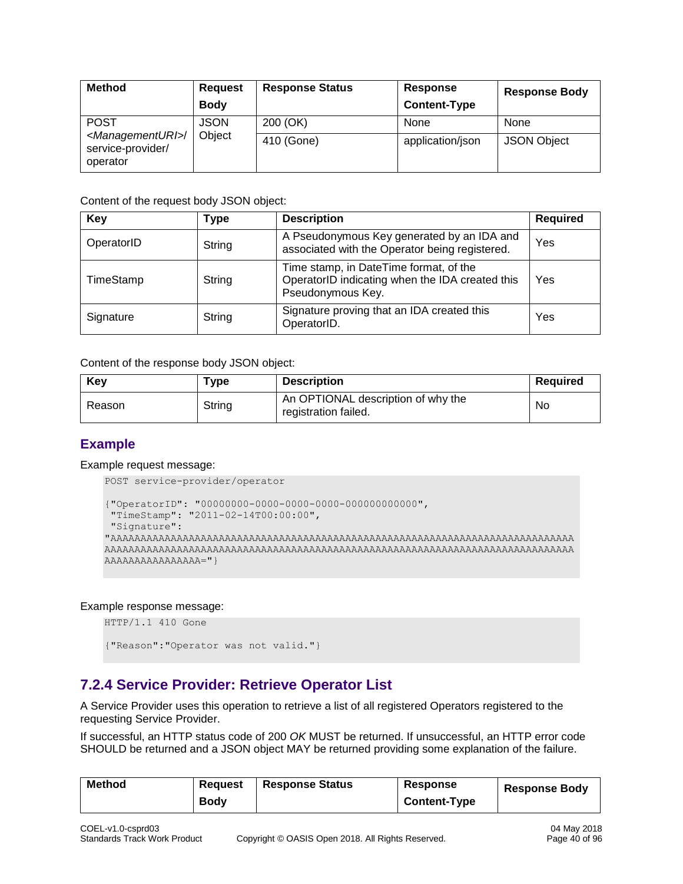| Method | Request Body | Response Status | Response Content-Type | Response Body |
|---|---|---|---|---|
| POST *<ManagementURI>*/service-provider/operator | JSON Object | 200 (OK) | None | None |
| | | 410 (Gone) | application/json | JSON Object |

Content of the request body JSON object:

| Key | Type | Description | Required |
|---|---|---|---|
| OperatorID | String | A Pseudonymous Key generated by an IDA and associated with the Operator being registered. | Yes |
| TimeStamp | String | Time stamp, in DateTime format, of the OperatorID indicating when the IDA created this Pseudonymous Key. | Yes |
| Signature | String | Signature proving that an IDA created this OperatorID. | Yes |

Content of the response body JSON object:

| Key | Type | Description | Required |
|---|---|---|---|
| Reason | String | An OPTIONAL description of why the registration failed. | No |

## Example

Example request message:

```
POST service-provider/operator

{"OperatorID": "00000000-0000-0000-0000-000000000000",
 "TimeStamp": "2011-02-14T00:00:00",
 "Signature":
"AAAAAAAAAAAAAAAAAAAAAAAAAAAAAAAAAAAAAAAAAAAAAAAAAAAAAAAAAAAAAAAAAAAAAAAAAAAAAAAA
AAAAAAAAAAAAAAAAAAAAAAAAAAAAAAAAAAAAAAAAAAAAAAAAAAAAAAAAAAAAAAAAAAAAAAAAAAAAAAAA
AAAAAAAAAAAAAAAA="}
```

Example response message:

```
HTTP/1.1 410 Gone

{"Reason":"Operator was not valid."}
```

## 7.2.4 Service Provider: Retrieve Operator List

A Service Provider uses this operation to retrieve a list of all registered Operators registered to the requesting Service Provider.

If successful, an HTTP status code of 200 *OK* MUST be returned. If unsuccessful, an HTTP error code SHOULD be returned and a JSON object MAY be returned providing some explanation of the failure.

| Method | Request Body | Response Status | Response Content-Type | Response Body |
|---|---|---|---|---|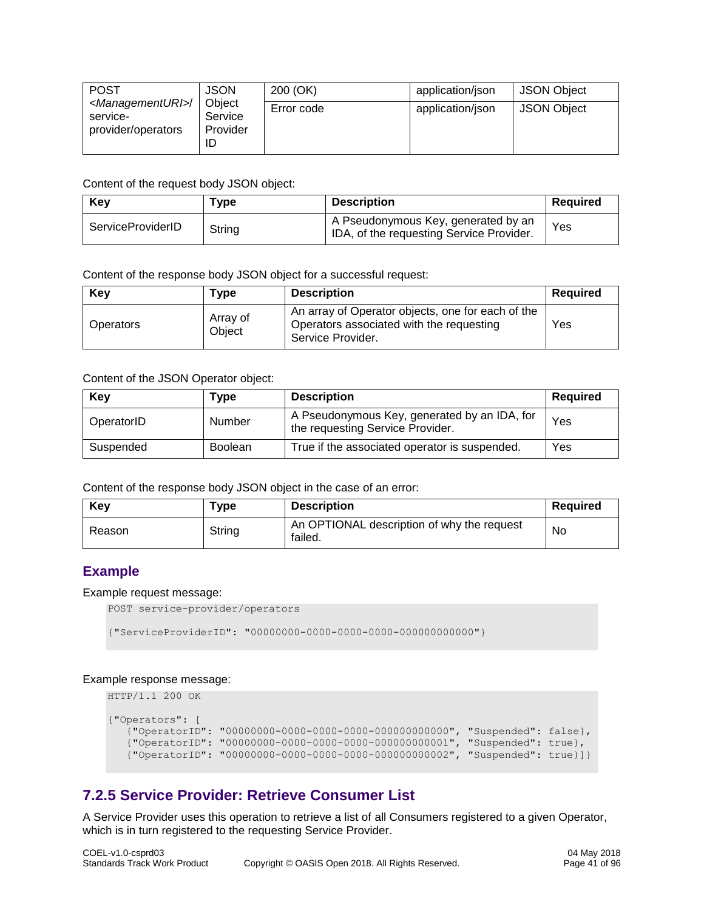| POST <ManagementURI>/service-provider/operators | JSON Object Service Provider ID | 200 (OK) | application/json | JSON Object |
|---|---|---|---|---|
| | | Error code | application/json | JSON Object |

Content of the request body JSON object:

| Key | Type | Description | Required |
|---|---|---|---|
| ServiceProviderID | String | A Pseudonymous Key, generated by an IDA, of the requesting Service Provider. | Yes |

Content of the response body JSON object for a successful request:

| Key | Type | Description | Required |
|---|---|---|---|
| Operators | Array of Object | An array of Operator objects, one for each of the Operators associated with the requesting Service Provider. | Yes |

Content of the JSON Operator object:

| Key | Type | Description | Required |
|---|---|---|---|
| OperatorID | Number | A Pseudonymous Key, generated by an IDA, for the requesting Service Provider. | Yes |
| Suspended | Boolean | True if the associated operator is suspended. | Yes |

Content of the response body JSON object in the case of an error:

| Key | Type | Description | Required |
|---|---|---|---|
| Reason | String | An OPTIONAL description of why the request failed. | No |

### Example

Example request message:

```
POST service-provider/operators

{"ServiceProviderID": "00000000-0000-0000-0000-000000000000"}
```

Example response message:

```
HTTP/1.1 200 OK

{"Operators": [
   {"OperatorID": "00000000-0000-0000-0000-000000000000", "Suspended": false},
   {"OperatorID": "00000000-0000-0000-0000-000000000001", "Suspended": true},
   {"OperatorID": "00000000-0000-0000-0000-000000000002", "Suspended": true}]}
```

## 7.2.5 Service Provider: Retrieve Consumer List

A Service Provider uses this operation to retrieve a list of all Consumers registered to a given Operator, which is in turn registered to the requesting Service Provider.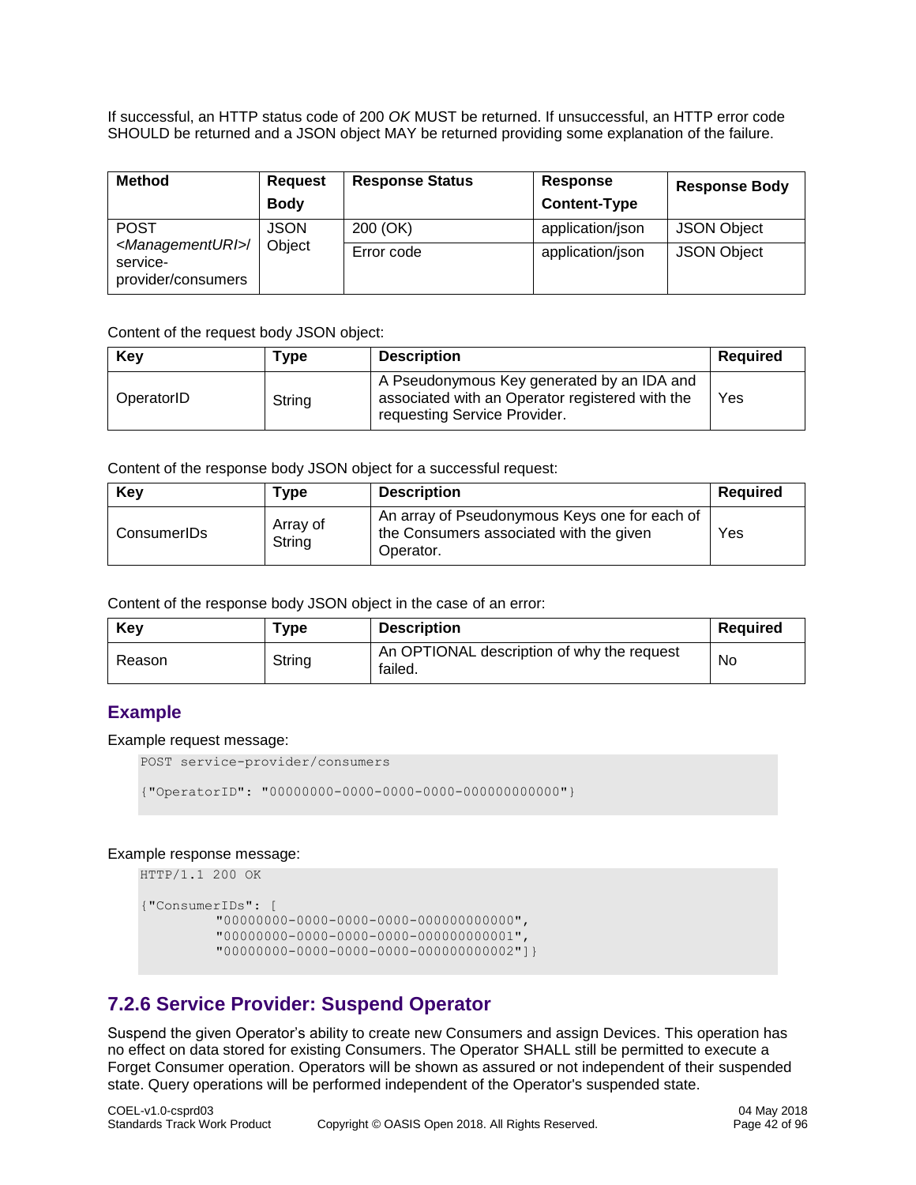If successful, an HTTP status code of 200 *OK* MUST be returned. If unsuccessful, an HTTP error code SHOULD be returned and a JSON object MAY be returned providing some explanation of the failure.

| Method | Request Body | Response Status | Response Content-Type | Response Body |
|---|---|---|---|---|
| POST *<ManagementURI>/* service-provider/consumers | JSON Object | 200 (OK) | application/json | JSON Object |
| | | Error code | application/json | JSON Object |

Content of the request body JSON object:

| Key | Type | Description | Required |
|---|---|---|---|
| OperatorID | String | A Pseudonymous Key generated by an IDA and associated with an Operator registered with the requesting Service Provider. | Yes |

Content of the response body JSON object for a successful request:

| Key | Type | Description | Required |
|---|---|---|---|
| ConsumerIDs | Array of String | An array of Pseudonymous Keys one for each of the Consumers associated with the given Operator. | Yes |

Content of the response body JSON object in the case of an error:

| Key | Type | Description | Required |
|---|---|---|---|
| Reason | String | An OPTIONAL description of why the request failed. | No |

### Example

Example request message:

```
POST service-provider/consumers

{"OperatorID": "00000000-0000-0000-0000-000000000000"}
```

Example response message:

```
HTTP/1.1 200 OK

{"ConsumerIDs": [
          "00000000-0000-0000-0000-000000000000",
          "00000000-0000-0000-0000-000000000001",
          "00000000-0000-0000-0000-000000000002"]}
```

## 7.2.6 Service Provider: Suspend Operator

Suspend the given Operator's ability to create new Consumers and assign Devices. This operation has no effect on data stored for existing Consumers. The Operator SHALL still be permitted to execute a Forget Consumer operation. Operators will be shown as assured or not independent of their suspended state. Query operations will be performed independent of the Operator's suspended state.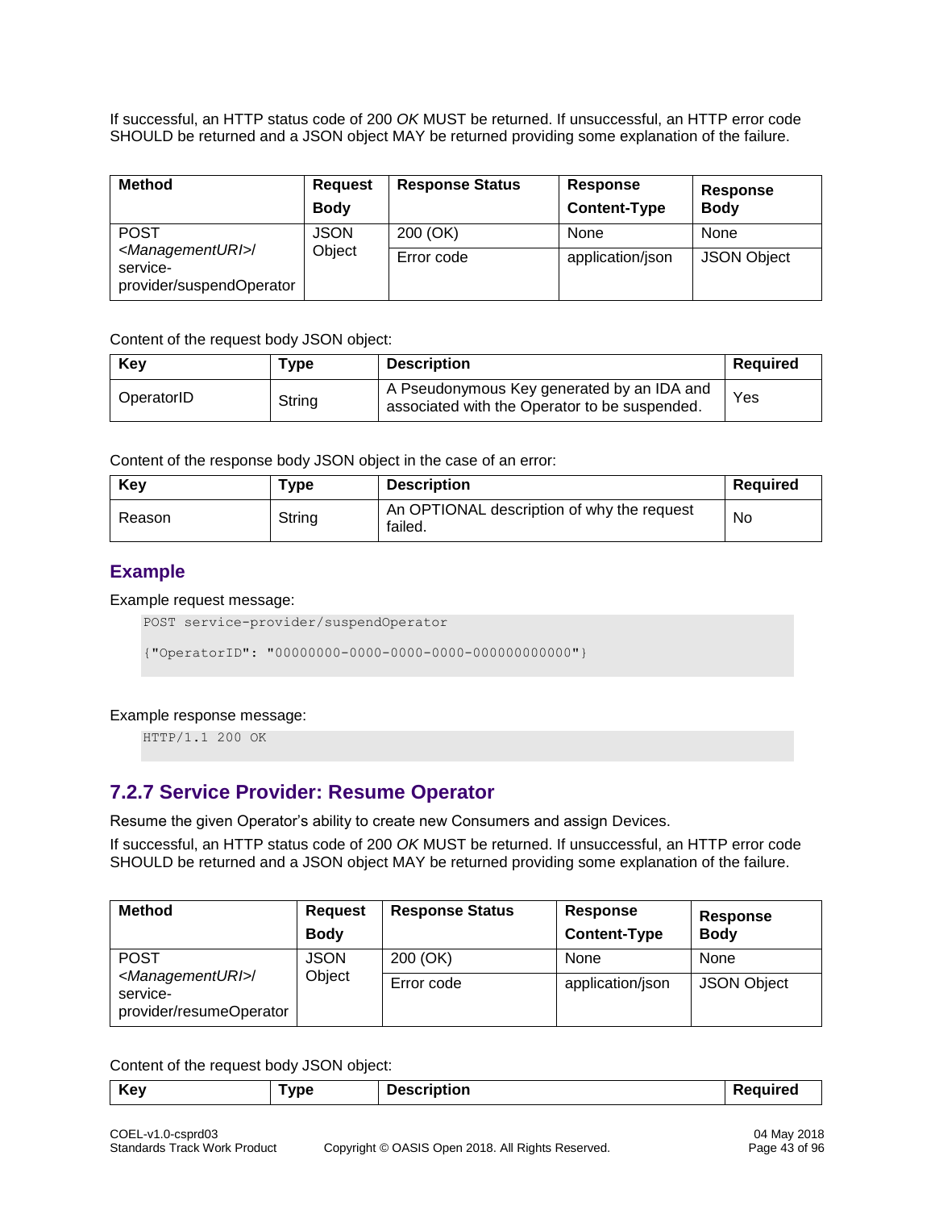If successful, an HTTP status code of 200 *OK* MUST be returned. If unsuccessful, an HTTP error code SHOULD be returned and a JSON object MAY be returned providing some explanation of the failure.

| Method | Request Body | Response Status | Response Content-Type | Response Body |
|---|---|---|---|---|
| POST *<ManagementURI>*/ service-provider/suspendOperator | JSON Object | 200 (OK) | None | None |
| | | Error code | application/json | JSON Object |

Content of the request body JSON object:

| Key | Type | Description | Required |
|---|---|---|---|
| OperatorID | String | A Pseudonymous Key generated by an IDA and associated with the Operator to be suspended. | Yes |

Content of the response body JSON object in the case of an error:

| Key | Type | Description | Required |
|---|---|---|---|
| Reason | String | An OPTIONAL description of why the request failed. | No |

### Example

Example request message:

```
POST service-provider/suspendOperator

{"OperatorID": "00000000-0000-0000-0000-000000000000"}
```

Example response message:

```
HTTP/1.1 200 OK
```

## 7.2.7 Service Provider: Resume Operator

Resume the given Operator's ability to create new Consumers and assign Devices.

If successful, an HTTP status code of 200 *OK* MUST be returned. If unsuccessful, an HTTP error code SHOULD be returned and a JSON object MAY be returned providing some explanation of the failure.

| Method | Request Body | Response Status | Response Content-Type | Response Body |
|---|---|---|---|---|
| POST *<ManagementURI>*/ service-provider/resumeOperator | JSON Object | 200 (OK) | None | None |
| | | Error code | application/json | JSON Object |

Content of the request body JSON object:

| Key | Type | Description | Required |
|---|---|---|---|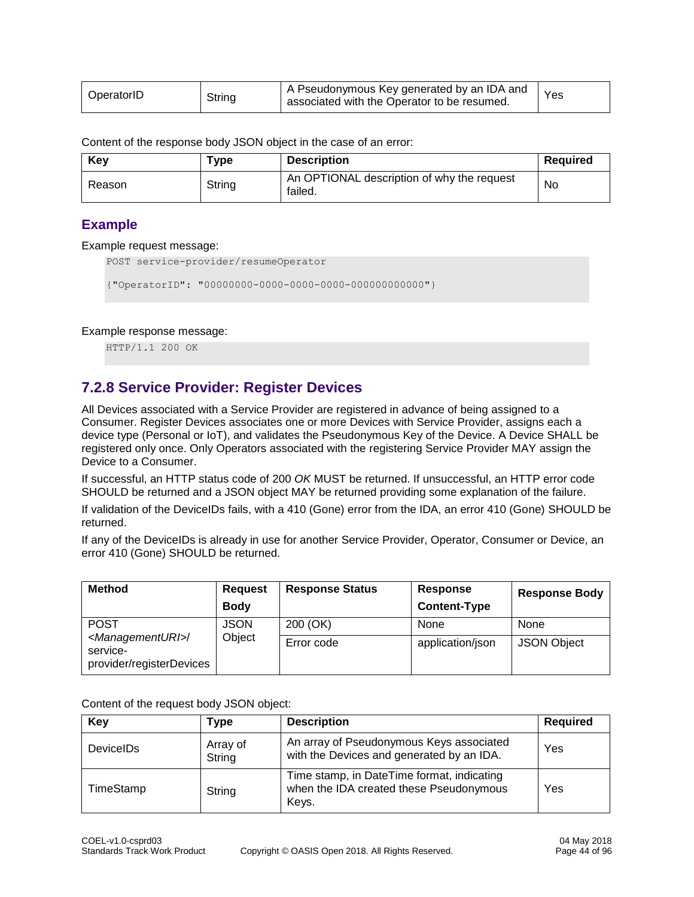| OperatorID | String | A Pseudonymous Key generated by an IDA and associated with the Operator to be resumed. | Yes |
|---|---|---|---|

Content of the response body JSON object in the case of an error:

| Key | Type | Description | Required |
|---|---|---|---|
| Reason | String | An OPTIONAL description of why the request failed. | No |

### Example

Example request message:

```
POST service-provider/resumeOperator

{"OperatorID": "00000000-0000-0000-0000-000000000000"}
```

Example response message:

```
HTTP/1.1 200 OK
```

## 7.2.8 Service Provider: Register Devices

All Devices associated with a Service Provider are registered in advance of being assigned to a Consumer. Register Devices associates one or more Devices with Service Provider, assigns each a device type (Personal or IoT), and validates the Pseudonymous Key of the Device. A Device SHALL be registered only once. Only Operators associated with the registering Service Provider MAY assign the Device to a Consumer.

If successful, an HTTP status code of 200 *OK* MUST be returned. If unsuccessful, an HTTP error code SHOULD be returned and a JSON object MAY be returned providing some explanation of the failure.

If validation of the DeviceIDs fails, with a 410 (Gone) error from the IDA, an error 410 (Gone) SHOULD be returned.

If any of the DeviceIDs is already in use for another Service Provider, Operator, Consumer or Device, an error 410 (Gone) SHOULD be returned.

| Method | Request Body | Response Status | Response Content-Type | Response Body |
|---|---|---|---|---|
| POST *<ManagementURI>*/ service-provider/registerDevices | JSON Object | 200 (OK) | None | None |
| | | Error code | application/json | JSON Object |

Content of the request body JSON object:

| Key | Type | Description | Required |
|---|---|---|---|
| DeviceIDs | Array of String | An array of Pseudonymous Keys associated with the Devices and generated by an IDA. | Yes |
| TimeStamp | String | Time stamp, in DateTime format, indicating when the IDA created these Pseudonymous Keys. | Yes |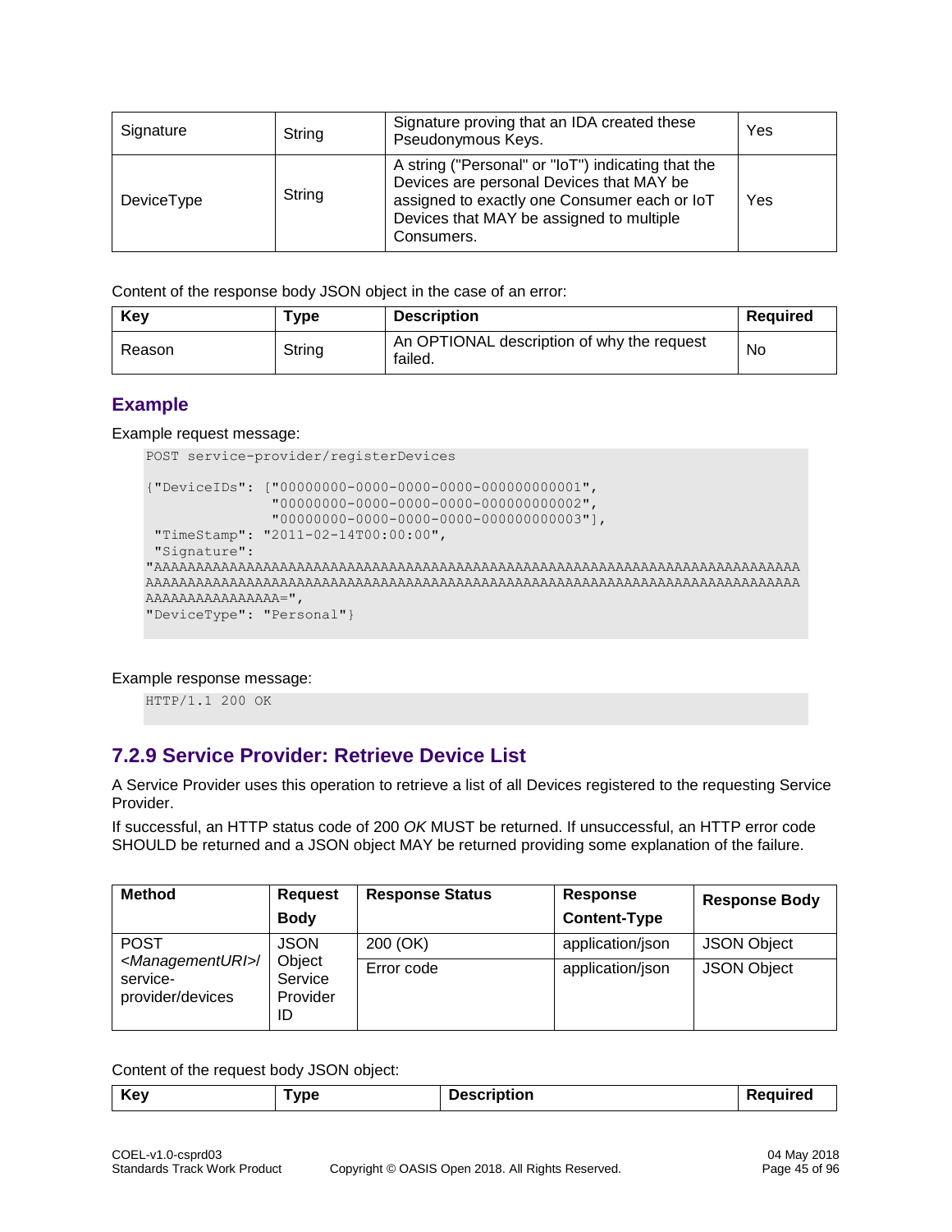| Signature | String | Signature proving that an IDA created these Pseudonymous Keys. | Yes |
|---|---|---|---|
| DeviceType | String | A string ("Personal" or "IoT") indicating that the Devices are personal Devices that MAY be assigned to exactly one Consumer each or IoT Devices that MAY be assigned to multiple Consumers. | Yes |

Content of the response body JSON object in the case of an error:

| Key | Type | Description | Required |
|---|---|---|---|
| Reason | String | An OPTIONAL description of why the request failed. | No |

### Example

Example request message:

```
POST service-provider/registerDevices

{"DeviceIDs": ["00000000-0000-0000-0000-000000000001",
               "00000000-0000-0000-0000-000000000002",
               "00000000-0000-0000-0000-000000000003"],
 "TimeStamp": "2011-02-14T00:00:00",
 "Signature":
"AAAAAAAAAAAAAAAAAAAAAAAAAAAAAAAAAAAAAAAAAAAAAAAAAAAAAAAAAAAAAAAAAAAAAAAAAAAAAAAAA
AAAAAAAAAAAAAAAAAAAAAAAAAAAAAAAAAAAAAAAAAAAAAAAAAAAAAAAAAAAAAAAAAAAAAAAAAAAAAAAAAA
AAAAAAAAAAAAAAAA=",
"DeviceType": "Personal"}
```

Example response message:

```
HTTP/1.1 200 OK
```

## 7.2.9 Service Provider: Retrieve Device List

A Service Provider uses this operation to retrieve a list of all Devices registered to the requesting Service Provider.

If successful, an HTTP status code of 200 *OK* MUST be returned. If unsuccessful, an HTTP error code SHOULD be returned and a JSON object MAY be returned providing some explanation of the failure.

| Method | Request Body | Response Status | Response Content-Type | Response Body |
|---|---|---|---|---|
| POST *<ManagementURI>*/ service-provider/devices | JSON Object Service Provider ID | 200 (OK) | application/json | JSON Object |
| | | Error code | application/json | JSON Object |

Content of the request body JSON object:

| Key | Type | Description | Required |
|---|---|---|---|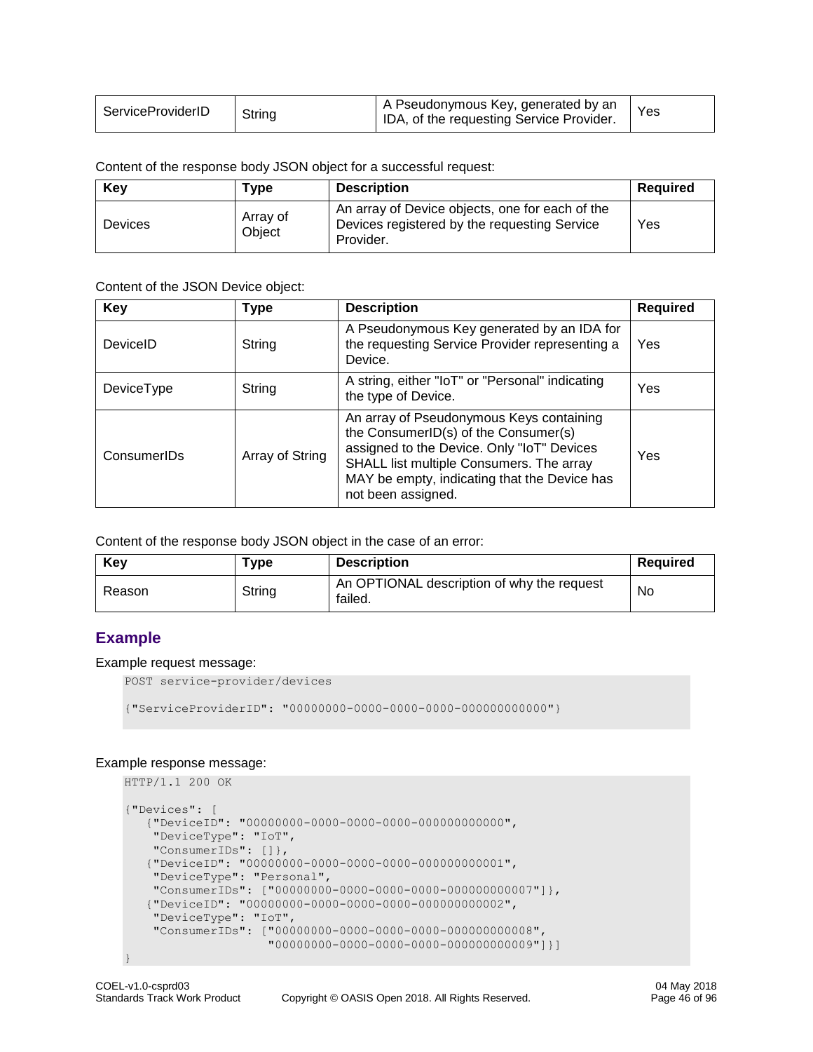| ServiceProviderID | String | A Pseudonymous Key, generated by an IDA, of the requesting Service Provider. | Yes |
|---|---|---|---|

Content of the response body JSON object for a successful request:

| Key | Type | Description | Required |
|---|---|---|---|
| Devices | Array of Object | An array of Device objects, one for each of the Devices registered by the requesting Service Provider. | Yes |

Content of the JSON Device object:

| Key | Type | Description | Required |
|---|---|---|---|
| DeviceID | String | A Pseudonymous Key generated by an IDA for the requesting Service Provider representing a Device. | Yes |
| DeviceType | String | A string, either "IoT" or "Personal" indicating the type of Device. | Yes |
| ConsumerIDs | Array of String | An array of Pseudonymous Keys containing the ConsumerID(s) of the Consumer(s) assigned to the Device. Only "IoT" Devices SHALL list multiple Consumers. The array MAY be empty, indicating that the Device has not been assigned. | Yes |

Content of the response body JSON object in the case of an error:

| Key | Type | Description | Required |
|---|---|---|---|
| Reason | String | An OPTIONAL description of why the request failed. | No |

## Example

Example request message:

```
POST service-provider/devices

{"ServiceProviderID": "00000000-0000-0000-0000-000000000000"}
```

Example response message:

```
HTTP/1.1 200 OK

{"Devices": [
   {"DeviceID": "00000000-0000-0000-0000-000000000000",
    "DeviceType": "IoT",
    "ConsumerIDs": []},
   {"DeviceID": "00000000-0000-0000-0000-000000000001",
    "DeviceType": "Personal",
    "ConsumerIDs": ["00000000-0000-0000-0000-000000000007"]},
   {"DeviceID": "00000000-0000-0000-0000-000000000002",
    "DeviceType": "IoT",
    "ConsumerIDs": ["00000000-0000-0000-0000-000000000008",
                    "00000000-0000-0000-0000-000000000009"]}]
}
```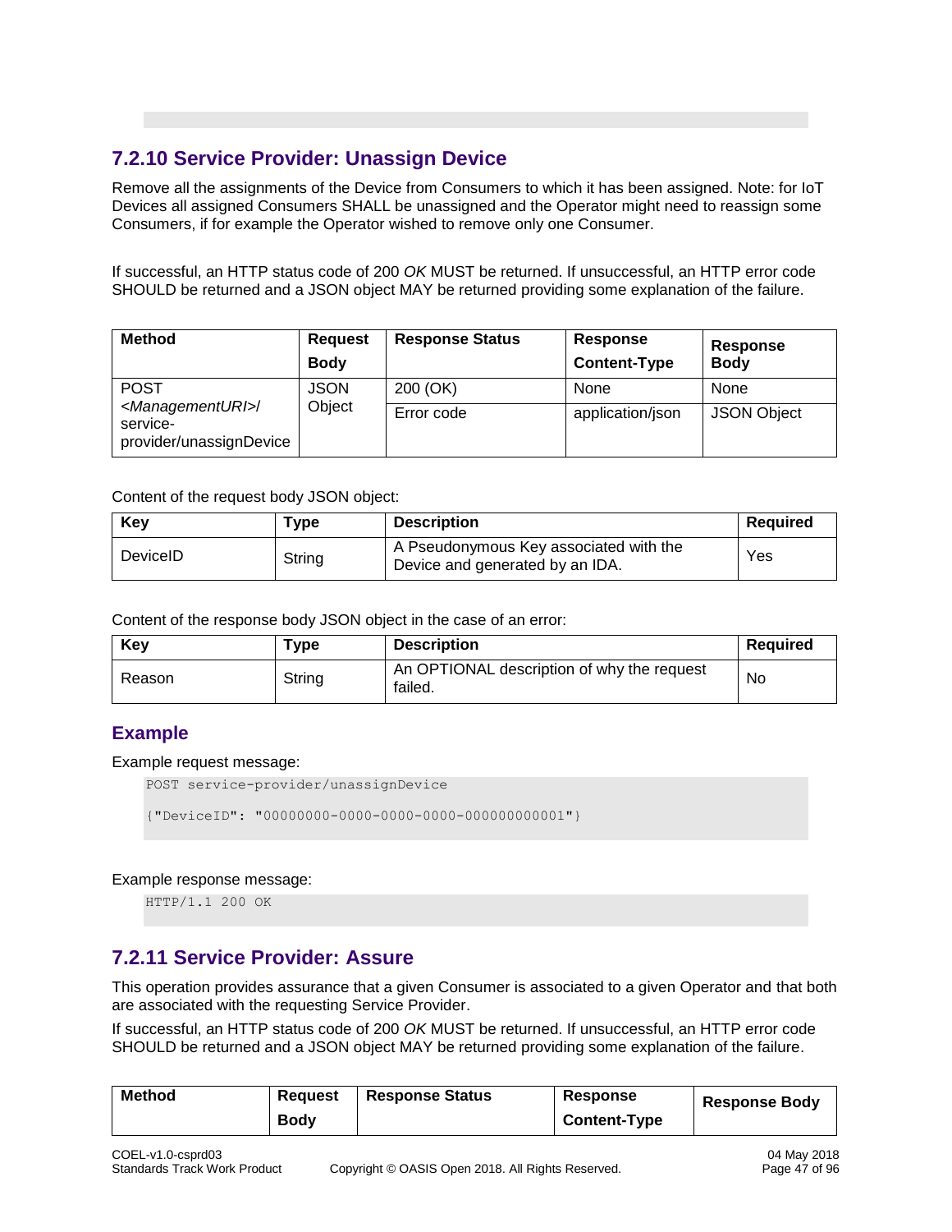### 7.2.10 Service Provider: Unassign Device

Remove all the assignments of the Device from Consumers to which it has been assigned. Note: for IoT Devices all assigned Consumers SHALL be unassigned and the Operator might need to reassign some Consumers, if for example the Operator wished to remove only one Consumer.

If successful, an HTTP status code of 200 *OK* MUST be returned. If unsuccessful, an HTTP error code SHOULD be returned and a JSON object MAY be returned providing some explanation of the failure.

| Method | Request Body | Response Status | Response Content-Type | Response Body |
|---|---|---|---|---|
| POST <*ManagementURI*>/ service-provider/unassignDevice | JSON Object | 200 (OK) | None | None |
| | | Error code | application/json | JSON Object |

Content of the request body JSON object:

| Key | Type | Description | Required |
|---|---|---|---|
| DeviceID | String | A Pseudonymous Key associated with the Device and generated by an IDA. | Yes |

Content of the response body JSON object in the case of an error:

| Key | Type | Description | Required |
|---|---|---|---|
| Reason | String | An OPTIONAL description of why the request failed. | No |

#### Example

Example request message:

```
POST service-provider/unassignDevice

{"DeviceID": "00000000-0000-0000-0000-000000000001"}
```

Example response message:

```
HTTP/1.1 200 OK
```

### 7.2.11 Service Provider: Assure

This operation provides assurance that a given Consumer is associated to a given Operator and that both are associated with the requesting Service Provider.

If successful, an HTTP status code of 200 *OK* MUST be returned. If unsuccessful, an HTTP error code SHOULD be returned and a JSON object MAY be returned providing some explanation of the failure.

| Method | Request Body | Response Status | Response Content-Type | Response Body |
|---|---|---|---|---|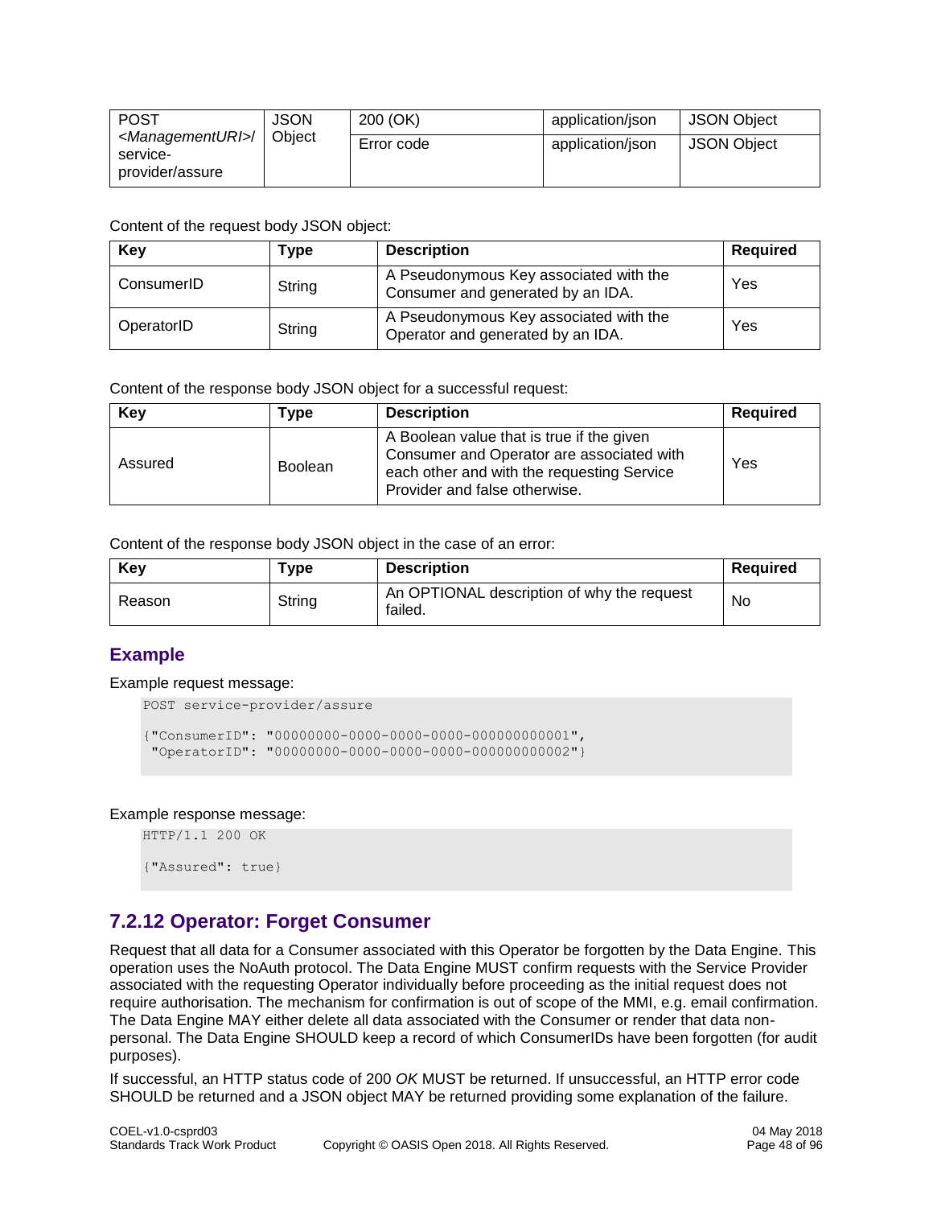| POST <ManagementURI>/ service-provider/assure | JSON Object | 200 (OK) | application/json | JSON Object |
|---|---|---|---|---|
| | | Error code | application/json | JSON Object |

Content of the request body JSON object:

| Key | Type | Description | Required |
|---|---|---|---|
| ConsumerID | String | A Pseudonymous Key associated with the Consumer and generated by an IDA. | Yes |
| OperatorID | String | A Pseudonymous Key associated with the Operator and generated by an IDA. | Yes |

Content of the response body JSON object for a successful request:

| Key | Type | Description | Required |
|---|---|---|---|
| Assured | Boolean | A Boolean value that is true if the given Consumer and Operator are associated with each other and with the requesting Service Provider and false otherwise. | Yes |

Content of the response body JSON object in the case of an error:

| Key | Type | Description | Required |
|---|---|---|---|
| Reason | String | An OPTIONAL description of why the request failed. | No |

### Example

Example request message:

```
POST service-provider/assure

{"ConsumerID": "00000000-0000-0000-0000-000000000001",
 "OperatorID": "00000000-0000-0000-0000-000000000002"}
```

Example response message:

```
HTTP/1.1 200 OK

{"Assured": true}
```

## 7.2.12 Operator: Forget Consumer

Request that all data for a Consumer associated with this Operator be forgotten by the Data Engine. This operation uses the NoAuth protocol. The Data Engine MUST confirm requests with the Service Provider associated with the requesting Operator individually before proceeding as the initial request does not require authorisation. The mechanism for confirmation is out of scope of the MMI, e.g. email confirmation. The Data Engine MAY either delete all data associated with the Consumer or render that data non-personal. The Data Engine SHOULD keep a record of which ConsumerIDs have been forgotten (for audit purposes).

If successful, an HTTP status code of 200 *OK* MUST be returned. If unsuccessful, an HTTP error code SHOULD be returned and a JSON object MAY be returned providing some explanation of the failure.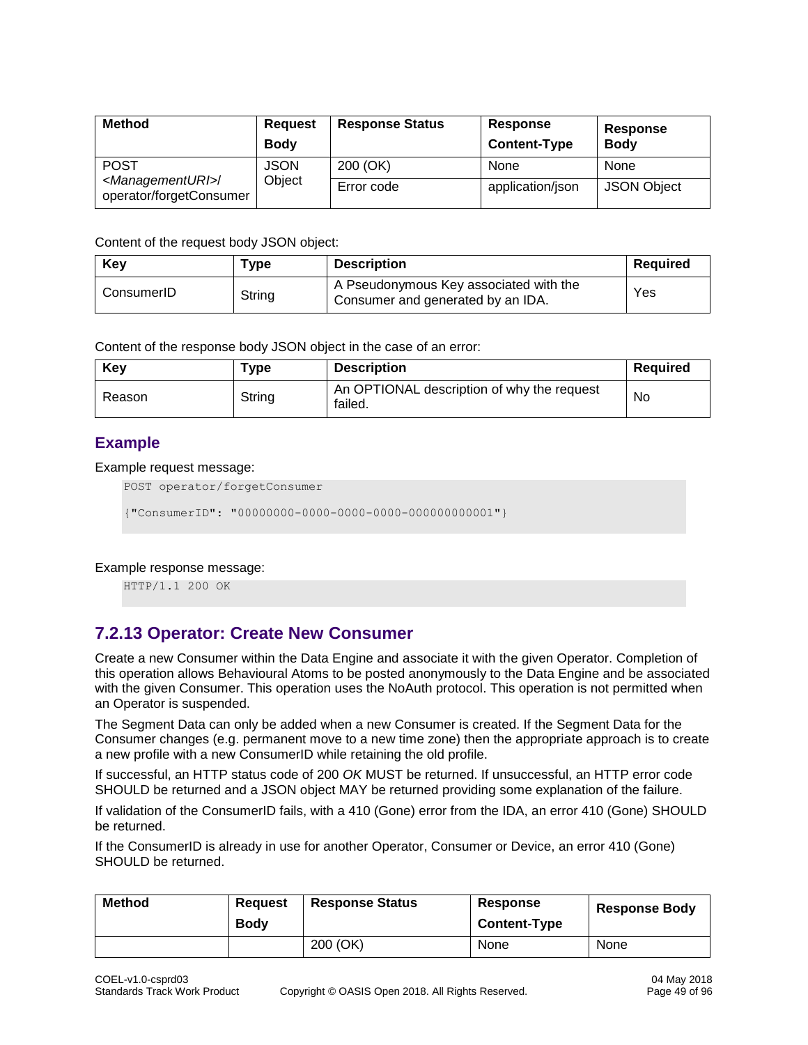| Method | Request Body | Response Status | Response Content-Type | Response Body |
|---|---|---|---|---|
| POST *<ManagementURI>*/ operator/forgetConsumer | JSON Object | 200 (OK) | None | None |
| | | Error code | application/json | JSON Object |

Content of the request body JSON object:

| Key | Type | Description | Required |
|---|---|---|---|
| ConsumerID | String | A Pseudonymous Key associated with the Consumer and generated by an IDA. | Yes |

Content of the response body JSON object in the case of an error:

| Key | Type | Description | Required |
|---|---|---|---|
| Reason | String | An OPTIONAL description of why the request failed. | No |

### Example

Example request message:

```
POST operator/forgetConsumer

{"ConsumerID": "00000000-0000-0000-0000-000000000001"}
```

Example response message:

```
HTTP/1.1 200 OK
```

## 7.2.13 Operator: Create New Consumer

Create a new Consumer within the Data Engine and associate it with the given Operator. Completion of this operation allows Behavioural Atoms to be posted anonymously to the Data Engine and be associated with the given Consumer. This operation uses the NoAuth protocol. This operation is not permitted when an Operator is suspended.

The Segment Data can only be added when a new Consumer is created. If the Segment Data for the Consumer changes (e.g. permanent move to a new time zone) then the appropriate approach is to create a new profile with a new ConsumerID while retaining the old profile.

If successful, an HTTP status code of 200 *OK* MUST be returned. If unsuccessful, an HTTP error code SHOULD be returned and a JSON object MAY be returned providing some explanation of the failure.

If validation of the ConsumerID fails, with a 410 (Gone) error from the IDA, an error 410 (Gone) SHOULD be returned.

If the ConsumerID is already in use for another Operator, Consumer or Device, an error 410 (Gone) SHOULD be returned.

| Method | Request Body | Response Status | Response Content-Type | Response Body |
|---|---|---|---|---|
| | | 200 (OK) | None | None |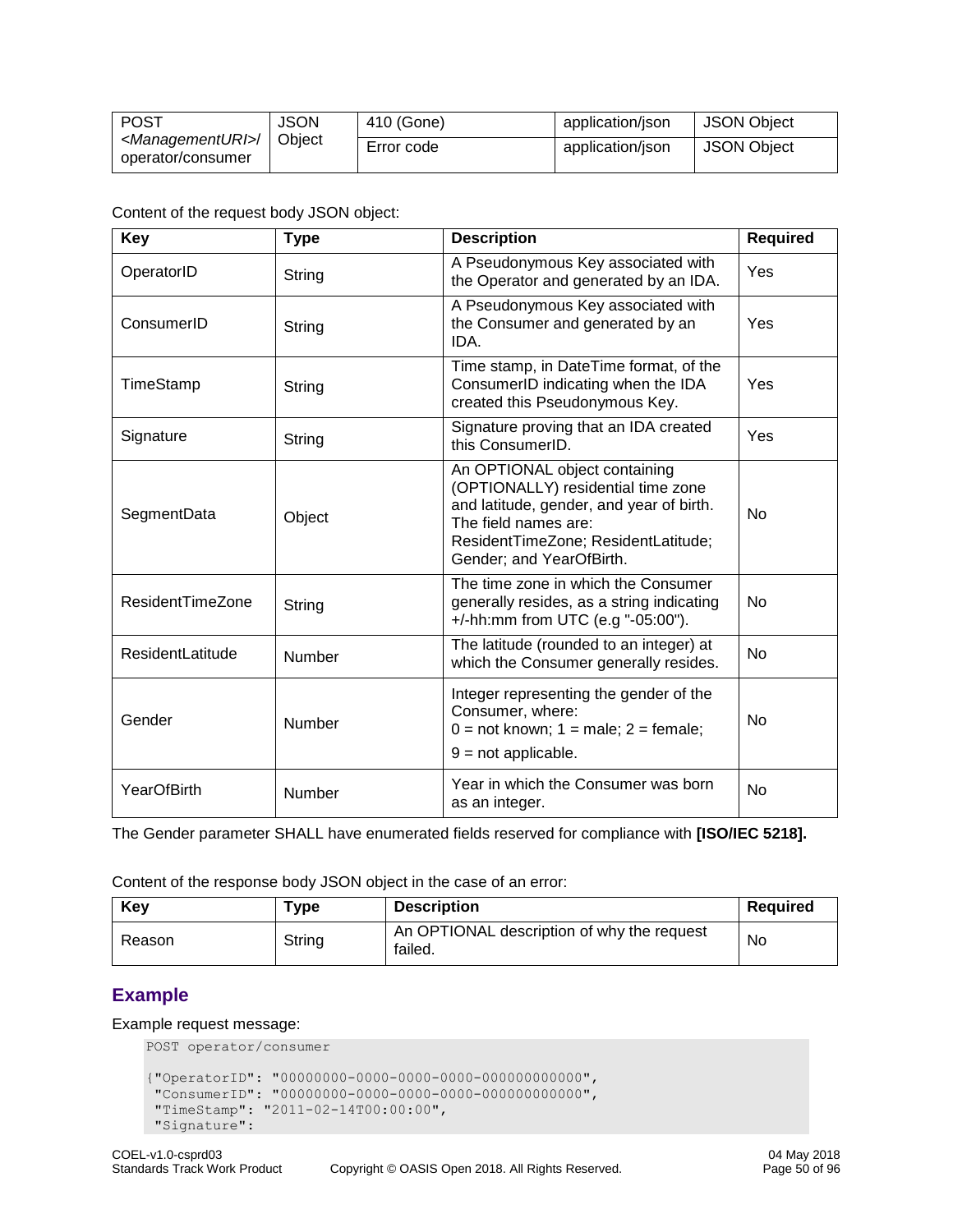| POST *<ManagementURI>/* operator/consumer | JSON Object | 410 (Gone) | application/json | JSON Object |
|---|---|---|---|---|
| | | Error code | application/json | JSON Object |

Content of the request body JSON object:

| Key | Type | Description | Required |
|---|---|---|---|
| OperatorID | String | A Pseudonymous Key associated with the Operator and generated by an IDA. | Yes |
| ConsumerID | String | A Pseudonymous Key associated with the Consumer and generated by an IDA. | Yes |
| TimeStamp | String | Time stamp, in DateTime format, of the ConsumerID indicating when the IDA created this Pseudonymous Key. | Yes |
| Signature | String | Signature proving that an IDA created this ConsumerID. | Yes |
| SegmentData | Object | An OPTIONAL object containing (OPTIONALLY) residential time zone and latitude, gender, and year of birth. The field names are: ResidentTimeZone; ResidentLatitude; Gender; and YearOfBirth. | No |
| ResidentTimeZone | String | The time zone in which the Consumer generally resides, as a string indicating +/-hh:mm from UTC (e.g "-05:00"). | No |
| ResidentLatitude | Number | The latitude (rounded to an integer) at which the Consumer generally resides. | No |
| Gender | Number | Integer representing the gender of the Consumer, where: 0 = not known; 1 = male; 2 = female; 9 = not applicable. | No |
| YearOfBirth | Number | Year in which the Consumer was born as an integer. | No |

The Gender parameter SHALL have enumerated fields reserved for compliance with **[ISO/IEC 5218].**

Content of the response body JSON object in the case of an error:

| Key | Type | Description | Required |
|---|---|---|---|
| Reason | String | An OPTIONAL description of why the request failed. | No |

## Example

Example request message:

```
POST operator/consumer

{"OperatorID": "00000000-0000-0000-0000-000000000000",
 "ConsumerID": "00000000-0000-0000-0000-000000000000",
 "TimeStamp": "2011-02-14T00:00:00",
 "Signature":
```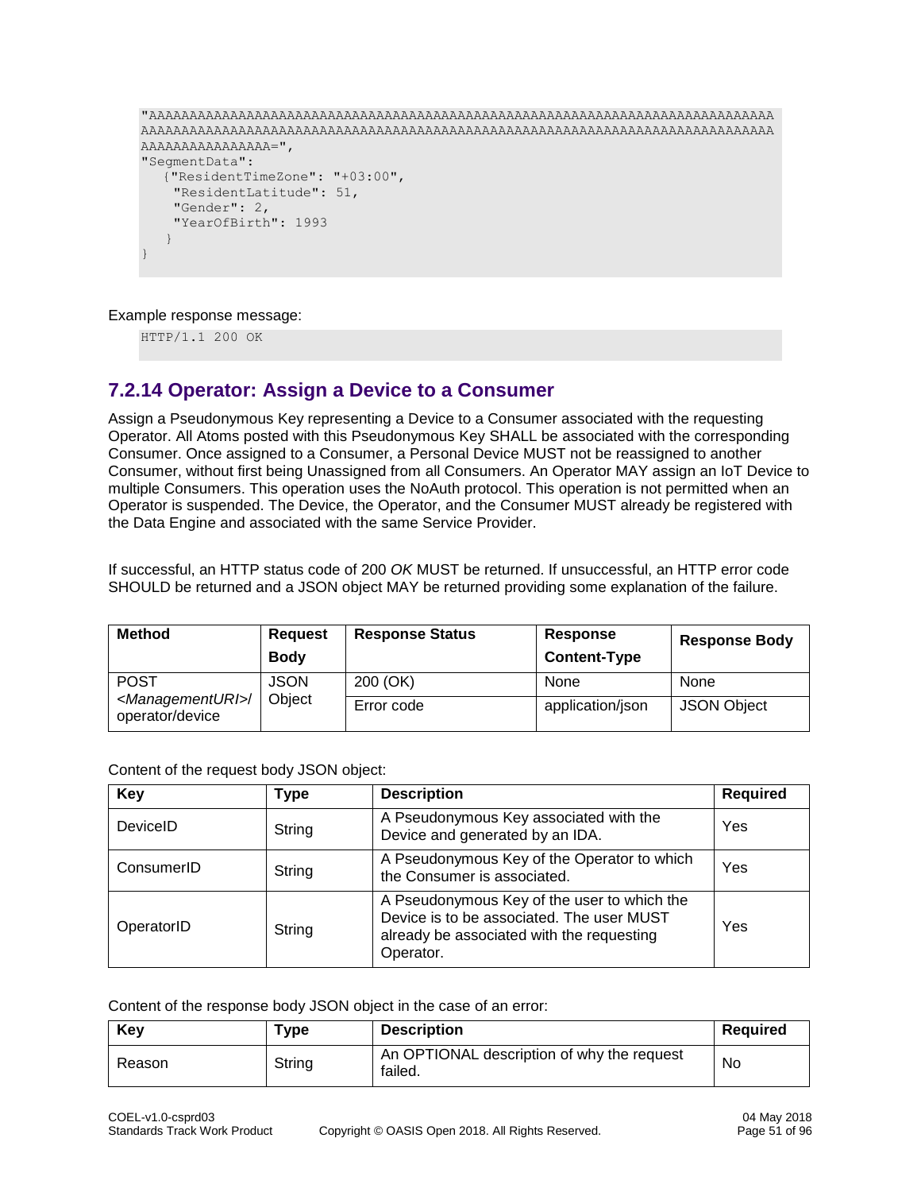```
"AAAAAAAAAAAAAAAAAAAAAAAAAAAAAAAAAAAAAAAAAAAAAAAAAAAAAAAAAAAAAAAAAAAAAAAAAAAAAA
AAAAAAAAAAAAAAAAAAAAAAAAAAAAAAAAAAAAAAAAAAAAAAAAAAAAAAAAAAAAAAAAAAAAAAAAAAAAAAA
AAAAAAAAAAAAAAAA=",
"SegmentData":
   {"ResidentTimeZone": "+03:00",
    "ResidentLatitude": 51,
    "Gender": 2,
    "YearOfBirth": 1993
   }
}
```

Example response message:

```
HTTP/1.1 200 OK
```

## 7.2.14 Operator: Assign a Device to a Consumer

Assign a Pseudonymous Key representing a Device to a Consumer associated with the requesting Operator. All Atoms posted with this Pseudonymous Key SHALL be associated with the corresponding Consumer. Once assigned to a Consumer, a Personal Device MUST not be reassigned to another Consumer, without first being Unassigned from all Consumers. An Operator MAY assign an IoT Device to multiple Consumers. This operation uses the NoAuth protocol. This operation is not permitted when an Operator is suspended. The Device, the Operator, and the Consumer MUST already be registered with the Data Engine and associated with the same Service Provider.

If successful, an HTTP status code of 200 *OK* MUST be returned. If unsuccessful, an HTTP error code SHOULD be returned and a JSON object MAY be returned providing some explanation of the failure.

| Method | Request Body | Response Status | Response Content-Type | Response Body |
|---|---|---|---|---|
| POST *<ManagementURI>*/ operator/device | JSON Object | 200 (OK) | None | None |
| | | Error code | application/json | JSON Object |

Content of the request body JSON object:

| Key | Type | Description | Required |
|---|---|---|---|
| DeviceID | String | A Pseudonymous Key associated with the Device and generated by an IDA. | Yes |
| ConsumerID | String | A Pseudonymous Key of the Operator to which the Consumer is associated. | Yes |
| OperatorID | String | A Pseudonymous Key of the user to which the Device is to be associated. The user MUST already be associated with the requesting Operator. | Yes |

Content of the response body JSON object in the case of an error:

| Key | Type | Description | Required |
|---|---|---|---|
| Reason | String | An OPTIONAL description of why the request failed. | No |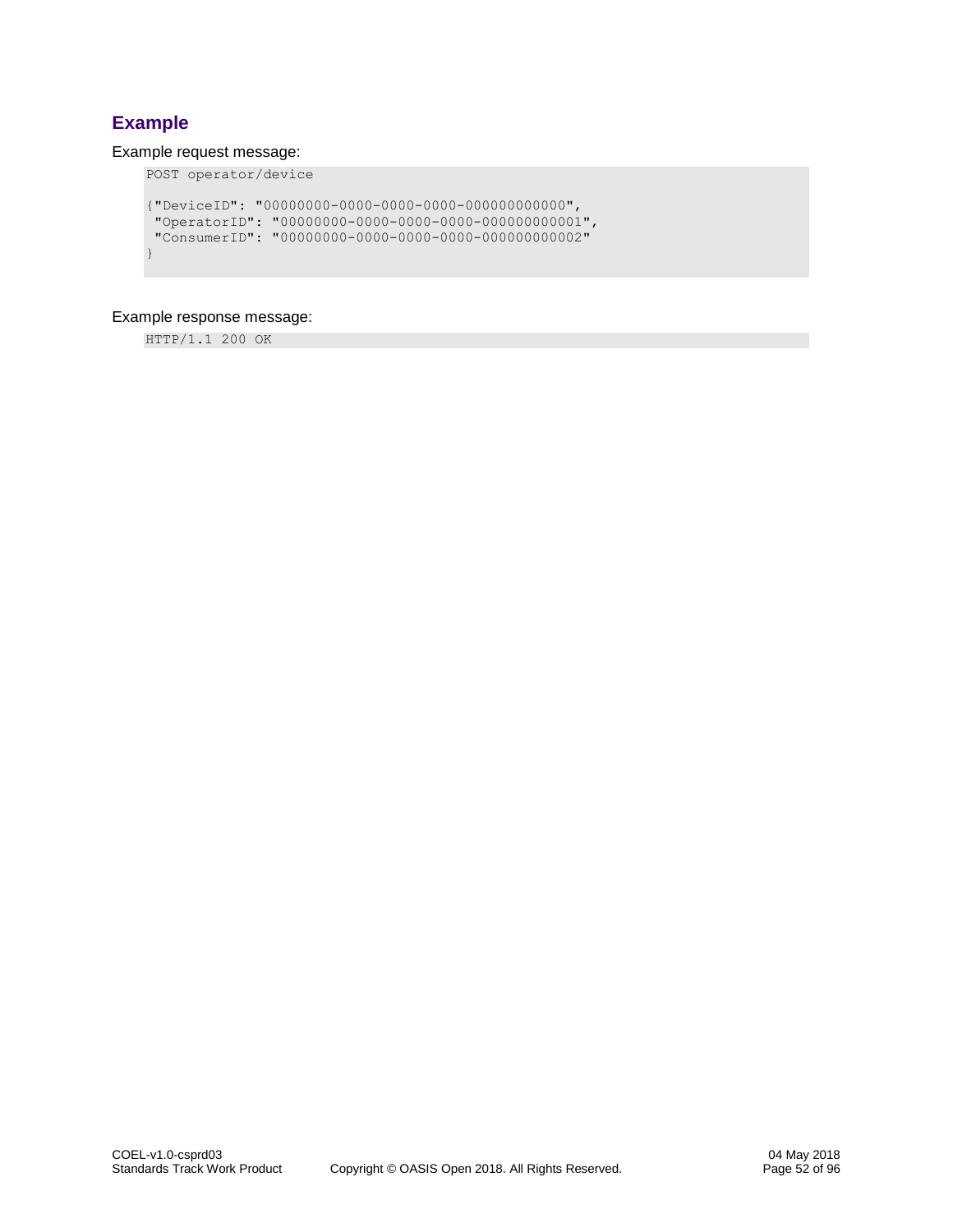### Example

Example request message:

```
POST operator/device

{"DeviceID": "00000000-0000-0000-0000-000000000000",
 "OperatorID": "00000000-0000-0000-0000-000000000001",
 "ConsumerID": "00000000-0000-0000-0000-000000000002"
}
```

Example response message:

```
HTTP/1.1 200 OK
```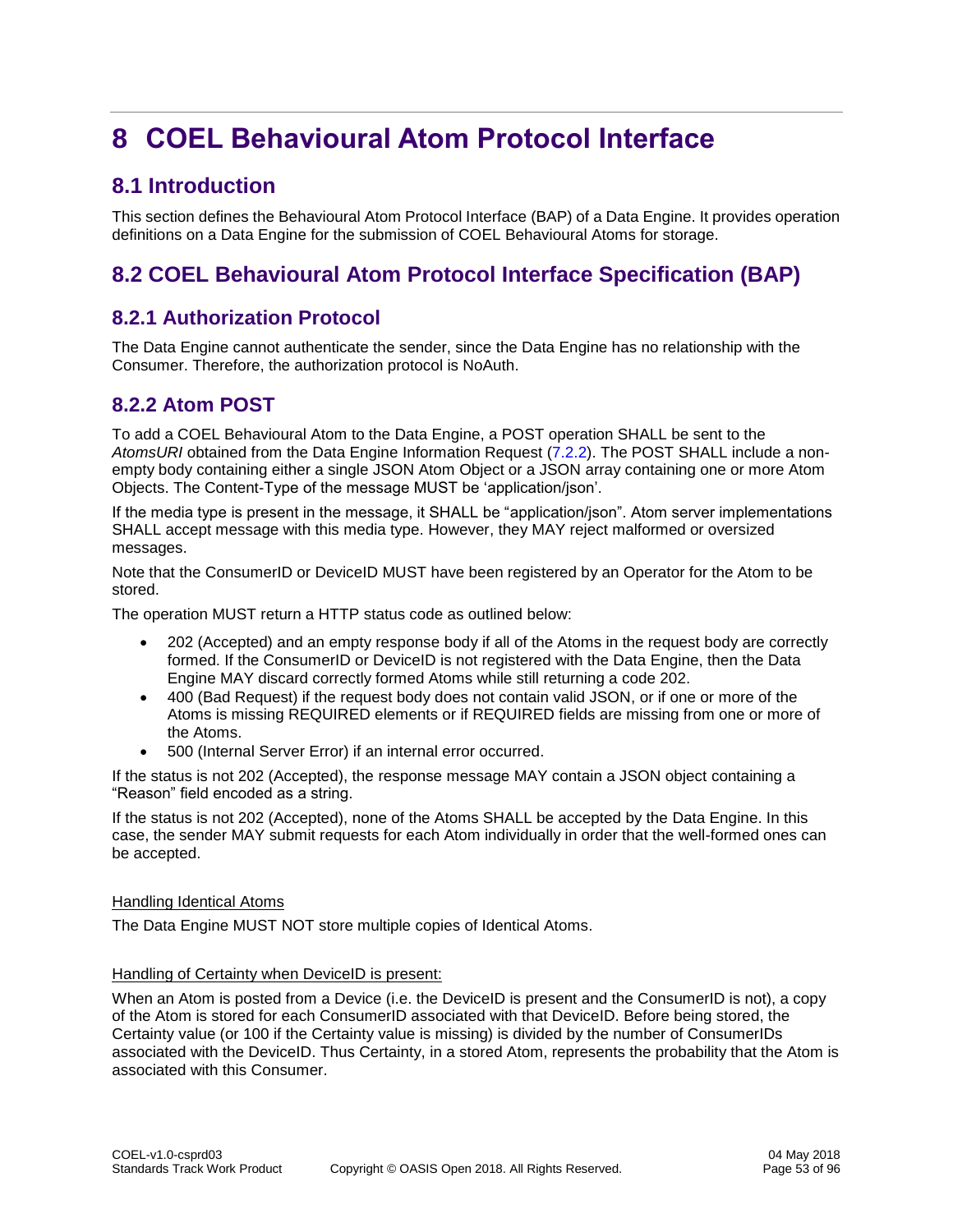# 8 COEL Behavioural Atom Protocol Interface

## 8.1 Introduction

This section defines the Behavioural Atom Protocol Interface (BAP) of a Data Engine. It provides operation definitions on a Data Engine for the submission of COEL Behavioural Atoms for storage.

## 8.2 COEL Behavioural Atom Protocol Interface Specification (BAP)

### 8.2.1 Authorization Protocol

The Data Engine cannot authenticate the sender, since the Data Engine has no relationship with the Consumer. Therefore, the authorization protocol is NoAuth.

### 8.2.2 Atom POST

To add a COEL Behavioural Atom to the Data Engine, a POST operation SHALL be sent to the *AtomsURI* obtained from the Data Engine Information Request (7.2.2). The POST SHALL include a non-empty body containing either a single JSON Atom Object or a JSON array containing one or more Atom Objects. The Content-Type of the message MUST be 'application/json'.

If the media type is present in the message, it SHALL be "application/json". Atom server implementations SHALL accept message with this media type. However, they MAY reject malformed or oversized messages.

Note that the ConsumerID or DeviceID MUST have been registered by an Operator for the Atom to be stored.

The operation MUST return a HTTP status code as outlined below:

- 202 (Accepted) and an empty response body if all of the Atoms in the request body are correctly formed. If the ConsumerID or DeviceID is not registered with the Data Engine, then the Data Engine MAY discard correctly formed Atoms while still returning a code 202.
- 400 (Bad Request) if the request body does not contain valid JSON, or if one or more of the Atoms is missing REQUIRED elements or if REQUIRED fields are missing from one or more of the Atoms.
- 500 (Internal Server Error) if an internal error occurred.

If the status is not 202 (Accepted), the response message MAY contain a JSON object containing a "Reason" field encoded as a string.

If the status is not 202 (Accepted), none of the Atoms SHALL be accepted by the Data Engine. In this case, the sender MAY submit requests for each Atom individually in order that the well-formed ones can be accepted.

<u>Handling Identical Atoms</u>

The Data Engine MUST NOT store multiple copies of Identical Atoms.

<u>Handling of Certainty when DeviceID is present:</u>

When an Atom is posted from a Device (i.e. the DeviceID is present and the ConsumerID is not), a copy of the Atom is stored for each ConsumerID associated with that DeviceID. Before being stored, the Certainty value (or 100 if the Certainty value is missing) is divided by the number of ConsumerIDs associated with the DeviceID. Thus Certainty, in a stored Atom, represents the probability that the Atom is associated with this Consumer.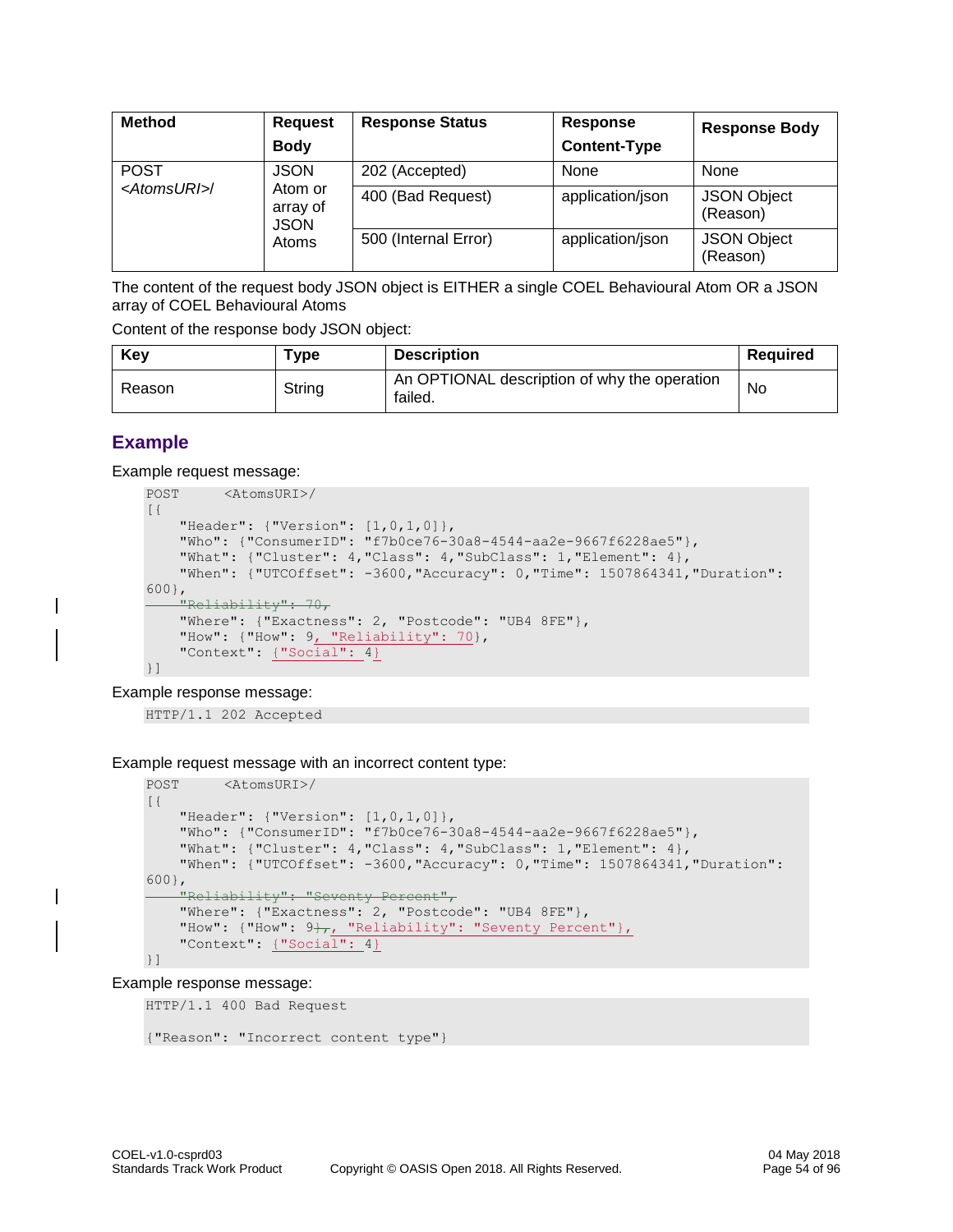| Method | Request Body | Response Status | Response Content-Type | Response Body |
|---|---|---|---|---|
| POST *<AtomsURI>/* | JSON Atom or array of JSON Atoms | 202 (Accepted) | None | None |
| | | 400 (Bad Request) | application/json | JSON Object (Reason) |
| | | 500 (Internal Error) | application/json | JSON Object (Reason) |

The content of the request body JSON object is EITHER a single COEL Behavioural Atom OR a JSON array of COEL Behavioural Atoms

Content of the response body JSON object:

| Key | Type | Description | Required |
|---|---|---|---|
| Reason | String | An OPTIONAL description of why the operation failed. | No |

## Example

Example request message:

```
POST      <AtomsURI>/
[{
    "Header": {"Version": [1,0,1,0]},
    "Who": {"ConsumerID": "f7b0ce76-30a8-4544-aa2e-9667f6228ae5"},
    "What": {"Cluster": 4,"Class": 4,"SubClass": 1,"Element": 4},
    "When": {"UTCOffset": -3600,"Accuracy": 0,"Time": 1507864341,"Duration":
600},
    "Reliability": 70,
    "Where": {"Exactness": 2, "Postcode": "UB4 8FE"},
    "How": {"How": 9, "Reliability": 70},
    "Context": {"Social": 4}
}]
```

Example response message:

```
HTTP/1.1 202 Accepted
```

Example request message with an incorrect content type:

```
POST      <AtomsURI>/
[{
    "Header": {"Version": [1,0,1,0]},
    "Who": {"ConsumerID": "f7b0ce76-30a8-4544-aa2e-9667f6228ae5"},
    "What": {"Cluster": 4,"Class": 4,"SubClass": 1,"Element": 4},
    "When": {"UTCOffset": -3600,"Accuracy": 0,"Time": 1507864341,"Duration":
600},
    "Reliability": "Seventy Percent",
    "Where": {"Exactness": 2, "Postcode": "UB4 8FE"},
    "How": {"How": 9},, "Reliability": "Seventy Percent"},
    "Context": {"Social": 4}
}]
```

Example response message:

```
HTTP/1.1 400 Bad Request

{"Reason": "Incorrect content type"}
```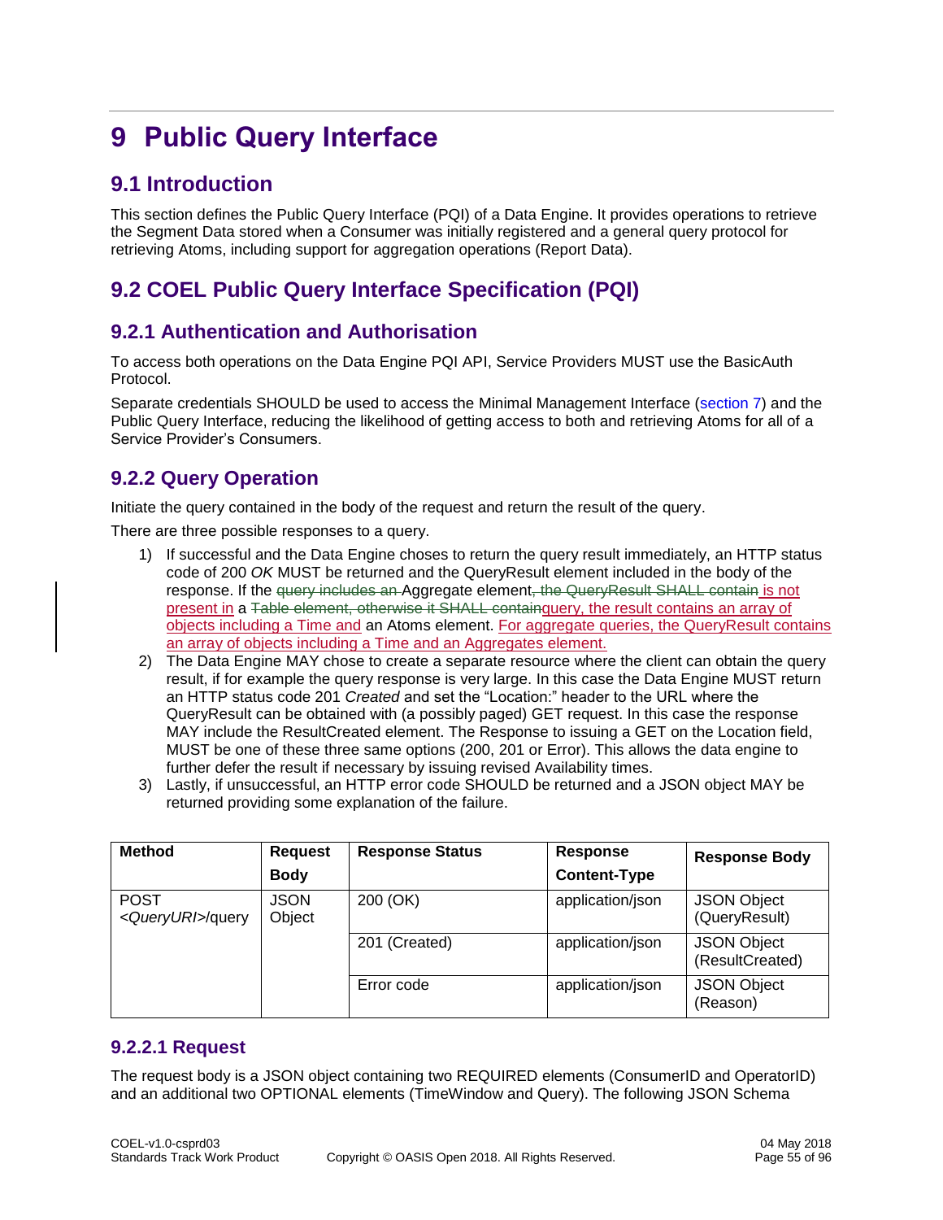# 9 Public Query Interface

## 9.1 Introduction

This section defines the Public Query Interface (PQI) of a Data Engine. It provides operations to retrieve the Segment Data stored when a Consumer was initially registered and a general query protocol for retrieving Atoms, including support for aggregation operations (Report Data).

## 9.2 COEL Public Query Interface Specification (PQI)

### 9.2.1 Authentication and Authorisation

To access both operations on the Data Engine PQI API, Service Providers MUST use the BasicAuth Protocol.

Separate credentials SHOULD be used to access the Minimal Management Interface (section 7) and the Public Query Interface, reducing the likelihood of getting access to both and retrieving Atoms for all of a Service Provider's Consumers.

### 9.2.2 Query Operation

Initiate the query contained in the body of the request and return the result of the query.

There are three possible responses to a query.

1) If successful and the Data Engine choses to return the query result immediately, an HTTP status code of 200 *OK* MUST be returned and the QueryResult element included in the body of the response. If the ~~query includes an~~ Aggregate element~~, the QueryResult SHALL contain~~ is not present in a ~~Table element, otherwise it SHALL contain~~query, the result contains an array of objects including a Time and an Atoms element. For aggregate queries, the QueryResult contains an array of objects including a Time and an Aggregates element.
2) The Data Engine MAY chose to create a separate resource where the client can obtain the query result, if for example the query response is very large. In this case the Data Engine MUST return an HTTP status code 201 *Created* and set the "Location:" header to the URL where the QueryResult can be obtained with (a possibly paged) GET request. In this case the response MAY include the ResultCreated element. The Response to issuing a GET on the Location field, MUST be one of these three same options (200, 201 or Error). This allows the data engine to further defer the result if necessary by issuing revised Availability times.
3) Lastly, if unsuccessful, an HTTP error code SHOULD be returned and a JSON object MAY be returned providing some explanation of the failure.

| Method | Request Body | Response Status | Response Content-Type | Response Body |
|---|---|---|---|---|
| POST <*QueryURI*>/query | JSON Object | 200 (OK) | application/json | JSON Object (QueryResult) |
| | | 201 (Created) | application/json | JSON Object (ResultCreated) |
| | | Error code | application/json | JSON Object (Reason) |

#### 9.2.2.1 Request

The request body is a JSON object containing two REQUIRED elements (ConsumerID and OperatorID) and an additional two OPTIONAL elements (TimeWindow and Query). The following JSON Schema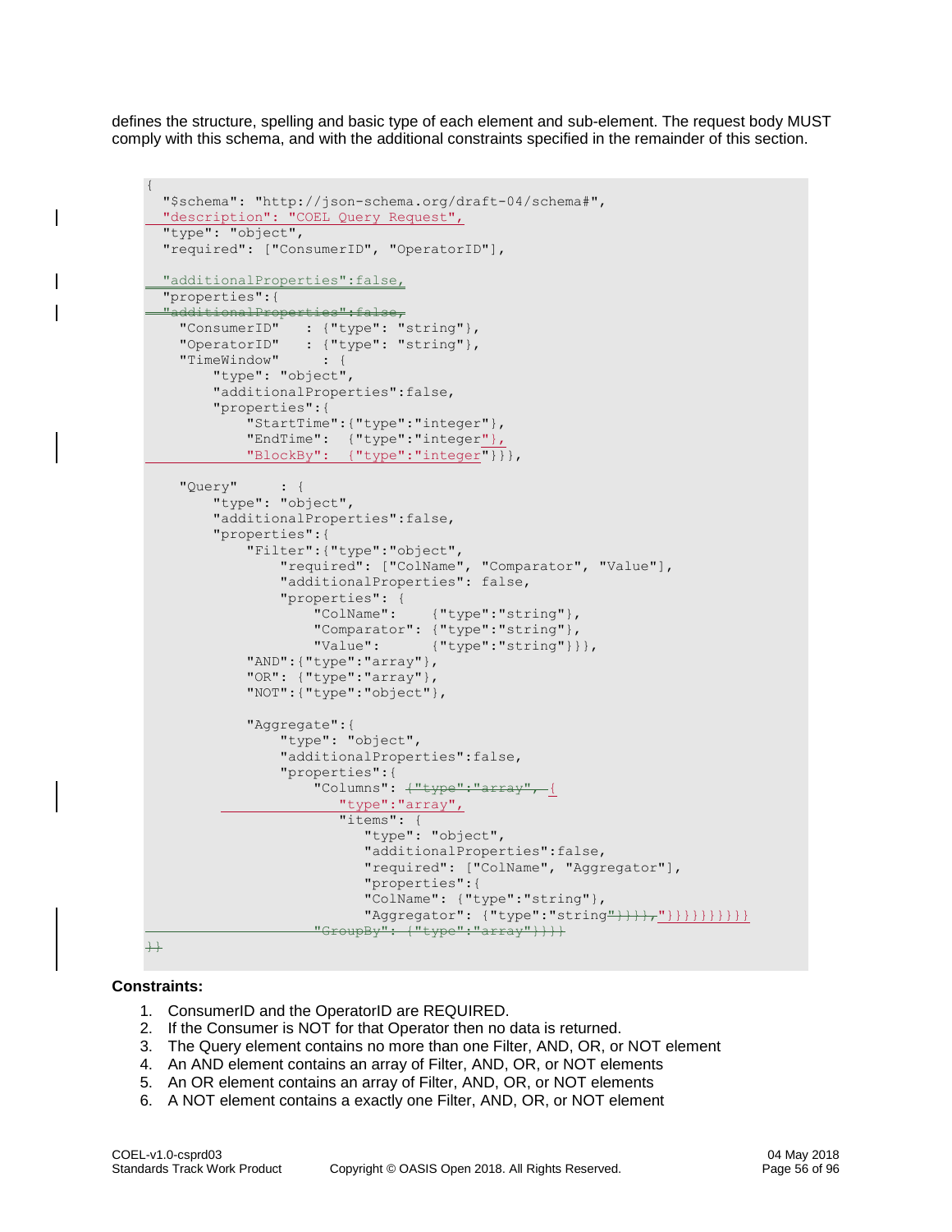defines the structure, spelling and basic type of each element and sub-element. The request body MUST comply with this schema, and with the additional constraints specified in the remainder of this section.

```
{
  "$schema": "http://json-schema.org/draft-04/schema#",
  "description": "COEL Query Request",
  "type": "object",
  "required": ["ConsumerID", "OperatorID"],

  "additionalProperties":false,
  "properties":{
    "ConsumerID"   : {"type": "string"},
    "OperatorID"   : {"type": "string"},
    "TimeWindow"     : {
        "type": "object",
        "additionalProperties":false,
        "properties":{
            "StartTime":{"type":"integer"},
            "EndTime":  {"type":"integer"},
            "BlockBy":  {"type":"integer"}}},

    "Query"     : {
        "type": "object",
        "additionalProperties":false,
        "properties":{
            "Filter":{"type":"object",
                "required": ["ColName", "Comparator", "Value"],
                "additionalProperties": false,
                "properties": {
                    "ColName":    {"type":"string"},
                    "Comparator": {"type":"string"},
                    "Value":      {"type":"string"}}},
            "AND":{"type":"array"},
            "OR": {"type":"array"},
            "NOT":{"type":"object"},

            "Aggregate":{
                "type": "object",
                "additionalProperties":false,
                "properties":{
                    "Columns": {
                       "type":"array",
                       "items": {
                          "type": "object",
                          "additionalProperties":false,
                          "required": ["ColName", "Aggregator"],
                          "properties":{
                          "ColName": {"type":"string"},
                          "Aggregator": {"type":"string"}}}}}}}}}}
```

**Constraints:**

1. ConsumerID and the OperatorID are REQUIRED.
2. If the Consumer is NOT for that Operator then no data is returned.
3. The Query element contains no more than one Filter, AND, OR, or NOT element
4. An AND element contains an array of Filter, AND, OR, or NOT elements
5. An OR element contains an array of Filter, AND, OR, or NOT elements
6. A NOT element contains a exactly one Filter, AND, OR, or NOT element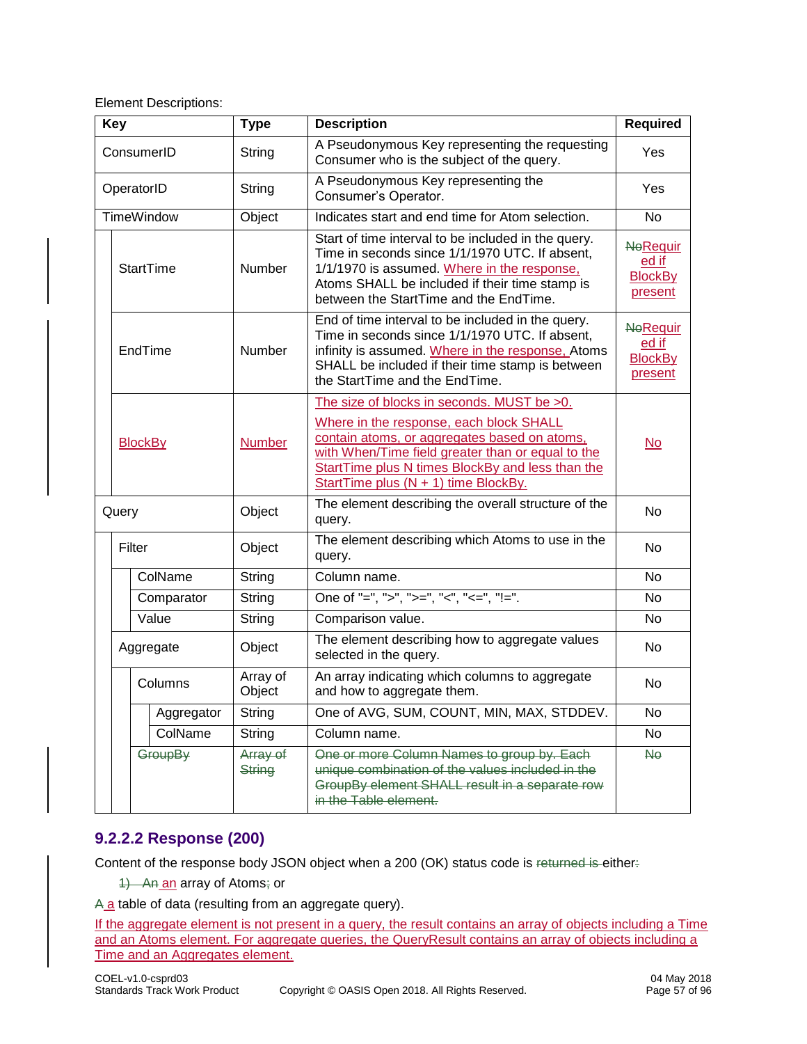Element Descriptions:

| Key | Type | Description | Required |
|---|---|---|---|
| ConsumerID | String | A Pseudonymous Key representing the requesting Consumer who is the subject of the query. | Yes |
| OperatorID | String | A Pseudonymous Key representing the Consumer's Operator. | Yes |
| TimeWindow | Object | Indicates start and end time for Atom selection. | No |
| StartTime | Number | Start of time interval to be included in the query. Time in seconds since 1/1/1970 UTC. If absent, 1/1/1970 is assumed. Where in the response, Atoms SHALL be included if their time stamp is between the StartTime and the EndTime. | ~~No~~Required if BlockBy present |
| EndTime | Number | End of time interval to be included in the query. Time in seconds since 1/1/1970 UTC. If absent, infinity is assumed. Where in the response, Atoms SHALL be included if their time stamp is between the StartTime and the EndTime. | ~~No~~Required if BlockBy present |
| BlockBy | Number | The size of blocks in seconds. MUST be >0. Where in the response, each block SHALL contain atoms, or aggregates based on atoms, with When/Time field greater than or equal to the StartTime plus N times BlockBy and less than the StartTime plus (N + 1) time BlockBy. | No |
| Query | Object | The element describing the overall structure of the query. | No |
| Filter | Object | The element describing which Atoms to use in the query. | No |
| ColName | String | Column name. | No |
| Comparator | String | One of "=", ">", ">=", "<", "<=", "!=". | No |
| Value | String | Comparison value. | No |
| Aggregate | Object | The element describing how to aggregate values selected in the query. | No |
| Columns | Array of Object | An array indicating which columns to aggregate and how to aggregate them. | No |
| Aggregator | String | One of AVG, SUM, COUNT, MIN, MAX, STDDEV. | No |
| ColName | String | Column name. | No |
| ~~GroupBy~~ | ~~Array of String~~ | ~~One or more Column Names to group by. Each unique combination of the values included in the GroupBy element SHALL result in a separate row in the Table element.~~ | ~~No~~ |

### 9.2.2.2 Response (200)

Content of the response body JSON object when a 200 (OK) status code is ~~returned is~~ either~~:~~

~~1) An~~ an array of Atoms~~;~~ or

~~A~~ a table of data (resulting from an aggregate query).

If the aggregate element is not present in a query, the result contains an array of objects including a Time and an Atoms element. For aggregate queries, the QueryResult contains an array of objects including a Time and an Aggregates element.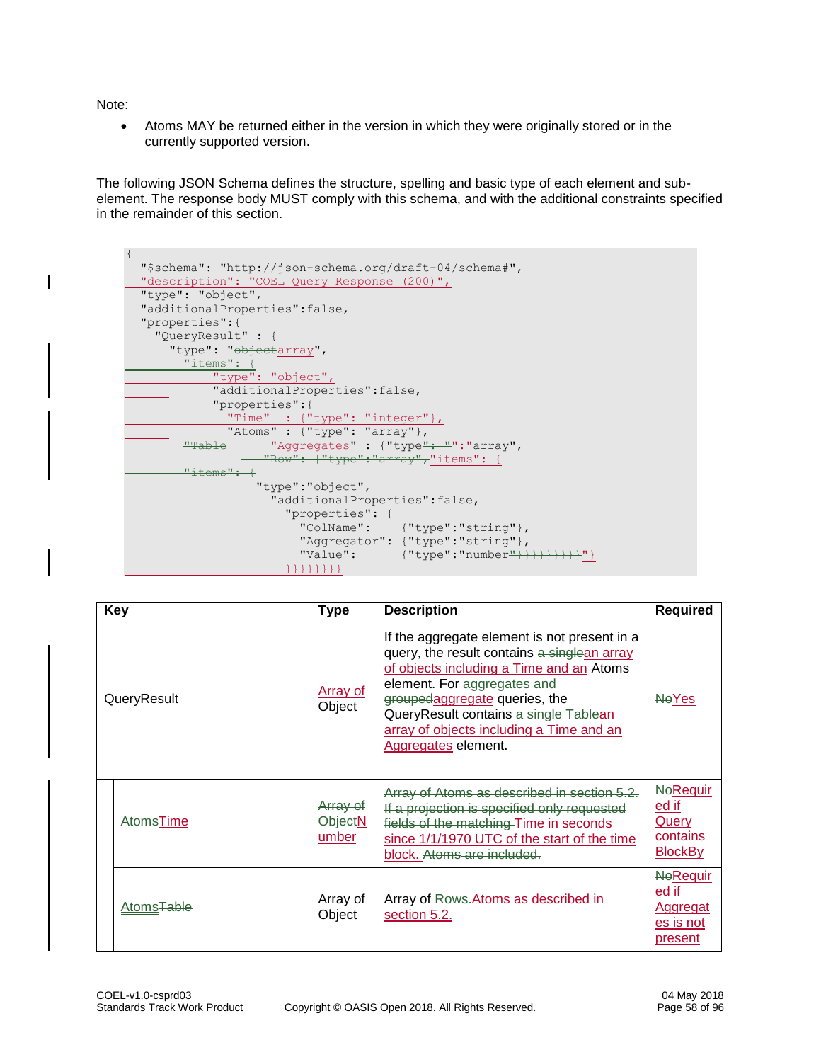Note:

- Atoms MAY be returned either in the version in which they were originally stored or in the currently supported version.

The following JSON Schema defines the structure, spelling and basic type of each element and sub-element. The response body MUST comply with this schema, and with the additional constraints specified in the remainder of this section.

```
{
  "$schema": "http://json-schema.org/draft-04/schema#",
  "description": "COEL Query Response (200)",
  "type": "object",
  "additionalProperties":false,
  "properties":{
    "QueryResult" : {
      "type": "array",
      "items": {
        "type": "object",
        "additionalProperties":false,
        "properties":{
          "Time"  : {"type": "integer"},
          "Atoms" : {"type": "array"},
          "Aggregates" : {"type":"array",
            "items": {
              "type":"object",
              "additionalProperties":false,
              "properties": {
                "ColName":    {"type":"string"},
                "Aggregator": {"type":"string"},
                "Value":      {"type":"number"}
              }}}}}}}}}
```

| Key | Type | Description | Required |
|---|---|---|---|
| QueryResult | Array of Object | If the aggregate element is not present in a query, the result contains ~~a single~~an array of objects including a Time and an Atoms element. For ~~aggregates and grouped~~aggregate queries, the QueryResult contains ~~a single Table~~an array of objects including a Time and an Aggregates element. | ~~No~~Yes |
| ~~Atoms~~Time | ~~Array of Object~~Number | ~~Array of Atoms as described in section 5.2. If a projection is specified only requested fields of the matching~~ Time in seconds since 1/1/1970 UTC of the start of the time block. ~~Atoms are included.~~ | ~~No~~Required if Query contains BlockBy |
| Atoms~~Table~~ | Array of Object | Array of ~~Rows.~~Atoms as described in section 5.2. | ~~No~~Required if Aggregates is not present |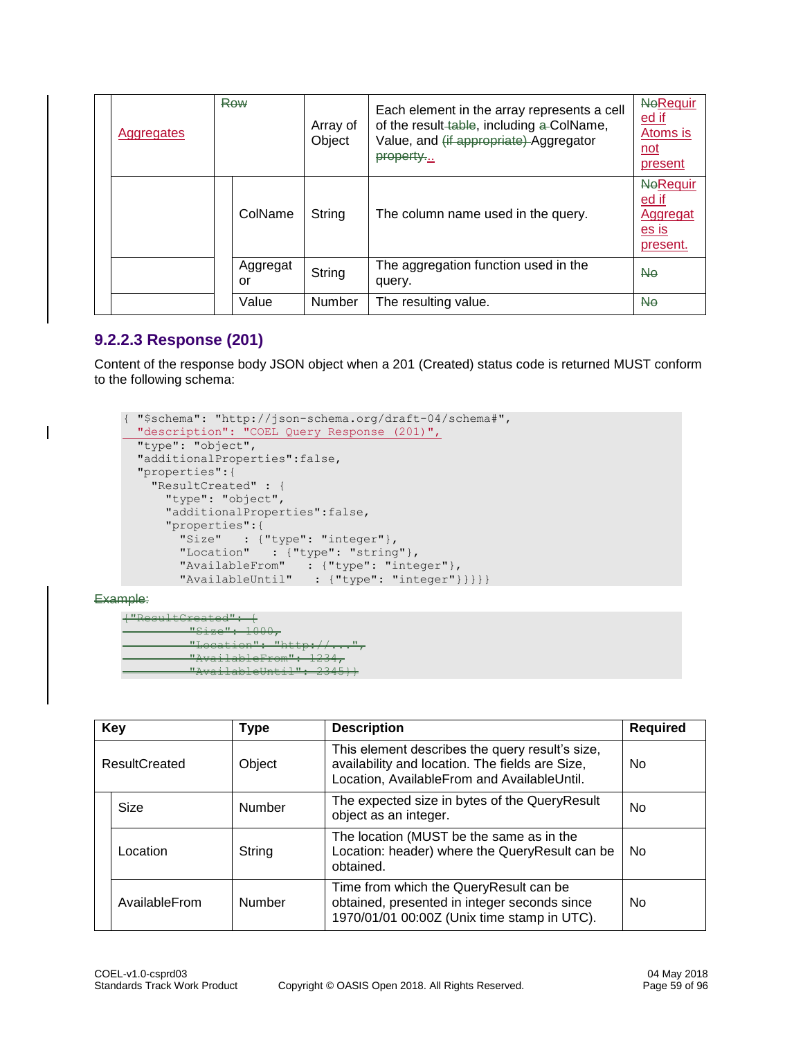| Key | | Type | Description | Required |
|---|---|---|---|---|
| Aggregates | ~~Row~~ | Array of Object | Each element in the array represents a cell of the result~~ table~~, including ~~a~~ ColName, Value, and ~~(if appropriate)~~ Aggregator ~~property.~~. | ~~No~~Required if Atoms is not present |
| | ColName | String | The column name used in the query. | ~~No~~Required if Aggregates is present. |
| | Aggregator | String | The aggregation function used in the query. | ~~No~~ |
| | Value | Number | The resulting value. | ~~No~~ |

### 9.2.2.3 Response (201)

Content of the response body JSON object when a 201 (Created) status code is returned MUST conform to the following schema:

```
{ "$schema": "http://json-schema.org/draft-04/schema#",
  "description": "COEL Query Response (201)",
  "type": "object",
  "additionalProperties":false,
  "properties":{
    "ResultCreated" : {
      "type": "object",
      "additionalProperties":false,
      "properties":{
        "Size"   : {"type": "integer"},
        "Location"   : {"type": "string"},
        "AvailableFrom"   : {"type": "integer"},
        "AvailableUntil"   : {"type": "integer"}}}}}
```

~~Example:~~

```
{"ResultCreated": {
          "Size": 1000,
          "Location": "http://...",
          "AvailableFrom": 1234,
          "AvailableUntil": 2345}}
```

| Key | | Type | Description | Required |
|---|---|---|---|---|
| ResultCreated | | Object | This element describes the query result's size, availability and location. The fields are Size, Location, AvailableFrom and AvailableUntil. | No |
| | Size | Number | The expected size in bytes of the QueryResult object as an integer. | No |
| | Location | String | The location (MUST be the same as in the Location: header) where the QueryResult can be obtained. | No |
| | AvailableFrom | Number | Time from which the QueryResult can be obtained, presented in integer seconds since 1970/01/01 00:00Z (Unix time stamp in UTC). | No |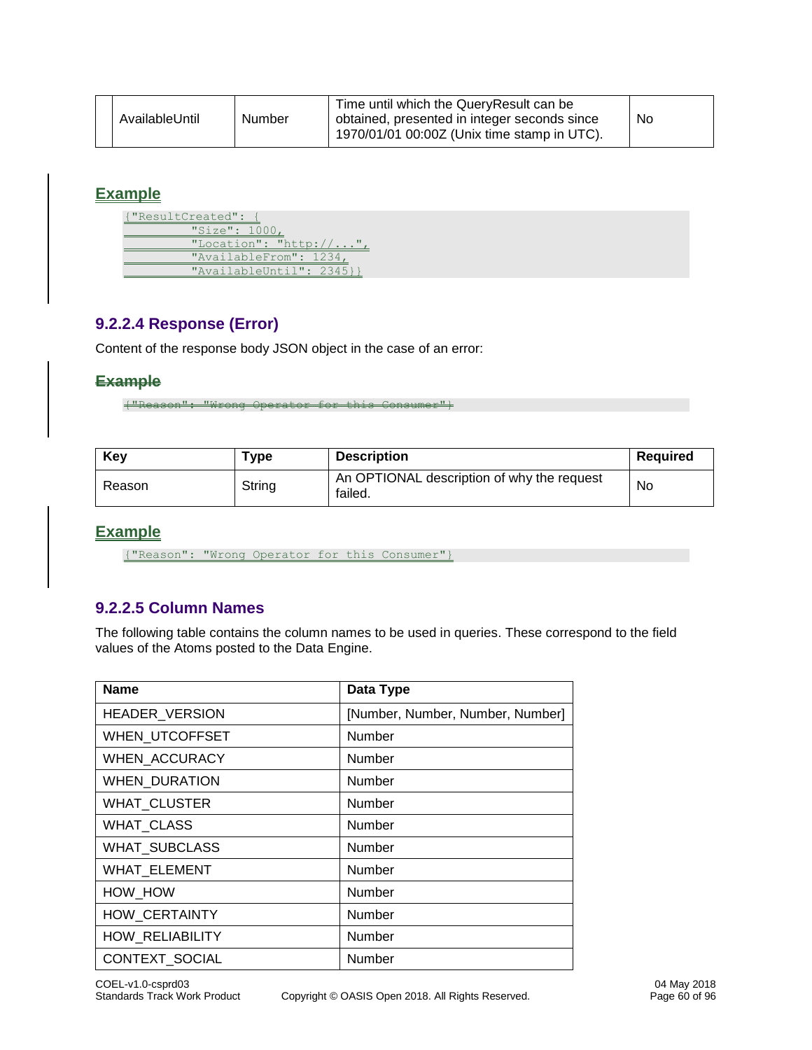|  | AvailableUntil | Number | Time until which the QueryResult can be obtained, presented in integer seconds since 1970/01/01 00:00Z (Unix time stamp in UTC). | No |
|---|---|---|---|---|

**Example**

```
{"ResultCreated": {
         "Size": 1000,
         "Location": "http://...",
         "AvailableFrom": 1234,
         "AvailableUntil": 2345}}
```

### 9.2.2.4 Response (Error)

Content of the response body JSON object in the case of an error:

~~**Example**~~

```
{"Reason": "Wrong Operator for this Consumer"}
```

| Key | Type | Description | Required |
|---|---|---|---|
| Reason | String | An OPTIONAL description of why the request failed. | No |

**Example**

```
{"Reason": "Wrong Operator for this Consumer"}
```

### 9.2.2.5 Column Names

The following table contains the column names to be used in queries. These correspond to the field values of the Atoms posted to the Data Engine.

| Name | Data Type |
|---|---|
| HEADER_VERSION | [Number, Number, Number, Number] |
| WHEN_UTCOFFSET | Number |
| WHEN_ACCURACY | Number |
| WHEN_DURATION | Number |
| WHAT_CLUSTER | Number |
| WHAT_CLASS | Number |
| WHAT_SUBCLASS | Number |
| WHAT_ELEMENT | Number |
| HOW_HOW | Number |
| HOW_CERTAINTY | Number |
| HOW_RELIABILITY | Number |
| CONTEXT_SOCIAL | Number |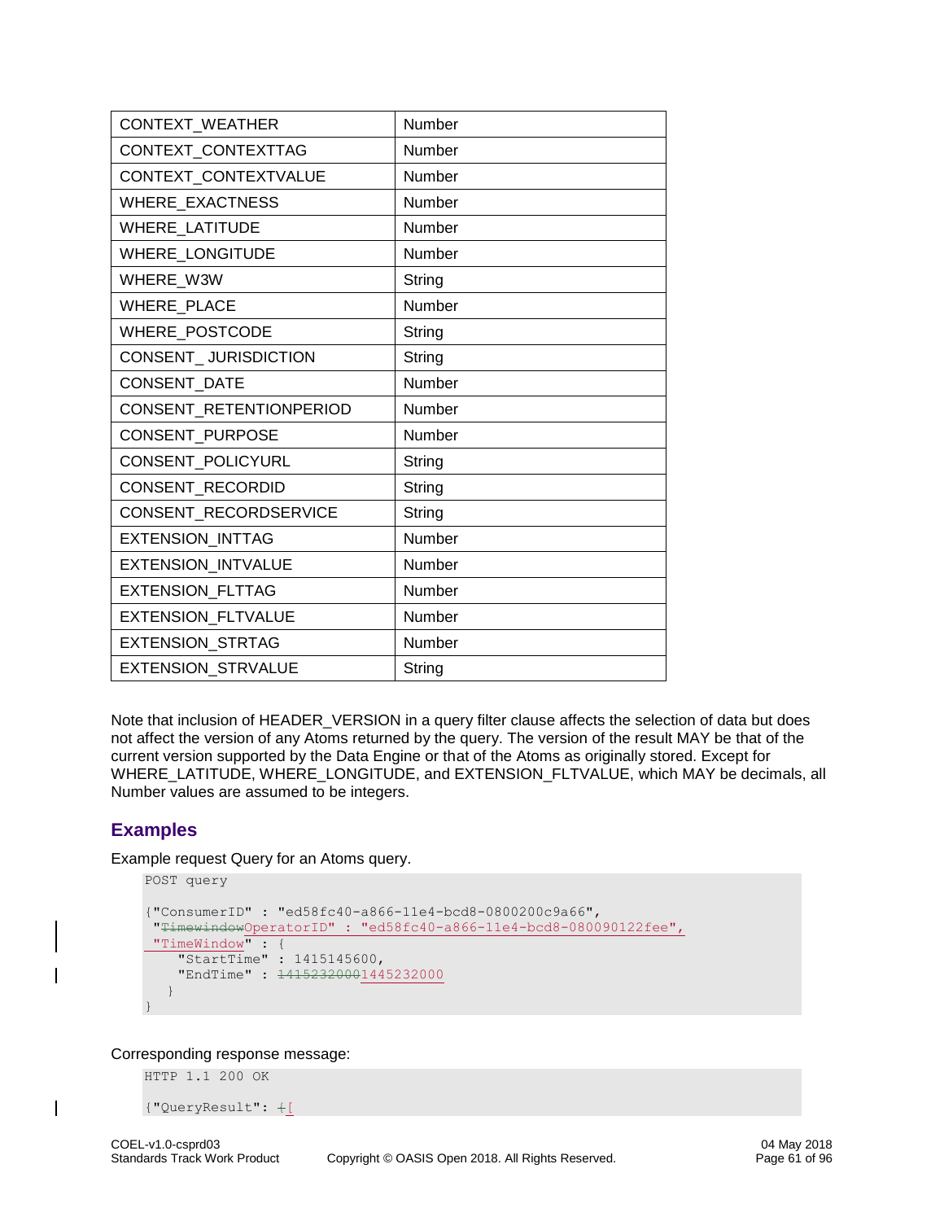| CONTEXT_WEATHER | Number |
|---|---|
| CONTEXT_CONTEXTTAG | Number |
| CONTEXT_CONTEXTVALUE | Number |
| WHERE_EXACTNESS | Number |
| WHERE_LATITUDE | Number |
| WHERE_LONGITUDE | Number |
| WHERE_W3W | String |
| WHERE_PLACE | Number |
| WHERE_POSTCODE | String |
| CONSENT_ JURISDICTION | String |
| CONSENT_DATE | Number |
| CONSENT_RETENTIONPERIOD | Number |
| CONSENT_PURPOSE | Number |
| CONSENT_POLICYURL | String |
| CONSENT_RECORDID | String |
| CONSENT_RECORDSERVICE | String |
| EXTENSION_INTTAG | Number |
| EXTENSION_INTVALUE | Number |
| EXTENSION_FLTTAG | Number |
| EXTENSION_FLTVALUE | Number |
| EXTENSION_STRTAG | Number |
| EXTENSION_STRVALUE | String |

Note that inclusion of HEADER_VERSION in a query filter clause affects the selection of data but does not affect the version of any Atoms returned by the query. The version of the result MAY be that of the current version supported by the Data Engine or that of the Atoms as originally stored. Except for WHERE_LATITUDE, WHERE_LONGITUDE, and EXTENSION_FLTVALUE, which MAY be decimals, all Number values are assumed to be integers.

## Examples

Example request Query for an Atoms query.

```
POST query

{"ConsumerID" : "ed58fc40-a866-11e4-bcd8-0800200c9a66",
 "TimewindowOperatorID" : "ed58fc40-a866-11e4-bcd8-080090122fee",
 "TimeWindow" : {
    "StartTime" : 1415145600,
    "EndTime" : 14152320001445232000
   }
}
```

Corresponding response message:

```
HTTP 1.1 200 OK

{"QueryResult": {[
```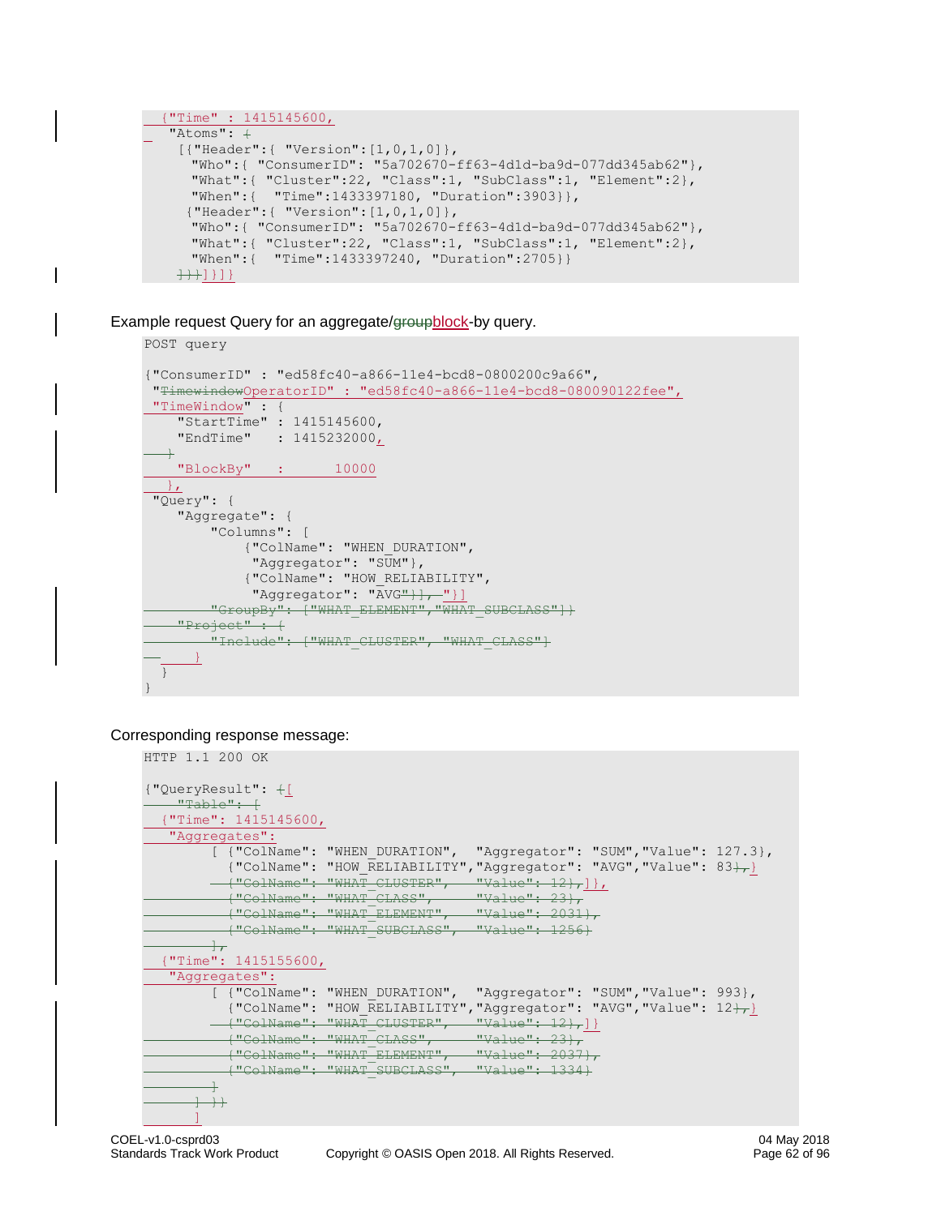```
  {"Time" : 1415145600,
   "Atoms": {
    [{"Header":{ "Version":[1,0,1,0]},
      "Who":{ "ConsumerID": "5a702670-ff63-4d1d-ba9d-077dd345ab62"},
      "What":{ "Cluster":22, "Class":1, "SubClass":1, "Element":2},
      "When":{  "Time":1433397180, "Duration":3903}},
     {"Header":{ "Version":[1,0,1,0]},
      "Who":{ "ConsumerID": "5a702670-ff63-4d1d-ba9d-077dd345ab62"},
      "What":{ "Cluster":22, "Class":1, "SubClass":1, "Element":2},
      "When":{  "Time":1433397240, "Duration":2705}}
    }}}]}]}
```

Example request Query for an aggregate/~~group~~block-by query.

```
POST query

{"ConsumerID" : "ed58fc40-a866-11e4-bcd8-0800200c9a66",
 "TimewindowOperatorID" : "ed58fc40-a866-11e4-bcd8-080090122fee",
 "TimeWindow" : {
    "StartTime" : 1415145600,
    "EndTime"   : 1415232000,
    }
    "BlockBy"   :     10000
    },
 "Query": {
    "Aggregate": {
        "Columns": [
            {"ColName": "WHEN_DURATION",
             "Aggregator": "SUM"},
            {"ColName": "HOW_RELIABILITY",
             "Aggregator": "AVG"}], "}]
        "GroupBy": ["WHAT_ELEMENT","WHAT_SUBCLASS"]}
    "Project" : {
        "Include": ["WHAT_CLUSTER", "WHAT_CLASS"]
      }
  }
}
```

Corresponding response message:

```
HTTP 1.1 200 OK

{"QueryResult": {[
    "Table": [
  {"Time": 1415145600,
   "Aggregates":
        [ {"ColName": "WHEN_DURATION",  "Aggregator": "SUM","Value": 127.3},
          {"ColName": "HOW_RELIABILITY","Aggregator": "AVG","Value": 83},}
          {"ColName": "WHAT_CLUSTER",     "Value": 12},]},
          {"ColName": "WHAT_CLASS",       "Value": 23},
          {"ColName": "WHAT_ELEMENT",     "Value": 2031},
          {"ColName": "WHAT_SUBCLASS",    "Value": 1256}
        ],
  {"Time": 1415155600,
   "Aggregates":
        [ {"ColName": "WHEN_DURATION",  "Aggregator": "SUM","Value": 993},
          {"ColName": "HOW_RELIABILITY","Aggregator": "AVG","Value": 12},}
          {"ColName": "WHAT_CLUSTER",     "Value": 12},]}
          {"ColName": "WHAT_CLASS",       "Value": 23},
          {"ColName": "WHAT_ELEMENT",     "Value": 2037},
          {"ColName": "WHAT_SUBCLASS",    "Value": 1334}
        ]
      ] }}
        ]
```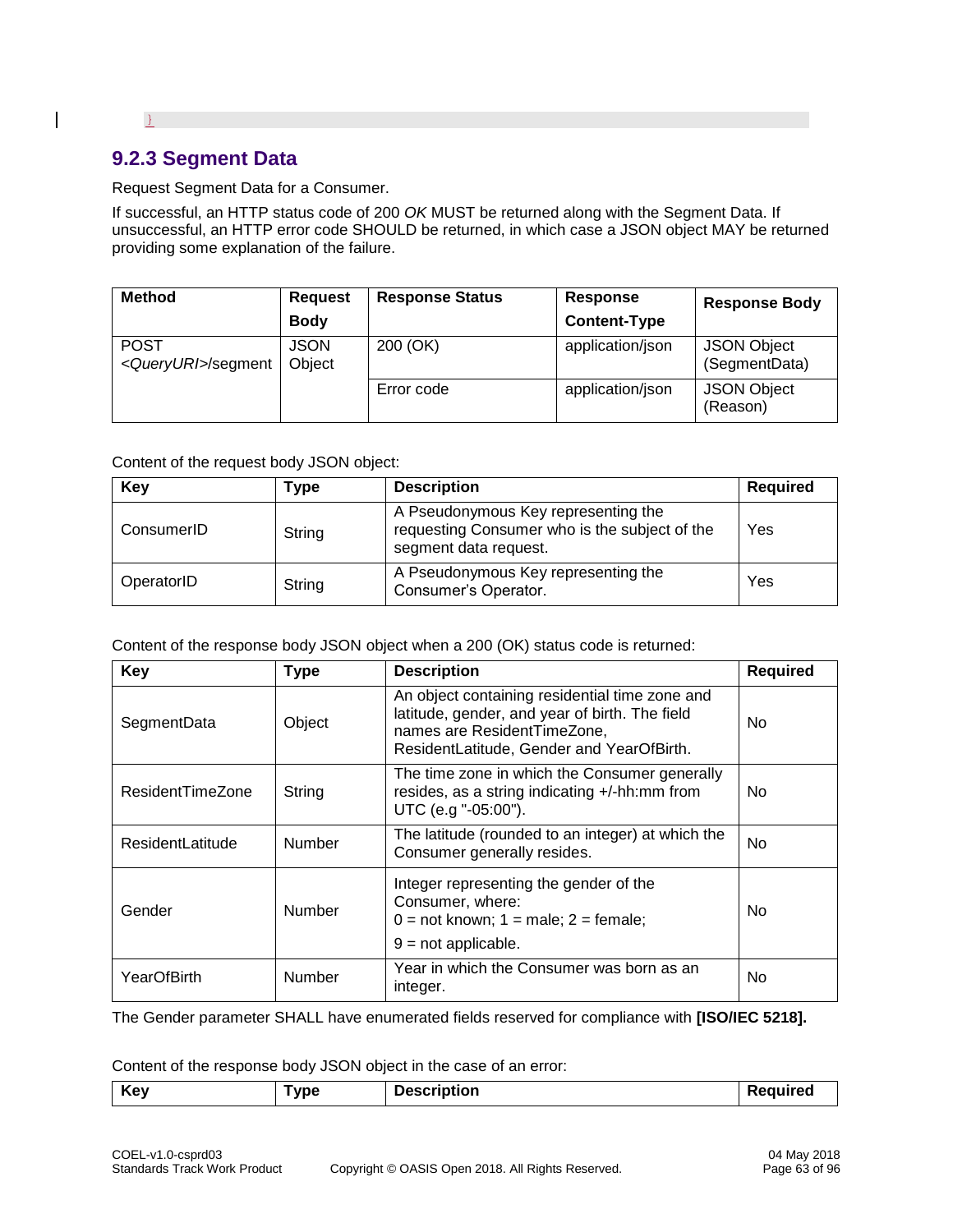```
}
```

### 9.2.3 Segment Data

Request Segment Data for a Consumer.

If successful, an HTTP status code of 200 *OK* MUST be returned along with the Segment Data. If unsuccessful, an HTTP error code SHOULD be returned, in which case a JSON object MAY be returned providing some explanation of the failure.

| Method | Request Body | Response Status | Response Content-Type | Response Body |
|---|---|---|---|---|
| POST <*QueryURI*>/segment | JSON Object | 200 (OK) | application/json | JSON Object (SegmentData) |
| | | Error code | application/json | JSON Object (Reason) |

Content of the request body JSON object:

| Key | Type | Description | Required |
|---|---|---|---|
| ConsumerID | String | A Pseudonymous Key representing the requesting Consumer who is the subject of the segment data request. | Yes |
| OperatorID | String | A Pseudonymous Key representing the Consumer's Operator. | Yes |

Content of the response body JSON object when a 200 (OK) status code is returned:

| Key | Type | Description | Required |
|---|---|---|---|
| SegmentData | Object | An object containing residential time zone and latitude, gender, and year of birth. The field names are ResidentTimeZone, ResidentLatitude, Gender and YearOfBirth. | No |
| ResidentTimeZone | String | The time zone in which the Consumer generally resides, as a string indicating +/-hh:mm from UTC (e.g "-05:00"). | No |
| ResidentLatitude | Number | The latitude (rounded to an integer) at which the Consumer generally resides. | No |
| Gender | Number | Integer representing the gender of the Consumer, where: 0 = not known; 1 = male; 2 = female; 9 = not applicable. | No |
| YearOfBirth | Number | Year in which the Consumer was born as an integer. | No |

The Gender parameter SHALL have enumerated fields reserved for compliance with **[ISO/IEC 5218].**

Content of the response body JSON object in the case of an error:

| Key | Type | Description | Required |
|---|---|---|---|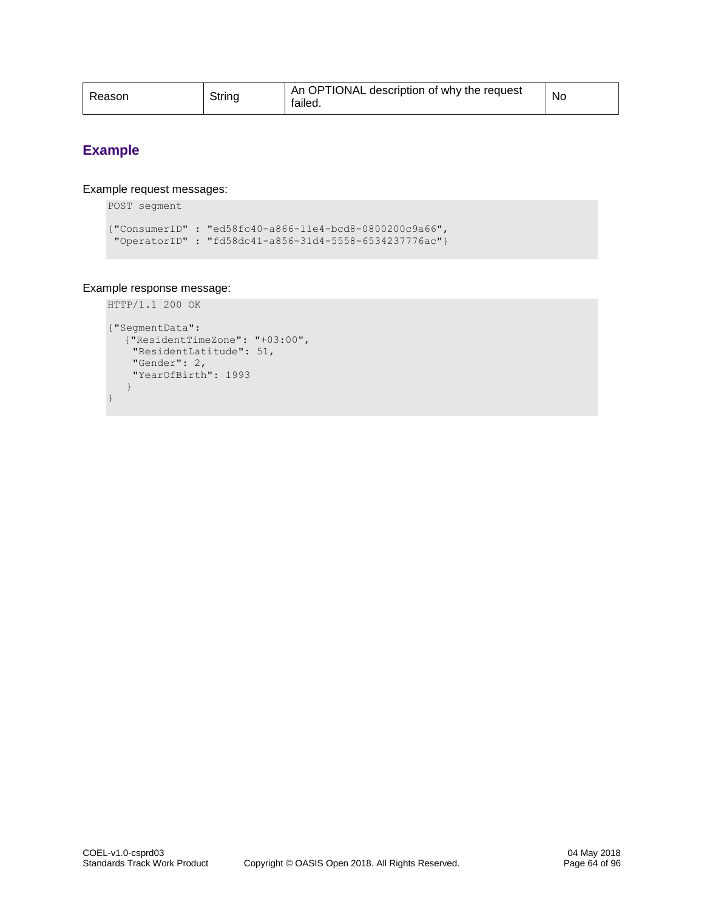| Reason | String | An OPTIONAL description of why the request failed. | No |
|---|---|---|---|

### Example

Example request messages:

```
POST segment

{"ConsumerID" : "ed58fc40-a866-11e4-bcd8-0800200c9a66",
 "OperatorID" : "fd58dc41-a856-31d4-5558-6534237776ac"}
```

Example response message:

```
HTTP/1.1 200 OK

{"SegmentData":
   {"ResidentTimeZone": "+03:00",
    "ResidentLatitude": 51,
    "Gender": 2,
    "YearOfBirth": 1993
   }
}
```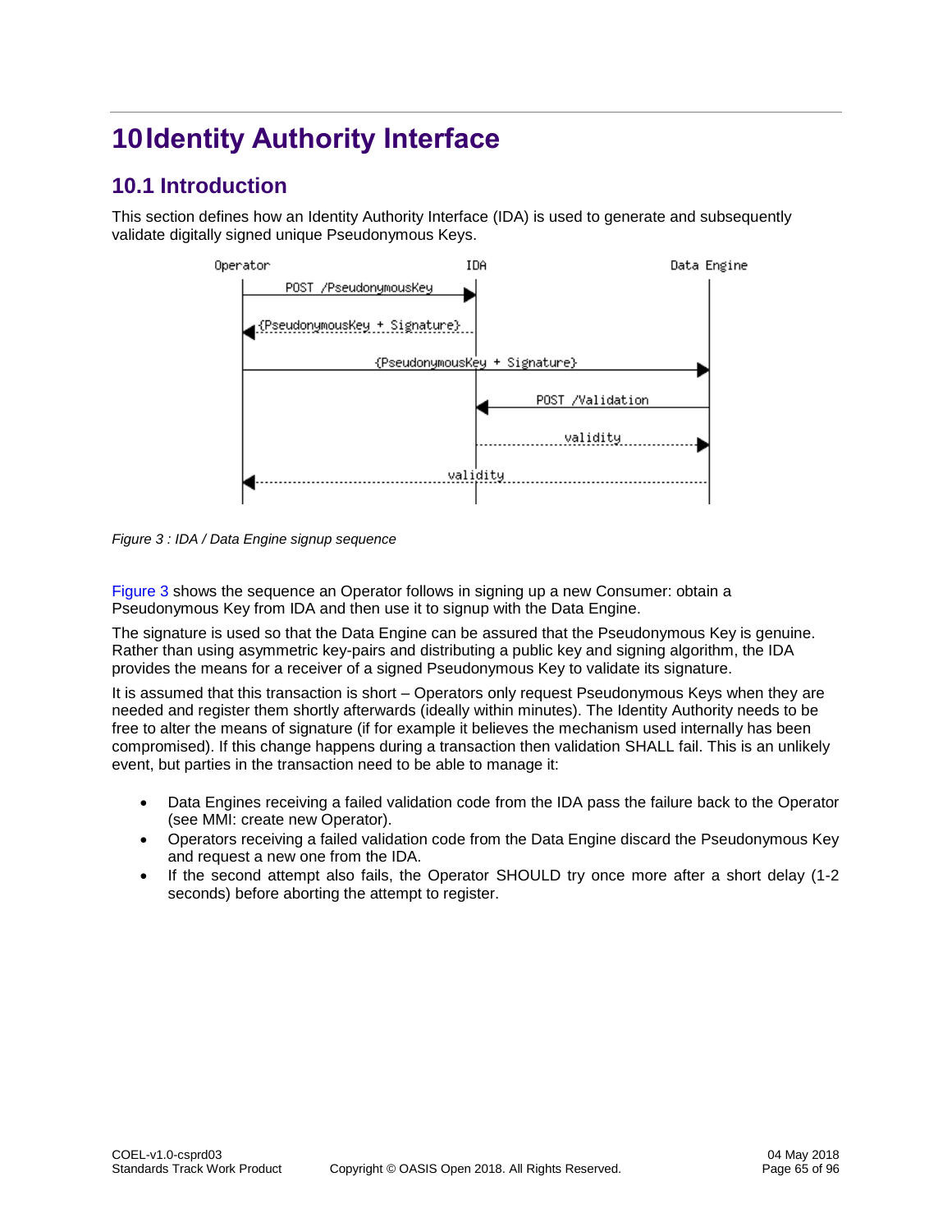# 10 Identity Authority Interface

## 10.1 Introduction

This section defines how an Identity Authority Interface (IDA) is used to generate and subsequently validate digitally signed unique Pseudonymous Keys.

*Figure 3 : IDA / Data Engine signup sequence*

Figure 3 shows the sequence an Operator follows in signing up a new Consumer: obtain a Pseudonymous Key from IDA and then use it to signup with the Data Engine.

The signature is used so that the Data Engine can be assured that the Pseudonymous Key is genuine. Rather than using asymmetric key-pairs and distributing a public key and signing algorithm, the IDA provides the means for a receiver of a signed Pseudonymous Key to validate its signature.

It is assumed that this transaction is short – Operators only request Pseudonymous Keys when they are needed and register them shortly afterwards (ideally within minutes). The Identity Authority needs to be free to alter the means of signature (if for example it believes the mechanism used internally has been compromised). If this change happens during a transaction then validation SHALL fail. This is an unlikely event, but parties in the transaction need to be able to manage it:

- Data Engines receiving a failed validation code from the IDA pass the failure back to the Operator (see MMI: create new Operator).
- Operators receiving a failed validation code from the Data Engine discard the Pseudonymous Key and request a new one from the IDA.
- If the second attempt also fails, the Operator SHOULD try once more after a short delay (1-2 seconds) before aborting the attempt to register.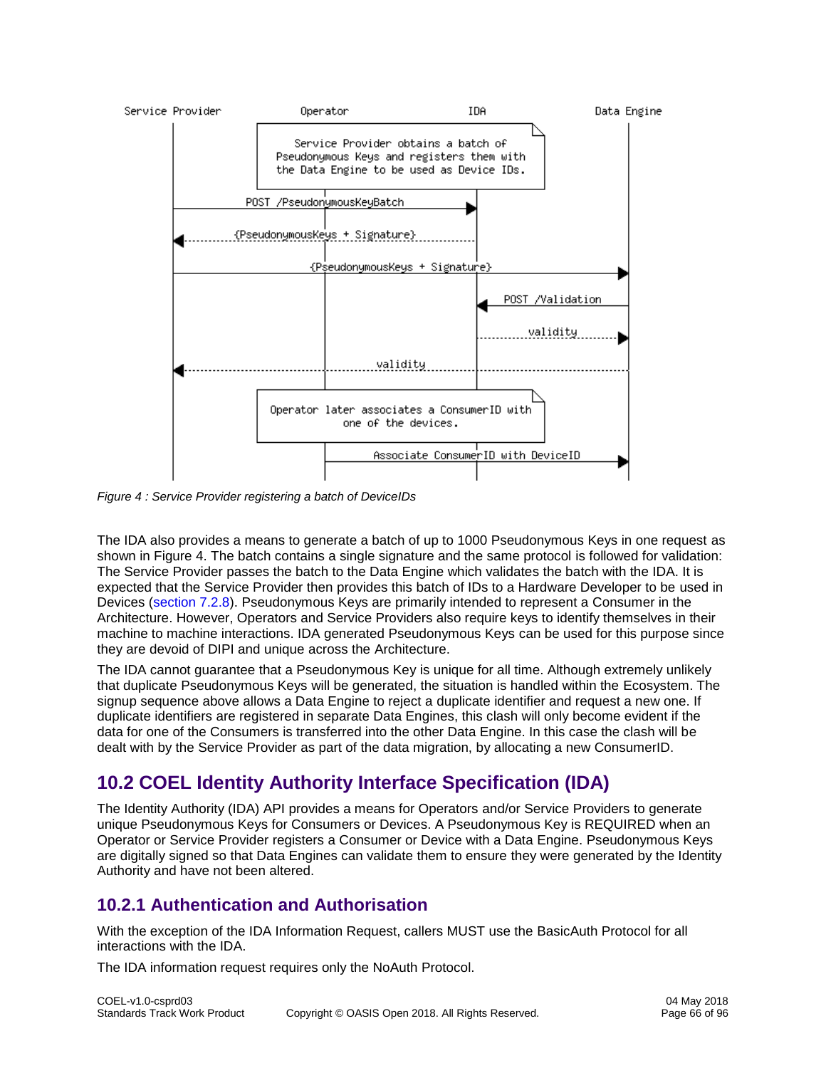*Figure 4 : Service Provider registering a batch of DeviceIDs*

The IDA also provides a means to generate a batch of up to 1000 Pseudonymous Keys in one request as shown in Figure 4. The batch contains a single signature and the same protocol is followed for validation: The Service Provider passes the batch to the Data Engine which validates the batch with the IDA. It is expected that the Service Provider then provides this batch of IDs to a Hardware Developer to be used in Devices (section 7.2.8). Pseudonymous Keys are primarily intended to represent a Consumer in the Architecture. However, Operators and Service Providers also require keys to identify themselves in their machine to machine interactions. IDA generated Pseudonymous Keys can be used for this purpose since they are devoid of DIPI and unique across the Architecture.

The IDA cannot guarantee that a Pseudonymous Key is unique for all time. Although extremely unlikely that duplicate Pseudonymous Keys will be generated, the situation is handled within the Ecosystem. The signup sequence above allows a Data Engine to reject a duplicate identifier and request a new one. If duplicate identifiers are registered in separate Data Engines, this clash will only become evident if the data for one of the Consumers is transferred into the other Data Engine. In this case the clash will be dealt with by the Service Provider as part of the data migration, by allocating a new ConsumerID.

## 10.2 COEL Identity Authority Interface Specification (IDA)

The Identity Authority (IDA) API provides a means for Operators and/or Service Providers to generate unique Pseudonymous Keys for Consumers or Devices. A Pseudonymous Key is REQUIRED when an Operator or Service Provider registers a Consumer or Device with a Data Engine. Pseudonymous Keys are digitally signed so that Data Engines can validate them to ensure they were generated by the Identity Authority and have not been altered.

### 10.2.1 Authentication and Authorisation

With the exception of the IDA Information Request, callers MUST use the BasicAuth Protocol for all interactions with the IDA.

The IDA information request requires only the NoAuth Protocol.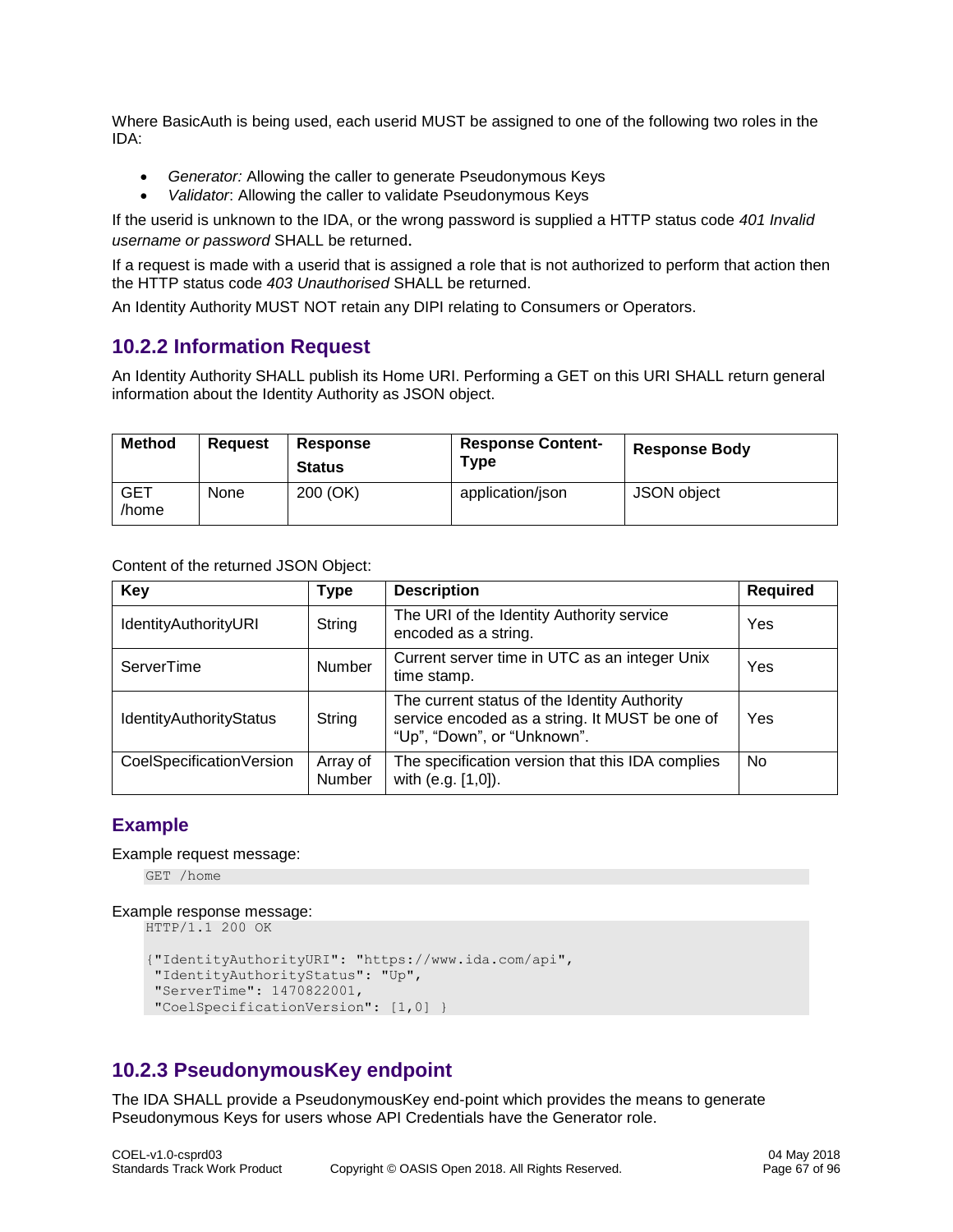Where BasicAuth is being used, each userid MUST be assigned to one of the following two roles in the IDA:

- *Generator:* Allowing the caller to generate Pseudonymous Keys
- *Validator*: Allowing the caller to validate Pseudonymous Keys

If the userid is unknown to the IDA, or the wrong password is supplied a HTTP status code *401 Invalid username or password* SHALL be returned.

If a request is made with a userid that is assigned a role that is not authorized to perform that action then the HTTP status code *403 Unauthorised* SHALL be returned.

An Identity Authority MUST NOT retain any DIPI relating to Consumers or Operators.

### 10.2.2 Information Request

An Identity Authority SHALL publish its Home URI. Performing a GET on this URI SHALL return general information about the Identity Authority as JSON object.

| Method | Request | Response Status | Response Content-Type | Response Body |
|---|---|---|---|---|
| GET /home | None | 200 (OK) | application/json | JSON object |

Content of the returned JSON Object:

| Key | Type | Description | Required |
|---|---|---|---|
| IdentityAuthorityURI | String | The URI of the Identity Authority service encoded as a string. | Yes |
| ServerTime | Number | Current server time in UTC as an integer Unix time stamp. | Yes |
| IdentityAuthorityStatus | String | The current status of the Identity Authority service encoded as a string. It MUST be one of "Up", "Down", or "Unknown". | Yes |
| CoelSpecificationVersion | Array of Number | The specification version that this IDA complies with (e.g. [1,0]). | No |

### Example

Example request message:

```
GET /home
```

Example response message:

```
HTTP/1.1 200 OK

{"IdentityAuthorityURI": "https://www.ida.com/api",
 "IdentityAuthorityStatus": "Up",
 "ServerTime": 1470822001,
 "CoelSpecificationVersion": [1,0] }
```

### 10.2.3 PseudonymousKey endpoint

The IDA SHALL provide a PseudonymousKey end-point which provides the means to generate Pseudonymous Keys for users whose API Credentials have the Generator role.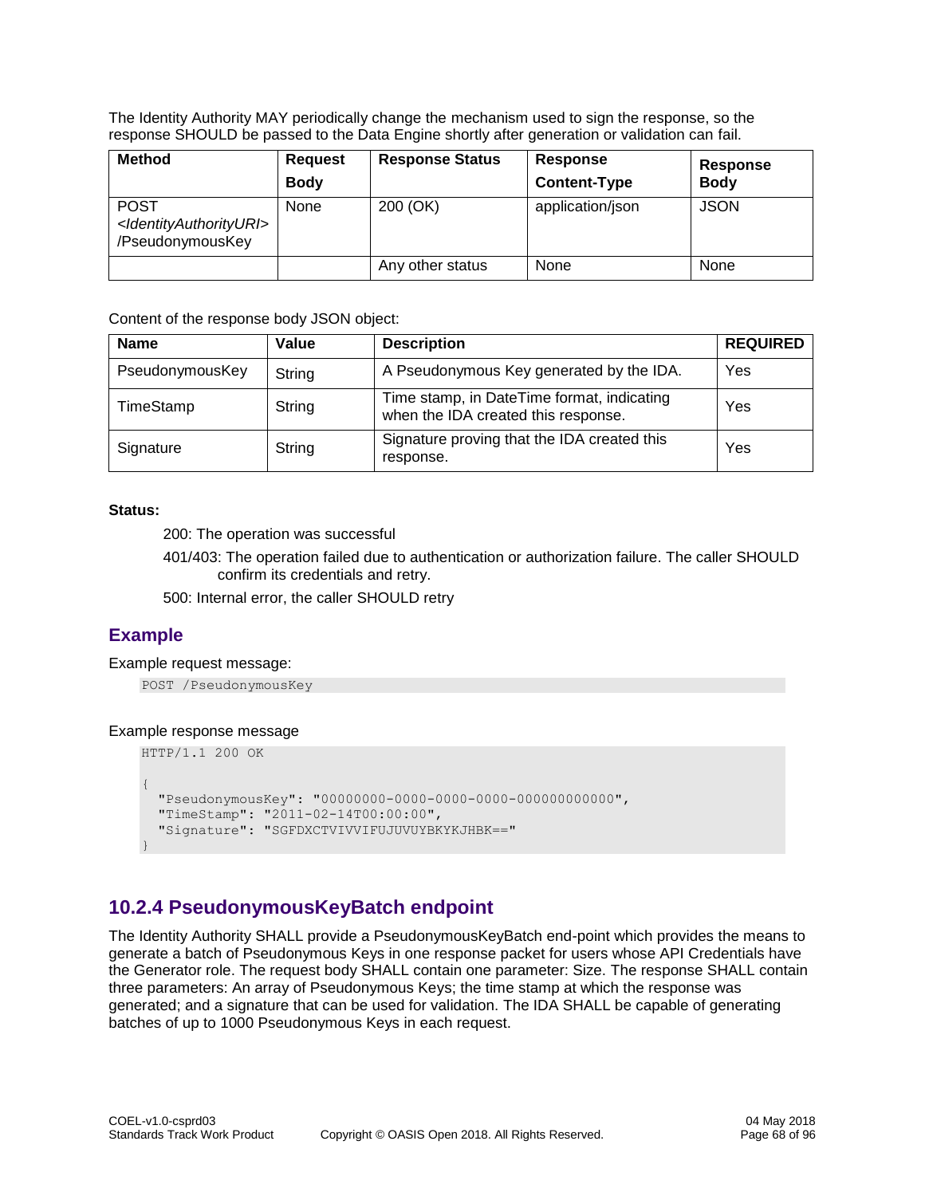The Identity Authority MAY periodically change the mechanism used to sign the response, so the response SHOULD be passed to the Data Engine shortly after generation or validation can fail.

| Method | Request Body | Response Status | Response Content-Type | Response Body |
|---|---|---|---|---|
| POST <IdentityAuthorityURI>/PseudonymousKey | None | 200 (OK) | application/json | JSON |
| | | Any other status | None | None |

Content of the response body JSON object:

| Name | Value | Description | REQUIRED |
|---|---|---|---|
| PseudonymousKey | String | A Pseudonymous Key generated by the IDA. | Yes |
| TimeStamp | String | Time stamp, in DateTime format, indicating when the IDA created this response. | Yes |
| Signature | String | Signature proving that the IDA created this response. | Yes |

**Status:**

200: The operation was successful

401/403: The operation failed due to authentication or authorization failure. The caller SHOULD confirm its credentials and retry.

500: Internal error, the caller SHOULD retry

### Example

Example request message:

```
POST /PseudonymousKey
```

Example response message

```
HTTP/1.1 200 OK

{
  "PseudonymousKey": "00000000-0000-0000-0000-000000000000",
  "TimeStamp": "2011-02-14T00:00:00",
  "Signature": "SGFDXCTVIVVIFUJUVUYBKYKJHBK=="
}
```

## 10.2.4 PseudonymousKeyBatch endpoint

The Identity Authority SHALL provide a PseudonymousKeyBatch end-point which provides the means to generate a batch of Pseudonymous Keys in one response packet for users whose API Credentials have the Generator role. The request body SHALL contain one parameter: Size. The response SHALL contain three parameters: An array of Pseudonymous Keys; the time stamp at which the response was generated; and a signature that can be used for validation. The IDA SHALL be capable of generating batches of up to 1000 Pseudonymous Keys in each request.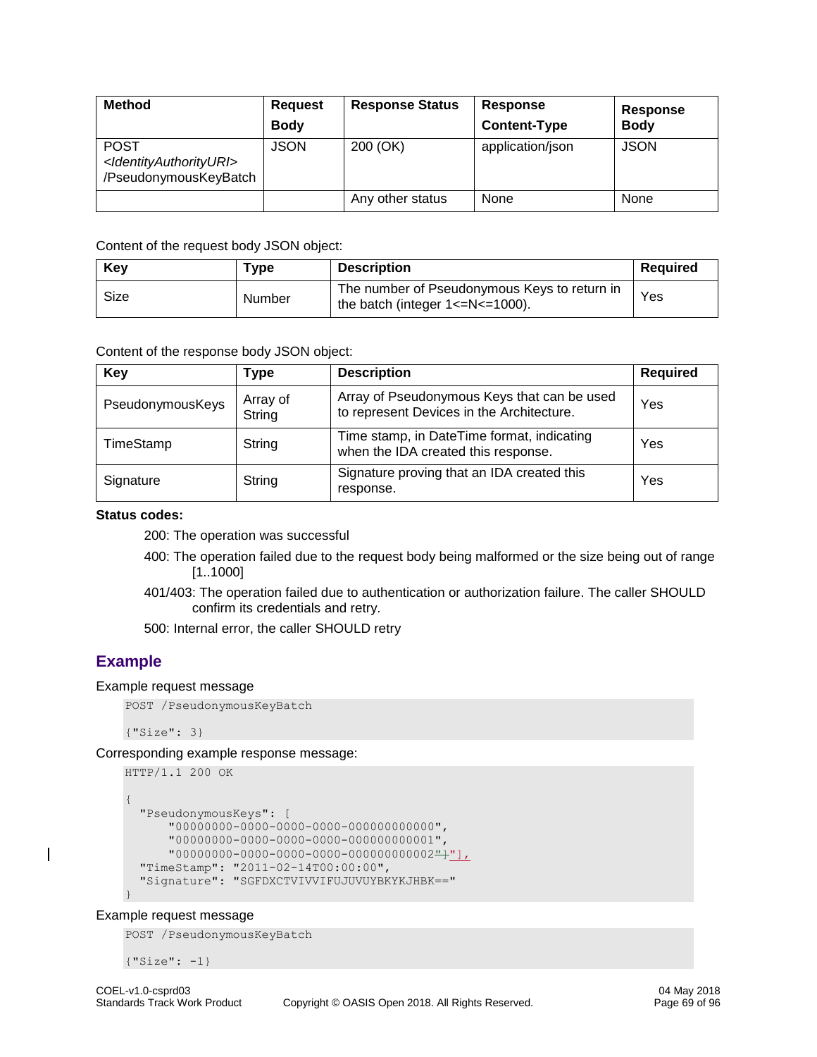| Method | Request Body | Response Status | Response Content-Type | Response Body |
|---|---|---|---|---|
| POST <*IdentityAuthorityURI*> /PseudonymousKeyBatch | JSON | 200 (OK) | application/json | JSON |
| | | Any other status | None | None |

Content of the request body JSON object:

| Key | Type | Description | Required |
|---|---|---|---|
| Size | Number | The number of Pseudonymous Keys to return in the batch (integer 1<=N<=1000). | Yes |

Content of the response body JSON object:

| Key | Type | Description | Required |
|---|---|---|---|
| PseudonymousKeys | Array of String | Array of Pseudonymous Keys that can be used to represent Devices in the Architecture. | Yes |
| TimeStamp | String | Time stamp, in DateTime format, indicating when the IDA created this response. | Yes |
| Signature | String | Signature proving that an IDA created this response. | Yes |

**Status codes:**

200: The operation was successful

400: The operation failed due to the request body being malformed or the size being out of range [1..1000]

401/403: The operation failed due to authentication or authorization failure. The caller SHOULD confirm its credentials and retry.

500: Internal error, the caller SHOULD retry

## Example

Example request message

```
POST /PseudonymousKeyBatch

{"Size": 3}
```

Corresponding example response message:

```
HTTP/1.1 200 OK

{
  "PseudonymousKeys": [
      "00000000-0000-0000-0000-000000000000",
      "00000000-0000-0000-0000-000000000001",
      "00000000-0000-0000-0000-000000000002"],
  "TimeStamp": "2011-02-14T00:00:00",
  "Signature": "SGFDXCTVIVVIFUJUVUYBKYKJHBK=="
}
```

Example request message

```
POST /PseudonymousKeyBatch

{"Size": -1}
```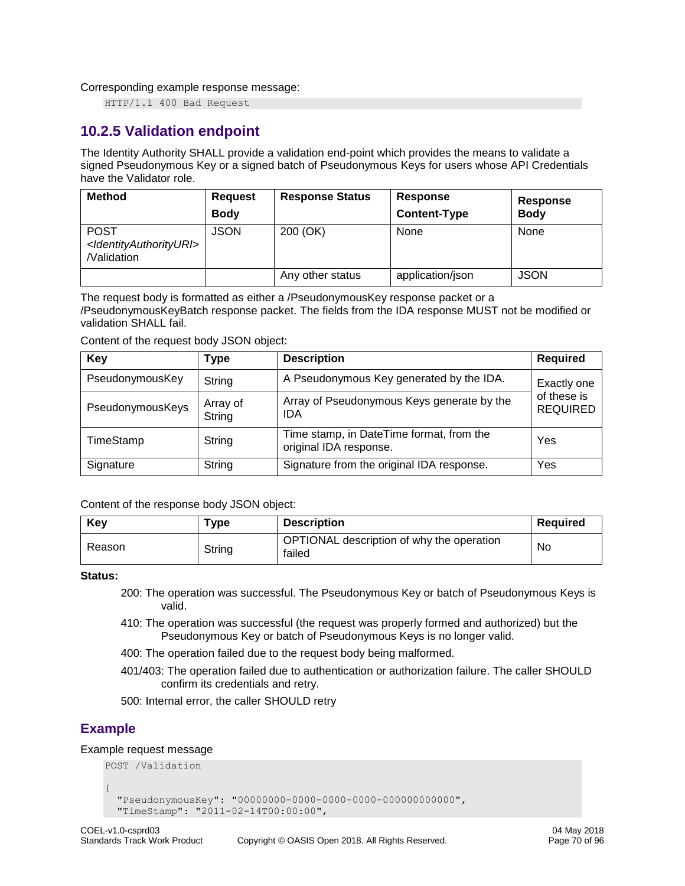Corresponding example response message:

```
HTTP/1.1 400 Bad Request
```

### 10.2.5 Validation endpoint

The Identity Authority SHALL provide a validation end-point which provides the means to validate a signed Pseudonymous Key or a signed batch of Pseudonymous Keys for users whose API Credentials have the Validator role.

| Method | Request Body | Response Status | Response Content-Type | Response Body |
|---|---|---|---|---|
| POST <IdentityAuthorityURI> /Validation | JSON | 200 (OK) | None | None |
| | | Any other status | application/json | JSON |

The request body is formatted as either a /PseudonymousKey response packet or a /PseudonymousKeyBatch response packet. The fields from the IDA response MUST not be modified or validation SHALL fail.

Content of the request body JSON object:

| Key | Type | Description | Required |
|---|---|---|---|
| PseudonymousKey | String | A Pseudonymous Key generated by the IDA. | Exactly one of these is REQUIRED |
| PseudonymousKeys | Array of String | Array of Pseudonymous Keys generate by the IDA | |
| TimeStamp | String | Time stamp, in DateTime format, from the original IDA response. | Yes |
| Signature | String | Signature from the original IDA response. | Yes |

Content of the response body JSON object:

| Key | Type | Description | Required |
|---|---|---|---|
| Reason | String | OPTIONAL description of why the operation failed | No |

**Status:**

- 200: The operation was successful. The Pseudonymous Key or batch of Pseudonymous Keys is valid.
- 410: The operation was successful (the request was properly formed and authorized) but the Pseudonymous Key or batch of Pseudonymous Keys is no longer valid.
- 400: The operation failed due to the request body being malformed.
- 401/403: The operation failed due to authentication or authorization failure. The caller SHOULD confirm its credentials and retry.
- 500: Internal error, the caller SHOULD retry

## Example

Example request message

```
POST /Validation

{
  "PseudonymousKey": "00000000-0000-0000-0000-000000000000",
  "TimeStamp": "2011-02-14T00:00:00",
```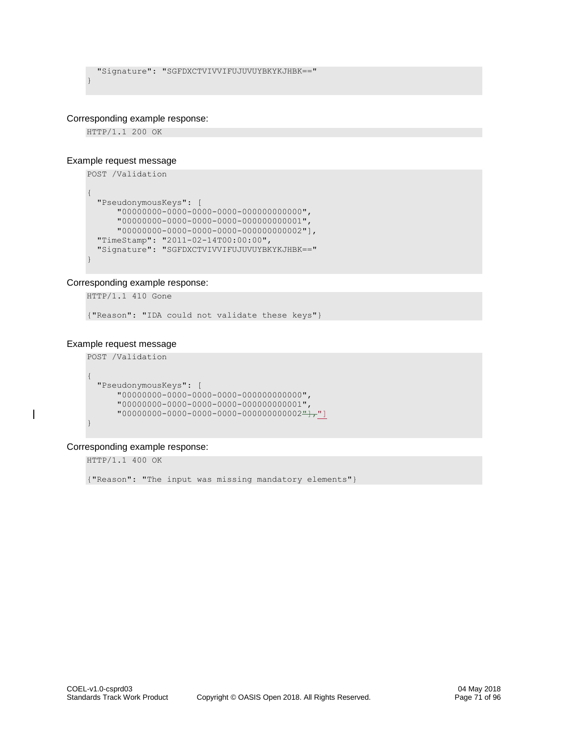```
  "Signature": "SGFDXCTVIVVIFUJUVUYBKYKJHBK=="
}
```

Corresponding example response:

```
HTTP/1.1 200 OK
```

Example request message

```
POST /Validation

{
  "PseudonymousKeys": [
      "00000000-0000-0000-0000-000000000000",
      "00000000-0000-0000-0000-000000000001",
      "00000000-0000-0000-0000-000000000002"],
  "TimeStamp": "2011-02-14T00:00:00",
  "Signature": "SGFDXCTVIVVIFUJUVUYBKYKJHBK=="
}
```

Corresponding example response:

```
HTTP/1.1 410 Gone

{"Reason": "IDA could not validate these keys"}
```

Example request message

```
POST /Validation

{
  "PseudonymousKeys": [
      "00000000-0000-0000-0000-000000000000",
      "00000000-0000-0000-0000-000000000001",
      "00000000-0000-0000-0000-000000000002"],"]
}
```

Corresponding example response:

```
HTTP/1.1 400 OK

{"Reason": "The input was missing mandatory elements"}
```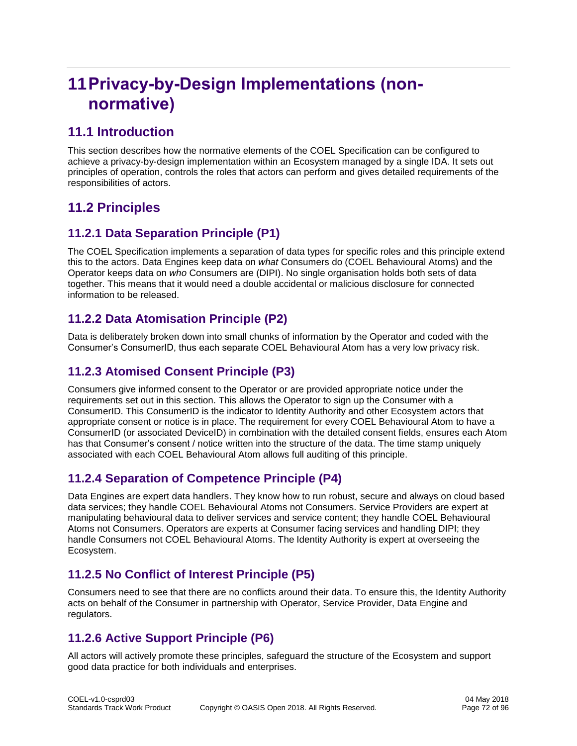# 11 Privacy-by-Design Implementations (non-normative)

## 11.1 Introduction

This section describes how the normative elements of the COEL Specification can be configured to achieve a privacy-by-design implementation within an Ecosystem managed by a single IDA. It sets out principles of operation, controls the roles that actors can perform and gives detailed requirements of the responsibilities of actors.

## 11.2 Principles

### 11.2.1 Data Separation Principle (P1)

The COEL Specification implements a separation of data types for specific roles and this principle extend this to the actors. Data Engines keep data on *what* Consumers do (COEL Behavioural Atoms) and the Operator keeps data on *who* Consumers are (DIPI). No single organisation holds both sets of data together. This means that it would need a double accidental or malicious disclosure for connected information to be released.

### 11.2.2 Data Atomisation Principle (P2)

Data is deliberately broken down into small chunks of information by the Operator and coded with the Consumer's ConsumerID, thus each separate COEL Behavioural Atom has a very low privacy risk.

### 11.2.3 Atomised Consent Principle (P3)

Consumers give informed consent to the Operator or are provided appropriate notice under the requirements set out in this section. This allows the Operator to sign up the Consumer with a ConsumerID. This ConsumerID is the indicator to Identity Authority and other Ecosystem actors that appropriate consent or notice is in place. The requirement for every COEL Behavioural Atom to have a ConsumerID (or associated DeviceID) in combination with the detailed consent fields, ensures each Atom has that Consumer's consent / notice written into the structure of the data. The time stamp uniquely associated with each COEL Behavioural Atom allows full auditing of this principle.

### 11.2.4 Separation of Competence Principle (P4)

Data Engines are expert data handlers. They know how to run robust, secure and always on cloud based data services; they handle COEL Behavioural Atoms not Consumers. Service Providers are expert at manipulating behavioural data to deliver services and service content; they handle COEL Behavioural Atoms not Consumers. Operators are experts at Consumer facing services and handling DIPI; they handle Consumers not COEL Behavioural Atoms. The Identity Authority is expert at overseeing the Ecosystem.

### 11.2.5 No Conflict of Interest Principle (P5)

Consumers need to see that there are no conflicts around their data. To ensure this, the Identity Authority acts on behalf of the Consumer in partnership with Operator, Service Provider, Data Engine and regulators.

### 11.2.6 Active Support Principle (P6)

All actors will actively promote these principles, safeguard the structure of the Ecosystem and support good data practice for both individuals and enterprises.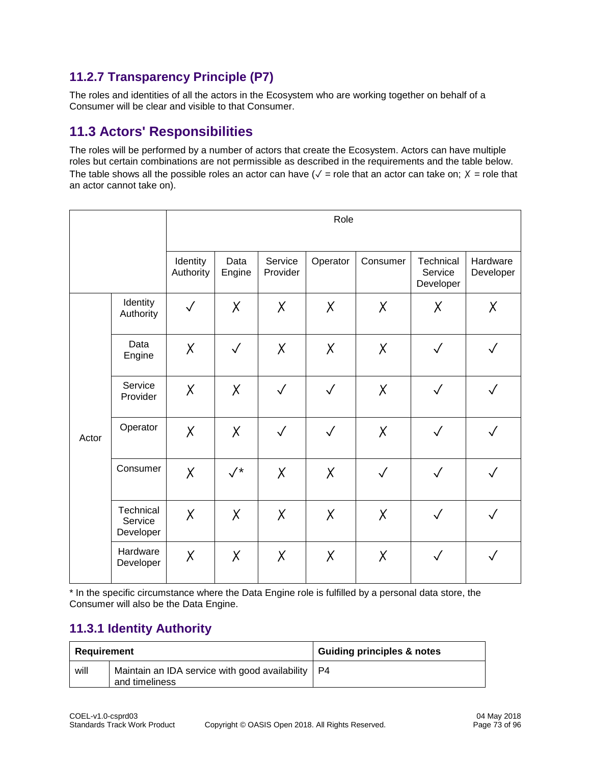### 11.2.7 Transparency Principle (P7)

The roles and identities of all the actors in the Ecosystem who are working together on behalf of a Consumer will be clear and visible to that Consumer.

## 11.3 Actors' Responsibilities

The roles will be performed by a number of actors that create the Ecosystem. Actors can have multiple roles but certain combinations are not permissible as described in the requirements and the table below. The table shows all the possible roles an actor can have (✓ = role that an actor can take on; ✗ = role that an actor cannot take on).

| | | Role | | | | | | |
|---|---|---|---|---|---|---|---|---|
| | | Identity Authority | Data Engine | Service Provider | Operator | Consumer | Technical Service Developer | Hardware Developer |
| Actor | Identity Authority | ✓ | ✗ | ✗ | ✗ | ✗ | ✗ | ✗ |
| | Data Engine | ✗ | ✓ | ✗ | ✗ | ✗ | ✓ | ✓ |
| | Service Provider | ✗ | ✗ | ✓ | ✓ | ✗ | ✓ | ✓ |
| | Operator | ✗ | ✗ | ✓ | ✓ | ✗ | ✓ | ✓ |
| | Consumer | ✗ | ✓* | ✗ | ✗ | ✓ | ✓ | ✓ |
| | Technical Service Developer | ✗ | ✗ | ✗ | ✗ | ✗ | ✓ | ✓ |
| | Hardware Developer | ✗ | ✗ | ✗ | ✗ | ✗ | ✓ | ✓ |

* In the specific circumstance where the Data Engine role is fulfilled by a personal data store, the Consumer will also be the Data Engine.

### 11.3.1 Identity Authority

| Requirement | | Guiding principles & notes |
|---|---|---|
| will | Maintain an IDA service with good availability and timeliness | P4 |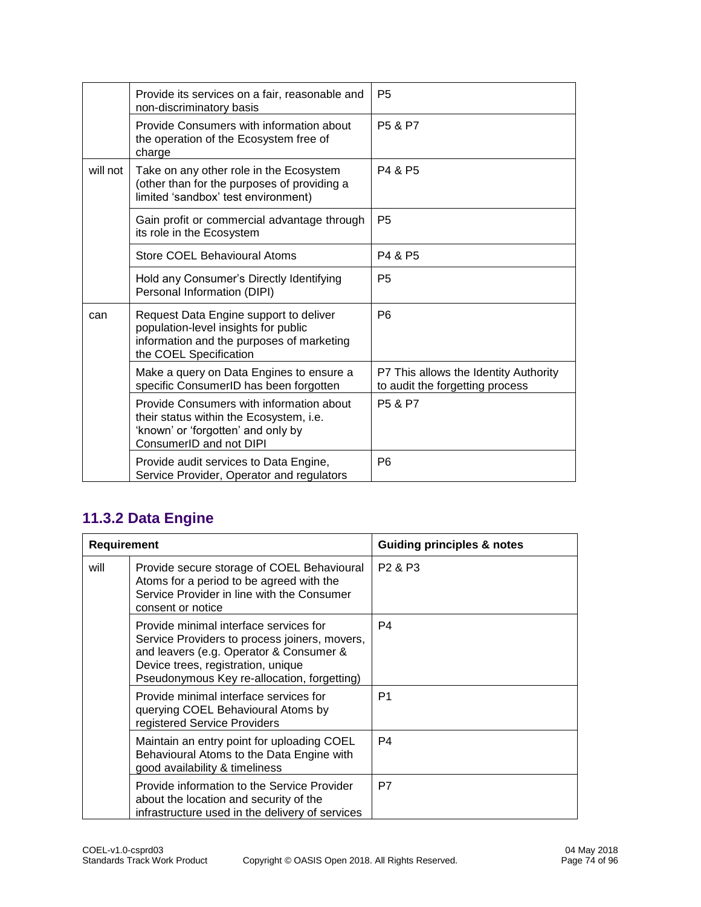| | | |
|---|---|---|
| | Provide its services on a fair, reasonable and non-discriminatory basis | P5 |
| | Provide Consumers with information about the operation of the Ecosystem free of charge | P5 & P7 |
| will not | Take on any other role in the Ecosystem (other than for the purposes of providing a limited 'sandbox' test environment) | P4 & P5 |
| | Gain profit or commercial advantage through its role in the Ecosystem | P5 |
| | Store COEL Behavioural Atoms | P4 & P5 |
| | Hold any Consumer's Directly Identifying Personal Information (DIPI) | P5 |
| can | Request Data Engine support to deliver population-level insights for public information and the purposes of marketing the COEL Specification | P6 |
| | Make a query on Data Engines to ensure a specific ConsumerID has been forgotten | P7 This allows the Identity Authority to audit the forgetting process |
| | Provide Consumers with information about their status within the Ecosystem, i.e. 'known' or 'forgotten' and only by ConsumerID and not DIPI | P5 & P7 |
| | Provide audit services to Data Engine, Service Provider, Operator and regulators | P6 |

### 11.3.2 Data Engine

| **Requirement** | | **Guiding principles & notes** |
|---|---|---|
| will | Provide secure storage of COEL Behavioural Atoms for a period to be agreed with the Service Provider in line with the Consumer consent or notice | P2 & P3 |
| | Provide minimal interface services for Service Providers to process joiners, movers, and leavers (e.g. Operator & Consumer & Device trees, registration, unique Pseudonymous Key re-allocation, forgetting) | P4 |
| | Provide minimal interface services for querying COEL Behavioural Atoms by registered Service Providers | P1 |
| | Maintain an entry point for uploading COEL Behavioural Atoms to the Data Engine with good availability & timeliness | P4 |
| | Provide information to the Service Provider about the location and security of the infrastructure used in the delivery of services | P7 |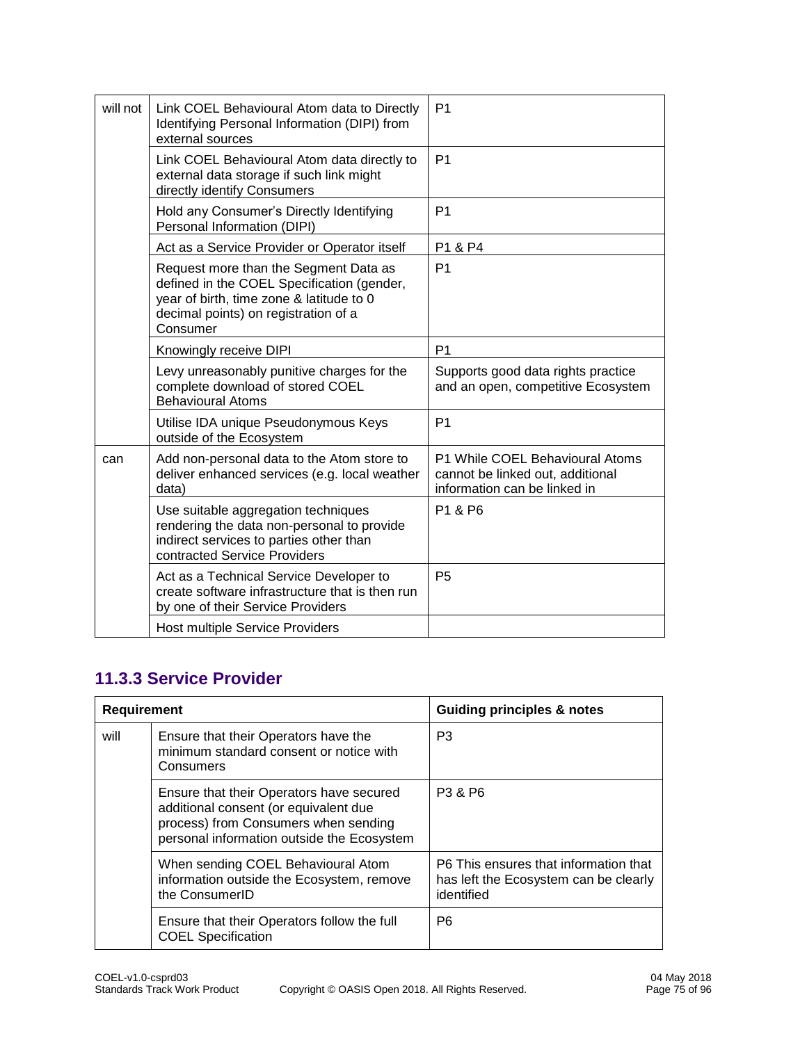| | | |
|---|---|---|
| will not | Link COEL Behavioural Atom data to Directly Identifying Personal Information (DIPI) from external sources | P1 |
| | Link COEL Behavioural Atom data directly to external data storage if such link might directly identify Consumers | P1 |
| | Hold any Consumer's Directly Identifying Personal Information (DIPI) | P1 |
| | Act as a Service Provider or Operator itself | P1 & P4 |
| | Request more than the Segment Data as defined in the COEL Specification (gender, year of birth, time zone & latitude to 0 decimal points) on registration of a Consumer | P1 |
| | Knowingly receive DIPI | P1 |
| | Levy unreasonably punitive charges for the complete download of stored COEL Behavioural Atoms | Supports good data rights practice and an open, competitive Ecosystem |
| | Utilise IDA unique Pseudonymous Keys outside of the Ecosystem | P1 |
| can | Add non-personal data to the Atom store to deliver enhanced services (e.g. local weather data) | P1 While COEL Behavioural Atoms cannot be linked out, additional information can be linked in |
| | Use suitable aggregation techniques rendering the data non-personal to provide indirect services to parties other than contracted Service Providers | P1 & P6 |
| | Act as a Technical Service Developer to create software infrastructure that is then run by one of their Service Providers | P5 |
| | Host multiple Service Providers | |

### 11.3.3 Service Provider

| **Requirement** | | **Guiding principles & notes** |
|---|---|---|
| will | Ensure that their Operators have the minimum standard consent or notice with Consumers | P3 |
| | Ensure that their Operators have secured additional consent (or equivalent due process) from Consumers when sending personal information outside the Ecosystem | P3 & P6 |
| | When sending COEL Behavioural Atom information outside the Ecosystem, remove the ConsumerID | P6 This ensures that information that has left the Ecosystem can be clearly identified |
| | Ensure that their Operators follow the full COEL Specification | P6 |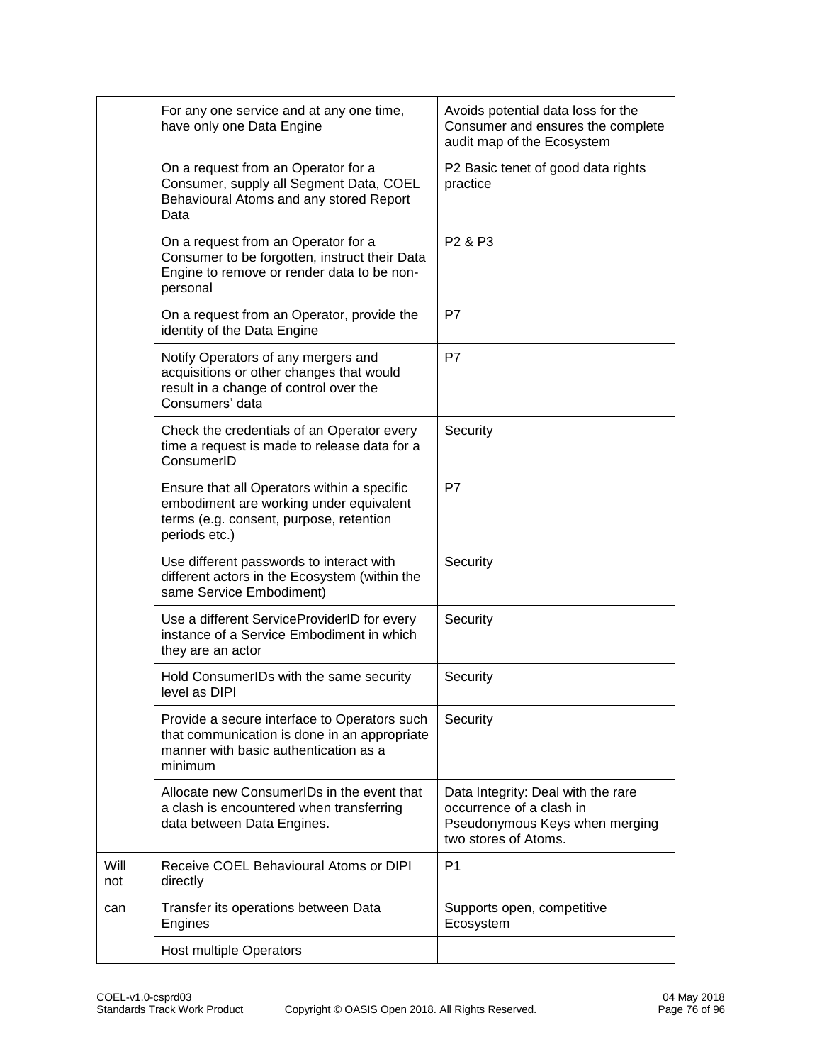| | | |
|---|---|---|
| | For any one service and at any one time, have only one Data Engine | Avoids potential data loss for the Consumer and ensures the complete audit map of the Ecosystem |
| | On a request from an Operator for a Consumer, supply all Segment Data, COEL Behavioural Atoms and any stored Report Data | P2 Basic tenet of good data rights practice |
| | On a request from an Operator for a Consumer to be forgotten, instruct their Data Engine to remove or render data to be non-personal | P2 & P3 |
| | On a request from an Operator, provide the identity of the Data Engine | P7 |
| | Notify Operators of any mergers and acquisitions or other changes that would result in a change of control over the Consumers' data | P7 |
| | Check the credentials of an Operator every time a request is made to release data for a ConsumerID | Security |
| | Ensure that all Operators within a specific embodiment are working under equivalent terms (e.g. consent, purpose, retention periods etc.) | P7 |
| | Use different passwords to interact with different actors in the Ecosystem (within the same Service Embodiment) | Security |
| | Use a different ServiceProviderID for every instance of a Service Embodiment in which they are an actor | Security |
| | Hold ConsumerIDs with the same security level as DIPI | Security |
| | Provide a secure interface to Operators such that communication is done in an appropriate manner with basic authentication as a minimum | Security |
| | Allocate new ConsumerIDs in the event that a clash is encountered when transferring data between Data Engines. | Data Integrity: Deal with the rare occurrence of a clash in Pseudonymous Keys when merging two stores of Atoms. |
| Will not | Receive COEL Behavioural Atoms or DIPI directly | P1 |
| can | Transfer its operations between Data Engines | Supports open, competitive Ecosystem |
| | Host multiple Operators | |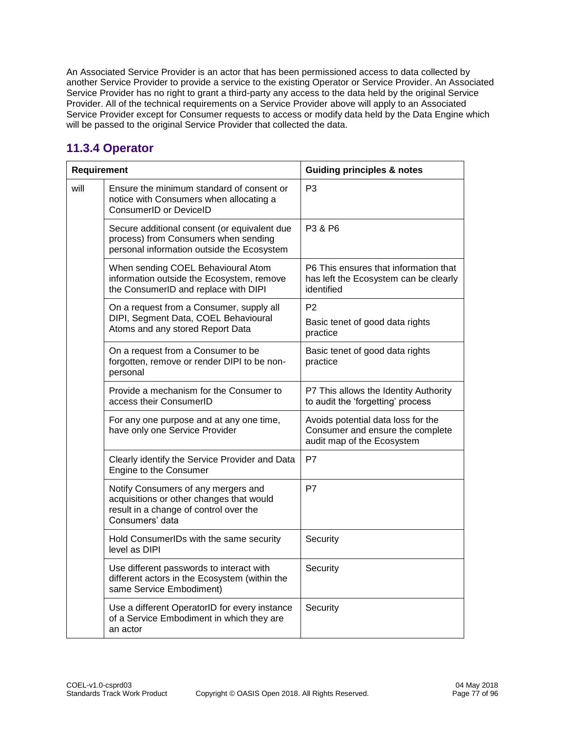An Associated Service Provider is an actor that has been permissioned access to data collected by another Service Provider to provide a service to the existing Operator or Service Provider. An Associated Service Provider has no right to grant a third-party any access to the data held by the original Service Provider. All of the technical requirements on a Service Provider above will apply to an Associated Service Provider except for Consumer requests to access or modify data held by the Data Engine which will be passed to the original Service Provider that collected the data.

### 11.3.4 Operator

| Requirement | | Guiding principles & notes |
|---|---|---|
| will | Ensure the minimum standard of consent or notice with Consumers when allocating a ConsumerID or DeviceID | P3 |
| | Secure additional consent (or equivalent due process) from Consumers when sending personal information outside the Ecosystem | P3 & P6 |
| | When sending COEL Behavioural Atom information outside the Ecosystem, remove the ConsumerID and replace with DIPI | P6 This ensures that information that has left the Ecosystem can be clearly identified |
| | On a request from a Consumer, supply all DIPI, Segment Data, COEL Behavioural Atoms and any stored Report Data | P2<br>Basic tenet of good data rights practice |
| | On a request from a Consumer to be forgotten, remove or render DIPI to be non-personal | Basic tenet of good data rights practice |
| | Provide a mechanism for the Consumer to access their ConsumerID | P7 This allows the Identity Authority to audit the 'forgetting' process |
| | For any one purpose and at any one time, have only one Service Provider | Avoids potential data loss for the Consumer and ensure the complete audit map of the Ecosystem |
| | Clearly identify the Service Provider and Data Engine to the Consumer | P7 |
| | Notify Consumers of any mergers and acquisitions or other changes that would result in a change of control over the Consumers' data | P7 |
| | Hold ConsumerIDs with the same security level as DIPI | Security |
| | Use different passwords to interact with different actors in the Ecosystem (within the same Service Embodiment) | Security |
| | Use a different OperatorID for every instance of a Service Embodiment in which they are an actor | Security |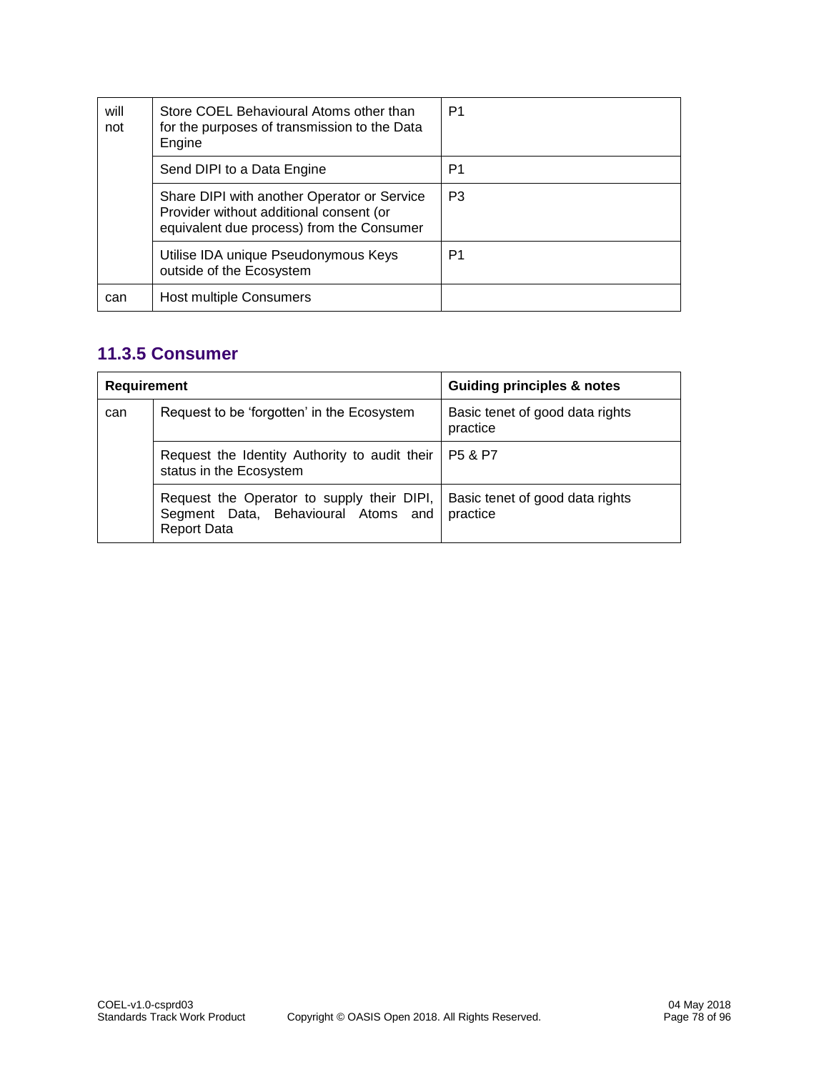| | | |
|---|---|---|
| will not | Store COEL Behavioural Atoms other than for the purposes of transmission to the Data Engine | P1 |
| | Send DIPI to a Data Engine | P1 |
| | Share DIPI with another Operator or Service Provider without additional consent (or equivalent due process) from the Consumer | P3 |
| | Utilise IDA unique Pseudonymous Keys outside of the Ecosystem | P1 |
| can | Host multiple Consumers | |

### 11.3.5 Consumer

| Requirement | | Guiding principles & notes |
|---|---|---|
| can | Request to be 'forgotten' in the Ecosystem | Basic tenet of good data rights practice |
| | Request the Identity Authority to audit their status in the Ecosystem | P5 & P7 |
| | Request the Operator to supply their DIPI, Segment Data, Behavioural Atoms and Report Data | Basic tenet of good data rights practice |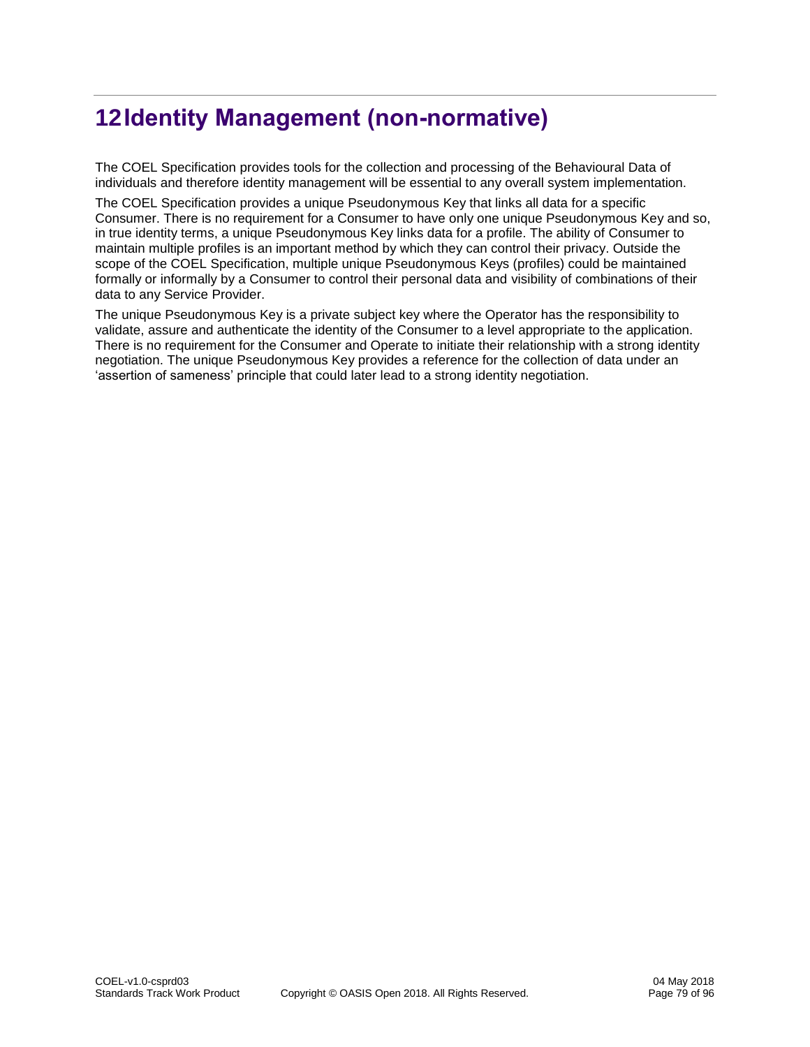# 12 Identity Management (non-normative)

The COEL Specification provides tools for the collection and processing of the Behavioural Data of individuals and therefore identity management will be essential to any overall system implementation.

The COEL Specification provides a unique Pseudonymous Key that links all data for a specific Consumer. There is no requirement for a Consumer to have only one unique Pseudonymous Key and so, in true identity terms, a unique Pseudonymous Key links data for a profile. The ability of Consumer to maintain multiple profiles is an important method by which they can control their privacy. Outside the scope of the COEL Specification, multiple unique Pseudonymous Keys (profiles) could be maintained formally or informally by a Consumer to control their personal data and visibility of combinations of their data to any Service Provider.

The unique Pseudonymous Key is a private subject key where the Operator has the responsibility to validate, assure and authenticate the identity of the Consumer to a level appropriate to the application. There is no requirement for the Consumer and Operate to initiate their relationship with a strong identity negotiation. The unique Pseudonymous Key provides a reference for the collection of data under an 'assertion of sameness' principle that could later lead to a strong identity negotiation.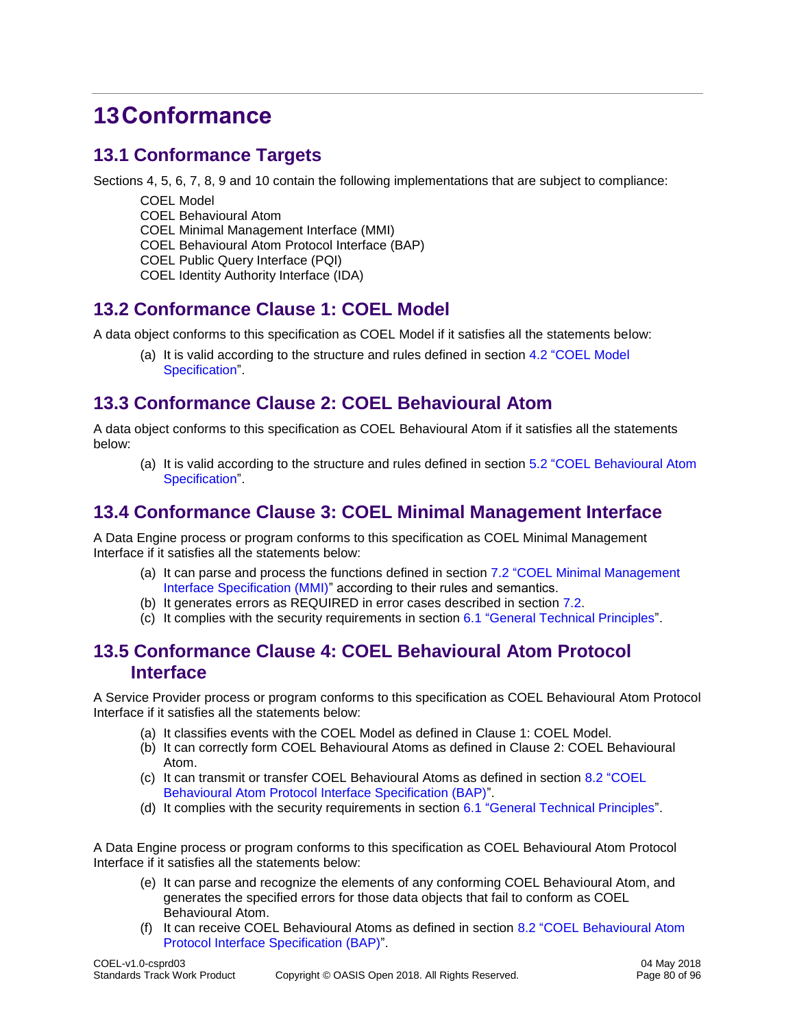# 13 Conformance

## 13.1 Conformance Targets

Sections 4, 5, 6, 7, 8, 9 and 10 contain the following implementations that are subject to compliance:

COEL Model
COEL Behavioural Atom
COEL Minimal Management Interface (MMI)
COEL Behavioural Atom Protocol Interface (BAP)
COEL Public Query Interface (PQI)
COEL Identity Authority Interface (IDA)

## 13.2 Conformance Clause 1: COEL Model

A data object conforms to this specification as COEL Model if it satisfies all the statements below:

(a) It is valid according to the structure and rules defined in section 4.2 "COEL Model Specification".

## 13.3 Conformance Clause 2: COEL Behavioural Atom

A data object conforms to this specification as COEL Behavioural Atom if it satisfies all the statements below:

(a) It is valid according to the structure and rules defined in section 5.2 "COEL Behavioural Atom Specification".

## 13.4 Conformance Clause 3: COEL Minimal Management Interface

A Data Engine process or program conforms to this specification as COEL Minimal Management Interface if it satisfies all the statements below:

(a) It can parse and process the functions defined in section 7.2 "COEL Minimal Management Interface Specification (MMI)" according to their rules and semantics.
(b) It generates errors as REQUIRED in error cases described in section 7.2.
(c) It complies with the security requirements in section 6.1 "General Technical Principles".

## 13.5 Conformance Clause 4: COEL Behavioural Atom Protocol Interface

A Service Provider process or program conforms to this specification as COEL Behavioural Atom Protocol Interface if it satisfies all the statements below:

(a) It classifies events with the COEL Model as defined in Clause 1: COEL Model.
(b) It can correctly form COEL Behavioural Atoms as defined in Clause 2: COEL Behavioural Atom.
(c) It can transmit or transfer COEL Behavioural Atoms as defined in section 8.2 "COEL Behavioural Atom Protocol Interface Specification (BAP)".
(d) It complies with the security requirements in section 6.1 "General Technical Principles".

A Data Engine process or program conforms to this specification as COEL Behavioural Atom Protocol Interface if it satisfies all the statements below:

(e) It can parse and recognize the elements of any conforming COEL Behavioural Atom, and generates the specified errors for those data objects that fail to conform as COEL Behavioural Atom.
(f) It can receive COEL Behavioural Atoms as defined in section 8.2 "COEL Behavioural Atom Protocol Interface Specification (BAP)".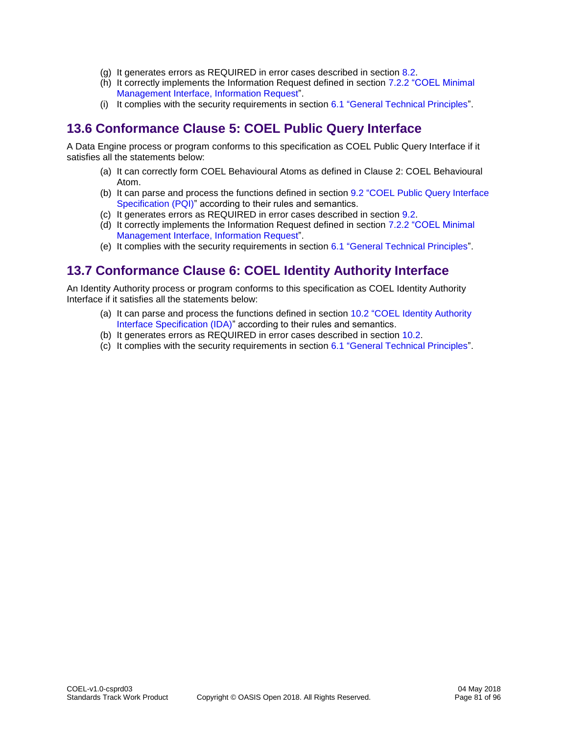(g) It generates errors as REQUIRED in error cases described in section 8.2.
(h) It correctly implements the Information Request defined in section 7.2.2 "COEL Minimal Management Interface, Information Request".
(i) It complies with the security requirements in section 6.1 "General Technical Principles".

## 13.6 Conformance Clause 5: COEL Public Query Interface

A Data Engine process or program conforms to this specification as COEL Public Query Interface if it satisfies all the statements below:

(a) It can correctly form COEL Behavioural Atoms as defined in Clause 2: COEL Behavioural Atom.
(b) It can parse and process the functions defined in section 9.2 "COEL Public Query Interface Specification (PQI)" according to their rules and semantics.
(c) It generates errors as REQUIRED in error cases described in section 9.2.
(d) It correctly implements the Information Request defined in section 7.2.2 "COEL Minimal Management Interface, Information Request".
(e) It complies with the security requirements in section 6.1 "General Technical Principles".

## 13.7 Conformance Clause 6: COEL Identity Authority Interface

An Identity Authority process or program conforms to this specification as COEL Identity Authority Interface if it satisfies all the statements below:

(a) It can parse and process the functions defined in section 10.2 "COEL Identity Authority Interface Specification (IDA)" according to their rules and semantics.
(b) It generates errors as REQUIRED in error cases described in section 10.2.
(c) It complies with the security requirements in section 6.1 "General Technical Principles".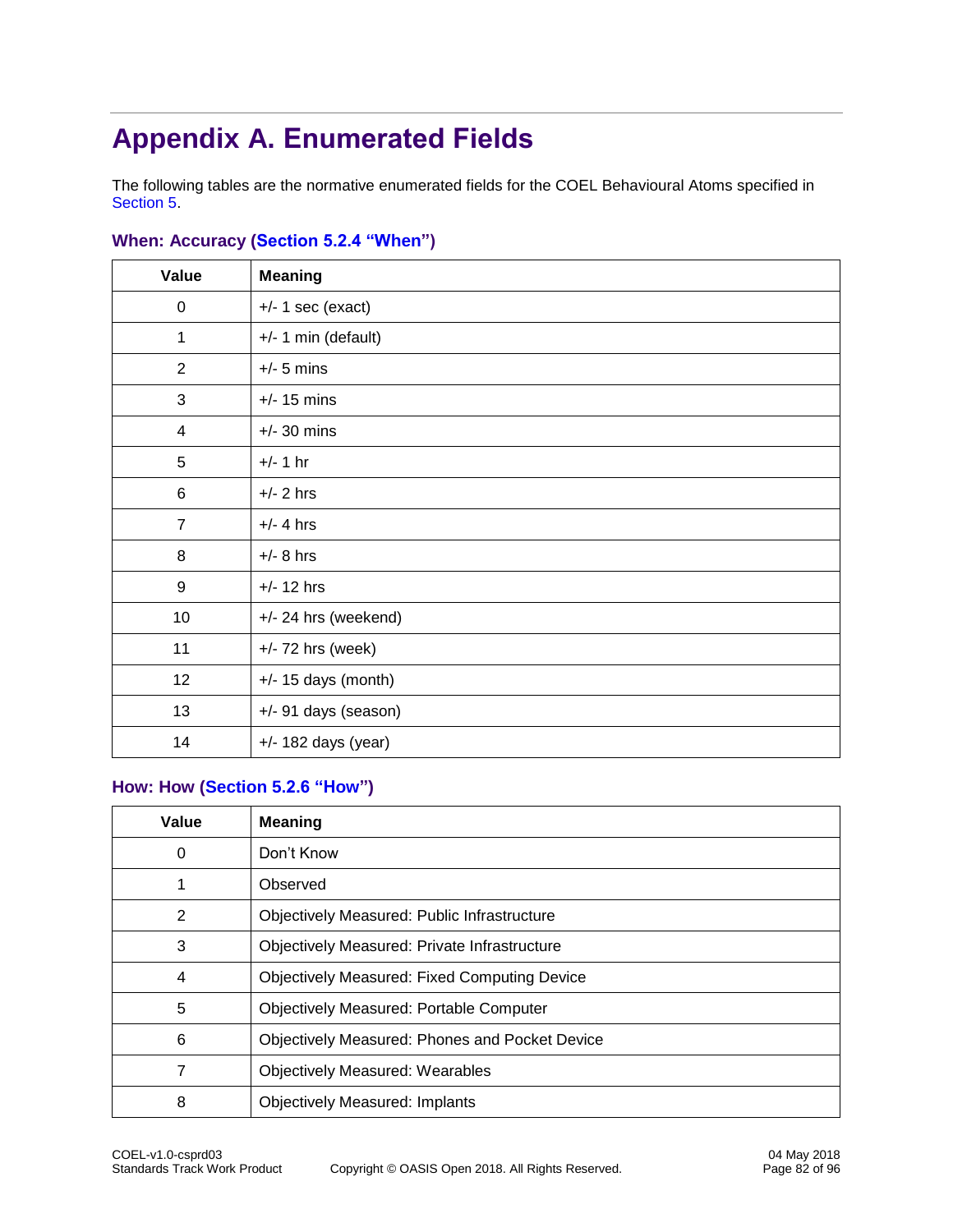# Appendix A. Enumerated Fields

The following tables are the normative enumerated fields for the COEL Behavioural Atoms specified in Section 5.

### When: Accuracy (Section 5.2.4 "When")

| Value | Meaning |
|---|---|
| 0 | +/- 1 sec (exact) |
| 1 | +/- 1 min (default) |
| 2 | +/- 5 mins |
| 3 | +/- 15 mins |
| 4 | +/- 30 mins |
| 5 | +/- 1 hr |
| 6 | +/- 2 hrs |
| 7 | +/- 4 hrs |
| 8 | +/- 8 hrs |
| 9 | +/- 12 hrs |
| 10 | +/- 24 hrs (weekend) |
| 11 | +/- 72 hrs (week) |
| 12 | +/- 15 days (month) |
| 13 | +/- 91 days (season) |
| 14 | +/- 182 days (year) |

### How: How (Section 5.2.6 "How")

| Value | Meaning |
|---|---|
| 0 | Don't Know |
| 1 | Observed |
| 2 | Objectively Measured: Public Infrastructure |
| 3 | Objectively Measured: Private Infrastructure |
| 4 | Objectively Measured: Fixed Computing Device |
| 5 | Objectively Measured: Portable Computer |
| 6 | Objectively Measured: Phones and Pocket Device |
| 7 | Objectively Measured: Wearables |
| 8 | Objectively Measured: Implants |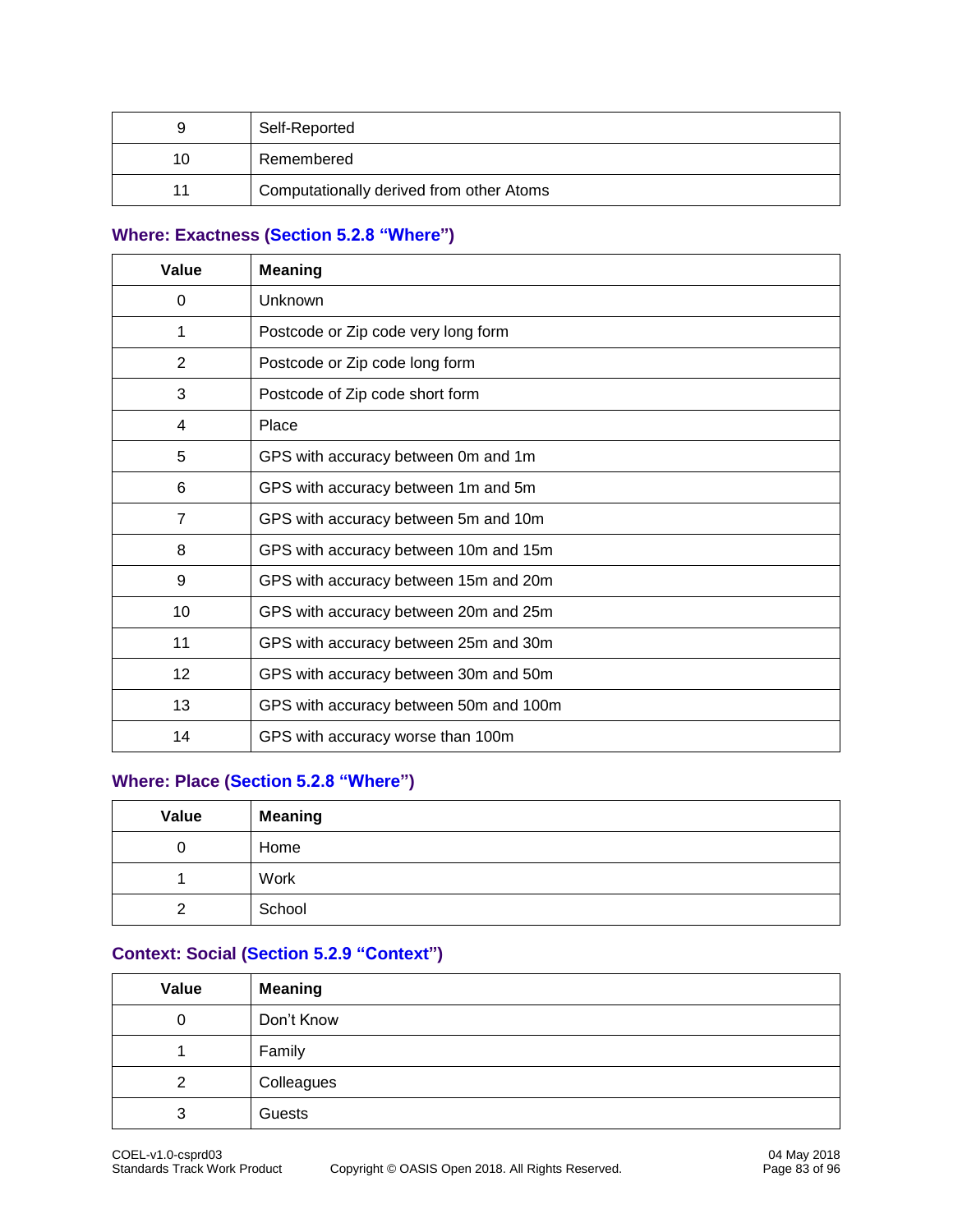| | |
|---|---|
| 9 | Self-Reported |
| 10 | Remembered |
| 11 | Computationally derived from other Atoms |

### Where: Exactness (Section 5.2.8 "Where")

| Value | Meaning |
|---|---|
| 0 | Unknown |
| 1 | Postcode or Zip code very long form |
| 2 | Postcode or Zip code long form |
| 3 | Postcode of Zip code short form |
| 4 | Place |
| 5 | GPS with accuracy between 0m and 1m |
| 6 | GPS with accuracy between 1m and 5m |
| 7 | GPS with accuracy between 5m and 10m |
| 8 | GPS with accuracy between 10m and 15m |
| 9 | GPS with accuracy between 15m and 20m |
| 10 | GPS with accuracy between 20m and 25m |
| 11 | GPS with accuracy between 25m and 30m |
| 12 | GPS with accuracy between 30m and 50m |
| 13 | GPS with accuracy between 50m and 100m |
| 14 | GPS with accuracy worse than 100m |

### Where: Place (Section 5.2.8 "Where")

| Value | Meaning |
|---|---|
| 0 | Home |
| 1 | Work |
| 2 | School |

### Context: Social (Section 5.2.9 "Context")

| Value | Meaning |
|---|---|
| 0 | Don't Know |
| 1 | Family |
| 2 | Colleagues |
| 3 | Guests |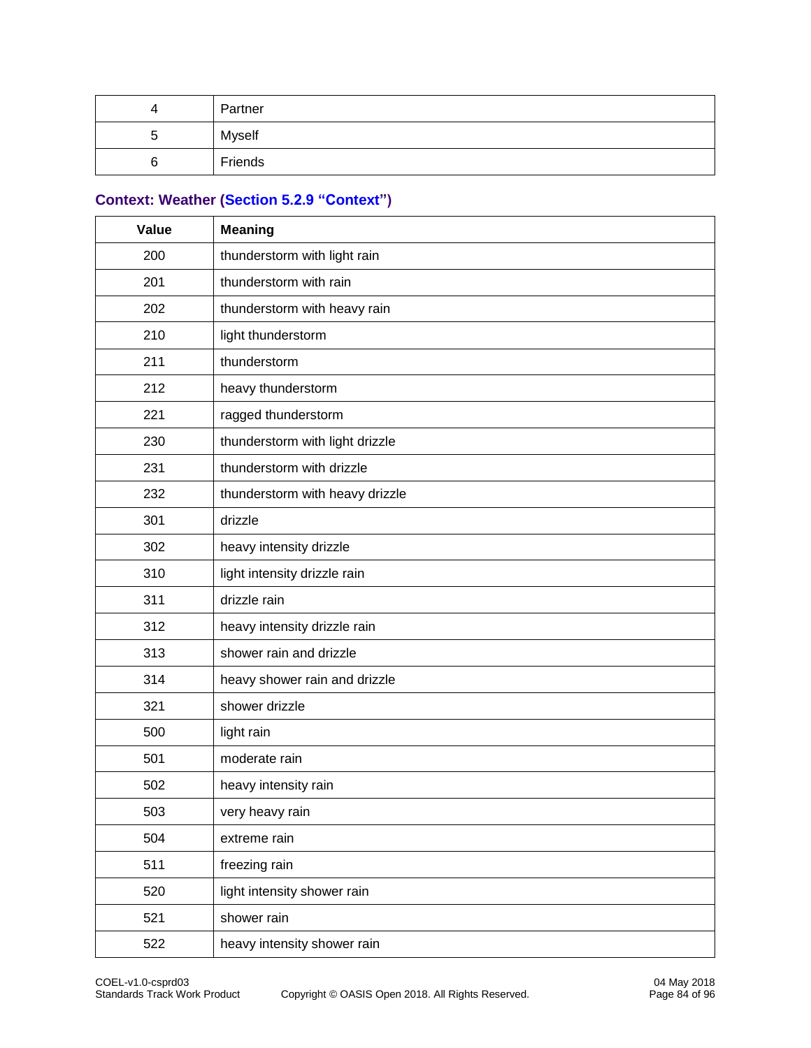| 4 | Partner |
|---|---|
| 5 | Myself |
| 6 | Friends |

**Context: Weather (Section 5.2.9 "Context")**

| Value | Meaning |
|---|---|
| 200 | thunderstorm with light rain |
| 201 | thunderstorm with rain |
| 202 | thunderstorm with heavy rain |
| 210 | light thunderstorm |
| 211 | thunderstorm |
| 212 | heavy thunderstorm |
| 221 | ragged thunderstorm |
| 230 | thunderstorm with light drizzle |
| 231 | thunderstorm with drizzle |
| 232 | thunderstorm with heavy drizzle |
| 301 | drizzle |
| 302 | heavy intensity drizzle |
| 310 | light intensity drizzle rain |
| 311 | drizzle rain |
| 312 | heavy intensity drizzle rain |
| 313 | shower rain and drizzle |
| 314 | heavy shower rain and drizzle |
| 321 | shower drizzle |
| 500 | light rain |
| 501 | moderate rain |
| 502 | heavy intensity rain |
| 503 | very heavy rain |
| 504 | extreme rain |
| 511 | freezing rain |
| 520 | light intensity shower rain |
| 521 | shower rain |
| 522 | heavy intensity shower rain |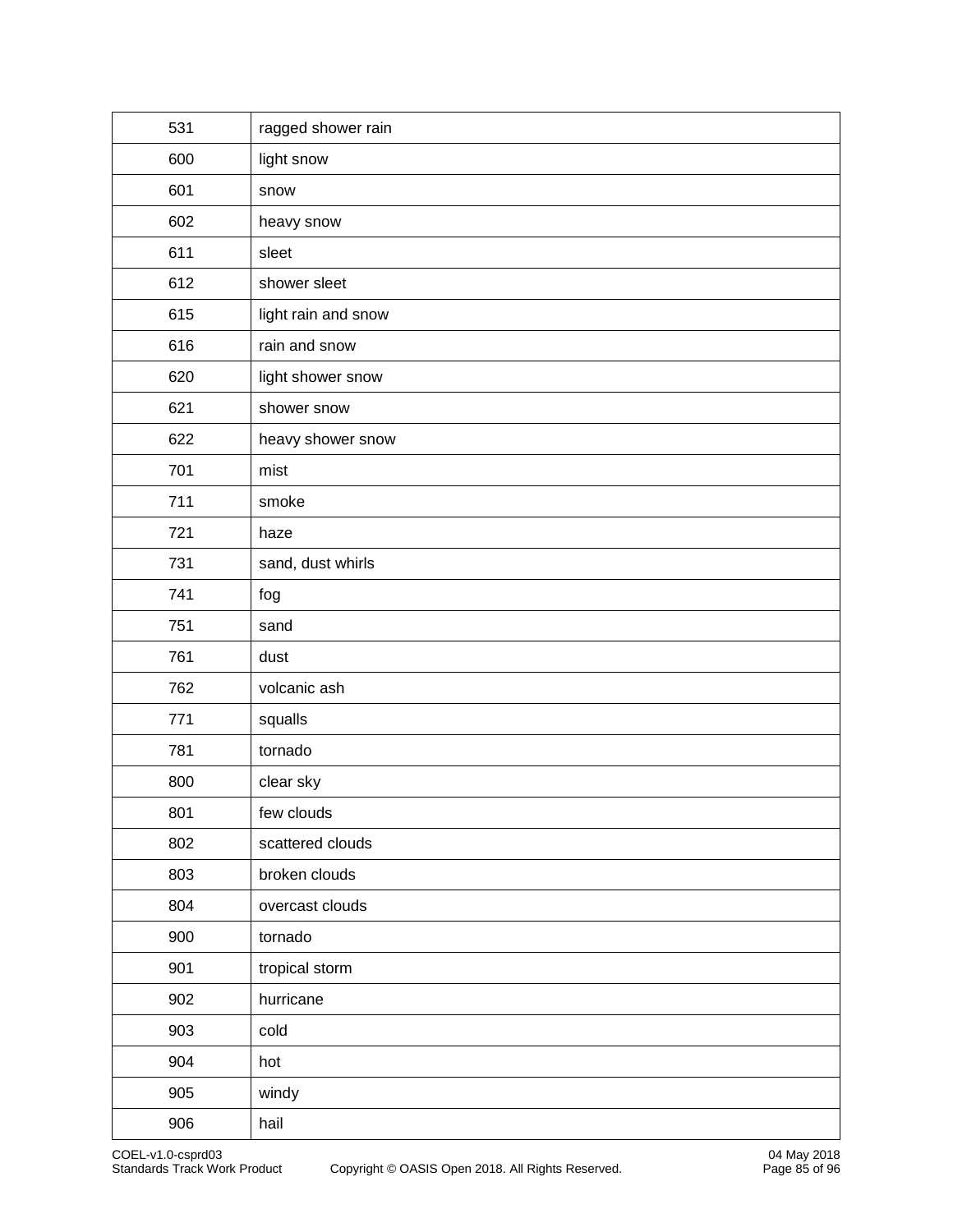| | |
|---|---|
| 531 | ragged shower rain |
| 600 | light snow |
| 601 | snow |
| 602 | heavy snow |
| 611 | sleet |
| 612 | shower sleet |
| 615 | light rain and snow |
| 616 | rain and snow |
| 620 | light shower snow |
| 621 | shower snow |
| 622 | heavy shower snow |
| 701 | mist |
| 711 | smoke |
| 721 | haze |
| 731 | sand, dust whirls |
| 741 | fog |
| 751 | sand |
| 761 | dust |
| 762 | volcanic ash |
| 771 | squalls |
| 781 | tornado |
| 800 | clear sky |
| 801 | few clouds |
| 802 | scattered clouds |
| 803 | broken clouds |
| 804 | overcast clouds |
| 900 | tornado |
| 901 | tropical storm |
| 902 | hurricane |
| 903 | cold |
| 904 | hot |
| 905 | windy |
| 906 | hail |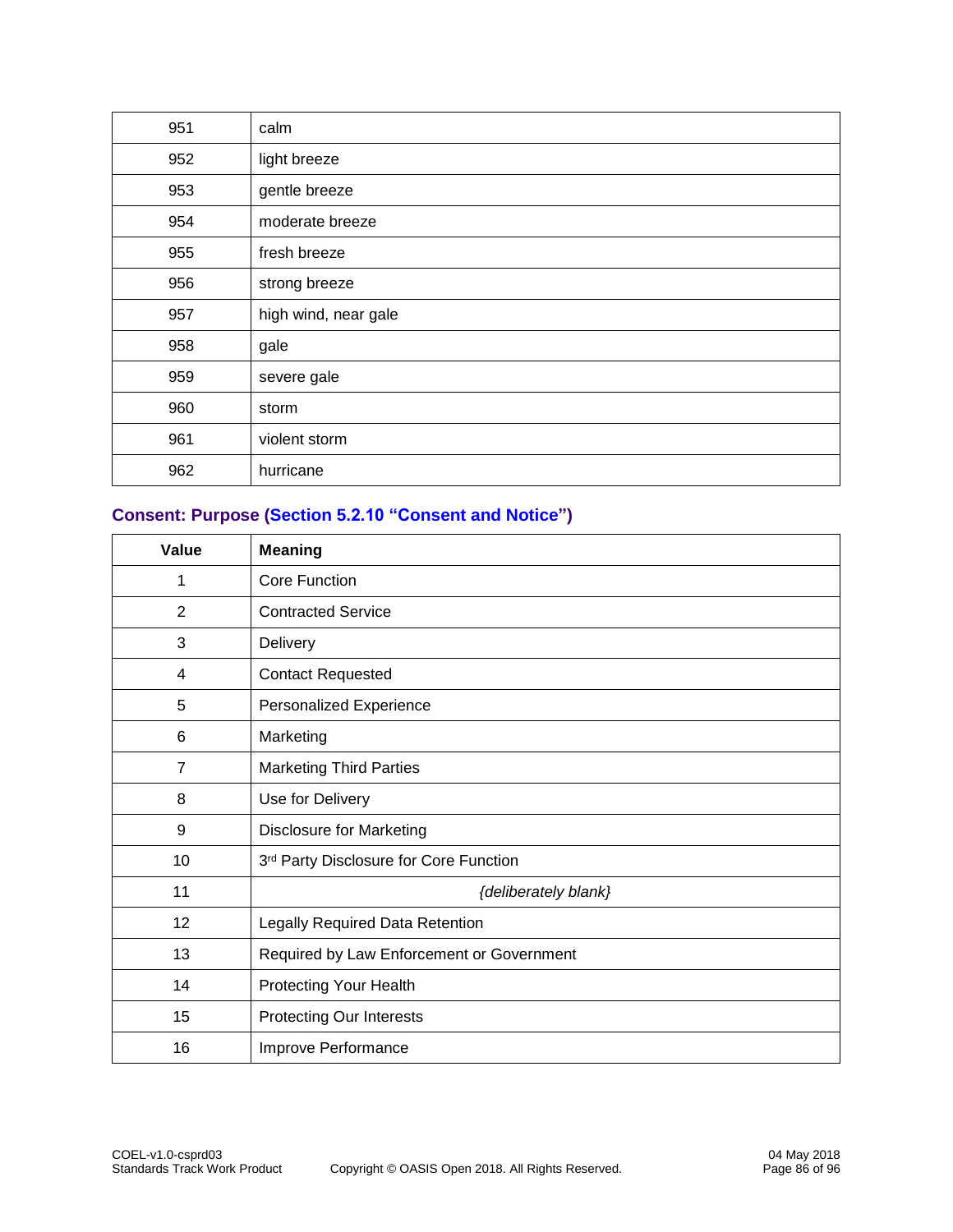| | |
|---|---|
| 951 | calm |
| 952 | light breeze |
| 953 | gentle breeze |
| 954 | moderate breeze |
| 955 | fresh breeze |
| 956 | strong breeze |
| 957 | high wind, near gale |
| 958 | gale |
| 959 | severe gale |
| 960 | storm |
| 961 | violent storm |
| 962 | hurricane |

### Consent: Purpose (Section 5.2.10 "Consent and Notice")

| Value | Meaning |
|---|---|
| 1 | Core Function |
| 2 | Contracted Service |
| 3 | Delivery |
| 4 | Contact Requested |
| 5 | Personalized Experience |
| 6 | Marketing |
| 7 | Marketing Third Parties |
| 8 | Use for Delivery |
| 9 | Disclosure for Marketing |
| 10 | 3rd Party Disclosure for Core Function |
| 11 | *{deliberately blank}* |
| 12 | Legally Required Data Retention |
| 13 | Required by Law Enforcement or Government |
| 14 | Protecting Your Health |
| 15 | Protecting Our Interests |
| 16 | Improve Performance |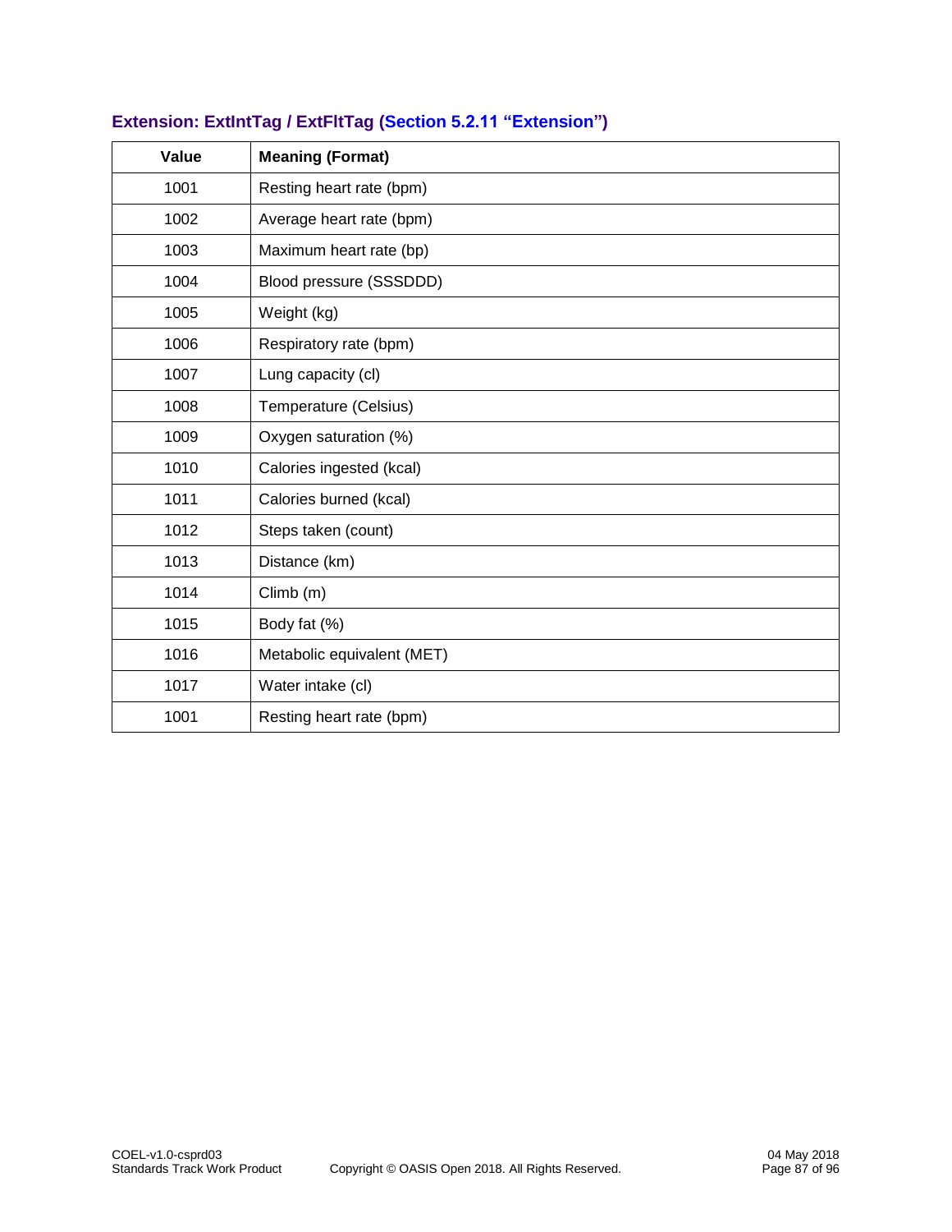### Extension: ExtIntTag / ExtFltTag (Section 5.2.11 “Extension”)

| Value | Meaning (Format) |
| --- | --- |
| 1001 | Resting heart rate (bpm) |
| 1002 | Average heart rate (bpm) |
| 1003 | Maximum heart rate (bp) |
| 1004 | Blood pressure (SSSDDD) |
| 1005 | Weight (kg) |
| 1006 | Respiratory rate (bpm) |
| 1007 | Lung capacity (cl) |
| 1008 | Temperature (Celsius) |
| 1009 | Oxygen saturation (%) |
| 1010 | Calories ingested (kcal) |
| 1011 | Calories burned (kcal) |
| 1012 | Steps taken (count) |
| 1013 | Distance (km) |
| 1014 | Climb (m) |
| 1015 | Body fat (%) |
| 1016 | Metabolic equivalent (MET) |
| 1017 | Water intake (cl) |
| 1001 | Resting heart rate (bpm) |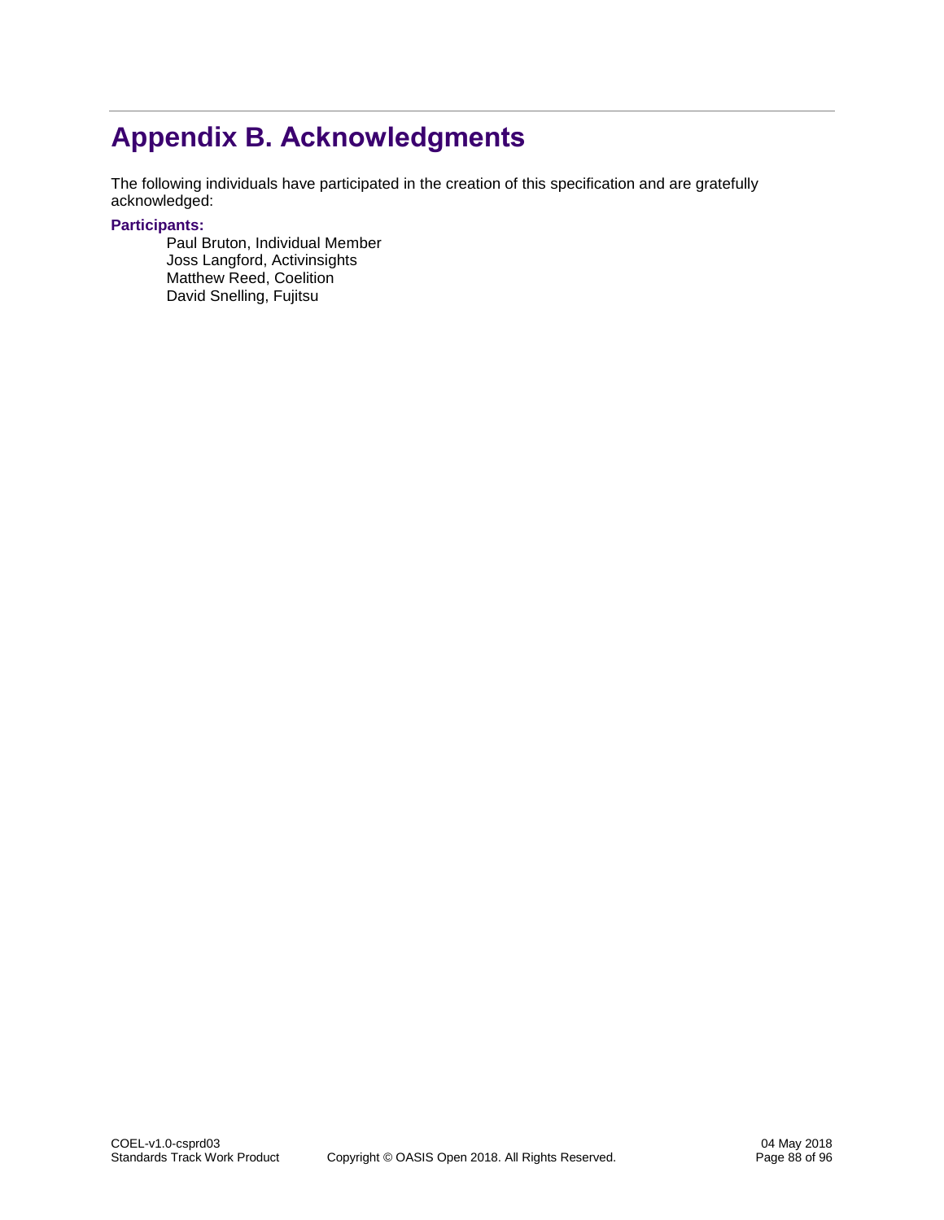# Appendix B. Acknowledgments

The following individuals have participated in the creation of this specification and are gratefully acknowledged:

**Participants:**

Paul Bruton, Individual Member
Joss Langford, Activinsights
Matthew Reed, Coelition
David Snelling, Fujitsu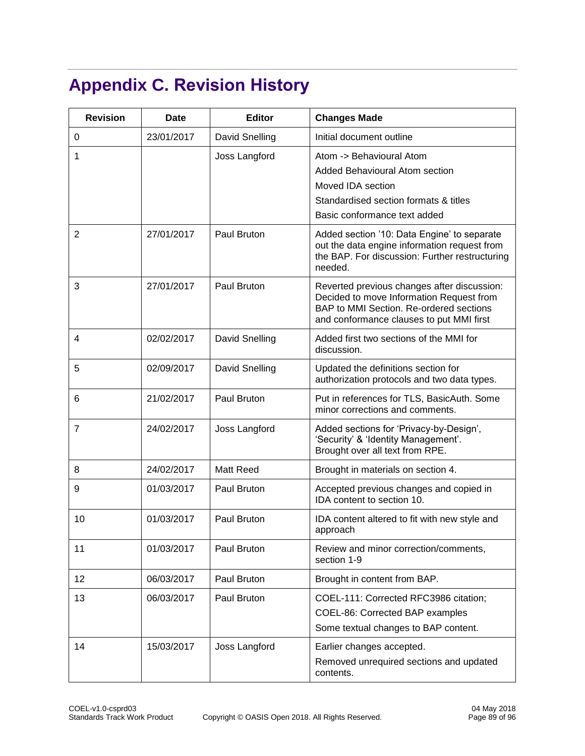# Appendix C. Revision History

| Revision | Date | Editor | Changes Made |
|---|---|---|---|
| 0 | 23/01/2017 | David Snelling | Initial document outline |
| 1 | | Joss Langford | Atom -> Behavioural Atom<br>Added Behavioural Atom section<br>Moved IDA section<br>Standardised section formats & titles<br>Basic conformance text added |
| 2 | 27/01/2017 | Paul Bruton | Added section '10: Data Engine' to separate out the data engine information request from the BAP. For discussion: Further restructuring needed. |
| 3 | 27/01/2017 | Paul Bruton | Reverted previous changes after discussion: Decided to move Information Request from BAP to MMI Section. Re-ordered sections and conformance clauses to put MMI first |
| 4 | 02/02/2017 | David Snelling | Added first two sections of the MMI for discussion. |
| 5 | 02/09/2017 | David Snelling | Updated the definitions section for authorization protocols and two data types. |
| 6 | 21/02/2017 | Paul Bruton | Put in references for TLS, BasicAuth. Some minor corrections and comments. |
| 7 | 24/02/2017 | Joss Langford | Added sections for 'Privacy-by-Design', 'Security' & 'Identity Management'. Brought over all text from RPE. |
| 8 | 24/02/2017 | Matt Reed | Brought in materials on section 4. |
| 9 | 01/03/2017 | Paul Bruton | Accepted previous changes and copied in IDA content to section 10. |
| 10 | 01/03/2017 | Paul Bruton | IDA content altered to fit with new style and approach |
| 11 | 01/03/2017 | Paul Bruton | Review and minor correction/comments, section 1-9 |
| 12 | 06/03/2017 | Paul Bruton | Brought in content from BAP. |
| 13 | 06/03/2017 | Paul Bruton | COEL-111: Corrected RFC3986 citation;<br>COEL-86: Corrected BAP examples<br>Some textual changes to BAP content. |
| 14 | 15/03/2017 | Joss Langford | Earlier changes accepted.<br>Removed unrequired sections and updated contents. |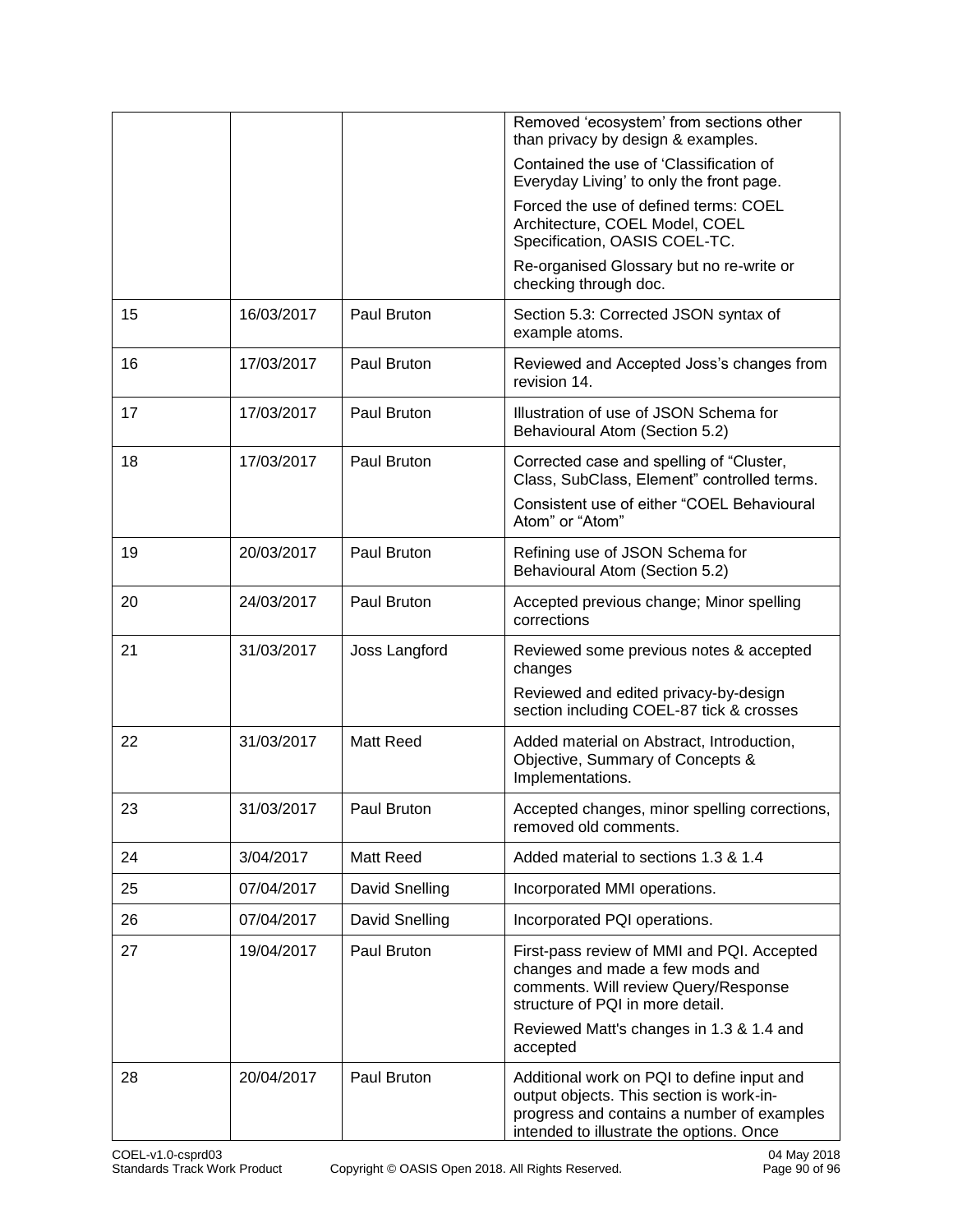| | | | |
|---|---|---|---|
| | | | Removed 'ecosystem' from sections other than privacy by design & examples.<br>Contained the use of 'Classification of Everyday Living' to only the front page.<br>Forced the use of defined terms: COEL Architecture, COEL Model, COEL Specification, OASIS COEL-TC.<br>Re-organised Glossary but no re-write or checking through doc. |
| 15 | 16/03/2017 | Paul Bruton | Section 5.3: Corrected JSON syntax of example atoms. |
| 16 | 17/03/2017 | Paul Bruton | Reviewed and Accepted Joss's changes from revision 14. |
| 17 | 17/03/2017 | Paul Bruton | Illustration of use of JSON Schema for Behavioural Atom (Section 5.2) |
| 18 | 17/03/2017 | Paul Bruton | Corrected case and spelling of "Cluster, Class, SubClass, Element" controlled terms.<br>Consistent use of either "COEL Behavioural Atom" or "Atom" |
| 19 | 20/03/2017 | Paul Bruton | Refining use of JSON Schema for Behavioural Atom (Section 5.2) |
| 20 | 24/03/2017 | Paul Bruton | Accepted previous change; Minor spelling corrections |
| 21 | 31/03/2017 | Joss Langford | Reviewed some previous notes & accepted changes<br>Reviewed and edited privacy-by-design section including COEL-87 tick & crosses |
| 22 | 31/03/2017 | Matt Reed | Added material on Abstract, Introduction, Objective, Summary of Concepts & Implementations. |
| 23 | 31/03/2017 | Paul Bruton | Accepted changes, minor spelling corrections, removed old comments. |
| 24 | 3/04/2017 | Matt Reed | Added material to sections 1.3 & 1.4 |
| 25 | 07/04/2017 | David Snelling | Incorporated MMI operations. |
| 26 | 07/04/2017 | David Snelling | Incorporated PQI operations. |
| 27 | 19/04/2017 | Paul Bruton | First-pass review of MMI and PQI. Accepted changes and made a few mods and comments. Will review Query/Response structure of PQI in more detail.<br>Reviewed Matt's changes in 1.3 & 1.4 and accepted |
| 28 | 20/04/2017 | Paul Bruton | Additional work on PQI to define input and output objects. This section is work-in-progress and contains a number of examples intended to illustrate the options. Once |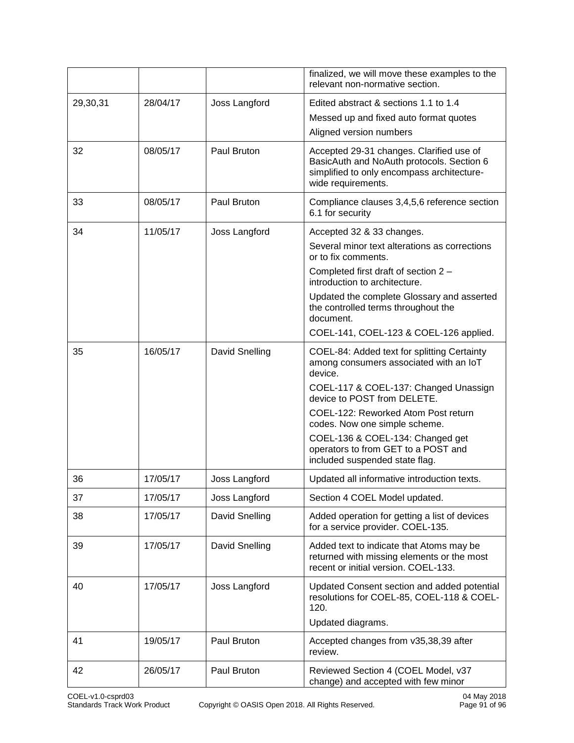|  |  |  | finalized, we will move these examples to the relevant non-normative section. |
| --- | --- | --- | --- |
| 29,30,31 | 28/04/17 | Joss Langford | Edited abstract & sections 1.1 to 1.4<br>Messed up and fixed auto format quotes<br>Aligned version numbers |
| 32 | 08/05/17 | Paul Bruton | Accepted 29-31 changes. Clarified use of BasicAuth and NoAuth protocols. Section 6 simplified to only encompass architecture-wide requirements. |
| 33 | 08/05/17 | Paul Bruton | Compliance clauses 3,4,5,6 reference section 6.1 for security |
| 34 | 11/05/17 | Joss Langford | Accepted 32 & 33 changes.<br>Several minor text alterations as corrections or to fix comments.<br>Completed first draft of section 2 – introduction to architecture.<br>Updated the complete Glossary and asserted the controlled terms throughout the document.<br>COEL-141, COEL-123 & COEL-126 applied. |
| 35 | 16/05/17 | David Snelling | COEL-84: Added text for splitting Certainty among consumers associated with an IoT device.<br>COEL-117 & COEL-137: Changed Unassign device to POST from DELETE.<br>COEL-122: Reworked Atom Post return codes. Now one simple scheme.<br>COEL-136 & COEL-134: Changed get operators to from GET to a POST and included suspended state flag. |
| 36 | 17/05/17 | Joss Langford | Updated all informative introduction texts. |
| 37 | 17/05/17 | Joss Langford | Section 4 COEL Model updated. |
| 38 | 17/05/17 | David Snelling | Added operation for getting a list of devices for a service provider. COEL-135. |
| 39 | 17/05/17 | David Snelling | Added text to indicate that Atoms may be returned with missing elements or the most recent or initial version. COEL-133. |
| 40 | 17/05/17 | Joss Langford | Updated Consent section and added potential resolutions for COEL-85, COEL-118 & COEL-120.<br>Updated diagrams. |
| 41 | 19/05/17 | Paul Bruton | Accepted changes from v35,38,39 after review. |
| 42 | 26/05/17 | Paul Bruton | Reviewed Section 4 (COEL Model, v37 change) and accepted with few minor |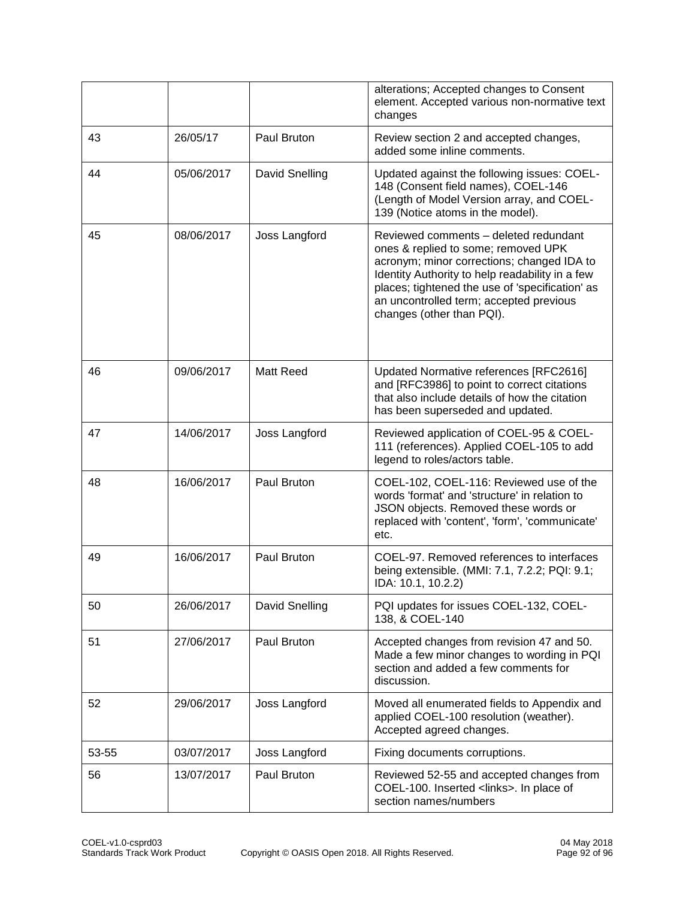| | | | alterations; Accepted changes to Consent element. Accepted various non-normative text changes |
|---|---|---|---|
| 43 | 26/05/17 | Paul Bruton | Review section 2 and accepted changes, added some inline comments. |
| 44 | 05/06/2017 | David Snelling | Updated against the following issues: COEL-148 (Consent field names), COEL-146 (Length of Model Version array, and COEL-139 (Notice atoms in the model). |
| 45 | 08/06/2017 | Joss Langford | Reviewed comments – deleted redundant ones & replied to some; removed UPK acronym; minor corrections; changed IDA to Identity Authority to help readability in a few places; tightened the use of 'specification' as an uncontrolled term; accepted previous changes (other than PQI). |
| 46 | 09/06/2017 | Matt Reed | Updated Normative references [RFC2616] and [RFC3986] to point to correct citations that also include details of how the citation has been superseded and updated. |
| 47 | 14/06/2017 | Joss Langford | Reviewed application of COEL-95 & COEL-111 (references). Applied COEL-105 to add legend to roles/actors table. |
| 48 | 16/06/2017 | Paul Bruton | COEL-102, COEL-116: Reviewed use of the words 'format' and 'structure' in relation to JSON objects. Removed these words or replaced with 'content', 'form', 'communicate' etc. |
| 49 | 16/06/2017 | Paul Bruton | COEL-97. Removed references to interfaces being extensible. (MMI: 7.1, 7.2.2; PQI: 9.1; IDA: 10.1, 10.2.2) |
| 50 | 26/06/2017 | David Snelling | PQI updates for issues COEL-132, COEL-138, & COEL-140 |
| 51 | 27/06/2017 | Paul Bruton | Accepted changes from revision 47 and 50. Made a few minor changes to wording in PQI section and added a few comments for discussion. |
| 52 | 29/06/2017 | Joss Langford | Moved all enumerated fields to Appendix and applied COEL-100 resolution (weather). Accepted agreed changes. |
| 53-55 | 03/07/2017 | Joss Langford | Fixing documents corruptions. |
| 56 | 13/07/2017 | Paul Bruton | Reviewed 52-55 and accepted changes from COEL-100. Inserted <links>. In place of section names/numbers |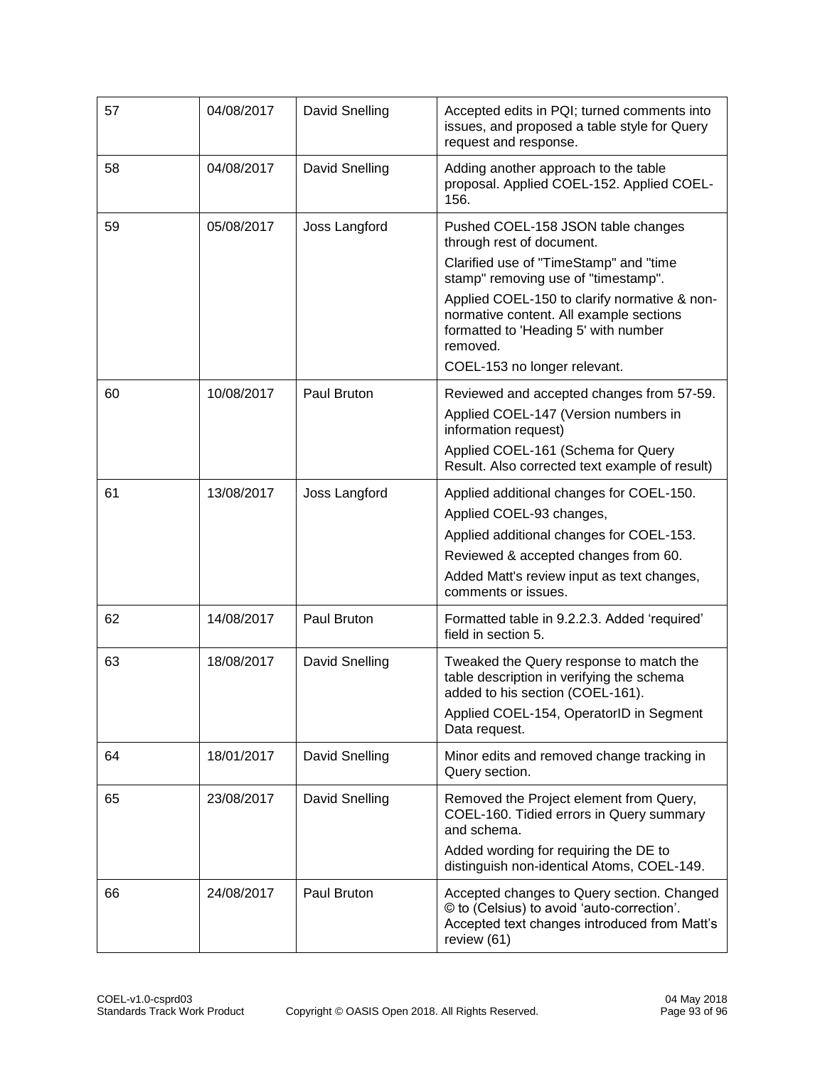| 57 | 04/08/2017 | David Snelling | Accepted edits in PQI; turned comments into issues, and proposed a table style for Query request and response. |
|---|---|---|---|
| 58 | 04/08/2017 | David Snelling | Adding another approach to the table proposal. Applied COEL-152. Applied COEL-156. |
| 59 | 05/08/2017 | Joss Langford | Pushed COEL-158 JSON table changes through rest of document.<br>Clarified use of "TimeStamp" and "time stamp" removing use of "timestamp".<br>Applied COEL-150 to clarify normative & non-normative content. All example sections formatted to 'Heading 5' with number removed.<br>COEL-153 no longer relevant. |
| 60 | 10/08/2017 | Paul Bruton | Reviewed and accepted changes from 57-59.<br>Applied COEL-147 (Version numbers in information request)<br>Applied COEL-161 (Schema for Query Result. Also corrected text example of result) |
| 61 | 13/08/2017 | Joss Langford | Applied additional changes for COEL-150.<br>Applied COEL-93 changes,<br>Applied additional changes for COEL-153.<br>Reviewed & accepted changes from 60.<br>Added Matt's review input as text changes, comments or issues. |
| 62 | 14/08/2017 | Paul Bruton | Formatted table in 9.2.2.3. Added 'required' field in section 5. |
| 63 | 18/08/2017 | David Snelling | Tweaked the Query response to match the table description in verifying the schema added to his section (COEL-161).<br>Applied COEL-154, OperatorID in Segment Data request. |
| 64 | 18/01/2017 | David Snelling | Minor edits and removed change tracking in Query section. |
| 65 | 23/08/2017 | David Snelling | Removed the Project element from Query, COEL-160. Tidied errors in Query summary and schema.<br>Added wording for requiring the DE to distinguish non-identical Atoms, COEL-149. |
| 66 | 24/08/2017 | Paul Bruton | Accepted changes to Query section. Changed © to (Celsius) to avoid 'auto-correction'. Accepted text changes introduced from Matt's review (61) |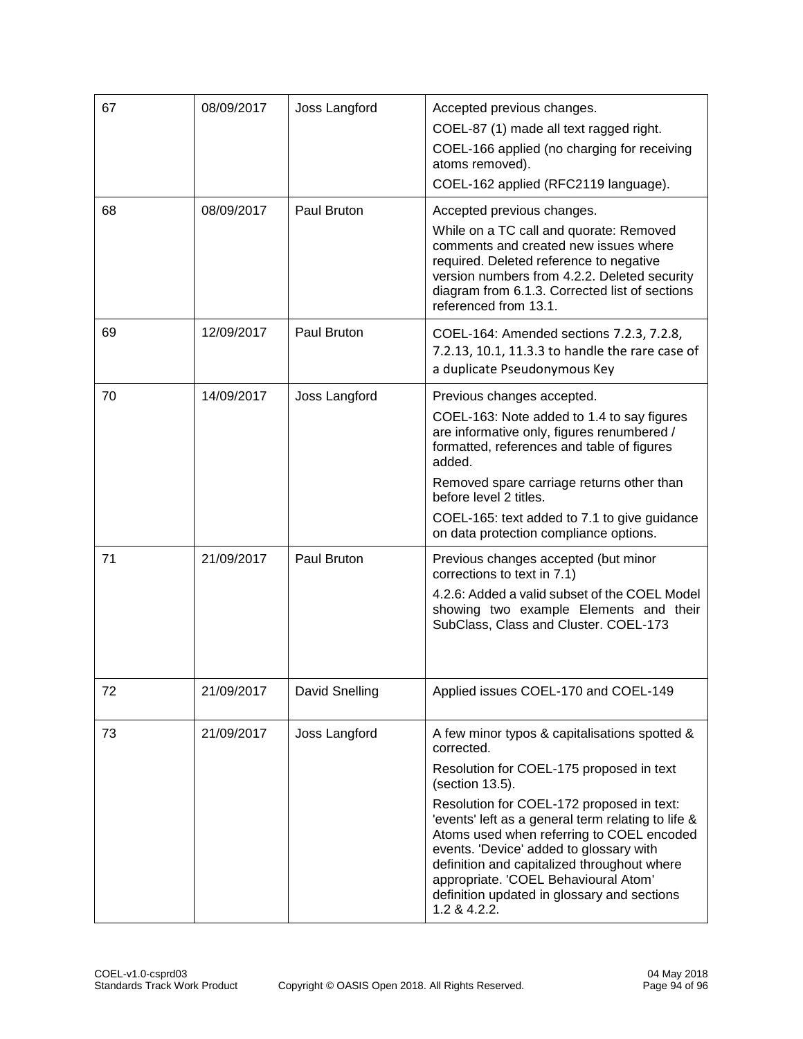| 67 | 08/09/2017 | Joss Langford | Accepted previous changes.<br>COEL-87 (1) made all text ragged right.<br>COEL-166 applied (no charging for receiving atoms removed).<br>COEL-162 applied (RFC2119 language). |
|---|---|---|---|
| 68 | 08/09/2017 | Paul Bruton | Accepted previous changes.<br>While on a TC call and quorate: Removed comments and created new issues where required. Deleted reference to negative version numbers from 4.2.2. Deleted security diagram from 6.1.3. Corrected list of sections referenced from 13.1. |
| 69 | 12/09/2017 | Paul Bruton | COEL-164: Amended sections 7.2.3, 7.2.8, 7.2.13, 10.1, 11.3.3 to handle the rare case of a duplicate Pseudonymous Key |
| 70 | 14/09/2017 | Joss Langford | Previous changes accepted.<br>COEL-163: Note added to 1.4 to say figures are informative only, figures renumbered / formatted, references and table of figures added.<br>Removed spare carriage returns other than before level 2 titles.<br>COEL-165: text added to 7.1 to give guidance on data protection compliance options. |
| 71 | 21/09/2017 | Paul Bruton | Previous changes accepted (but minor corrections to text in 7.1)<br>4.2.6: Added a valid subset of the COEL Model showing two example Elements and their SubClass, Class and Cluster. COEL-173 |
| 72 | 21/09/2017 | David Snelling | Applied issues COEL-170 and COEL-149 |
| 73 | 21/09/2017 | Joss Langford | A few minor typos & capitalisations spotted & corrected.<br>Resolution for COEL-175 proposed in text (section 13.5).<br>Resolution for COEL-172 proposed in text: 'events' left as a general term relating to life & Atoms used when referring to COEL encoded events. 'Device' added to glossary with definition and capitalized throughout where appropriate. 'COEL Behavioural Atom' definition updated in glossary and sections 1.2 & 4.2.2. |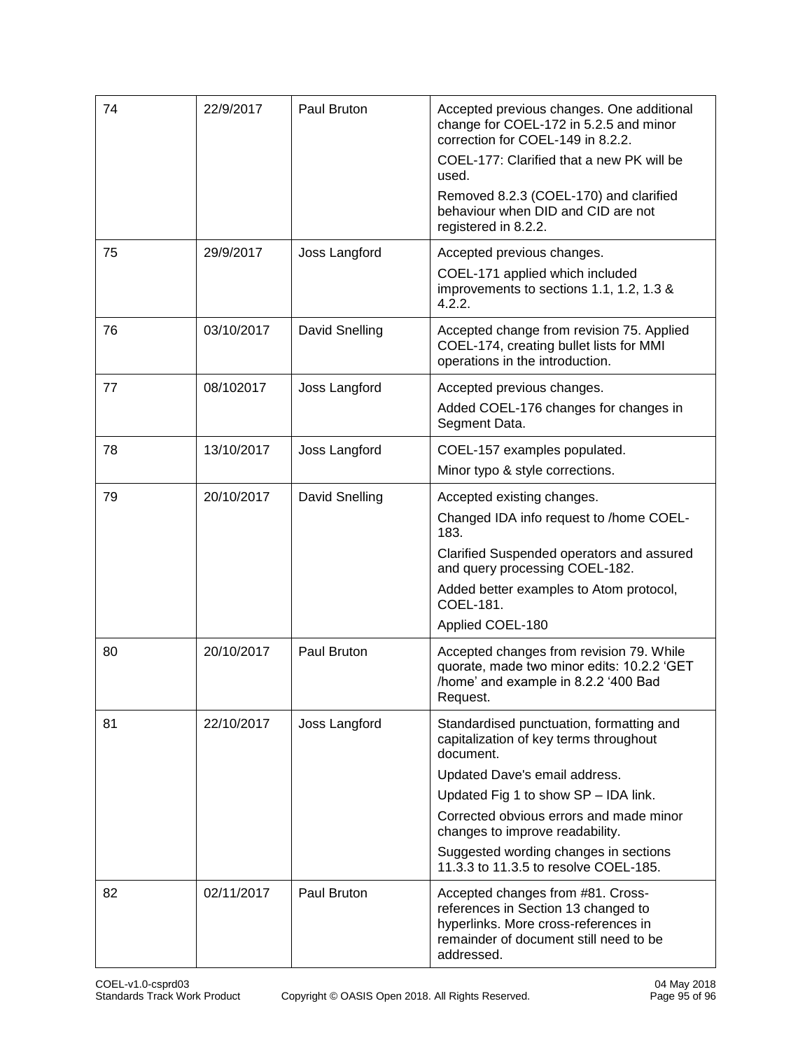| 74 | 22/9/2017 | Paul Bruton | Accepted previous changes. One additional change for COEL-172 in 5.2.5 and minor correction for COEL-149 in 8.2.2.<br>COEL-177: Clarified that a new PK will be used.<br>Removed 8.2.3 (COEL-170) and clarified behaviour when DID and CID are not registered in 8.2.2. |
|---|---|---|---|
| 75 | 29/9/2017 | Joss Langford | Accepted previous changes.<br>COEL-171 applied which included improvements to sections 1.1, 1.2, 1.3 & 4.2.2. |
| 76 | 03/10/2017 | David Snelling | Accepted change from revision 75. Applied COEL-174, creating bullet lists for MMI operations in the introduction. |
| 77 | 08/102017 | Joss Langford | Accepted previous changes.<br>Added COEL-176 changes for changes in Segment Data. |
| 78 | 13/10/2017 | Joss Langford | COEL-157 examples populated.<br>Minor typo & style corrections. |
| 79 | 20/10/2017 | David Snelling | Accepted existing changes.<br>Changed IDA info request to /home COEL-183.<br>Clarified Suspended operators and assured and query processing COEL-182.<br>Added better examples to Atom protocol, COEL-181.<br>Applied COEL-180 |
| 80 | 20/10/2017 | Paul Bruton | Accepted changes from revision 79. While quorate, made two minor edits: 10.2.2 'GET /home' and example in 8.2.2 '400 Bad Request. |
| 81 | 22/10/2017 | Joss Langford | Standardised punctuation, formatting and capitalization of key terms throughout document.<br>Updated Dave's email address.<br>Updated Fig 1 to show SP – IDA link.<br>Corrected obvious errors and made minor changes to improve readability.<br>Suggested wording changes in sections 11.3.3 to 11.3.5 to resolve COEL-185. |
| 82 | 02/11/2017 | Paul Bruton | Accepted changes from #81. Cross-references in Section 13 changed to hyperlinks. More cross-references in remainder of document still need to be addressed. |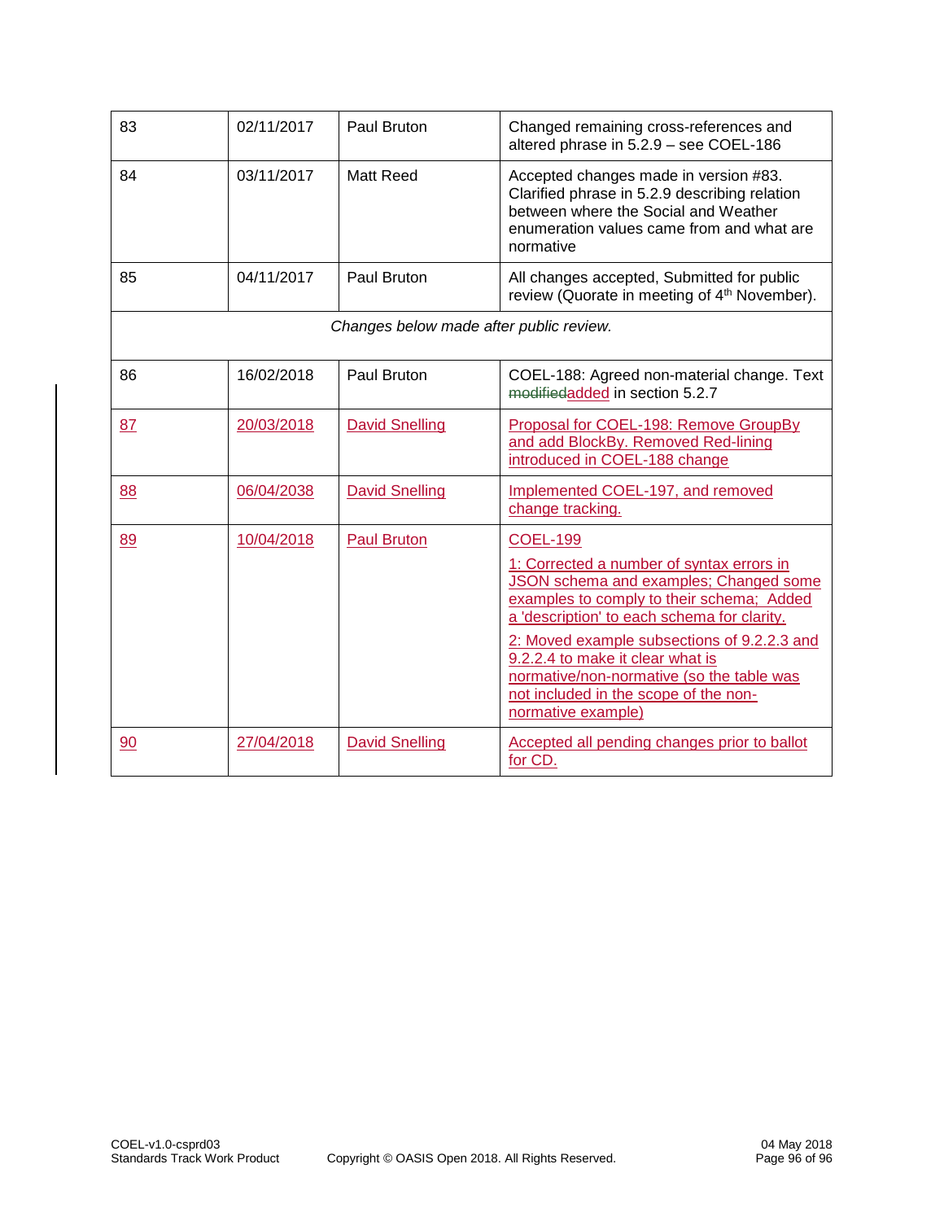| | | | |
|---|---|---|---|
| 83 | 02/11/2017 | Paul Bruton | Changed remaining cross-references and altered phrase in 5.2.9 – see COEL-186 |
| 84 | 03/11/2017 | Matt Reed | Accepted changes made in version #83. Clarified phrase in 5.2.9 describing relation between where the Social and Weather enumeration values came from and what are normative |
| 85 | 04/11/2017 | Paul Bruton | All changes accepted, Submitted for public review (Quorate in meeting of 4th November). |
| *Changes below made after public review.* | | | |
| 86 | 16/02/2018 | Paul Bruton | COEL-188: Agreed non-material change. Text ~~modified~~added in section 5.2.7 |
| 87 | 20/03/2018 | David Snelling | Proposal for COEL-198: Remove GroupBy and add BlockBy. Removed Red-lining introduced in COEL-188 change |
| 88 | 06/04/2038 | David Snelling | Implemented COEL-197, and removed change tracking. |
| 89 | 10/04/2018 | Paul Bruton | COEL-199<br>1: Corrected a number of syntax errors in JSON schema and examples; Changed some examples to comply to their schema; Added a 'description' to each schema for clarity.<br>2: Moved example subsections of 9.2.2.3 and 9.2.2.4 to make it clear what is normative/non-normative (so the table was not included in the scope of the non-normative example) |
| 90 | 27/04/2018 | David Snelling | Accepted all pending changes prior to ballot for CD. |